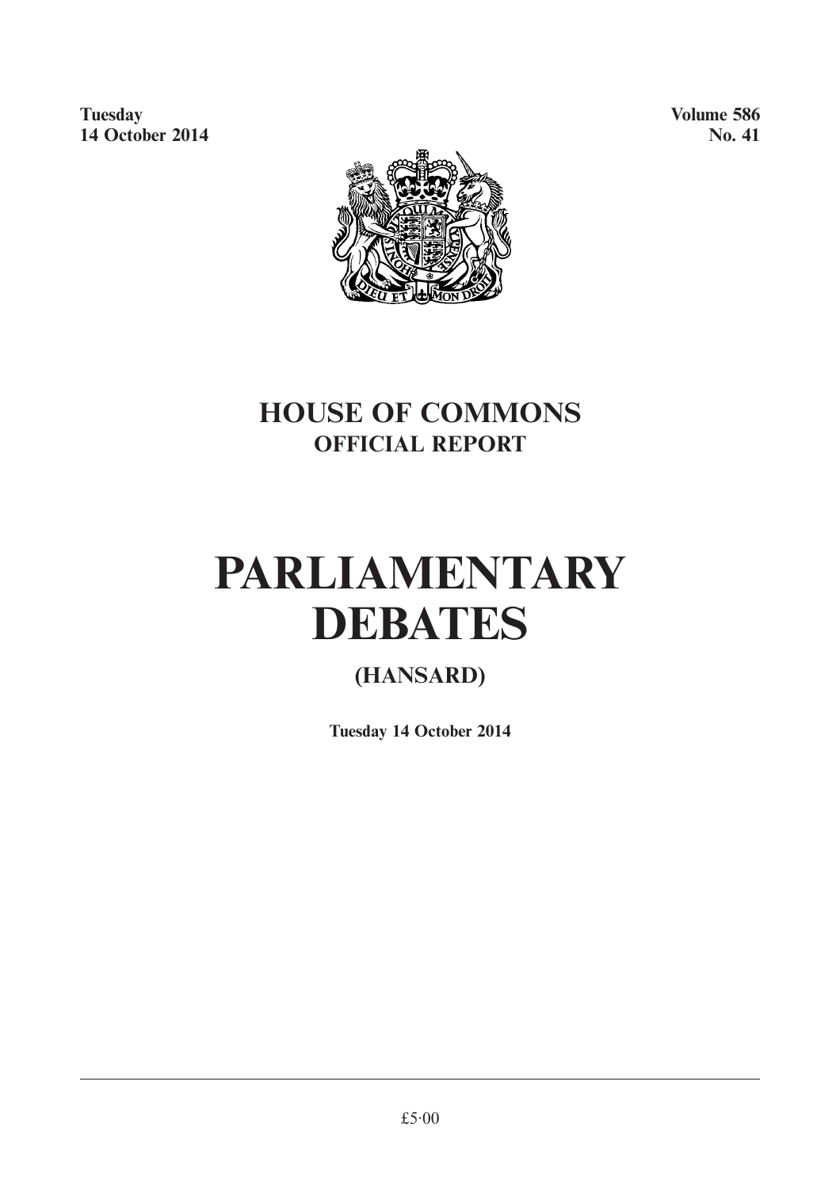**Tuesday**
**14 October 2014**

**Volume 586**
**No. 41**

# HOUSE OF COMMONS
## OFFICIAL REPORT

# PARLIAMENTARY DEBATES

## (HANSARD)

**Tuesday 14 October 2014**

£5·00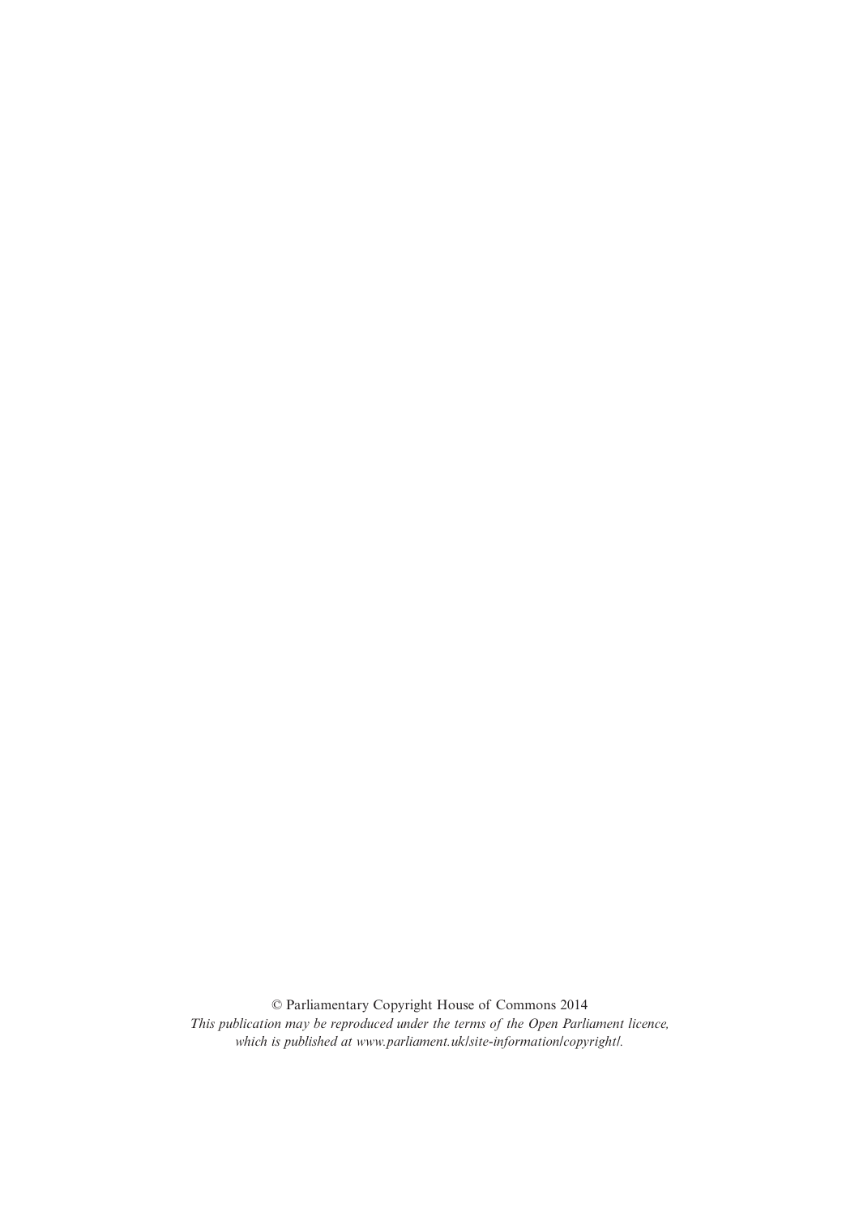© Parliamentary Copyright House of Commons 2014

*This publication may be reproduced under the terms of the Open Parliament licence, which is published at www.parliament.uk/site-information/copyright/.*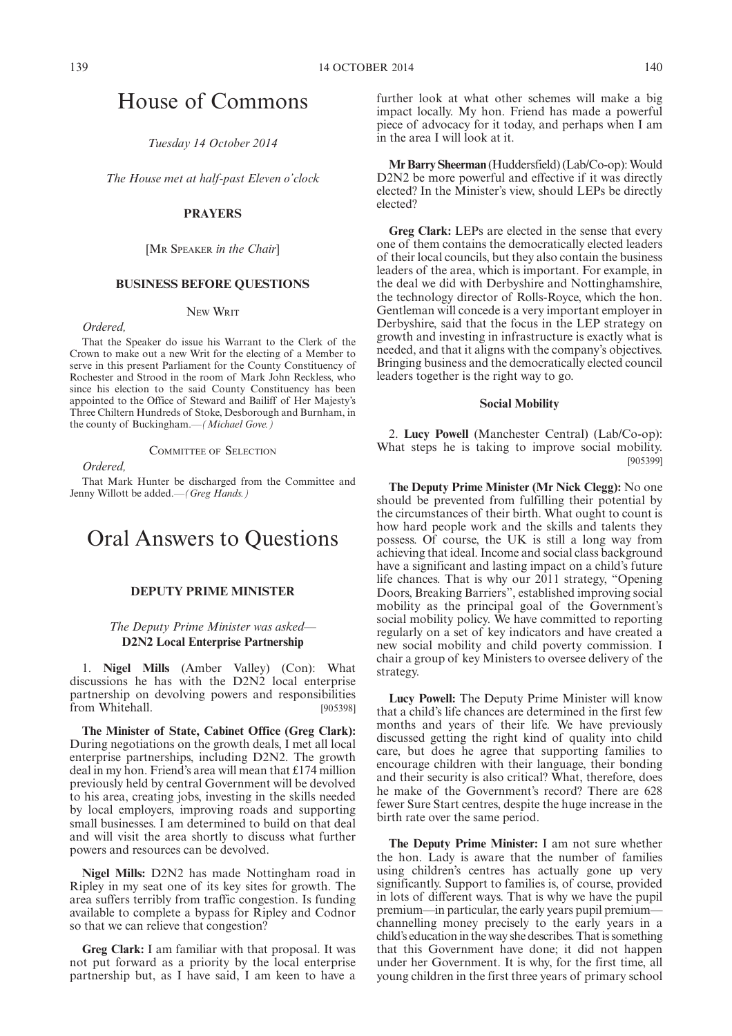# House of Commons

*Tuesday 14 October 2014*

*The House met at half-past Eleven o'clock*

## PRAYERS

[MR SPEAKER *in the Chair*]

## BUSINESS BEFORE QUESTIONS

NEW WRIT

*Ordered,*

That the Speaker do issue his Warrant to the Clerk of the Crown to make out a new Writ for the electing of a Member to serve in this present Parliament for the County Constituency of Rochester and Strood in the room of Mark John Reckless, who since his election to the said County Constituency has been appointed to the Office of Steward and Bailiff of Her Majesty's Three Chiltern Hundreds of Stoke, Desborough and Burnham, in the county of Buckingham.—*(Michael Gove.)*

COMMITTEE OF SELECTION

*Ordered,*

That Mark Hunter be discharged from the Committee and Jenny Willott be added.—*(Greg Hands.)*

# Oral Answers to Questions

## DEPUTY PRIME MINISTER

*The Deputy Prime Minister was asked*—

### D2N2 Local Enterprise Partnership

1. **Nigel Mills** (Amber Valley) (Con): What discussions he has with the D2N2 local enterprise partnership on devolving powers and responsibilities from Whitehall. [905398]

**The Minister of State, Cabinet Office (Greg Clark):** During negotiations on the growth deals, I met all local enterprise partnerships, including D2N2. The growth deal in my hon. Friend's area will mean that £174 million previously held by central Government will be devolved to his area, creating jobs, investing in the skills needed by local employers, improving roads and supporting small businesses. I am determined to build on that deal and will visit the area shortly to discuss what further powers and resources can be devolved.

**Nigel Mills:** D2N2 has made Nottingham road in Ripley in my seat one of its key sites for growth. The area suffers terribly from traffic congestion. Is funding available to complete a bypass for Ripley and Codnor so that we can relieve that congestion?

**Greg Clark:** I am familiar with that proposal. It was not put forward as a priority by the local enterprise partnership but, as I have said, I am keen to have a further look at what other schemes will make a big impact locally. My hon. Friend has made a powerful piece of advocacy for it today, and perhaps when I am in the area I will look at it.

**Mr Barry Sheerman** (Huddersfield) (Lab/Co-op): Would D2N2 be more powerful and effective if it was directly elected? In the Minister's view, should LEPs be directly elected?

**Greg Clark:** LEPs are elected in the sense that every one of them contains the democratically elected leaders of their local councils, but they also contain the business leaders of the area, which is important. For example, in the deal we did with Derbyshire and Nottinghamshire, the technology director of Rolls-Royce, which the hon. Gentleman will concede is a very important employer in Derbyshire, said that the focus in the LEP strategy on growth and investing in infrastructure is exactly what is needed, and that it aligns with the company's objectives. Bringing business and the democratically elected council leaders together is the right way to go.

### Social Mobility

2. **Lucy Powell** (Manchester Central) (Lab/Co-op): What steps he is taking to improve social mobility. [905399]

**The Deputy Prime Minister (Mr Nick Clegg):** No one should be prevented from fulfilling their potential by the circumstances of their birth. What ought to count is how hard people work and the skills and talents they possess. Of course, the UK is still a long way from achieving that ideal. Income and social class background have a significant and lasting impact on a child's future life chances. That is why our 2011 strategy, "Opening Doors, Breaking Barriers", established improving social mobility as the principal goal of the Government's social mobility policy. We have committed to reporting regularly on a set of key indicators and have created a new social mobility and child poverty commission. I chair a group of key Ministers to oversee delivery of the strategy.

**Lucy Powell:** The Deputy Prime Minister will know that a child's life chances are determined in the first few months and years of their life. We have previously discussed getting the right kind of quality into child care, but does he agree that supporting families to encourage children with their language, their bonding and their security is also critical? What, therefore, does he make of the Government's record? There are 628 fewer Sure Start centres, despite the huge increase in the birth rate over the same period.

**The Deputy Prime Minister:** I am not sure whether the hon. Lady is aware that the number of families using children's centres has actually gone up very significantly. Support to families is, of course, provided in lots of different ways. That is why we have the pupil premium—in particular, the early years pupil premium—channelling money precisely to the early years in a child's education in the way she describes. That is something that this Government have done; it did not happen under her Government. It is why, for the first time, all young children in the first three years of primary school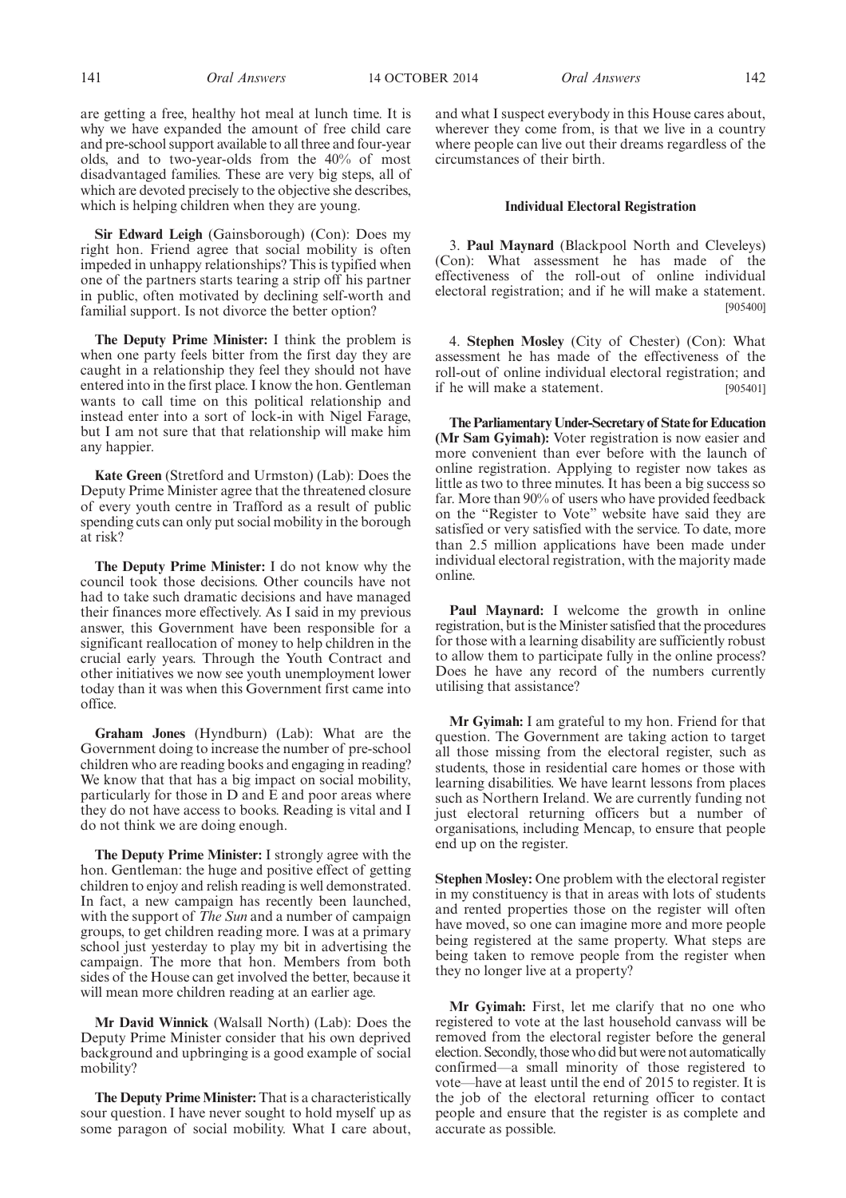are getting a free, healthy hot meal at lunch time. It is why we have expanded the amount of free child care and pre-school support available to all three and four-year olds, and to two-year-olds from the 40% of most disadvantaged families. These are very big steps, all of which are devoted precisely to the objective she describes, which is helping children when they are young.

**Sir Edward Leigh** (Gainsborough) (Con): Does my right hon. Friend agree that social mobility is often impeded in unhappy relationships? This is typified when one of the partners starts tearing a strip off his partner in public, often motivated by declining self-worth and familial support. Is not divorce the better option?

**The Deputy Prime Minister:** I think the problem is when one party feels bitter from the first day they are caught in a relationship they feel they should not have entered into in the first place. I know the hon. Gentleman wants to call time on this political relationship and instead enter into a sort of lock-in with Nigel Farage, but I am not sure that that relationship will make him any happier.

**Kate Green** (Stretford and Urmston) (Lab): Does the Deputy Prime Minister agree that the threatened closure of every youth centre in Trafford as a result of public spending cuts can only put social mobility in the borough at risk?

**The Deputy Prime Minister:** I do not know why the council took those decisions. Other councils have not had to take such dramatic decisions and have managed their finances more effectively. As I said in my previous answer, this Government have been responsible for a significant reallocation of money to help children in the crucial early years. Through the Youth Contract and other initiatives we now see youth unemployment lower today than it was when this Government first came into office.

**Graham Jones** (Hyndburn) (Lab): What are the Government doing to increase the number of pre-school children who are reading books and engaging in reading? We know that that has a big impact on social mobility, particularly for those in D and E and poor areas where they do not have access to books. Reading is vital and I do not think we are doing enough.

**The Deputy Prime Minister:** I strongly agree with the hon. Gentleman: the huge and positive effect of getting children to enjoy and relish reading is well demonstrated. In fact, a new campaign has recently been launched, with the support of *The Sun* and a number of campaign groups, to get children reading more. I was at a primary school just yesterday to play my bit in advertising the campaign. The more that hon. Members from both sides of the House can get involved the better, because it will mean more children reading at an earlier age.

**Mr David Winnick** (Walsall North) (Lab): Does the Deputy Prime Minister consider that his own deprived background and upbringing is a good example of social mobility?

**The Deputy Prime Minister:** That is a characteristically sour question. I have never sought to hold myself up as some paragon of social mobility. What I care about, and what I suspect everybody in this House cares about, wherever they come from, is that we live in a country where people can live out their dreams regardless of the circumstances of their birth.

### Individual Electoral Registration

3. **Paul Maynard** (Blackpool North and Cleveleys) (Con): What assessment he has made of the effectiveness of the roll-out of online individual electoral registration; and if he will make a statement. [905400]

4. **Stephen Mosley** (City of Chester) (Con): What assessment he has made of the effectiveness of the roll-out of online individual electoral registration; and if he will make a statement. [905401]

**The Parliamentary Under-Secretary of State for Education (Mr Sam Gyimah):** Voter registration is now easier and more convenient than ever before with the launch of online registration. Applying to register now takes as little as two to three minutes. It has been a big success so far. More than 90% of users who have provided feedback on the "Register to Vote" website have said they are satisfied or very satisfied with the service. To date, more than 2.5 million applications have been made under individual electoral registration, with the majority made online.

**Paul Maynard:** I welcome the growth in online registration, but is the Minister satisfied that the procedures for those with a learning disability are sufficiently robust to allow them to participate fully in the online process? Does he have any record of the numbers currently utilising that assistance?

**Mr Gyimah:** I am grateful to my hon. Friend for that question. The Government are taking action to target all those missing from the electoral register, such as students, those in residential care homes or those with learning disabilities. We have learnt lessons from places such as Northern Ireland. We are currently funding not just electoral returning officers but a number of organisations, including Mencap, to ensure that people end up on the register.

**Stephen Mosley:** One problem with the electoral register in my constituency is that in areas with lots of students and rented properties those on the register will often have moved, so one can imagine more and more people being registered at the same property. What steps are being taken to remove people from the register when they no longer live at a property?

**Mr Gyimah:** First, let me clarify that no one who registered to vote at the last household canvass will be removed from the electoral register before the general election. Secondly, those who did but were not automatically confirmed—a small minority of those registered to vote—have at least until the end of 2015 to register. It is the job of the electoral returning officer to contact people and ensure that the register is as complete and accurate as possible.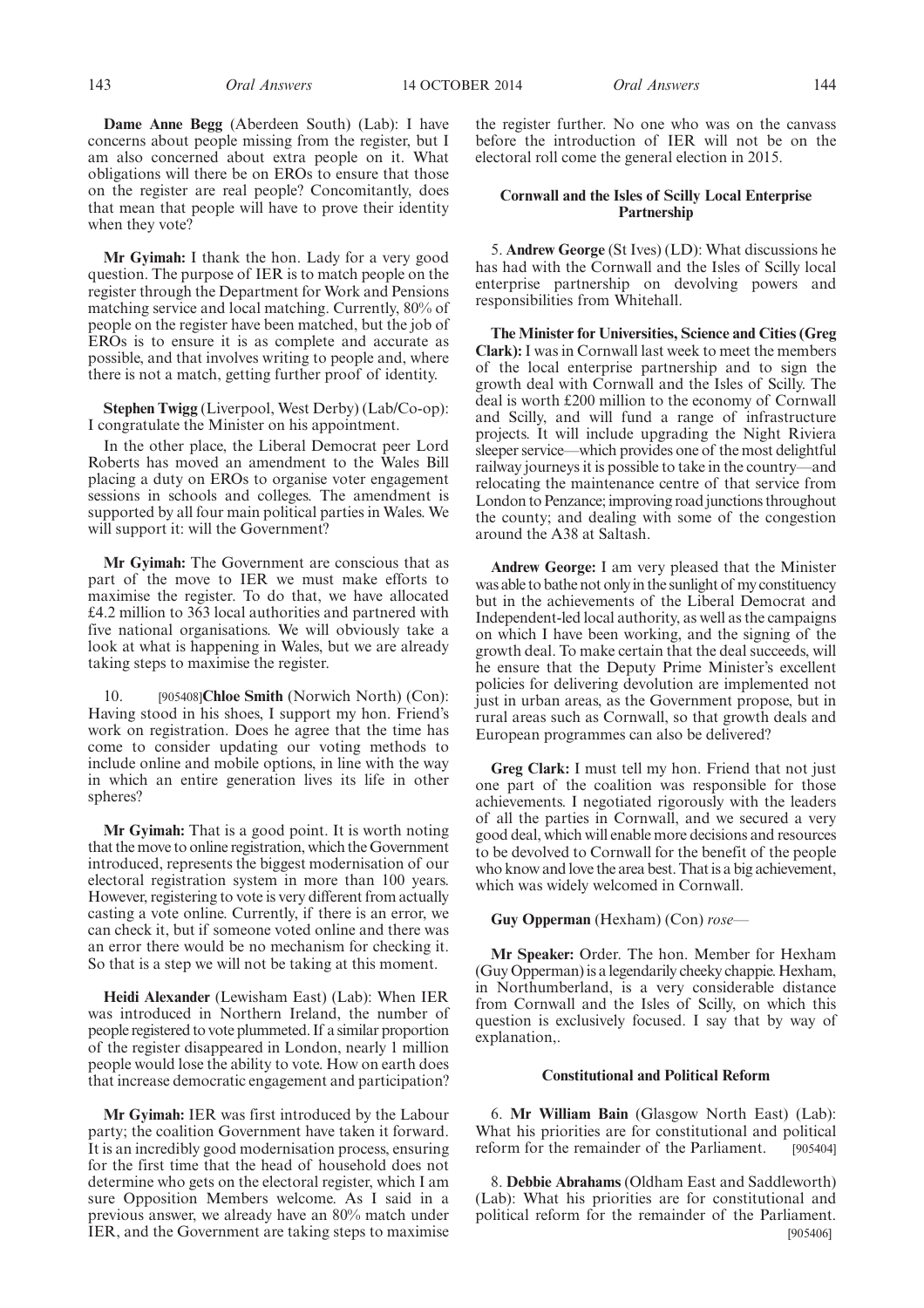**Dame Anne Begg** (Aberdeen South) (Lab): I have concerns about people missing from the register, but I am also concerned about extra people on it. What obligations will there be on EROs to ensure that those on the register are real people? Concomitantly, does that mean that people will have to prove their identity when they vote?

**Mr Gyimah:** I thank the hon. Lady for a very good question. The purpose of IER is to match people on the register through the Department for Work and Pensions matching service and local matching. Currently, 80% of people on the register have been matched, but the job of EROs is to ensure it is as complete and accurate as possible, and that involves writing to people and, where there is not a match, getting further proof of identity.

**Stephen Twigg** (Liverpool, West Derby) (Lab/Co-op): I congratulate the Minister on his appointment.

In the other place, the Liberal Democrat peer Lord Roberts has moved an amendment to the Wales Bill placing a duty on EROs to organise voter engagement sessions in schools and colleges. The amendment is supported by all four main political parties in Wales. We will support it: will the Government?

**Mr Gyimah:** The Government are conscious that as part of the move to IER we must make efforts to maximise the register. To do that, we have allocated £4.2 million to 363 local authorities and partnered with five national organisations. We will obviously take a look at what is happening in Wales, but we are already taking steps to maximise the register.

10. [905408]**Chloe Smith** (Norwich North) (Con): Having stood in his shoes, I support my hon. Friend's work on registration. Does he agree that the time has come to consider updating our voting methods to include online and mobile options, in line with the way in which an entire generation lives its life in other spheres?

**Mr Gyimah:** That is a good point. It is worth noting that the move to online registration, which the Government introduced, represents the biggest modernisation of our electoral registration system in more than 100 years. However, registering to vote is very different from actually casting a vote online. Currently, if there is an error, we can check it, but if someone voted online and there was an error there would be no mechanism for checking it. So that is a step we will not be taking at this moment.

**Heidi Alexander** (Lewisham East) (Lab): When IER was introduced in Northern Ireland, the number of people registered to vote plummeted. If a similar proportion of the register disappeared in London, nearly 1 million people would lose the ability to vote. How on earth does that increase democratic engagement and participation?

**Mr Gyimah:** IER was first introduced by the Labour party; the coalition Government have taken it forward. It is an incredibly good modernisation process, ensuring for the first time that the head of household does not determine who gets on the electoral register, which I am sure Opposition Members welcome. As I said in a previous answer, we already have an 80% match under IER, and the Government are taking steps to maximise the register further. No one who was on the canvass before the introduction of IER will not be on the electoral roll come the general election in 2015.

### Cornwall and the Isles of Scilly Local Enterprise Partnership

5. **Andrew George** (St Ives) (LD): What discussions he has had with the Cornwall and the Isles of Scilly local enterprise partnership on devolving powers and responsibilities from Whitehall.

**The Minister for Universities, Science and Cities (Greg Clark):** I was in Cornwall last week to meet the members of the local enterprise partnership and to sign the growth deal with Cornwall and the Isles of Scilly. The deal is worth £200 million to the economy of Cornwall and Scilly, and will fund a range of infrastructure projects. It will include upgrading the Night Riviera sleeper service—which provides one of the most delightful railway journeys it is possible to take in the country—and relocating the maintenance centre of that service from London to Penzance; improving road junctions throughout the county; and dealing with some of the congestion around the A38 at Saltash.

**Andrew George:** I am very pleased that the Minister was able to bathe not only in the sunlight of my constituency but in the achievements of the Liberal Democrat and Independent-led local authority, as well as the campaigns on which I have been working, and the signing of the growth deal. To make certain that the deal succeeds, will he ensure that the Deputy Prime Minister's excellent policies for delivering devolution are implemented not just in urban areas, as the Government propose, but in rural areas such as Cornwall, so that growth deals and European programmes can also be delivered?

**Greg Clark:** I must tell my hon. Friend that not just one part of the coalition was responsible for those achievements. I negotiated rigorously with the leaders of all the parties in Cornwall, and we secured a very good deal, which will enable more decisions and resources to be devolved to Cornwall for the benefit of the people who know and love the area best. That is a big achievement, which was widely welcomed in Cornwall.

**Guy Opperman** (Hexham) (Con) *rose*—

**Mr Speaker:** Order. The hon. Member for Hexham (Guy Opperman) is a legendarily cheeky chappie. Hexham, in Northumberland, is a very considerable distance from Cornwall and the Isles of Scilly, on which this question is exclusively focused. I say that by way of explanation,.

### Constitutional and Political Reform

6. **Mr William Bain** (Glasgow North East) (Lab): What his priorities are for constitutional and political reform for the remainder of the Parliament. [905404]

8. **Debbie Abrahams** (Oldham East and Saddleworth) (Lab): What his priorities are for constitutional and political reform for the remainder of the Parliament. [905406]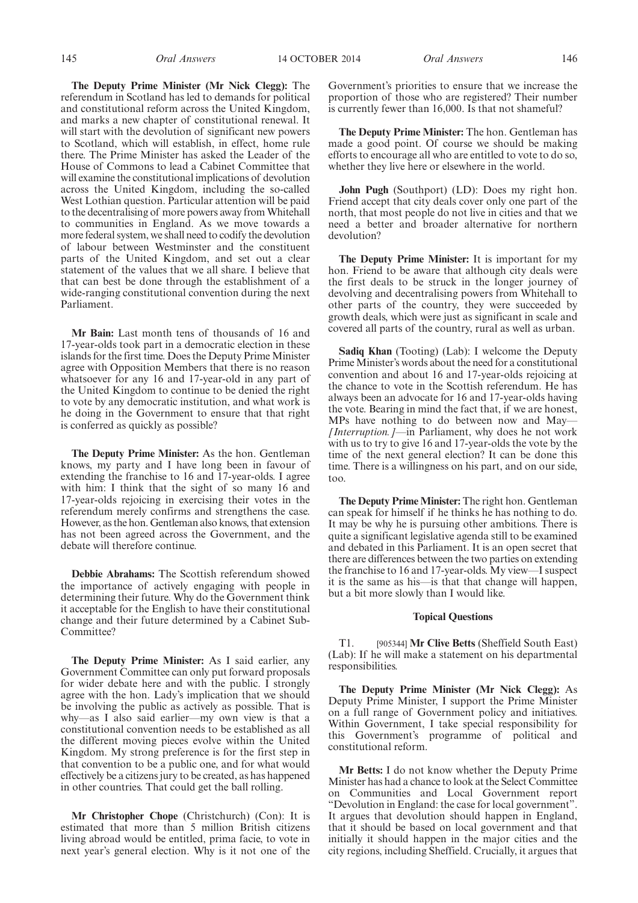**The Deputy Prime Minister (Mr Nick Clegg):** The referendum in Scotland has led to demands for political and constitutional reform across the United Kingdom, and marks a new chapter of constitutional renewal. It will start with the devolution of significant new powers to Scotland, which will establish, in effect, home rule there. The Prime Minister has asked the Leader of the House of Commons to lead a Cabinet Committee that will examine the constitutional implications of devolution across the United Kingdom, including the so-called West Lothian question. Particular attention will be paid to the decentralising of more powers away from Whitehall to communities in England. As we move towards a more federal system, we shall need to codify the devolution of labour between Westminster and the constituent parts of the United Kingdom, and set out a clear statement of the values that we all share. I believe that that can best be done through the establishment of a wide-ranging constitutional convention during the next Parliament.

**Mr Bain:** Last month tens of thousands of 16 and 17-year-olds took part in a democratic election in these islands for the first time. Does the Deputy Prime Minister agree with Opposition Members that there is no reason whatsoever for any 16 and 17-year-old in any part of the United Kingdom to continue to be denied the right to vote by any democratic institution, and what work is he doing in the Government to ensure that that right is conferred as quickly as possible?

**The Deputy Prime Minister:** As the hon. Gentleman knows, my party and I have long been in favour of extending the franchise to 16 and 17-year-olds. I agree with him: I think that the sight of so many 16 and 17-year-olds rejoicing in exercising their votes in the referendum merely confirms and strengthens the case. However, as the hon. Gentleman also knows, that extension has not been agreed across the Government, and the debate will therefore continue.

**Debbie Abrahams:** The Scottish referendum showed the importance of actively engaging with people in determining their future. Why do the Government think it acceptable for the English to have their constitutional change and their future determined by a Cabinet Sub-Committee?

**The Deputy Prime Minister:** As I said earlier, any Government Committee can only put forward proposals for wider debate here and with the public. I strongly agree with the hon. Lady's implication that we should be involving the public as actively as possible. That is why—as I also said earlier—my own view is that a constitutional convention needs to be established as all the different moving pieces evolve within the United Kingdom. My strong preference is for the first step in that convention to be a public one, and for what would effectively be a citizens jury to be created, as has happened in other countries. That could get the ball rolling.

**Mr Christopher Chope** (Christchurch) (Con): It is estimated that more than 5 million British citizens living abroad would be entitled, prima facie, to vote in next year's general election. Why is it not one of the Government's priorities to ensure that we increase the proportion of those who are registered? Their number is currently fewer than 16,000. Is that not shameful?

**The Deputy Prime Minister:** The hon. Gentleman has made a good point. Of course we should be making efforts to encourage all who are entitled to vote to do so, whether they live here or elsewhere in the world.

**John Pugh** (Southport) (LD): Does my right hon. Friend accept that city deals cover only one part of the north, that most people do not live in cities and that we need a better and broader alternative for northern devolution?

**The Deputy Prime Minister:** It is important for my hon. Friend to be aware that although city deals were the first deals to be struck in the longer journey of devolving and decentralising powers from Whitehall to other parts of the country, they were succeeded by growth deals, which were just as significant in scale and covered all parts of the country, rural as well as urban.

**Sadiq Khan** (Tooting) (Lab): I welcome the Deputy Prime Minister's words about the need for a constitutional convention and about 16 and 17-year-olds rejoicing at the chance to vote in the Scottish referendum. He has always been an advocate for 16 and 17-year-olds having the vote. Bearing in mind the fact that, if we are honest, MPs have nothing to do between now and May—*[Interruption.]*—in Parliament, why does he not work with us to try to give 16 and 17-year-olds the vote by the time of the next general election? It can be done this time. There is a willingness on his part, and on our side, too.

**The Deputy Prime Minister:** The right hon. Gentleman can speak for himself if he thinks he has nothing to do. It may be why he is pursuing other ambitions. There is quite a significant legislative agenda still to be examined and debated in this Parliament. It is an open secret that there are differences between the two parties on extending the franchise to 16 and 17-year-olds. My view—I suspect it is the same as his—is that that change will happen, but a bit more slowly than I would like.

### Topical Questions

T1. [905344] **Mr Clive Betts** (Sheffield South East) (Lab): If he will make a statement on his departmental responsibilities.

**The Deputy Prime Minister (Mr Nick Clegg):** As Deputy Prime Minister, I support the Prime Minister on a full range of Government policy and initiatives. Within Government, I take special responsibility for this Government's programme of political and constitutional reform.

**Mr Betts:** I do not know whether the Deputy Prime Minister has had a chance to look at the Select Committee on Communities and Local Government report "Devolution in England: the case for local government". It argues that devolution should happen in England, that it should be based on local government and that initially it should happen in the major cities and the city regions, including Sheffield. Crucially, it argues that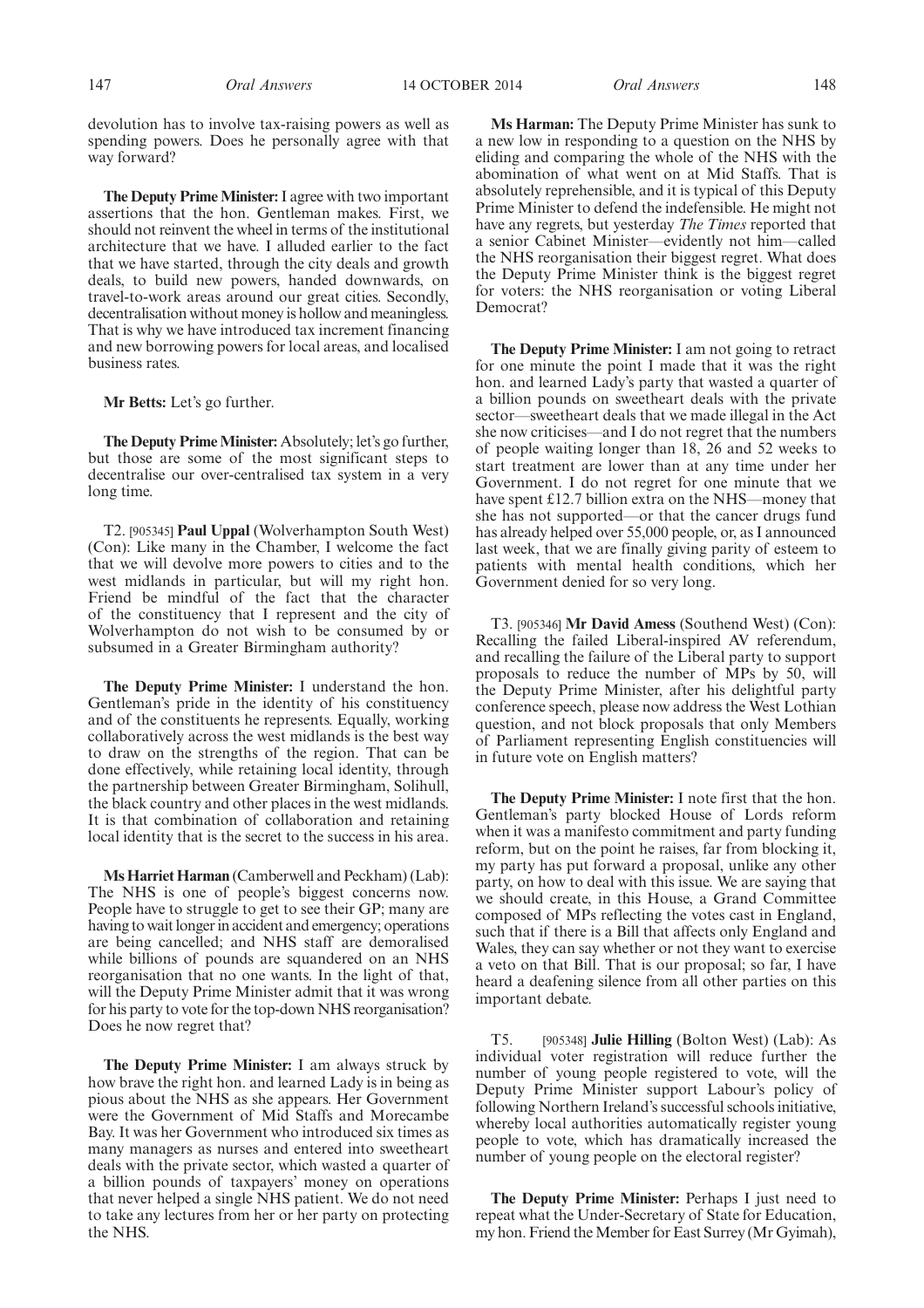devolution has to involve tax-raising powers as well as spending powers. Does he personally agree with that way forward?

**The Deputy Prime Minister:** I agree with two important assertions that the hon. Gentleman makes. First, we should not reinvent the wheel in terms of the institutional architecture that we have. I alluded earlier to the fact that we have started, through the city deals and growth deals, to build new powers, handed downwards, on travel-to-work areas around our great cities. Secondly, decentralisation without money is hollow and meaningless. That is why we have introduced tax increment financing and new borrowing powers for local areas, and localised business rates.

**Mr Betts:** Let's go further.

**The Deputy Prime Minister:** Absolutely; let's go further, but those are some of the most significant steps to decentralise our over-centralised tax system in a very long time.

T2. [905345] **Paul Uppal** (Wolverhampton South West) (Con): Like many in the Chamber, I welcome the fact that we will devolve more powers to cities and to the west midlands in particular, but will my right hon. Friend be mindful of the fact that the character of the constituency that I represent and the city of Wolverhampton do not wish to be consumed by or subsumed in a Greater Birmingham authority?

**The Deputy Prime Minister:** I understand the hon. Gentleman's pride in the identity of his constituency and of the constituents he represents. Equally, working collaboratively across the west midlands is the best way to draw on the strengths of the region. That can be done effectively, while retaining local identity, through the partnership between Greater Birmingham, Solihull, the black country and other places in the west midlands. It is that combination of collaboration and retaining local identity that is the secret to the success in his area.

**Ms Harriet Harman** (Camberwell and Peckham) (Lab): The NHS is one of people's biggest concerns now. People have to struggle to get to see their GP; many are having to wait longer in accident and emergency; operations are being cancelled; and NHS staff are demoralised while billions of pounds are squandered on an NHS reorganisation that no one wants. In the light of that, will the Deputy Prime Minister admit that it was wrong for his party to vote for the top-down NHS reorganisation? Does he now regret that?

**The Deputy Prime Minister:** I am always struck by how brave the right hon. and learned Lady is in being as pious about the NHS as she appears. Her Government were the Government of Mid Staffs and Morecambe Bay. It was her Government who introduced six times as many managers as nurses and entered into sweetheart deals with the private sector, which wasted a quarter of a billion pounds of taxpayers' money on operations that never helped a single NHS patient. We do not need to take any lectures from her or her party on protecting the NHS.

**Ms Harman:** The Deputy Prime Minister has sunk to a new low in responding to a question on the NHS by eliding and comparing the whole of the NHS with the abomination of what went on at Mid Staffs. That is absolutely reprehensible, and it is typical of this Deputy Prime Minister to defend the indefensible. He might not have any regrets, but yesterday *The Times* reported that a senior Cabinet Minister—evidently not him—called the NHS reorganisation their biggest regret. What does the Deputy Prime Minister think is the biggest regret for voters: the NHS reorganisation or voting Liberal Democrat?

**The Deputy Prime Minister:** I am not going to retract for one minute the point I made that it was the right hon. and learned Lady's party that wasted a quarter of a billion pounds on sweetheart deals with the private sector—sweetheart deals that we made illegal in the Act she now criticises—and I do not regret that the numbers of people waiting longer than 18, 26 and 52 weeks to start treatment are lower than at any time under her Government. I do not regret for one minute that we have spent £12.7 billion extra on the NHS—money that she has not supported—or that the cancer drugs fund has already helped over 55,000 people, or, as I announced last week, that we are finally giving parity of esteem to patients with mental health conditions, which her Government denied for so very long.

T3. [905346] **Mr David Amess** (Southend West) (Con): Recalling the failed Liberal-inspired AV referendum, and recalling the failure of the Liberal party to support proposals to reduce the number of MPs by 50, will the Deputy Prime Minister, after his delightful party conference speech, please now address the West Lothian question, and not block proposals that only Members of Parliament representing English constituencies will in future vote on English matters?

**The Deputy Prime Minister:** I note first that the hon. Gentleman's party blocked House of Lords reform when it was a manifesto commitment and party funding reform, but on the point he raises, far from blocking it, my party has put forward a proposal, unlike any other party, on how to deal with this issue. We are saying that we should create, in this House, a Grand Committee composed of MPs reflecting the votes cast in England, such that if there is a Bill that affects only England and Wales, they can say whether or not they want to exercise a veto on that Bill. That is our proposal; so far, I have heard a deafening silence from all other parties on this important debate.

T5. [905348] **Julie Hilling** (Bolton West) (Lab): As individual voter registration will reduce further the number of young people registered to vote, will the Deputy Prime Minister support Labour's policy of following Northern Ireland's successful schools initiative, whereby local authorities automatically register young people to vote, which has dramatically increased the number of young people on the electoral register?

**The Deputy Prime Minister:** Perhaps I just need to repeat what the Under-Secretary of State for Education, my hon. Friend the Member for East Surrey (Mr Gyimah),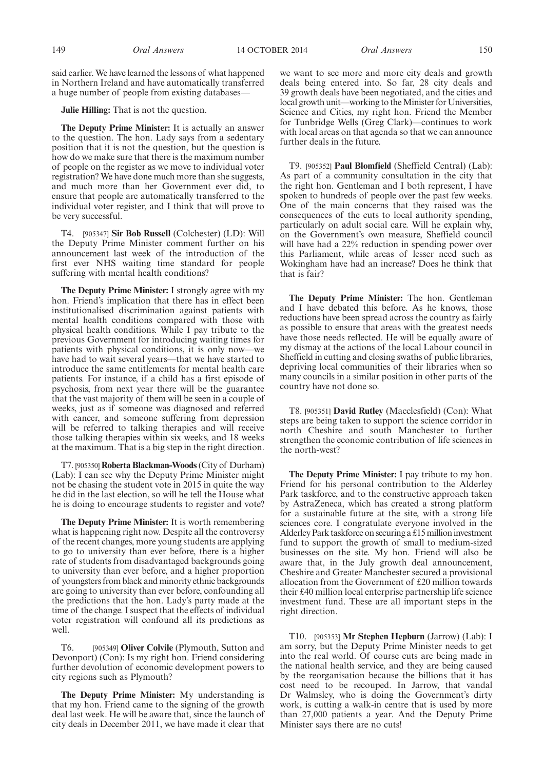said earlier. We have learned the lessons of what happened in Northern Ireland and have automatically transferred a huge number of people from existing databases—

**Julie Hilling:** That is not the question.

**The Deputy Prime Minister:** It is actually an answer to the question. The hon. Lady says from a sedentary position that it is not the question, but the question is how do we make sure that there is the maximum number of people on the register as we move to individual voter registration? We have done much more than she suggests, and much more than her Government ever did, to ensure that people are automatically transferred to the individual voter register, and I think that will prove to be very successful.

T4. [905347] **Sir Bob Russell** (Colchester) (LD): Will the Deputy Prime Minister comment further on his announcement last week of the introduction of the first ever NHS waiting time standard for people suffering with mental health conditions?

**The Deputy Prime Minister:** I strongly agree with my hon. Friend's implication that there has in effect been institutionalised discrimination against patients with mental health conditions compared with those with physical health conditions. While I pay tribute to the previous Government for introducing waiting times for patients with physical conditions, it is only now—we have had to wait several years—that we have started to introduce the same entitlements for mental health care patients. For instance, if a child has a first episode of psychosis, from next year there will be the guarantee that the vast majority of them will be seen in a couple of weeks, just as if someone was diagnosed and referred with cancer, and someone suffering from depression will be referred to talking therapies and will receive those talking therapies within six weeks, and 18 weeks at the maximum. That is a big step in the right direction.

T7. [905350] **Roberta Blackman-Woods** (City of Durham) (Lab): I can see why the Deputy Prime Minister might not be chasing the student vote in 2015 in quite the way he did in the last election, so will he tell the House what he is doing to encourage students to register and vote?

**The Deputy Prime Minister:** It is worth remembering what is happening right now. Despite all the controversy of the recent changes, more young students are applying to go to university than ever before, there is a higher rate of students from disadvantaged backgrounds going to university than ever before, and a higher proportion of youngsters from black and minority ethnic backgrounds are going to university than ever before, confounding all the predictions that the hon. Lady's party made at the time of the change. I suspect that the effects of individual voter registration will confound all its predictions as well.

T6. [905349] **Oliver Colvile** (Plymouth, Sutton and Devonport) (Con): Is my right hon. Friend considering further devolution of economic development powers to city regions such as Plymouth?

**The Deputy Prime Minister:** My understanding is that my hon. Friend came to the signing of the growth deal last week. He will be aware that, since the launch of city deals in December 2011, we have made it clear that we want to see more and more city deals and growth deals being entered into. So far, 28 city deals and 39 growth deals have been negotiated, and the cities and local growth unit—working to the Minister for Universities, Science and Cities, my right hon. Friend the Member for Tunbridge Wells (Greg Clark)—continues to work with local areas on that agenda so that we can announce further deals in the future.

T9. [905352] **Paul Blomfield** (Sheffield Central) (Lab): As part of a community consultation in the city that the right hon. Gentleman and I both represent, I have spoken to hundreds of people over the past few weeks. One of the main concerns that they raised was the consequences of the cuts to local authority spending, particularly on adult social care. Will he explain why, on the Government's own measure, Sheffield council will have had a 22% reduction in spending power over this Parliament, while areas of lesser need such as Wokingham have had an increase? Does he think that that is fair?

**The Deputy Prime Minister:** The hon. Gentleman and I have debated this before. As he knows, those reductions have been spread across the country as fairly as possible to ensure that areas with the greatest needs have those needs reflected. He will be equally aware of my dismay at the actions of the local Labour council in Sheffield in cutting and closing swaths of public libraries, depriving local communities of their libraries when so many councils in a similar position in other parts of the country have not done so.

T8. [905351] **David Rutley** (Macclesfield) (Con): What steps are being taken to support the science corridor in north Cheshire and south Manchester to further strengthen the economic contribution of life sciences in the north-west?

**The Deputy Prime Minister:** I pay tribute to my hon. Friend for his personal contribution to the Alderley Park taskforce, and to the constructive approach taken by AstraZeneca, which has created a strong platform for a sustainable future at the site, with a strong life sciences core. I congratulate everyone involved in the Alderley Park taskforce on securing a £15 million investment fund to support the growth of small to medium-sized businesses on the site. My hon. Friend will also be aware that, in the July growth deal announcement, Cheshire and Greater Manchester secured a provisional allocation from the Government of £20 million towards their £40 million local enterprise partnership life science investment fund. These are all important steps in the right direction.

T10. [905353] **Mr Stephen Hepburn** (Jarrow) (Lab): I am sorry, but the Deputy Prime Minister needs to get into the real world. Of course cuts are being made in the national health service, and they are being caused by the reorganisation because the billions that it has cost need to be recouped. In Jarrow, that vandal Dr Walmsley, who is doing the Government's dirty work, is cutting a walk-in centre that is used by more than 27,000 patients a year. And the Deputy Prime Minister says there are no cuts!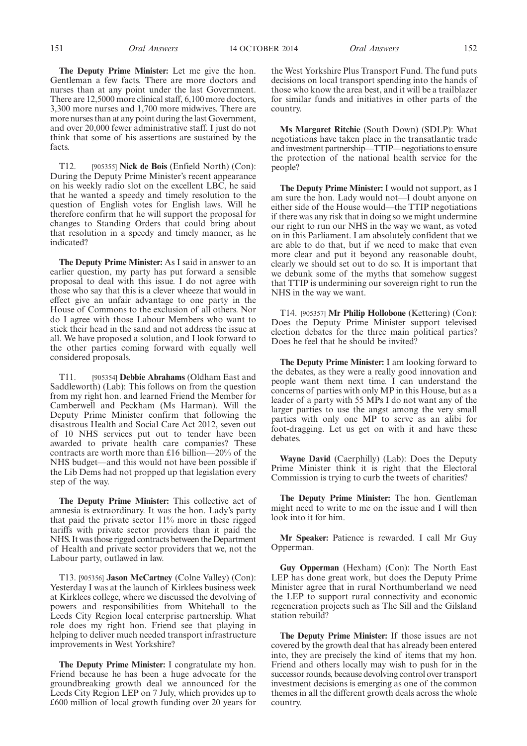**The Deputy Prime Minister:** Let me give the hon. Gentleman a few facts. There are more doctors and nurses than at any point under the last Government. There are 12,5000 more clinical staff, 6,100 more doctors, 3,300 more nurses and 1,700 more midwives. There are more nurses than at any point during the last Government, and over 20,000 fewer administrative staff. I just do not think that some of his assertions are sustained by the facts.

T12. [905355] **Nick de Bois** (Enfield North) (Con): During the Deputy Prime Minister's recent appearance on his weekly radio slot on the excellent LBC, he said that he wanted a speedy and timely resolution to the question of English votes for English laws. Will he therefore confirm that he will support the proposal for changes to Standing Orders that could bring about that resolution in a speedy and timely manner, as he indicated?

**The Deputy Prime Minister:** As I said in answer to an earlier question, my party has put forward a sensible proposal to deal with this issue. I do not agree with those who say that this is a clever wheeze that would in effect give an unfair advantage to one party in the House of Commons to the exclusion of all others. Nor do I agree with those Labour Members who want to stick their head in the sand and not address the issue at all. We have proposed a solution, and I look forward to the other parties coming forward with equally well considered proposals.

T11. [905354] **Debbie Abrahams** (Oldham East and Saddleworth) (Lab): This follows on from the question from my right hon. and learned Friend the Member for Camberwell and Peckham (Ms Harman). Will the Deputy Prime Minister confirm that following the disastrous Health and Social Care Act 2012, seven out of 10 NHS services put out to tender have been awarded to private health care companies? These contracts are worth more than £16 billion—20% of the NHS budget—and this would not have been possible if the Lib Dems had not propped up that legislation every step of the way.

**The Deputy Prime Minister:** This collective act of amnesia is extraordinary. It was the hon. Lady's party that paid the private sector 11% more in these rigged tariffs with private sector providers than it paid the NHS. It was those rigged contracts between the Department of Health and private sector providers that we, not the Labour party, outlawed in law.

T13. [905356] **Jason McCartney** (Colne Valley) (Con): Yesterday I was at the launch of Kirklees business week at Kirklees college, where we discussed the devolving of powers and responsibilities from Whitehall to the Leeds City Region local enterprise partnership. What role does my right hon. Friend see that playing in helping to deliver much needed transport infrastructure improvements in West Yorkshire?

**The Deputy Prime Minister:** I congratulate my hon. Friend because he has been a huge advocate for the groundbreaking growth deal we announced for the Leeds City Region LEP on 7 July, which provides up to £600 million of local growth funding over 20 years for the West Yorkshire Plus Transport Fund. The fund puts decisions on local transport spending into the hands of those who know the area best, and it will be a trailblazer for similar funds and initiatives in other parts of the country.

**Ms Margaret Ritchie** (South Down) (SDLP): What negotiations have taken place in the transatlantic trade and investment partnership—TTIP—negotiations to ensure the protection of the national health service for the people?

**The Deputy Prime Minister:** I would not support, as I am sure the hon. Lady would not—I doubt anyone on either side of the House would—the TTIP negotiations if there was any risk that in doing so we might undermine our right to run our NHS in the way we want, as voted on in this Parliament. I am absolutely confident that we are able to do that, but if we need to make that even more clear and put it beyond any reasonable doubt, clearly we should set out to do so. It is important that we debunk some of the myths that somehow suggest that TTIP is undermining our sovereign right to run the NHS in the way we want.

T14. [905357] **Mr Philip Hollobone** (Kettering) (Con): Does the Deputy Prime Minister support televised election debates for the three main political parties? Does he feel that he should be invited?

**The Deputy Prime Minister:** I am looking forward to the debates, as they were a really good innovation and people want them next time. I can understand the concerns of parties with only MP in this House, but as a leader of a party with 55 MPs I do not want any of the larger parties to use the angst among the very small parties with only one MP to serve as an alibi for foot-dragging. Let us get on with it and have these debates.

**Wayne David** (Caerphilly) (Lab): Does the Deputy Prime Minister think it is right that the Electoral Commission is trying to curb the tweets of charities?

**The Deputy Prime Minister:** The hon. Gentleman might need to write to me on the issue and I will then look into it for him.

**Mr Speaker:** Patience is rewarded. I call Mr Guy Opperman.

**Guy Opperman** (Hexham) (Con): The North East LEP has done great work, but does the Deputy Prime Minister agree that in rural Northumberland we need the LEP to support rural connectivity and economic regeneration projects such as The Sill and the Gilsland station rebuild?

**The Deputy Prime Minister:** If those issues are not covered by the growth deal that has already been entered into, they are precisely the kind of items that my hon. Friend and others locally may wish to push for in the successor rounds, because devolving control over transport investment decisions is emerging as one of the common themes in all the different growth deals across the whole country.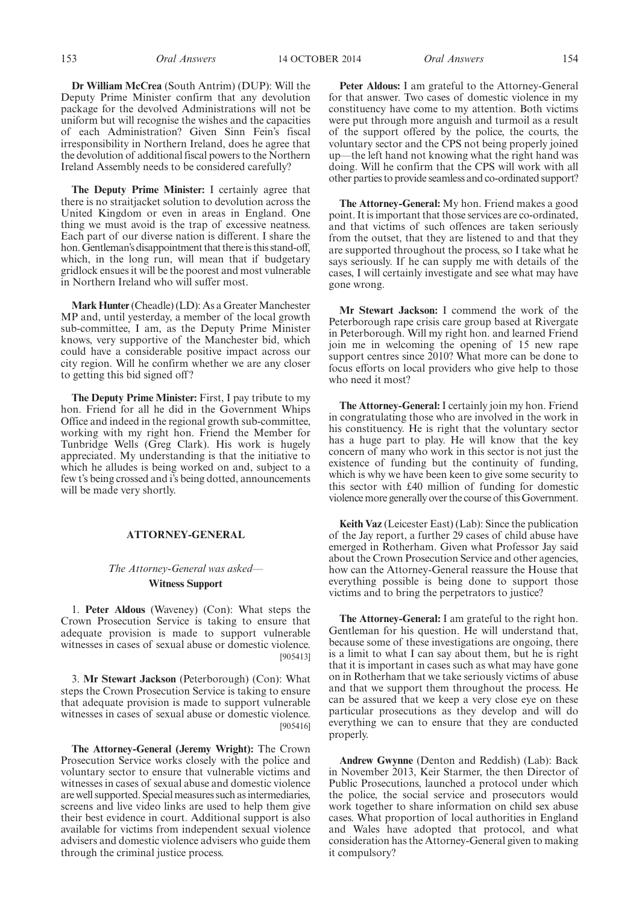**Dr William McCrea** (South Antrim) (DUP): Will the Deputy Prime Minister confirm that any devolution package for the devolved Administrations will not be uniform but will recognise the wishes and the capacities of each Administration? Given Sinn Fein's fiscal irresponsibility in Northern Ireland, does he agree that the devolution of additional fiscal powers to the Northern Ireland Assembly needs to be considered carefully?

**The Deputy Prime Minister:** I certainly agree that there is no straitjacket solution to devolution across the United Kingdom or even in areas in England. One thing we must avoid is the trap of excessive neatness. Each part of our diverse nation is different. I share the hon. Gentleman's disappointment that there is this stand-off, which, in the long run, will mean that if budgetary gridlock ensues it will be the poorest and most vulnerable in Northern Ireland who will suffer most.

**Mark Hunter** (Cheadle) (LD): As a Greater Manchester MP and, until yesterday, a member of the local growth sub-committee, I am, as the Deputy Prime Minister knows, very supportive of the Manchester bid, which could have a considerable positive impact across our city region. Will he confirm whether we are any closer to getting this bid signed off?

**The Deputy Prime Minister:** First, I pay tribute to my hon. Friend for all he did in the Government Whips Office and indeed in the regional growth sub-committee, working with my right hon. Friend the Member for Tunbridge Wells (Greg Clark). His work is hugely appreciated. My understanding is that the initiative to which he alludes is being worked on and, subject to a few t's being crossed and i's being dotted, announcements will be made very shortly.

## ATTORNEY-GENERAL

*The Attorney-General was asked*—

### Witness Support

1. **Peter Aldous** (Waveney) (Con): What steps the Crown Prosecution Service is taking to ensure that adequate provision is made to support vulnerable witnesses in cases of sexual abuse or domestic violence. [905413]

3. **Mr Stewart Jackson** (Peterborough) (Con): What steps the Crown Prosecution Service is taking to ensure that adequate provision is made to support vulnerable witnesses in cases of sexual abuse or domestic violence. [905416]

**The Attorney-General (Jeremy Wright):** The Crown Prosecution Service works closely with the police and voluntary sector to ensure that vulnerable victims and witnesses in cases of sexual abuse and domestic violence are well supported. Special measures such as intermediaries, screens and live video links are used to help them give their best evidence in court. Additional support is also available for victims from independent sexual violence advisers and domestic violence advisers who guide them through the criminal justice process.

**Peter Aldous:** I am grateful to the Attorney-General for that answer. Two cases of domestic violence in my constituency have come to my attention. Both victims were put through more anguish and turmoil as a result of the support offered by the police, the courts, the voluntary sector and the CPS not being properly joined up—the left hand not knowing what the right hand was doing. Will he confirm that the CPS will work with all other parties to provide seamless and co-ordinated support?

**The Attorney-General:** My hon. Friend makes a good point. It is important that those services are co-ordinated, and that victims of such offences are taken seriously from the outset, that they are listened to and that they are supported throughout the process, so I take what he says seriously. If he can supply me with details of the cases, I will certainly investigate and see what may have gone wrong.

**Mr Stewart Jackson:** I commend the work of the Peterborough rape crisis care group based at Rivergate in Peterborough. Will my right hon. and learned Friend join me in welcoming the opening of 15 new rape support centres since 2010? What more can be done to focus efforts on local providers who give help to those who need it most?

**The Attorney-General:** I certainly join my hon. Friend in congratulating those who are involved in the work in his constituency. He is right that the voluntary sector has a huge part to play. He will know that the key concern of many who work in this sector is not just the existence of funding but the continuity of funding, which is why we have been keen to give some security to this sector with £40 million of funding for domestic violence more generally over the course of this Government.

**Keith Vaz** (Leicester East) (Lab): Since the publication of the Jay report, a further 29 cases of child abuse have emerged in Rotherham. Given what Professor Jay said about the Crown Prosecution Service and other agencies, how can the Attorney-General reassure the House that everything possible is being done to support those victims and to bring the perpetrators to justice?

**The Attorney-General:** I am grateful to the right hon. Gentleman for his question. He will understand that, because some of these investigations are ongoing, there is a limit to what I can say about them, but he is right that it is important in cases such as what may have gone on in Rotherham that we take seriously victims of abuse and that we support them throughout the process. He can be assured that we keep a very close eye on these particular prosecutions as they develop and will do everything we can to ensure that they are conducted properly.

**Andrew Gwynne** (Denton and Reddish) (Lab): Back in November 2013, Keir Starmer, the then Director of Public Prosecutions, launched a protocol under which the police, the social service and prosecutors would work together to share information on child sex abuse cases. What proportion of local authorities in England and Wales have adopted that protocol, and what consideration has the Attorney-General given to making it compulsory?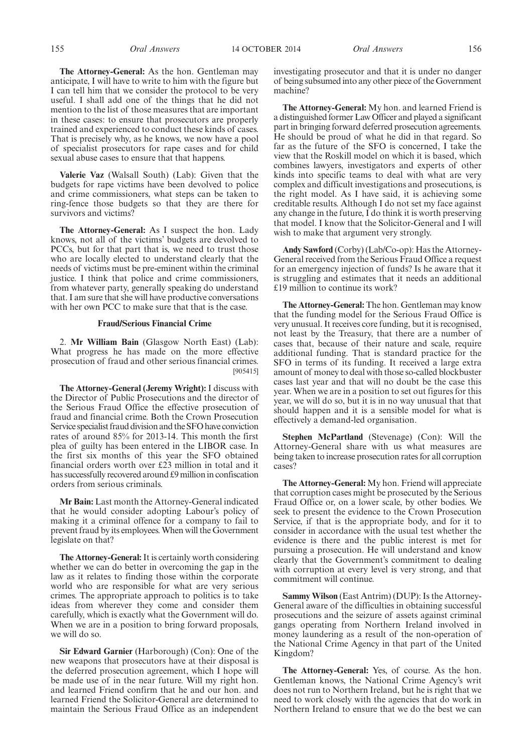**The Attorney-General:** As the hon. Gentleman may anticipate, I will have to write to him with the figure but I can tell him that we consider the protocol to be very useful. I shall add one of the things that he did not mention to the list of those measures that are important in these cases: to ensure that prosecutors are properly trained and experienced to conduct these kinds of cases. That is precisely why, as he knows, we now have a pool of specialist prosecutors for rape cases and for child sexual abuse cases to ensure that that happens.

**Valerie Vaz** (Walsall South) (Lab): Given that the budgets for rape victims have been devolved to police and crime commissioners, what steps can be taken to ring-fence those budgets so that they are there for survivors and victims?

**The Attorney-General:** As I suspect the hon. Lady knows, not all of the victims' budgets are devolved to PCCs, but for that part that is, we need to trust those who are locally elected to understand clearly that the needs of victims must be pre-eminent within the criminal justice. I think that police and crime commissioners, from whatever party, generally speaking do understand that. I am sure that she will have productive conversations with her own PCC to make sure that that is the case.

### Fraud/Serious Financial Crime

2. **Mr William Bain** (Glasgow North East) (Lab): What progress he has made on the more effective prosecution of fraud and other serious financial crimes. [905415]

**The Attorney-General (Jeremy Wright):** I discuss with the Director of Public Prosecutions and the director of the Serious Fraud Office the effective prosecution of fraud and financial crime. Both the Crown Prosecution Service specialist fraud division and the SFO have conviction rates of around 85% for 2013-14. This month the first plea of guilty has been entered in the LIBOR case. In the first six months of this year the SFO obtained financial orders worth over £23 million in total and it has successfully recovered around £9 million in confiscation orders from serious criminals.

**Mr Bain:** Last month the Attorney-General indicated that he would consider adopting Labour's policy of making it a criminal offence for a company to fail to prevent fraud by its employees. When will the Government legislate on that?

**The Attorney-General:** It is certainly worth considering whether we can do better in overcoming the gap in the law as it relates to finding those within the corporate world who are responsible for what are very serious crimes. The appropriate approach to politics is to take ideas from wherever they come and consider them carefully, which is exactly what the Government will do. When we are in a position to bring forward proposals, we will do so.

**Sir Edward Garnier** (Harborough) (Con): One of the new weapons that prosecutors have at their disposal is the deferred prosecution agreement, which I hope will be made use of in the near future. Will my right hon. and learned Friend confirm that he and our hon. and learned Friend the Solicitor-General are determined to maintain the Serious Fraud Office as an independent investigating prosecutor and that it is under no danger of being subsumed into any other piece of the Government machine?

**The Attorney-General:** My hon. and learned Friend is a distinguished former Law Officer and played a significant part in bringing forward deferred prosecution agreements. He should be proud of what he did in that regard. So far as the future of the SFO is concerned, I take the view that the Roskill model on which it is based, which combines lawyers, investigators and experts of other kinds into specific teams to deal with what are very complex and difficult investigations and prosecutions, is the right model. As I have said, it is achieving some creditable results. Although I do not set my face against any change in the future, I do think it is worth preserving that model. I know that the Solicitor-General and I will wish to make that argument very strongly.

**Andy Sawford** (Corby) (Lab/Co-op): Has the Attorney-General received from the Serious Fraud Office a request for an emergency injection of funds? Is he aware that it is struggling and estimates that it needs an additional £19 million to continue its work?

**The Attorney-General:** The hon. Gentleman may know that the funding model for the Serious Fraud Office is very unusual. It receives core funding, but it is recognised, not least by the Treasury, that there are a number of cases that, because of their nature and scale, require additional funding. That is standard practice for the SFO in terms of its funding. It received a large extra amount of money to deal with those so-called blockbuster cases last year and that will no doubt be the case this year. When we are in a position to set out figures for this year, we will do so, but it is in no way unusual that that should happen and it is a sensible model for what is effectively a demand-led organisation.

**Stephen McPartland** (Stevenage) (Con): Will the Attorney-General share with us what measures are being taken to increase prosecution rates for all corruption cases?

**The Attorney-General:** My hon. Friend will appreciate that corruption cases might be prosecuted by the Serious Fraud Office or, on a lower scale, by other bodies. We seek to present the evidence to the Crown Prosecution Service, if that is the appropriate body, and for it to consider in accordance with the usual test whether the evidence is there and the public interest is met for pursuing a prosecution. He will understand and know clearly that the Government's commitment to dealing with corruption at every level is very strong, and that commitment will continue.

**Sammy Wilson** (East Antrim) (DUP): Is the Attorney-General aware of the difficulties in obtaining successful prosecutions and the seizure of assets against criminal gangs operating from Northern Ireland involved in money laundering as a result of the non-operation of the National Crime Agency in that part of the United Kingdom?

**The Attorney-General:** Yes, of course. As the hon. Gentleman knows, the National Crime Agency's writ does not run to Northern Ireland, but he is right that we need to work closely with the agencies that do work in Northern Ireland to ensure that we do the best we can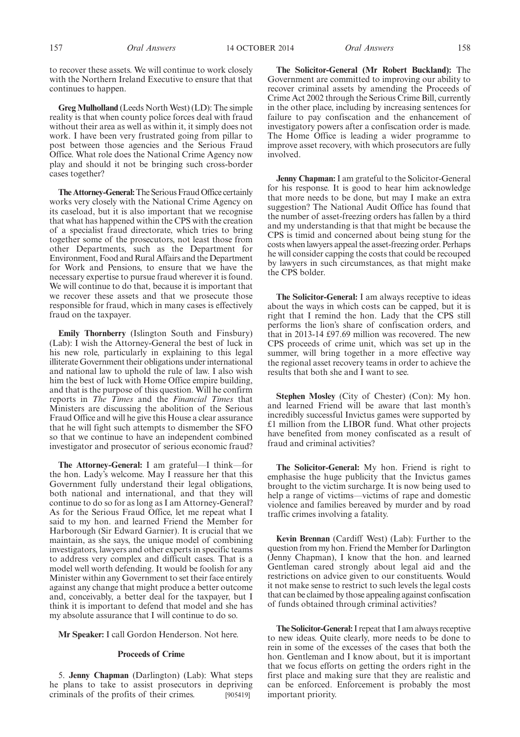to recover these assets. We will continue to work closely with the Northern Ireland Executive to ensure that that continues to happen.

**Greg Mulholland** (Leeds North West) (LD): The simple reality is that when county police forces deal with fraud without their area as well as within it, it simply does not work. I have been very frustrated going from pillar to post between those agencies and the Serious Fraud Office. What role does the National Crime Agency now play and should it not be bringing such cross-border cases together?

**The Attorney-General:** The Serious Fraud Office certainly works very closely with the National Crime Agency on its caseload, but it is also important that we recognise that what has happened within the CPS with the creation of a specialist fraud directorate, which tries to bring together some of the prosecutors, not least those from other Departments, such as the Department for Environment, Food and Rural Affairs and the Department for Work and Pensions, to ensure that we have the necessary expertise to pursue fraud wherever it is found. We will continue to do that, because it is important that we recover these assets and that we prosecute those responsible for fraud, which in many cases is effectively fraud on the taxpayer.

**Emily Thornberry** (Islington South and Finsbury) (Lab): I wish the Attorney-General the best of luck in his new role, particularly in explaining to this legal illiterate Government their obligations under international and national law to uphold the rule of law. I also wish him the best of luck with Home Office empire building, and that is the purpose of this question. Will he confirm reports in *The Times* and the *Financial Times* that Ministers are discussing the abolition of the Serious Fraud Office and will he give this House a clear assurance that he will fight such attempts to dismember the SFO so that we continue to have an independent combined investigator and prosecutor of serious economic fraud?

**The Attorney-General:** I am grateful—I think—for the hon. Lady's welcome. May I reassure her that this Government fully understand their legal obligations, both national and international, and that they will continue to do so for as long as I am Attorney-General? As for the Serious Fraud Office, let me repeat what I said to my hon. and learned Friend the Member for Harborough (Sir Edward Garnier). It is crucial that we maintain, as she says, the unique model of combining investigators, lawyers and other experts in specific teams to address very complex and difficult cases. That is a model well worth defending. It would be foolish for any Minister within any Government to set their face entirely against any change that might produce a better outcome and, conceivably, a better deal for the taxpayer, but I think it is important to defend that model and she has my absolute assurance that I will continue to do so.

**Mr Speaker:** I call Gordon Henderson. Not here.

### Proceeds of Crime

5. **Jenny Chapman** (Darlington) (Lab): What steps he plans to take to assist prosecutors in depriving criminals of the profits of their crimes. [905419]

**The Solicitor-General (Mr Robert Buckland):** The Government are committed to improving our ability to recover criminal assets by amending the Proceeds of Crime Act 2002 through the Serious Crime Bill, currently in the other place, including by increasing sentences for failure to pay confiscation and the enhancement of investigatory powers after a confiscation order is made. The Home Office is leading a wider programme to improve asset recovery, with which prosecutors are fully involved.

**Jenny Chapman:** I am grateful to the Solicitor-General for his response. It is good to hear him acknowledge that more needs to be done, but may I make an extra suggestion? The National Audit Office has found that the number of asset-freezing orders has fallen by a third and my understanding is that that might be because the CPS is timid and concerned about being stung for the costs when lawyers appeal the asset-freezing order. Perhaps he will consider capping the costs that could be recouped by lawyers in such circumstances, as that might make the CPS bolder.

**The Solicitor-General:** I am always receptive to ideas about the ways in which costs can be capped, but it is right that I remind the hon. Lady that the CPS still performs the lion's share of confiscation orders, and that in 2013-14 £97.69 million was recovered. The new CPS proceeds of crime unit, which was set up in the summer, will bring together in a more effective way the regional asset recovery teams in order to achieve the results that both she and I want to see.

**Stephen Mosley** (City of Chester) (Con): My hon. and learned Friend will be aware that last month's incredibly successful Invictus games were supported by £1 million from the LIBOR fund. What other projects have benefited from money confiscated as a result of fraud and criminal activities?

**The Solicitor-General:** My hon. Friend is right to emphasise the huge publicity that the Invictus games brought to the victim surcharge. It is now being used to help a range of victims—victims of rape and domestic violence and families bereaved by murder and by road traffic crimes involving a fatality.

**Kevin Brennan** (Cardiff West) (Lab): Further to the question from my hon. Friend the Member for Darlington (Jenny Chapman), I know that the hon. and learned Gentleman cared strongly about legal aid and the restrictions on advice given to our constituents. Would it not make sense to restrict to such levels the legal costs that can be claimed by those appealing against confiscation of funds obtained through criminal activities?

**The Solicitor-General:** I repeat that I am always receptive to new ideas. Quite clearly, more needs to be done to rein in some of the excesses of the cases that both the hon. Gentleman and I know about, but it is important that we focus efforts on getting the orders right in the first place and making sure that they are realistic and can be enforced. Enforcement is probably the most important priority.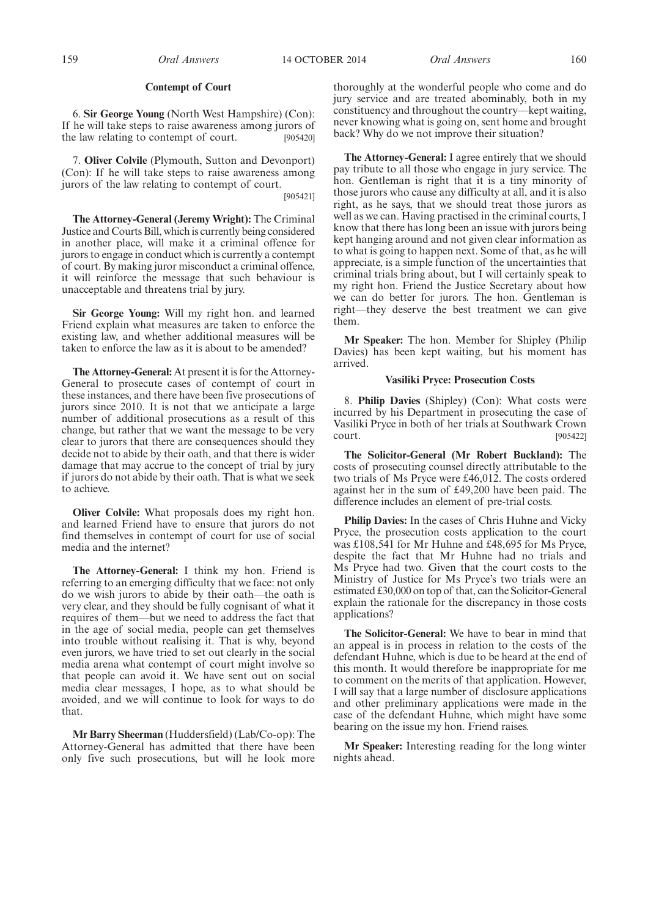### Contempt of Court

6. **Sir George Young** (North West Hampshire) (Con): If he will take steps to raise awareness among jurors of the law relating to contempt of court. [905420]

7. **Oliver Colvile** (Plymouth, Sutton and Devonport) (Con): If he will take steps to raise awareness among jurors of the law relating to contempt of court. [905421]

**The Attorney-General (Jeremy Wright):** The Criminal Justice and Courts Bill, which is currently being considered in another place, will make it a criminal offence for jurors to engage in conduct which is currently a contempt of court. By making juror misconduct a criminal offence, it will reinforce the message that such behaviour is unacceptable and threatens trial by jury.

**Sir George Young:** Will my right hon. and learned Friend explain what measures are taken to enforce the existing law, and whether additional measures will be taken to enforce the law as it is about to be amended?

**The Attorney-General:** At present it is for the Attorney-General to prosecute cases of contempt of court in these instances, and there have been five prosecutions of jurors since 2010. It is not that we anticipate a large number of additional prosecutions as a result of this change, but rather that we want the message to be very clear to jurors that there are consequences should they decide not to abide by their oath, and that there is wider damage that may accrue to the concept of trial by jury if jurors do not abide by their oath. That is what we seek to achieve.

**Oliver Colvile:** What proposals does my right hon. and learned Friend have to ensure that jurors do not find themselves in contempt of court for use of social media and the internet?

**The Attorney-General:** I think my hon. Friend is referring to an emerging difficulty that we face: not only do we wish jurors to abide by their oath—the oath is very clear, and they should be fully cognisant of what it requires of them—but we need to address the fact that in the age of social media, people can get themselves into trouble without realising it. That is why, beyond even jurors, we have tried to set out clearly in the social media arena what contempt of court might involve so that people can avoid it. We have sent out on social media clear messages, I hope, as to what should be avoided, and we will continue to look for ways to do that.

**Mr Barry Sheerman** (Huddersfield) (Lab/Co-op): The Attorney-General has admitted that there have been only five such prosecutions, but will he look more thoroughly at the wonderful people who come and do jury service and are treated abominably, both in my constituency and throughout the country—kept waiting, never knowing what is going on, sent home and brought back? Why do we not improve their situation?

**The Attorney-General:** I agree entirely that we should pay tribute to all those who engage in jury service. The hon. Gentleman is right that it is a tiny minority of those jurors who cause any difficulty at all, and it is also right, as he says, that we should treat those jurors as well as we can. Having practised in the criminal courts, I know that there has long been an issue with jurors being kept hanging around and not given clear information as to what is going to happen next. Some of that, as he will appreciate, is a simple function of the uncertainties that criminal trials bring about, but I will certainly speak to my right hon. Friend the Justice Secretary about how we can do better for jurors. The hon. Gentleman is right—they deserve the best treatment we can give them.

**Mr Speaker:** The hon. Member for Shipley (Philip Davies) has been kept waiting, but his moment has arrived.

### Vasiliki Pryce: Prosecution Costs

8. **Philip Davies** (Shipley) (Con): What costs were incurred by his Department in prosecuting the case of Vasiliki Pryce in both of her trials at Southwark Crown court. [905422]

**The Solicitor-General (Mr Robert Buckland):** The costs of prosecuting counsel directly attributable to the two trials of Ms Pryce were £46,012. The costs ordered against her in the sum of £49,200 have been paid. The difference includes an element of pre-trial costs.

**Philip Davies:** In the cases of Chris Huhne and Vicky Pryce, the prosecution costs application to the court was £108,541 for Mr Huhne and £48,695 for Ms Pryce, despite the fact that Mr Huhne had no trials and Ms Pryce had two. Given that the court costs to the Ministry of Justice for Ms Pryce's two trials were an estimated £30,000 on top of that, can the Solicitor-General explain the rationale for the discrepancy in those costs applications?

**The Solicitor-General:** We have to bear in mind that an appeal is in process in relation to the costs of the defendant Huhne, which is due to be heard at the end of this month. It would therefore be inappropriate for me to comment on the merits of that application. However, I will say that a large number of disclosure applications and other preliminary applications were made in the case of the defendant Huhne, which might have some bearing on the issue my hon. Friend raises.

**Mr Speaker:** Interesting reading for the long winter nights ahead.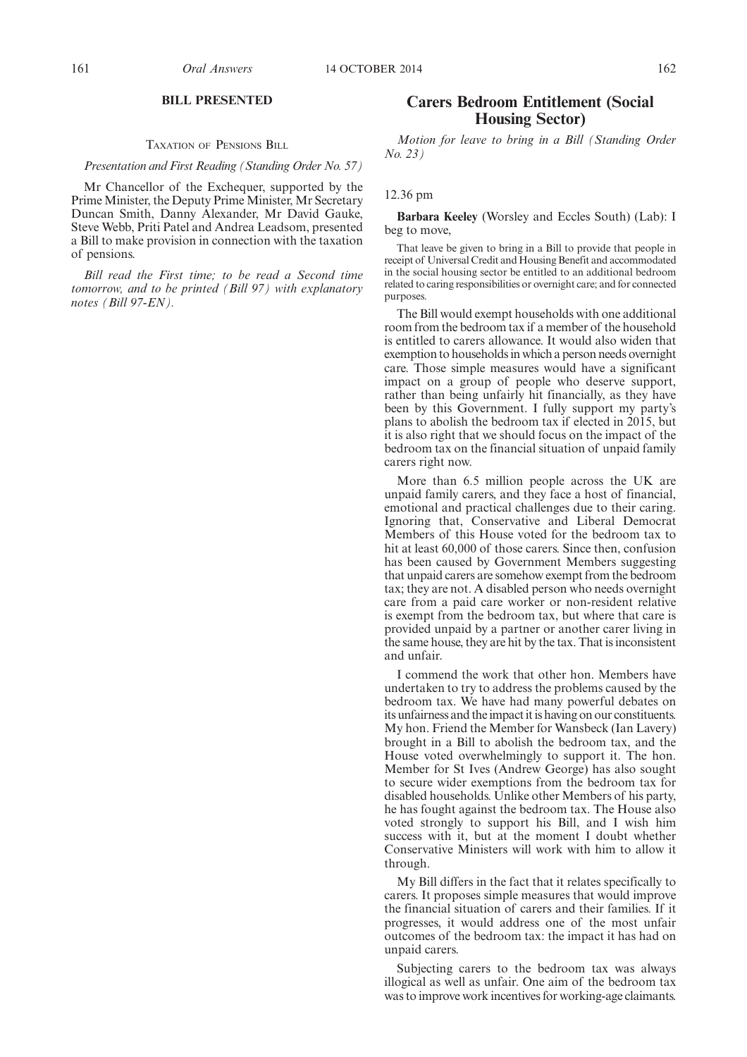## BILL PRESENTED

### Taxation of Pensions Bill

*Presentation and First Reading (Standing Order No. 57)*

Mr Chancellor of the Exchequer, supported by the Prime Minister, the Deputy Prime Minister, Mr Secretary Duncan Smith, Danny Alexander, Mr David Gauke, Steve Webb, Priti Patel and Andrea Leadsom, presented a Bill to make provision in connection with the taxation of pensions.

*Bill read the First time; to be read a Second time tomorrow, and to be printed (Bill 97) with explanatory notes (Bill 97-EN).*

## Carers Bedroom Entitlement (Social Housing Sector)

*Motion for leave to bring in a Bill (Standing Order No. 23)*

12.36 pm

**Barbara Keeley** (Worsley and Eccles South) (Lab): I beg to move,

That leave be given to bring in a Bill to provide that people in receipt of Universal Credit and Housing Benefit and accommodated in the social housing sector be entitled to an additional bedroom related to caring responsibilities or overnight care; and for connected purposes.

The Bill would exempt households with one additional room from the bedroom tax if a member of the household is entitled to carers allowance. It would also widen that exemption to households in which a person needs overnight care. Those simple measures would have a significant impact on a group of people who deserve support, rather than being unfairly hit financially, as they have been by this Government. I fully support my party's plans to abolish the bedroom tax if elected in 2015, but it is also right that we should focus on the impact of the bedroom tax on the financial situation of unpaid family carers right now.

More than 6.5 million people across the UK are unpaid family carers, and they face a host of financial, emotional and practical challenges due to their caring. Ignoring that, Conservative and Liberal Democrat Members of this House voted for the bedroom tax to hit at least 60,000 of those carers. Since then, confusion has been caused by Government Members suggesting that unpaid carers are somehow exempt from the bedroom tax; they are not. A disabled person who needs overnight care from a paid care worker or non-resident relative is exempt from the bedroom tax, but where that care is provided unpaid by a partner or another carer living in the same house, they are hit by the tax. That is inconsistent and unfair.

I commend the work that other hon. Members have undertaken to try to address the problems caused by the bedroom tax. We have had many powerful debates on its unfairness and the impact it is having on our constituents. My hon. Friend the Member for Wansbeck (Ian Lavery) brought in a Bill to abolish the bedroom tax, and the House voted overwhelmingly to support it. The hon. Member for St Ives (Andrew George) has also sought to secure wider exemptions from the bedroom tax for disabled households. Unlike other Members of his party, he has fought against the bedroom tax. The House also voted strongly to support his Bill, and I wish him success with it, but at the moment I doubt whether Conservative Ministers will work with him to allow it through.

My Bill differs in the fact that it relates specifically to carers. It proposes simple measures that would improve the financial situation of carers and their families. If it progresses, it would address one of the most unfair outcomes of the bedroom tax: the impact it has had on unpaid carers.

Subjecting carers to the bedroom tax was always illogical as well as unfair. One aim of the bedroom tax was to improve work incentives for working-age claimants.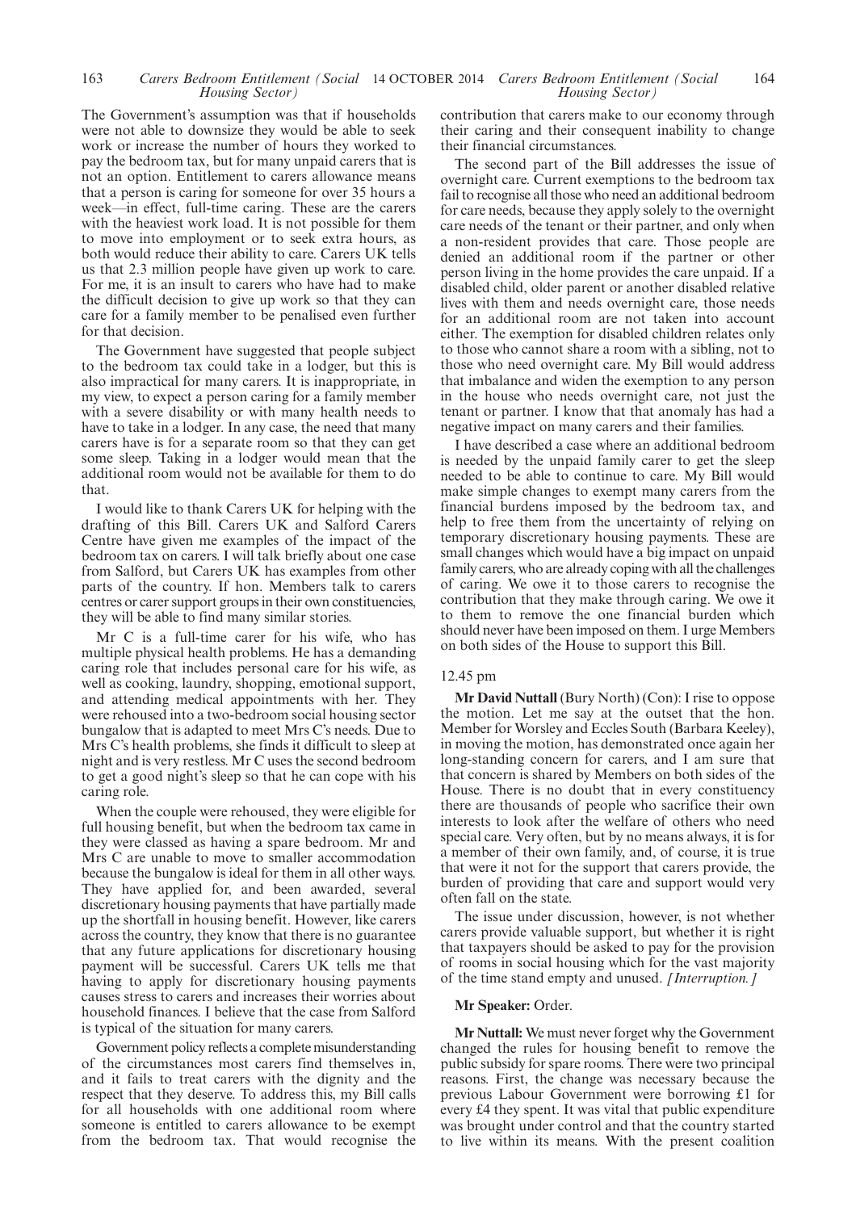The Government's assumption was that if households were not able to downsize they would be able to seek work or increase the number of hours they worked to pay the bedroom tax, but for many unpaid carers that is not an option. Entitlement to carers allowance means that a person is caring for someone for over 35 hours a week—in effect, full-time caring. These are the carers with the heaviest work load. It is not possible for them to move into employment or to seek extra hours, as both would reduce their ability to care. Carers UK tells us that 2.3 million people have given up work to care. For me, it is an insult to carers who have had to make the difficult decision to give up work so that they can care for a family member to be penalised even further for that decision.

The Government have suggested that people subject to the bedroom tax could take in a lodger, but this is also impractical for many carers. It is inappropriate, in my view, to expect a person caring for a family member with a severe disability or with many health needs to have to take in a lodger. In any case, the need that many carers have is for a separate room so that they can get some sleep. Taking in a lodger would mean that the additional room would not be available for them to do that.

I would like to thank Carers UK for helping with the drafting of this Bill. Carers UK and Salford Carers Centre have given me examples of the impact of the bedroom tax on carers. I will talk briefly about one case from Salford, but Carers UK has examples from other parts of the country. If hon. Members talk to carers centres or carer support groups in their own constituencies, they will be able to find many similar stories.

Mr C is a full-time carer for his wife, who has multiple physical health problems. He has a demanding caring role that includes personal care for his wife, as well as cooking, laundry, shopping, emotional support, and attending medical appointments with her. They were rehoused into a two-bedroom social housing sector bungalow that is adapted to meet Mrs C's needs. Due to Mrs C's health problems, she finds it difficult to sleep at night and is very restless. Mr C uses the second bedroom to get a good night's sleep so that he can cope with his caring role.

When the couple were rehoused, they were eligible for full housing benefit, but when the bedroom tax came in they were classed as having a spare bedroom. Mr and Mrs C are unable to move to smaller accommodation because the bungalow is ideal for them in all other ways. They have applied for, and been awarded, several discretionary housing payments that have partially made up the shortfall in housing benefit. However, like carers across the country, they know that there is no guarantee that any future applications for discretionary housing payment will be successful. Carers UK tells me that having to apply for discretionary housing payments causes stress to carers and increases their worries about household finances. I believe that the case from Salford is typical of the situation for many carers.

Government policy reflects a complete misunderstanding of the circumstances most carers find themselves in, and it fails to treat carers with the dignity and the respect that they deserve. To address this, my Bill calls for all households with one additional room where someone is entitled to carers allowance to be exempt from the bedroom tax. That would recognise the contribution that carers make to our economy through their caring and their consequent inability to change their financial circumstances.

The second part of the Bill addresses the issue of overnight care. Current exemptions to the bedroom tax fail to recognise all those who need an additional bedroom for care needs, because they apply solely to the overnight care needs of the tenant or their partner, and only when a non-resident provides that care. Those people are denied an additional room if the partner or other person living in the home provides the care unpaid. If a disabled child, older parent or another disabled relative lives with them and needs overnight care, those needs for an additional room are not taken into account either. The exemption for disabled children relates only to those who cannot share a room with a sibling, not to those who need overnight care. My Bill would address that imbalance and widen the exemption to any person in the house who needs overnight care, not just the tenant or partner. I know that that anomaly has had a negative impact on many carers and their families.

I have described a case where an additional bedroom is needed by the unpaid family carer to get the sleep needed to be able to continue to care. My Bill would make simple changes to exempt many carers from the financial burdens imposed by the bedroom tax, and help to free them from the uncertainty of relying on temporary discretionary housing payments. These are small changes which would have a big impact on unpaid family carers, who are already coping with all the challenges of caring. We owe it to those carers to recognise the contribution that they make through caring. We owe it to them to remove the one financial burden which should never have been imposed on them. I urge Members on both sides of the House to support this Bill.

12.45 pm

**Mr David Nuttall** (Bury North) (Con): I rise to oppose the motion. Let me say at the outset that the hon. Member for Worsley and Eccles South (Barbara Keeley), in moving the motion, has demonstrated once again her long-standing concern for carers, and I am sure that that concern is shared by Members on both sides of the House. There is no doubt that in every constituency there are thousands of people who sacrifice their own interests to look after the welfare of others who need special care. Very often, but by no means always, it is for a member of their own family, and, of course, it is true that were it not for the support that carers provide, the burden of providing that care and support would very often fall on the state.

The issue under discussion, however, is not whether carers provide valuable support, but whether it is right that taxpayers should be asked to pay for the provision of rooms in social housing which for the vast majority of the time stand empty and unused. *[Interruption.]*

**Mr Speaker:** Order.

**Mr Nuttall:** We must never forget why the Government changed the rules for housing benefit to remove the public subsidy for spare rooms. There were two principal reasons. First, the change was necessary because the previous Labour Government were borrowing £1 for every £4 they spent. It was vital that public expenditure was brought under control and that the country started to live within its means. With the present coalition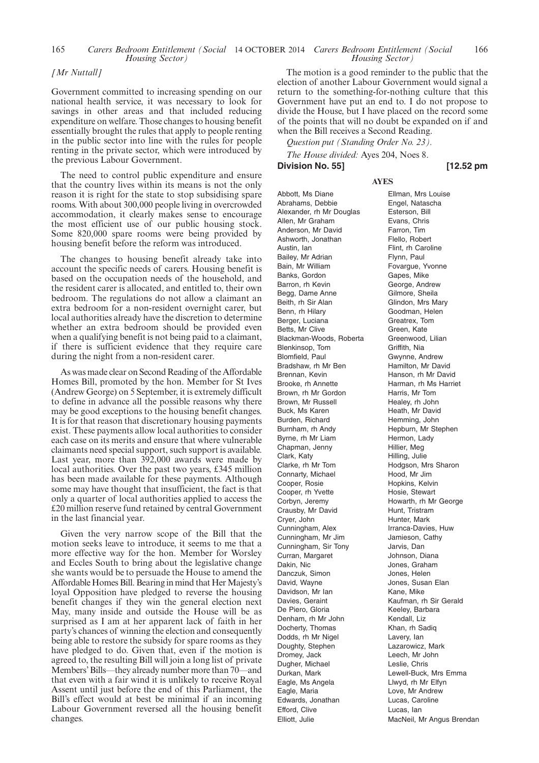*[Mr Nuttall]*

Government committed to increasing spending on our national health service, it was necessary to look for savings in other areas and that included reducing expenditure on welfare. Those changes to housing benefit essentially brought the rules that apply to people renting in the public sector into line with the rules for people renting in the private sector, which were introduced by the previous Labour Government.

The need to control public expenditure and ensure that the country lives within its means is not the only reason it is right for the state to stop subsidising spare rooms. With about 300,000 people living in overcrowded accommodation, it clearly makes sense to encourage the most efficient use of our public housing stock. Some 820,000 spare rooms were being provided by housing benefit before the reform was introduced.

The changes to housing benefit already take into account the specific needs of carers. Housing benefit is based on the occupation needs of the household, and the resident carer is allocated, and entitled to, their own bedroom. The regulations do not allow a claimant an extra bedroom for a non-resident overnight carer, but local authorities already have the discretion to determine whether an extra bedroom should be provided even when a qualifying benefit is not being paid to a claimant, if there is sufficient evidence that they require care during the night from a non-resident carer.

As was made clear on Second Reading of the Affordable Homes Bill, promoted by the hon. Member for St Ives (Andrew George) on 5 September, it is extremely difficult to define in advance all the possible reasons why there may be good exceptions to the housing benefit changes. It is for that reason that discretionary housing payments exist. These payments allow local authorities to consider each case on its merits and ensure that where vulnerable claimants need special support, such support is available. Last year, more than 392,000 awards were made by local authorities. Over the past two years, £345 million has been made available for these payments. Although some may have thought that insufficient, the fact is that only a quarter of local authorities applied to access the £20 million reserve fund retained by central Government in the last financial year.

Given the very narrow scope of the Bill that the motion seeks leave to introduce, it seems to me that a more effective way for the hon. Member for Worsley and Eccles South to bring about the legislative change she wants would be to persuade the House to amend the Affordable Homes Bill. Bearing in mind that Her Majesty's loyal Opposition have pledged to reverse the housing benefit changes if they win the general election next May, many inside and outside the House will be as surprised as I am at her apparent lack of faith in her party's chances of winning the election and consequently being able to restore the subsidy for spare rooms as they have pledged to do. Given that, even if the motion is agreed to, the resulting Bill will join a long list of private Members' Bills—they already number more than 70—and that even with a fair wind it is unlikely to receive Royal Assent until just before the end of this Parliament, the Bill's effect would at best be minimal if an incoming Labour Government reversed all the housing benefit changes.

The motion is a good reminder to the public that the election of another Labour Government would signal a return to the something-for-nothing culture that this Government have put an end to. I do not propose to divide the House, but I have placed on the record some of the points that will no doubt be expanded on if and when the Bill receives a Second Reading.

*Question put (Standing Order No. 23).*

*The House divided:* Ayes 204, Noes 8.

**Division No. 55]** **[12.52 pm**

**AYES**

Abbott, Ms Diane
Abrahams, Debbie
Alexander, rh Mr Douglas
Allen, Mr Graham
Anderson, Mr David
Ashworth, Jonathan
Austin, Ian
Bailey, Mr Adrian
Bain, Mr William
Banks, Gordon
Barron, rh Kevin
Begg, Dame Anne
Beith, rh Sir Alan
Benn, rh Hilary
Berger, Luciana
Betts, Mr Clive
Blackman-Woods, Roberta
Blenkinsop, Tom
Blomfield, Paul
Bradshaw, rh Mr Ben
Brennan, Kevin
Brooke, rh Annette
Brown, rh Mr Gordon
Brown, Mr Russell
Buck, Ms Karen
Burden, Richard
Burnham, rh Andy
Byrne, rh Mr Liam
Chapman, Jenny
Clark, Katy
Clarke, rh Mr Tom
Connarty, Michael
Cooper, Rosie
Cooper, rh Yvette
Corbyn, Jeremy
Crausby, Mr David
Cryer, John
Cunningham, Alex
Cunningham, Mr Jim
Cunningham, Sir Tony
Curran, Margaret
Dakin, Nic
Danczuk, Simon
David, Wayne
Davidson, Mr Ian
Davies, Geraint
De Piero, Gloria
Denham, rh Mr John
Docherty, Thomas
Dodds, rh Mr Nigel
Doughty, Stephen
Dromey, Jack
Dugher, Michael
Durkan, Mark
Eagle, Ms Angela
Eagle, Maria
Edwards, Jonathan
Efford, Clive
Elliott, Julie
Ellman, Mrs Louise
Engel, Natascha
Esterson, Bill
Evans, Chris
Farron, Tim
Flello, Robert
Flint, rh Caroline
Flynn, Paul
Fovargue, Yvonne
Gapes, Mike
George, Andrew
Gilmore, Sheila
Glindon, Mrs Mary
Goodman, Helen
Greatrex, Tom
Green, Kate
Greenwood, Lilian
Griffith, Nia
Gwynne, Andrew
Hamilton, Mr David
Hanson, rh Mr David
Harman, rh Ms Harriet
Harris, Mr Tom
Healey, rh John
Heath, Mr David
Hemming, John
Hepburn, Mr Stephen
Hermon, Lady
Hillier, Meg
Hilling, Julie
Hodgson, Mrs Sharon
Hood, Mr Jim
Hopkins, Kelvin
Hosie, Stewart
Howarth, rh Mr George
Hunt, Tristram
Hunter, Mark
Irranca-Davies, Huw
Jamieson, Cathy
Jarvis, Dan
Johnson, Diana
Jones, Graham
Jones, Helen
Jones, Susan Elan
Kane, Mike
Kaufman, rh Sir Gerald
Keeley, Barbara
Kendall, Liz
Khan, rh Sadiq
Lavery, Ian
Lazarowicz, Mark
Leech, Mr John
Leslie, Chris
Lewell-Buck, Mrs Emma
Llwyd, rh Mr Elfyn
Love, Mr Andrew
Lucas, Caroline
Lucas, Ian
MacNeil, Mr Angus Brendan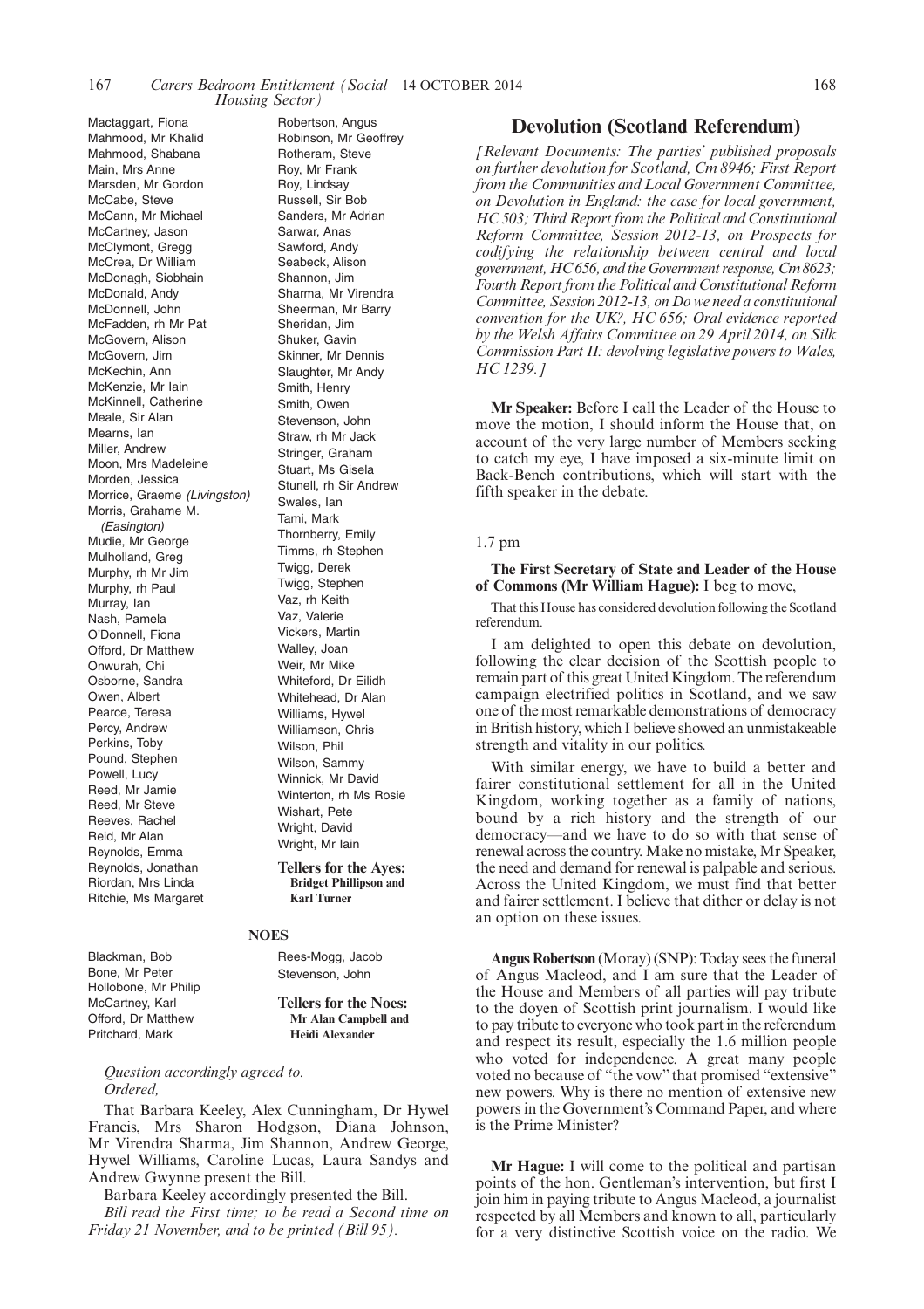Mactaggart, Fiona
Mahmood, Mr Khalid
Mahmood, Shabana
Main, Mrs Anne
Marsden, Mr Gordon
McCabe, Steve
McCann, Mr Michael
McCartney, Jason
McClymont, Gregg
McCrea, Dr William
McDonagh, Siobhain
McDonald, Andy
McDonnell, John
McFadden, rh Mr Pat
McGovern, Alison
McGovern, Jim
McKechin, Ann
McKenzie, Mr Iain
McKinnell, Catherine
Meale, Sir Alan
Mearns, Ian
Miller, Andrew
Moon, Mrs Madeleine
Morden, Jessica
Morrice, Graeme *(Livingston)*
Morris, Grahame M. *(Easington)*
Mudie, Mr George
Mulholland, Greg
Murphy, rh Mr Jim
Murphy, rh Paul
Murray, Ian
Nash, Pamela
O'Donnell, Fiona
Offord, Dr Matthew
Onwurah, Chi
Osborne, Sandra
Owen, Albert
Pearce, Teresa
Percy, Andrew
Perkins, Toby
Pound, Stephen
Powell, Lucy
Reed, Mr Jamie
Reed, Mr Steve
Reeves, Rachel
Reid, Mr Alan
Reynolds, Emma
Reynolds, Jonathan
Riordan, Mrs Linda
Ritchie, Ms Margaret
Robertson, Angus
Robinson, Mr Geoffrey
Rotheram, Steve
Roy, Mr Frank
Roy, Lindsay
Russell, Sir Bob
Sanders, Mr Adrian
Sarwar, Anas
Sawford, Andy
Seabeck, Alison
Shannon, Jim
Sharma, Mr Virendra
Sheerman, Mr Barry
Sheridan, Jim
Shuker, Gavin
Skinner, Mr Dennis
Slaughter, Mr Andy
Smith, Henry
Smith, Owen
Stevenson, John
Straw, rh Mr Jack
Stringer, Graham
Stuart, Ms Gisela
Stunell, rh Sir Andrew
Swales, Ian
Tami, Mark
Thornberry, Emily
Timms, rh Stephen
Twigg, Derek
Twigg, Stephen
Vaz, rh Keith
Vaz, Valerie
Vickers, Martin
Walley, Joan
Weir, Mr Mike
Whiteford, Dr Eilidh
Whitehead, Dr Alan
Williams, Hywel
Williamson, Chris
Wilson, Phil
Wilson, Sammy
Winnick, Mr David
Winterton, rh Ms Rosie
Wishart, Pete
Wright, David
Wright, Mr Iain

**Tellers for the Ayes:**
**Bridget Phillipson and Karl Turner**

**NOES**

Blackman, Bob
Bone, Mr Peter
Hollobone, Mr Philip
McCartney, Karl
Offord, Dr Matthew
Pritchard, Mark
Rees-Mogg, Jacob
Stevenson, John

**Tellers for the Noes:**
**Mr Alan Campbell and Heidi Alexander**

*Question accordingly agreed to.*

*Ordered,*

That Barbara Keeley, Alex Cunningham, Dr Hywel Francis, Mrs Sharon Hodgson, Diana Johnson, Mr Virendra Sharma, Jim Shannon, Andrew George, Hywel Williams, Caroline Lucas, Laura Sandys and Andrew Gwynne present the Bill.

Barbara Keeley accordingly presented the Bill.

*Bill read the First time; to be read a Second time on Friday 21 November, and to be printed (Bill 95).*

## Devolution (Scotland Referendum)

*[Relevant Documents: The parties' published proposals on further devolution for Scotland, Cm 8946; First Report from the Communities and Local Government Committee, on Devolution in England: the case for local government, HC 503; Third Report from the Political and Constitutional Reform Committee, Session 2012-13, on Prospects for codifying the relationship between central and local government, HC 656, and the Government response, Cm 8623; Fourth Report from the Political and Constitutional Reform Committee, Session 2012-13, on Do we need a constitutional convention for the UK?, HC 656; Oral evidence reported by the Welsh Affairs Committee on 29 April 2014, on Silk Commission Part II: devolving legislative powers to Wales, HC 1239.]*

**Mr Speaker:** Before I call the Leader of the House to move the motion, I should inform the House that, on account of the very large number of Members seeking to catch my eye, I have imposed a six-minute limit on Back-Bench contributions, which will start with the fifth speaker in the debate.

1.7 pm

**The First Secretary of State and Leader of the House of Commons (Mr William Hague):** I beg to move,

That this House has considered devolution following the Scotland referendum.

I am delighted to open this debate on devolution, following the clear decision of the Scottish people to remain part of this great United Kingdom. The referendum campaign electrified politics in Scotland, and we saw one of the most remarkable demonstrations of democracy in British history, which I believe showed an unmistakeable strength and vitality in our politics.

With similar energy, we have to build a better and fairer constitutional settlement for all in the United Kingdom, working together as a family of nations, bound by a rich history and the strength of our democracy—and we have to do so with that sense of renewal across the country. Make no mistake, Mr Speaker, the need and demand for renewal is palpable and serious. Across the United Kingdom, we must find that better and fairer settlement. I believe that dither or delay is not an option on these issues.

**Angus Robertson** (Moray) (SNP): Today sees the funeral of Angus Macleod, and I am sure that the Leader of the House and Members of all parties will pay tribute to the doyen of Scottish print journalism. I would like to pay tribute to everyone who took part in the referendum and respect its result, especially the 1.6 million people who voted for independence. A great many people voted no because of "the vow" that promised "extensive" new powers. Why is there no mention of extensive new powers in the Government's Command Paper, and where is the Prime Minister?

**Mr Hague:** I will come to the political and partisan points of the hon. Gentleman's intervention, but first I join him in paying tribute to Angus Macleod, a journalist respected by all Members and known to all, particularly for a very distinctive Scottish voice on the radio. We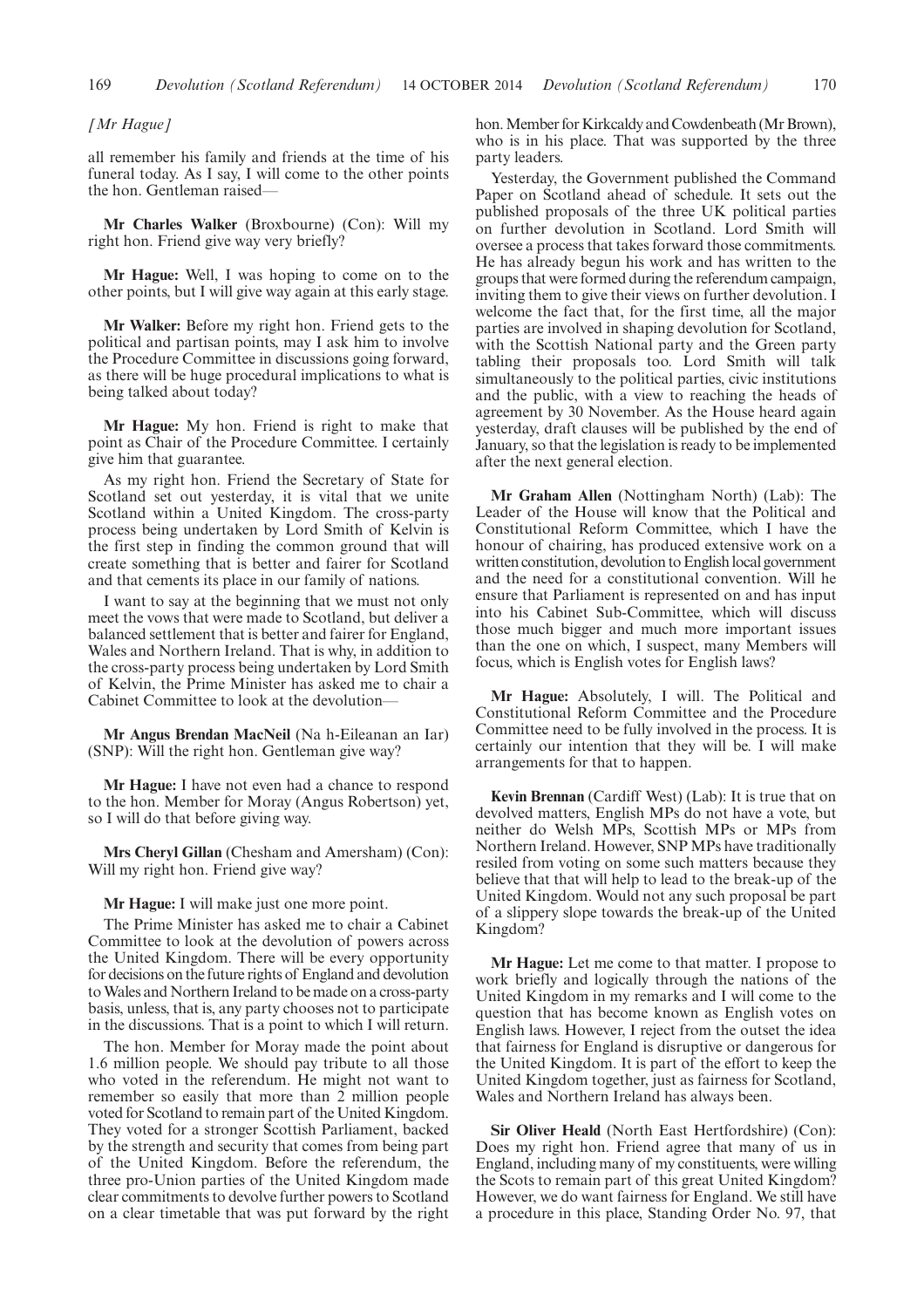*[Mr Hague]*

all remember his family and friends at the time of his funeral today. As I say, I will come to the other points the hon. Gentleman raised—

**Mr Charles Walker** (Broxbourne) (Con): Will my right hon. Friend give way very briefly?

**Mr Hague:** Well, I was hoping to come on to the other points, but I will give way again at this early stage.

**Mr Walker:** Before my right hon. Friend gets to the political and partisan points, may I ask him to involve the Procedure Committee in discussions going forward, as there will be huge procedural implications to what is being talked about today?

**Mr Hague:** My hon. Friend is right to make that point as Chair of the Procedure Committee. I certainly give him that guarantee.

As my right hon. Friend the Secretary of State for Scotland set out yesterday, it is vital that we unite Scotland within a United Kingdom. The cross-party process being undertaken by Lord Smith of Kelvin is the first step in finding the common ground that will create something that is better and fairer for Scotland and that cements its place in our family of nations.

I want to say at the beginning that we must not only meet the vows that were made to Scotland, but deliver a balanced settlement that is better and fairer for England, Wales and Northern Ireland. That is why, in addition to the cross-party process being undertaken by Lord Smith of Kelvin, the Prime Minister has asked me to chair a Cabinet Committee to look at the devolution—

**Mr Angus Brendan MacNeil** (Na h-Eileanan an Iar) (SNP): Will the right hon. Gentleman give way?

**Mr Hague:** I have not even had a chance to respond to the hon. Member for Moray (Angus Robertson) yet, so I will do that before giving way.

**Mrs Cheryl Gillan** (Chesham and Amersham) (Con): Will my right hon. Friend give way?

**Mr Hague:** I will make just one more point.

The Prime Minister has asked me to chair a Cabinet Committee to look at the devolution of powers across the United Kingdom. There will be every opportunity for decisions on the future rights of England and devolution to Wales and Northern Ireland to be made on a cross-party basis, unless, that is, any party chooses not to participate in the discussions. That is a point to which I will return.

The hon. Member for Moray made the point about 1.6 million people. We should pay tribute to all those who voted in the referendum. He might not want to remember so easily that more than 2 million people voted for Scotland to remain part of the United Kingdom. They voted for a stronger Scottish Parliament, backed by the strength and security that comes from being part of the United Kingdom. Before the referendum, the three pro-Union parties of the United Kingdom made clear commitments to devolve further powers to Scotland on a clear timetable that was put forward by the right hon. Member for Kirkcaldy and Cowdenbeath (Mr Brown), who is in his place. That was supported by the three party leaders.

Yesterday, the Government published the Command Paper on Scotland ahead of schedule. It sets out the published proposals of the three UK political parties on further devolution in Scotland. Lord Smith will oversee a process that takes forward those commitments. He has already begun his work and has written to the groups that were formed during the referendum campaign, inviting them to give their views on further devolution. I welcome the fact that, for the first time, all the major parties are involved in shaping devolution for Scotland, with the Scottish National party and the Green party tabling their proposals too. Lord Smith will talk simultaneously to the political parties, civic institutions and the public, with a view to reaching the heads of agreement by 30 November. As the House heard again yesterday, draft clauses will be published by the end of January, so that the legislation is ready to be implemented after the next general election.

**Mr Graham Allen** (Nottingham North) (Lab): The Leader of the House will know that the Political and Constitutional Reform Committee, which I have the honour of chairing, has produced extensive work on a written constitution, devolution to English local government and the need for a constitutional convention. Will he ensure that Parliament is represented on and has input into his Cabinet Sub-Committee, which will discuss those much bigger and much more important issues than the one on which, I suspect, many Members will focus, which is English votes for English laws?

**Mr Hague:** Absolutely, I will. The Political and Constitutional Reform Committee and the Procedure Committee need to be fully involved in the process. It is certainly our intention that they will be. I will make arrangements for that to happen.

**Kevin Brennan** (Cardiff West) (Lab): It is true that on devolved matters, English MPs do not have a vote, but neither do Welsh MPs, Scottish MPs or MPs from Northern Ireland. However, SNP MPs have traditionally resiled from voting on some such matters because they believe that that will help to lead to the break-up of the United Kingdom. Would not any such proposal be part of a slippery slope towards the break-up of the United Kingdom?

**Mr Hague:** Let me come to that matter. I propose to work briefly and logically through the nations of the United Kingdom in my remarks and I will come to the question that has become known as English votes on English laws. However, I reject from the outset the idea that fairness for England is disruptive or dangerous for the United Kingdom. It is part of the effort to keep the United Kingdom together, just as fairness for Scotland, Wales and Northern Ireland has always been.

**Sir Oliver Heald** (North East Hertfordshire) (Con): Does my right hon. Friend agree that many of us in England, including many of my constituents, were willing the Scots to remain part of this great United Kingdom? However, we do want fairness for England. We still have a procedure in this place, Standing Order No. 97, that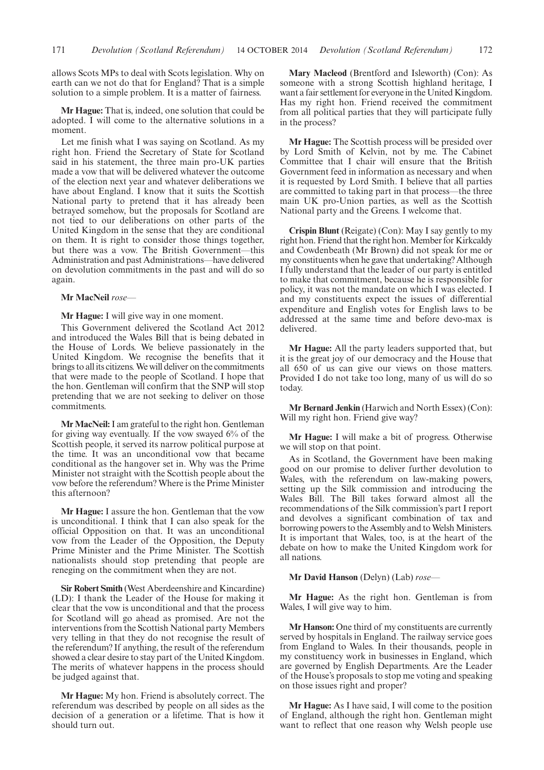allows Scots MPs to deal with Scots legislation. Why on earth can we not do that for England? That is a simple solution to a simple problem. It is a matter of fairness.

**Mr Hague:** That is, indeed, one solution that could be adopted. I will come to the alternative solutions in a moment.

Let me finish what I was saying on Scotland. As my right hon. Friend the Secretary of State for Scotland said in his statement, the three main pro-UK parties made a vow that will be delivered whatever the outcome of the election next year and whatever deliberations we have about England. I know that it suits the Scottish National party to pretend that it has already been betrayed somehow, but the proposals for Scotland are not tied to our deliberations on other parts of the United Kingdom in the sense that they are conditional on them. It is right to consider those things together, but there was a vow. The British Government—this Administration and past Administrations—have delivered on devolution commitments in the past and will do so again.

**Mr MacNeil** *rose—*

**Mr Hague:** I will give way in one moment.

This Government delivered the Scotland Act 2012 and introduced the Wales Bill that is being debated in the House of Lords. We believe passionately in the United Kingdom. We recognise the benefits that it brings to all its citizens. We will deliver on the commitments that were made to the people of Scotland. I hope that the hon. Gentleman will confirm that the SNP will stop pretending that we are not seeking to deliver on those commitments.

**Mr MacNeil:** I am grateful to the right hon. Gentleman for giving way eventually. If the vow swayed 6% of the Scottish people, it served its narrow political purpose at the time. It was an unconditional vow that became conditional as the hangover set in. Why was the Prime Minister not straight with the Scottish people about the vow before the referendum? Where is the Prime Minister this afternoon?

**Mr Hague:** I assure the hon. Gentleman that the vow is unconditional. I think that I can also speak for the official Opposition on that. It was an unconditional vow from the Leader of the Opposition, the Deputy Prime Minister and the Prime Minister. The Scottish nationalists should stop pretending that people are reneging on the commitment when they are not.

**Sir Robert Smith** (West Aberdeenshire and Kincardine) (LD): I thank the Leader of the House for making it clear that the vow is unconditional and that the process for Scotland will go ahead as promised. Are not the interventions from the Scottish National party Members very telling in that they do not recognise the result of the referendum? If anything, the result of the referendum showed a clear desire to stay part of the United Kingdom. The merits of whatever happens in the process should be judged against that.

**Mr Hague:** My hon. Friend is absolutely correct. The referendum was described by people on all sides as the decision of a generation or a lifetime. That is how it should turn out.

**Mary Macleod** (Brentford and Isleworth) (Con): As someone with a strong Scottish highland heritage, I want a fair settlement for everyone in the United Kingdom. Has my right hon. Friend received the commitment from all political parties that they will participate fully in the process?

**Mr Hague:** The Scottish process will be presided over by Lord Smith of Kelvin, not by me. The Cabinet Committee that I chair will ensure that the British Government feed in information as necessary and when it is requested by Lord Smith. I believe that all parties are committed to taking part in that process—the three main UK pro-Union parties, as well as the Scottish National party and the Greens. I welcome that.

**Crispin Blunt** (Reigate) (Con): May I say gently to my right hon. Friend that the right hon. Member for Kirkcaldy and Cowdenbeath (Mr Brown) did not speak for me or my constituents when he gave that undertaking? Although I fully understand that the leader of our party is entitled to make that commitment, because he is responsible for policy, it was not the mandate on which I was elected. I and my constituents expect the issues of differential expenditure and English votes for English laws to be addressed at the same time and before devo-max is delivered.

**Mr Hague:** All the party leaders supported that, but it is the great joy of our democracy and the House that all 650 of us can give our views on those matters. Provided I do not take too long, many of us will do so today.

**Mr Bernard Jenkin** (Harwich and North Essex) (Con): Will my right hon. Friend give way?

**Mr Hague:** I will make a bit of progress. Otherwise we will stop on that point.

As in Scotland, the Government have been making good on our promise to deliver further devolution to Wales, with the referendum on law-making powers, setting up the Silk commission and introducing the Wales Bill. The Bill takes forward almost all the recommendations of the Silk commission's part I report and devolves a significant combination of tax and borrowing powers to the Assembly and to Welsh Ministers. It is important that Wales, too, is at the heart of the debate on how to make the United Kingdom work for all nations.

**Mr David Hanson** (Delyn) (Lab) *rose—*

**Mr Hague:** As the right hon. Gentleman is from Wales, I will give way to him.

**Mr Hanson:** One third of my constituents are currently served by hospitals in England. The railway service goes from England to Wales. In their thousands, people in my constituency work in businesses in England, which are governed by English Departments. Are the Leader of the House's proposals to stop me voting and speaking on those issues right and proper?

**Mr Hague:** As I have said, I will come to the position of England, although the right hon. Gentleman might want to reflect that one reason why Welsh people use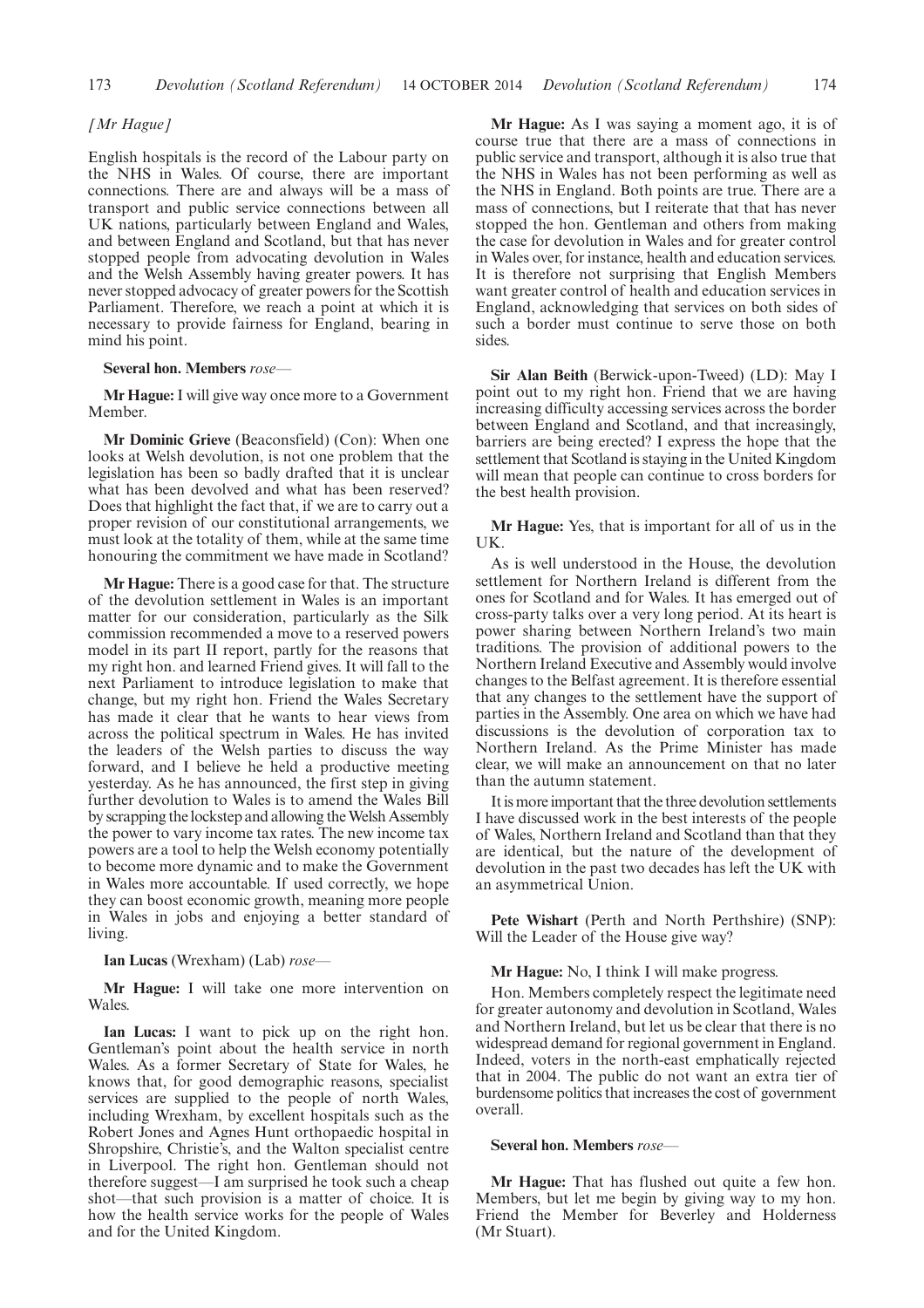*[Mr Hague]*

English hospitals is the record of the Labour party on the NHS in Wales. Of course, there are important connections. There are and always will be a mass of transport and public service connections between all UK nations, particularly between England and Wales, and between England and Scotland, but that has never stopped people from advocating devolution in Wales and the Welsh Assembly having greater powers. It has never stopped advocacy of greater powers for the Scottish Parliament. Therefore, we reach a point at which it is necessary to provide fairness for England, bearing in mind his point.

**Several hon. Members** *rose*—

**Mr Hague:** I will give way once more to a Government Member.

**Mr Dominic Grieve** (Beaconsfield) (Con): When one looks at Welsh devolution, is not one problem that the legislation has been so badly drafted that it is unclear what has been devolved and what has been reserved? Does that highlight the fact that, if we are to carry out a proper revision of our constitutional arrangements, we must look at the totality of them, while at the same time honouring the commitment we have made in Scotland?

**Mr Hague:** There is a good case for that. The structure of the devolution settlement in Wales is an important matter for our consideration, particularly as the Silk commission recommended a move to a reserved powers model in its part II report, partly for the reasons that my right hon. and learned Friend gives. It will fall to the next Parliament to introduce legislation to make that change, but my right hon. Friend the Wales Secretary has made it clear that he wants to hear views from across the political spectrum in Wales. He has invited the leaders of the Welsh parties to discuss the way forward, and I believe he held a productive meeting yesterday. As he has announced, the first step in giving further devolution to Wales is to amend the Wales Bill by scrapping the lockstep and allowing the Welsh Assembly the power to vary income tax rates. The new income tax powers are a tool to help the Welsh economy potentially to become more dynamic and to make the Government in Wales more accountable. If used correctly, we hope they can boost economic growth, meaning more people in Wales in jobs and enjoying a better standard of living.

**Ian Lucas** (Wrexham) (Lab) *rose*—

**Mr Hague:** I will take one more intervention on Wales.

**Ian Lucas:** I want to pick up on the right hon. Gentleman's point about the health service in north Wales. As a former Secretary of State for Wales, he knows that, for good demographic reasons, specialist services are supplied to the people of north Wales, including Wrexham, by excellent hospitals such as the Robert Jones and Agnes Hunt orthopaedic hospital in Shropshire, Christie's, and the Walton specialist centre in Liverpool. The right hon. Gentleman should not therefore suggest—I am surprised he took such a cheap shot—that such provision is a matter of choice. It is how the health service works for the people of Wales and for the United Kingdom.

**Mr Hague:** As I was saying a moment ago, it is of course true that there are a mass of connections in public service and transport, although it is also true that the NHS in Wales has not been performing as well as the NHS in England. Both points are true. There are a mass of connections, but I reiterate that that has never stopped the hon. Gentleman and others from making the case for devolution in Wales and for greater control in Wales over, for instance, health and education services. It is therefore not surprising that English Members want greater control of health and education services in England, acknowledging that services on both sides of such a border must continue to serve those on both sides.

**Sir Alan Beith** (Berwick-upon-Tweed) (LD): May I point out to my right hon. Friend that we are having increasing difficulty accessing services across the border between England and Scotland, and that increasingly, barriers are being erected? I express the hope that the settlement that Scotland is staying in the United Kingdom will mean that people can continue to cross borders for the best health provision.

**Mr Hague:** Yes, that is important for all of us in the UK.

As is well understood in the House, the devolution settlement for Northern Ireland is different from the ones for Scotland and for Wales. It has emerged out of cross-party talks over a very long period. At its heart is power sharing between Northern Ireland's two main traditions. The provision of additional powers to the Northern Ireland Executive and Assembly would involve changes to the Belfast agreement. It is therefore essential that any changes to the settlement have the support of parties in the Assembly. One area on which we have had discussions is the devolution of corporation tax to Northern Ireland. As the Prime Minister has made clear, we will make an announcement on that no later than the autumn statement.

It is more important that the three devolution settlements I have discussed work in the best interests of the people of Wales, Northern Ireland and Scotland than that they are identical, but the nature of the development of devolution in the past two decades has left the UK with an asymmetrical Union.

**Pete Wishart** (Perth and North Perthshire) (SNP): Will the Leader of the House give way?

**Mr Hague:** No, I think I will make progress.

Hon. Members completely respect the legitimate need for greater autonomy and devolution in Scotland, Wales and Northern Ireland, but let us be clear that there is no widespread demand for regional government in England. Indeed, voters in the north-east emphatically rejected that in 2004. The public do not want an extra tier of burdensome politics that increases the cost of government overall.

**Several hon. Members** *rose*—

**Mr Hague:** That has flushed out quite a few hon. Members, but let me begin by giving way to my hon. Friend the Member for Beverley and Holderness (Mr Stuart).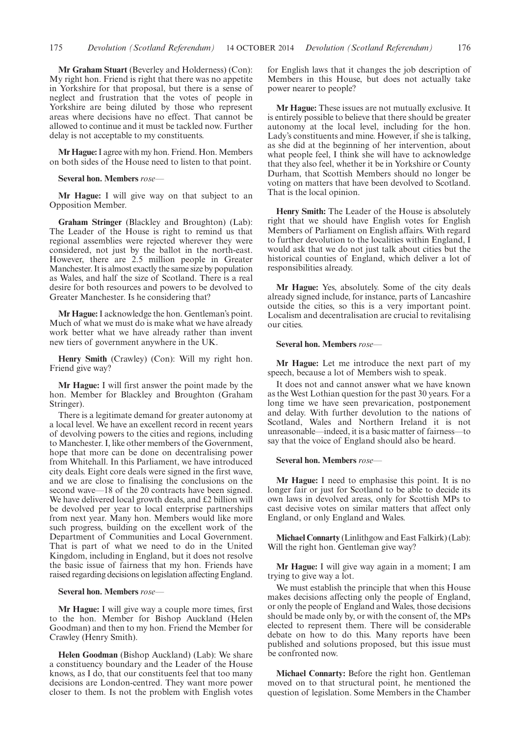**Mr Graham Stuart** (Beverley and Holderness) (Con): My right hon. Friend is right that there was no appetite in Yorkshire for that proposal, but there is a sense of neglect and frustration that the votes of people in Yorkshire are being diluted by those who represent areas where decisions have no effect. That cannot be allowed to continue and it must be tackled now. Further delay is not acceptable to my constituents.

**Mr Hague:** I agree with my hon. Friend. Hon. Members on both sides of the House need to listen to that point.

**Several hon. Members** *rose*—

**Mr Hague:** I will give way on that subject to an Opposition Member.

**Graham Stringer** (Blackley and Broughton) (Lab): The Leader of the House is right to remind us that regional assemblies were rejected wherever they were considered, not just by the ballot in the north-east. However, there are 2.5 million people in Greater Manchester. It is almost exactly the same size by population as Wales, and half the size of Scotland. There is a real desire for both resources and powers to be devolved to Greater Manchester. Is he considering that?

**Mr Hague:** I acknowledge the hon. Gentleman's point. Much of what we must do is make what we have already work better what we have already rather than invent new tiers of government anywhere in the UK.

**Henry Smith** (Crawley) (Con): Will my right hon. Friend give way?

**Mr Hague:** I will first answer the point made by the hon. Member for Blackley and Broughton (Graham Stringer).

There is a legitimate demand for greater autonomy at a local level. We have an excellent record in recent years of devolving powers to the cities and regions, including to Manchester. I, like other members of the Government, hope that more can be done on decentralising power from Whitehall. In this Parliament, we have introduced city deals. Eight core deals were signed in the first wave, and we are close to finalising the conclusions on the second wave—18 of the 20 contracts have been signed. We have delivered local growth deals, and £2 billion will be devolved per year to local enterprise partnerships from next year. Many hon. Members would like more such progress, building on the excellent work of the Department of Communities and Local Government. That is part of what we need to do in the United Kingdom, including in England, but it does not resolve the basic issue of fairness that my hon. Friends have raised regarding decisions on legislation affecting England.

**Several hon. Members** *rose*—

**Mr Hague:** I will give way a couple more times, first to the hon. Member for Bishop Auckland (Helen Goodman) and then to my hon. Friend the Member for Crawley (Henry Smith).

**Helen Goodman** (Bishop Auckland) (Lab): We share a constituency boundary and the Leader of the House knows, as I do, that our constituents feel that too many decisions are London-centred. They want more power closer to them. Is not the problem with English votes for English laws that it changes the job description of Members in this House, but does not actually take power nearer to people?

**Mr Hague:** These issues are not mutually exclusive. It is entirely possible to believe that there should be greater autonomy at the local level, including for the hon. Lady's constituents and mine. However, if she is talking, as she did at the beginning of her intervention, about what people feel, I think she will have to acknowledge that they also feel, whether it be in Yorkshire or County Durham, that Scottish Members should no longer be voting on matters that have been devolved to Scotland. That is the local opinion.

**Henry Smith:** The Leader of the House is absolutely right that we should have English votes for English Members of Parliament on English affairs. With regard to further devolution to the localities within England, I would ask that we do not just talk about cities but the historical counties of England, which deliver a lot of responsibilities already.

**Mr Hague:** Yes, absolutely. Some of the city deals already signed include, for instance, parts of Lancashire outside the cities, so this is a very important point. Localism and decentralisation are crucial to revitalising our cities.

**Several hon. Members** *rose*—

**Mr Hague:** Let me introduce the next part of my speech, because a lot of Members wish to speak.

It does not and cannot answer what we have known as the West Lothian question for the past 30 years. For a long time we have seen prevarication, postponement and delay. With further devolution to the nations of Scotland, Wales and Northern Ireland it is not unreasonable—indeed, it is a basic matter of fairness—to say that the voice of England should also be heard.

**Several hon. Members** *rose*—

**Mr Hague:** I need to emphasise this point. It is no longer fair or just for Scotland to be able to decide its own laws in devolved areas, only for Scottish MPs to cast decisive votes on similar matters that affect only England, or only England and Wales.

**Michael Connarty** (Linlithgow and East Falkirk) (Lab): Will the right hon. Gentleman give way?

**Mr Hague:** I will give way again in a moment; I am trying to give way a lot.

We must establish the principle that when this House makes decisions affecting only the people of England, or only the people of England and Wales, those decisions should be made only by, or with the consent of, the MPs elected to represent them. There will be considerable debate on how to do this. Many reports have been published and solutions proposed, but this issue must be confronted now.

**Michael Connarty:** Before the right hon. Gentleman moved on to that structural point, he mentioned the question of legislation. Some Members in the Chamber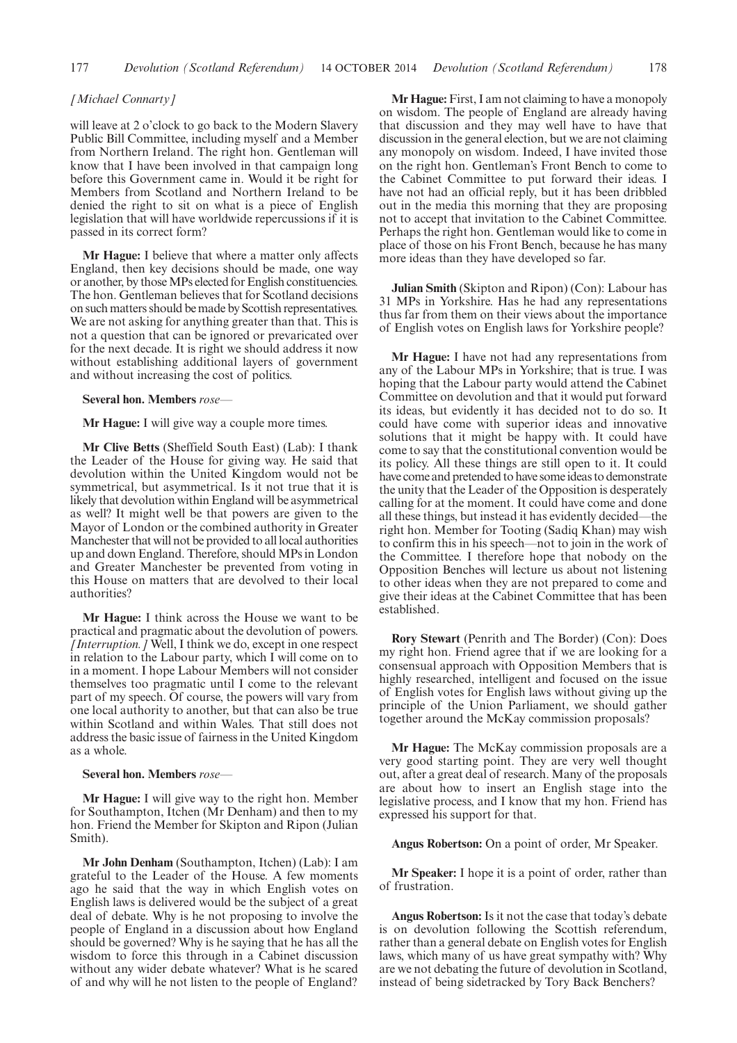*[Michael Connarty]*

will leave at 2 o'clock to go back to the Modern Slavery Public Bill Committee, including myself and a Member from Northern Ireland. The right hon. Gentleman will know that I have been involved in that campaign long before this Government came in. Would it be right for Members from Scotland and Northern Ireland to be denied the right to sit on what is a piece of English legislation that will have worldwide repercussions if it is passed in its correct form?

**Mr Hague:** I believe that where a matter only affects England, then key decisions should be made, one way or another, by those MPs elected for English constituencies. The hon. Gentleman believes that for Scotland decisions on such matters should be made by Scottish representatives. We are not asking for anything greater than that. This is not a question that can be ignored or prevaricated over for the next decade. It is right we should address it now without establishing additional layers of government and without increasing the cost of politics.

**Several hon. Members** *rose—*

**Mr Hague:** I will give way a couple more times.

**Mr Clive Betts** (Sheffield South East) (Lab): I thank the Leader of the House for giving way. He said that devolution within the United Kingdom would not be symmetrical, but asymmetrical. Is it not true that it is likely that devolution within England will be asymmetrical as well? It might well be that powers are given to the Mayor of London or the combined authority in Greater Manchester that will not be provided to all local authorities up and down England. Therefore, should MPs in London and Greater Manchester be prevented from voting in this House on matters that are devolved to their local authorities?

**Mr Hague:** I think across the House we want to be practical and pragmatic about the devolution of powers. *[Interruption.]* Well, I think we do, except in one respect in relation to the Labour party, which I will come on to in a moment. I hope Labour Members will not consider themselves too pragmatic until I come to the relevant part of my speech. Of course, the powers will vary from one local authority to another, but that can also be true within Scotland and within Wales. That still does not address the basic issue of fairness in the United Kingdom as a whole.

**Several hon. Members** *rose—*

**Mr Hague:** I will give way to the right hon. Member for Southampton, Itchen (Mr Denham) and then to my hon. Friend the Member for Skipton and Ripon (Julian Smith).

**Mr John Denham** (Southampton, Itchen) (Lab): I am grateful to the Leader of the House. A few moments ago he said that the way in which English votes on English laws is delivered would be the subject of a great deal of debate. Why is he not proposing to involve the people of England in a discussion about how England should be governed? Why is he saying that he has all the wisdom to force this through in a Cabinet discussion without any wider debate whatever? What is he scared of and why will he not listen to the people of England?

**Mr Hague:** First, I am not claiming to have a monopoly on wisdom. The people of England are already having that discussion and they may well have to have that discussion in the general election, but we are not claiming any monopoly on wisdom. Indeed, I have invited those on the right hon. Gentleman's Front Bench to come to the Cabinet Committee to put forward their ideas. I have not had an official reply, but it has been dribbled out in the media this morning that they are proposing not to accept that invitation to the Cabinet Committee. Perhaps the right hon. Gentleman would like to come in place of those on his Front Bench, because he has many more ideas than they have developed so far.

**Julian Smith** (Skipton and Ripon) (Con): Labour has 31 MPs in Yorkshire. Has he had any representations thus far from them on their views about the importance of English votes on English laws for Yorkshire people?

**Mr Hague:** I have not had any representations from any of the Labour MPs in Yorkshire; that is true. I was hoping that the Labour party would attend the Cabinet Committee on devolution and that it would put forward its ideas, but evidently it has decided not to do so. It could have come with superior ideas and innovative solutions that it might be happy with. It could have come to say that the constitutional convention would be its policy. All these things are still open to it. It could have come and pretended to have some ideas to demonstrate the unity that the Leader of the Opposition is desperately calling for at the moment. It could have come and done all these things, but instead it has evidently decided—the right hon. Member for Tooting (Sadiq Khan) may wish to confirm this in his speech—not to join in the work of the Committee. I therefore hope that nobody on the Opposition Benches will lecture us about not listening to other ideas when they are not prepared to come and give their ideas at the Cabinet Committee that has been established.

**Rory Stewart** (Penrith and The Border) (Con): Does my right hon. Friend agree that if we are looking for a consensual approach with Opposition Members that is highly researched, intelligent and focused on the issue of English votes for English laws without giving up the principle of the Union Parliament, we should gather together around the McKay commission proposals?

**Mr Hague:** The McKay commission proposals are a very good starting point. They are very well thought out, after a great deal of research. Many of the proposals are about how to insert an English stage into the legislative process, and I know that my hon. Friend has expressed his support for that.

**Angus Robertson:** On a point of order, Mr Speaker.

**Mr Speaker:** I hope it is a point of order, rather than of frustration.

**Angus Robertson:** Is it not the case that today's debate is on devolution following the Scottish referendum, rather than a general debate on English votes for English laws, which many of us have great sympathy with? Why are we not debating the future of devolution in Scotland, instead of being sidetracked by Tory Back Benchers?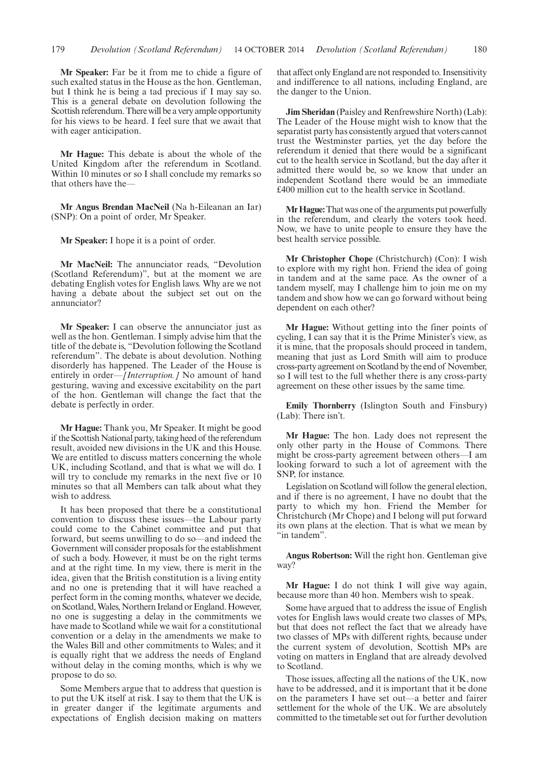**Mr Speaker:** Far be it from me to chide a figure of such exalted status in the House as the hon. Gentleman, but I think he is being a tad precious if I may say so. This is a general debate on devolution following the Scottish referendum. There will be a very ample opportunity for his views to be heard. I feel sure that we await that with eager anticipation.

**Mr Hague:** This debate is about the whole of the United Kingdom after the referendum in Scotland. Within 10 minutes or so I shall conclude my remarks so that others have the—

**Mr Angus Brendan MacNeil** (Na h-Eileanan an Iar) (SNP): On a point of order, Mr Speaker.

**Mr Speaker:** I hope it is a point of order.

**Mr MacNeil:** The annunciator reads, "Devolution (Scotland Referendum)", but at the moment we are debating English votes for English laws. Why are we not having a debate about the subject set out on the annunciator?

**Mr Speaker:** I can observe the annunciator just as well as the hon. Gentleman. I simply advise him that the title of the debate is, "Devolution following the Scotland referendum". The debate is about devolution. Nothing disorderly has happened. The Leader of the House is entirely in order—*[Interruption.]* No amount of hand gesturing, waving and excessive excitability on the part of the hon. Gentleman will change the fact that the debate is perfectly in order.

**Mr Hague:** Thank you, Mr Speaker. It might be good if the Scottish National party, taking heed of the referendum result, avoided new divisions in the UK and this House. We are entitled to discuss matters concerning the whole UK, including Scotland, and that is what we will do. I will try to conclude my remarks in the next five or 10 minutes so that all Members can talk about what they wish to address.

It has been proposed that there be a constitutional convention to discuss these issues—the Labour party could come to the Cabinet committee and put that forward, but seems unwilling to do so—and indeed the Government will consider proposals for the establishment of such a body. However, it must be on the right terms and at the right time. In my view, there is merit in the idea, given that the British constitution is a living entity and no one is pretending that it will have reached a perfect form in the coming months, whatever we decide, on Scotland, Wales, Northern Ireland or England. However, no one is suggesting a delay in the commitments we have made to Scotland while we wait for a constitutional convention or a delay in the amendments we make to the Wales Bill and other commitments to Wales; and it is equally right that we address the needs of England without delay in the coming months, which is why we propose to do so.

Some Members argue that to address that question is to put the UK itself at risk. I say to them that the UK is in greater danger if the legitimate arguments and expectations of English decision making on matters that affect only England are not responded to. Insensitivity and indifference to all nations, including England, are the danger to the Union.

**Jim Sheridan** (Paisley and Renfrewshire North) (Lab): The Leader of the House might wish to know that the separatist party has consistently argued that voters cannot trust the Westminster parties, yet the day before the referendum it denied that there would be a significant cut to the health service in Scotland, but the day after it admitted there would be, so we know that under an independent Scotland there would be an immediate £400 million cut to the health service in Scotland.

**Mr Hague:** That was one of the arguments put powerfully in the referendum, and clearly the voters took heed. Now, we have to unite people to ensure they have the best health service possible.

**Mr Christopher Chope** (Christchurch) (Con): I wish to explore with my right hon. Friend the idea of going in tandem and at the same pace. As the owner of a tandem myself, may I challenge him to join me on my tandem and show how we can go forward without being dependent on each other?

**Mr Hague:** Without getting into the finer points of cycling, I can say that it is the Prime Minister's view, as it is mine, that the proposals should proceed in tandem, meaning that just as Lord Smith will aim to produce cross-party agreement on Scotland by the end of November, so I will test to the full whether there is any cross-party agreement on these other issues by the same time.

**Emily Thornberry** (Islington South and Finsbury) (Lab): There isn't.

**Mr Hague:** The hon. Lady does not represent the only other party in the House of Commons. There might be cross-party agreement between others—I am looking forward to such a lot of agreement with the SNP, for instance.

Legislation on Scotland will follow the general election, and if there is no agreement, I have no doubt that the party to which my hon. Friend the Member for Christchurch (Mr Chope) and I belong will put forward its own plans at the election. That is what we mean by "in tandem".

**Angus Robertson:** Will the right hon. Gentleman give way?

**Mr Hague:** I do not think I will give way again, because more than 40 hon. Members wish to speak.

Some have argued that to address the issue of English votes for English laws would create two classes of MPs, but that does not reflect the fact that we already have two classes of MPs with different rights, because under the current system of devolution, Scottish MPs are voting on matters in England that are already devolved to Scotland.

Those issues, affecting all the nations of the UK, now have to be addressed, and it is important that it be done on the parameters I have set out—a better and fairer settlement for the whole of the UK. We are absolutely committed to the timetable set out for further devolution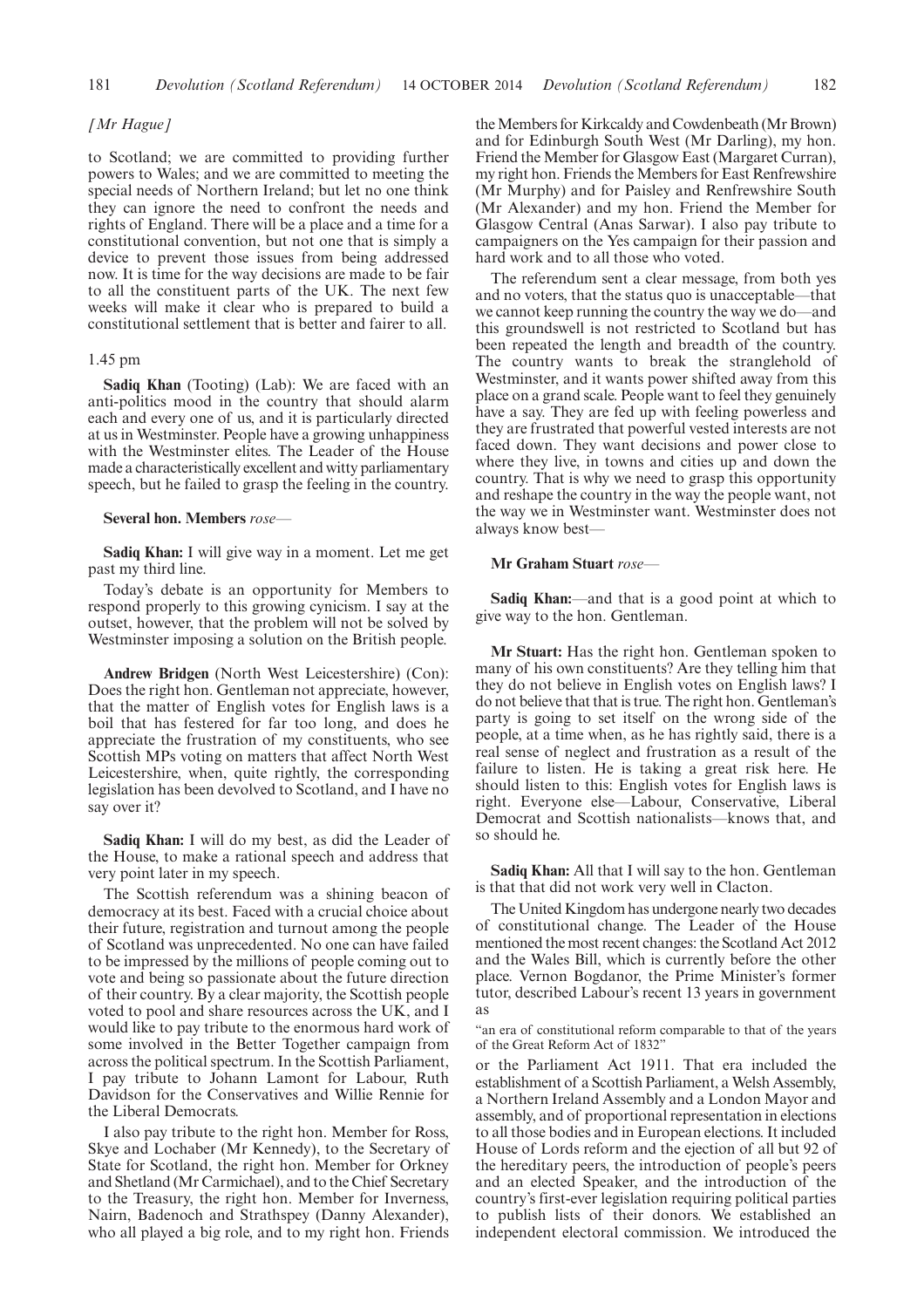*[Mr Hague]*

to Scotland; we are committed to providing further powers to Wales; and we are committed to meeting the special needs of Northern Ireland; but let no one think they can ignore the need to confront the needs and rights of England. There will be a place and a time for a constitutional convention, but not one that is simply a device to prevent those issues from being addressed now. It is time for the way decisions are made to be fair to all the constituent parts of the UK. The next few weeks will make it clear who is prepared to build a constitutional settlement that is better and fairer to all.

1.45 pm

**Sadiq Khan** (Tooting) (Lab): We are faced with an anti-politics mood in the country that should alarm each and every one of us, and it is particularly directed at us in Westminster. People have a growing unhappiness with the Westminster elites. The Leader of the House made a characteristically excellent and witty parliamentary speech, but he failed to grasp the feeling in the country.

**Several hon. Members** *rose*—

**Sadiq Khan:** I will give way in a moment. Let me get past my third line.

Today's debate is an opportunity for Members to respond properly to this growing cynicism. I say at the outset, however, that the problem will not be solved by Westminster imposing a solution on the British people.

**Andrew Bridgen** (North West Leicestershire) (Con): Does the right hon. Gentleman not appreciate, however, that the matter of English votes for English laws is a boil that has festered for far too long, and does he appreciate the frustration of my constituents, who see Scottish MPs voting on matters that affect North West Leicestershire, when, quite rightly, the corresponding legislation has been devolved to Scotland, and I have no say over it?

**Sadiq Khan:** I will do my best, as did the Leader of the House, to make a rational speech and address that very point later in my speech.

The Scottish referendum was a shining beacon of democracy at its best. Faced with a crucial choice about their future, registration and turnout among the people of Scotland was unprecedented. No one can have failed to be impressed by the millions of people coming out to vote and being so passionate about the future direction of their country. By a clear majority, the Scottish people voted to pool and share resources across the UK, and I would like to pay tribute to the enormous hard work of some involved in the Better Together campaign from across the political spectrum. In the Scottish Parliament, I pay tribute to Johann Lamont for Labour, Ruth Davidson for the Conservatives and Willie Rennie for the Liberal Democrats.

I also pay tribute to the right hon. Member for Ross, Skye and Lochaber (Mr Kennedy), to the Secretary of State for Scotland, the right hon. Member for Orkney and Shetland (Mr Carmichael), and to the Chief Secretary to the Treasury, the right hon. Member for Inverness, Nairn, Badenoch and Strathspey (Danny Alexander), who all played a big role, and to my right hon. Friends the Members for Kirkcaldy and Cowdenbeath (Mr Brown) and for Edinburgh South West (Mr Darling), my hon. Friend the Member for Glasgow East (Margaret Curran), my right hon. Friends the Members for East Renfrewshire (Mr Murphy) and for Paisley and Renfrewshire South (Mr Alexander) and my hon. Friend the Member for Glasgow Central (Anas Sarwar). I also pay tribute to campaigners on the Yes campaign for their passion and hard work and to all those who voted.

The referendum sent a clear message, from both yes and no voters, that the status quo is unacceptable—that we cannot keep running the country the way we do—and this groundswell is not restricted to Scotland but has been repeated the length and breadth of the country. The country wants to break the stranglehold of Westminster, and it wants power shifted away from this place on a grand scale. People want to feel they genuinely have a say. They are fed up with feeling powerless and they are frustrated that powerful vested interests are not faced down. They want decisions and power close to where they live, in towns and cities up and down the country. That is why we need to grasp this opportunity and reshape the country in the way the people want, not the way we in Westminster want. Westminster does not always know best—

**Mr Graham Stuart** *rose*—

**Sadiq Khan:**—and that is a good point at which to give way to the hon. Gentleman.

**Mr Stuart:** Has the right hon. Gentleman spoken to many of his own constituents? Are they telling him that they do not believe in English votes on English laws? I do not believe that that is true. The right hon. Gentleman's party is going to set itself on the wrong side of the people, at a time when, as he has rightly said, there is a real sense of neglect and frustration as a result of the failure to listen. He is taking a great risk here. He should listen to this: English votes for English laws is right. Everyone else—Labour, Conservative, Liberal Democrat and Scottish nationalists—knows that, and so should he.

**Sadiq Khan:** All that I will say to the hon. Gentleman is that that did not work very well in Clacton.

The United Kingdom has undergone nearly two decades of constitutional change. The Leader of the House mentioned the most recent changes: the Scotland Act 2012 and the Wales Bill, which is currently before the other place. Vernon Bogdanor, the Prime Minister's former tutor, described Labour's recent 13 years in government as

"an era of constitutional reform comparable to that of the years of the Great Reform Act of 1832"

or the Parliament Act 1911. That era included the establishment of a Scottish Parliament, a Welsh Assembly, a Northern Ireland Assembly and a London Mayor and assembly, and of proportional representation in elections to all those bodies and in European elections. It included House of Lords reform and the ejection of all but 92 of the hereditary peers, the introduction of people's peers and an elected Speaker, and the introduction of the country's first-ever legislation requiring political parties to publish lists of their donors. We established an independent electoral commission. We introduced the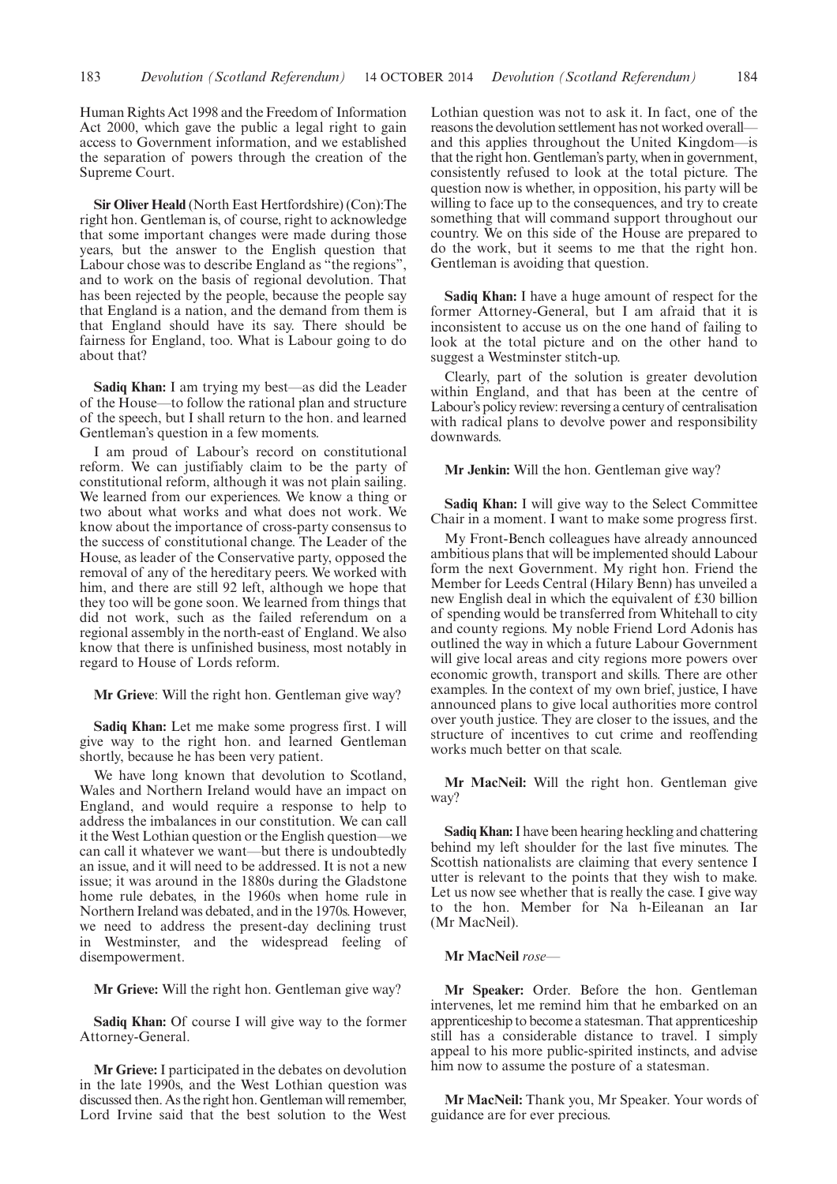Human Rights Act 1998 and the Freedom of Information Act 2000, which gave the public a legal right to gain access to Government information, and we established the separation of powers through the creation of the Supreme Court.

**Sir Oliver Heald** (North East Hertfordshire) (Con):The right hon. Gentleman is, of course, right to acknowledge that some important changes were made during those years, but the answer to the English question that Labour chose was to describe England as "the regions", and to work on the basis of regional devolution. That has been rejected by the people, because the people say that England is a nation, and the demand from them is that England should have its say. There should be fairness for England, too. What is Labour going to do about that?

**Sadiq Khan:** I am trying my best—as did the Leader of the House—to follow the rational plan and structure of the speech, but I shall return to the hon. and learned Gentleman's question in a few moments.

I am proud of Labour's record on constitutional reform. We can justifiably claim to be the party of constitutional reform, although it was not plain sailing. We learned from our experiences. We know a thing or two about what works and what does not work. We know about the importance of cross-party consensus to the success of constitutional change. The Leader of the House, as leader of the Conservative party, opposed the removal of any of the hereditary peers. We worked with him, and there are still 92 left, although we hope that they too will be gone soon. We learned from things that did not work, such as the failed referendum on a regional assembly in the north-east of England. We also know that there is unfinished business, most notably in regard to House of Lords reform.

**Mr Grieve**: Will the right hon. Gentleman give way?

**Sadiq Khan:** Let me make some progress first. I will give way to the right hon. and learned Gentleman shortly, because he has been very patient.

We have long known that devolution to Scotland, Wales and Northern Ireland would have an impact on England, and would require a response to help to address the imbalances in our constitution. We can call it the West Lothian question or the English question—we can call it whatever we want—but there is undoubtedly an issue, and it will need to be addressed. It is not a new issue; it was around in the 1880s during the Gladstone home rule debates, in the 1960s when home rule in Northern Ireland was debated, and in the 1970s. However, we need to address the present-day declining trust in Westminster, and the widespread feeling of disempowerment.

**Mr Grieve:** Will the right hon. Gentleman give way?

**Sadiq Khan:** Of course I will give way to the former Attorney-General.

**Mr Grieve:** I participated in the debates on devolution in the late 1990s, and the West Lothian question was discussed then. As the right hon. Gentleman will remember, Lord Irvine said that the best solution to the West Lothian question was not to ask it. In fact, one of the reasons the devolution settlement has not worked overall—and this applies throughout the United Kingdom—is that the right hon. Gentleman's party, when in government, consistently refused to look at the total picture. The question now is whether, in opposition, his party will be willing to face up to the consequences, and try to create something that will command support throughout our country. We on this side of the House are prepared to do the work, but it seems to me that the right hon. Gentleman is avoiding that question.

**Sadiq Khan:** I have a huge amount of respect for the former Attorney-General, but I am afraid that it is inconsistent to accuse us on the one hand of failing to look at the total picture and on the other hand to suggest a Westminster stitch-up.

Clearly, part of the solution is greater devolution within England, and that has been at the centre of Labour's policy review: reversing a century of centralisation with radical plans to devolve power and responsibility downwards.

**Mr Jenkin:** Will the hon. Gentleman give way?

**Sadiq Khan:** I will give way to the Select Committee Chair in a moment. I want to make some progress first.

My Front-Bench colleagues have already announced ambitious plans that will be implemented should Labour form the next Government. My right hon. Friend the Member for Leeds Central (Hilary Benn) has unveiled a new English deal in which the equivalent of £30 billion of spending would be transferred from Whitehall to city and county regions. My noble Friend Lord Adonis has outlined the way in which a future Labour Government will give local areas and city regions more powers over economic growth, transport and skills. There are other examples. In the context of my own brief, justice, I have announced plans to give local authorities more control over youth justice. They are closer to the issues, and the structure of incentives to cut crime and reoffending works much better on that scale.

**Mr MacNeil:** Will the right hon. Gentleman give way?

**Sadiq Khan:** I have been hearing heckling and chattering behind my left shoulder for the last five minutes. The Scottish nationalists are claiming that every sentence I utter is relevant to the points that they wish to make. Let us now see whether that is really the case. I give way to the hon. Member for Na h-Eileanan an Iar (Mr MacNeil).

**Mr MacNeil** *rose*—

**Mr Speaker:** Order. Before the hon. Gentleman intervenes, let me remind him that he embarked on an apprenticeship to become a statesman. That apprenticeship still has a considerable distance to travel. I simply appeal to his more public-spirited instincts, and advise him now to assume the posture of a statesman.

**Mr MacNeil:** Thank you, Mr Speaker. Your words of guidance are for ever precious.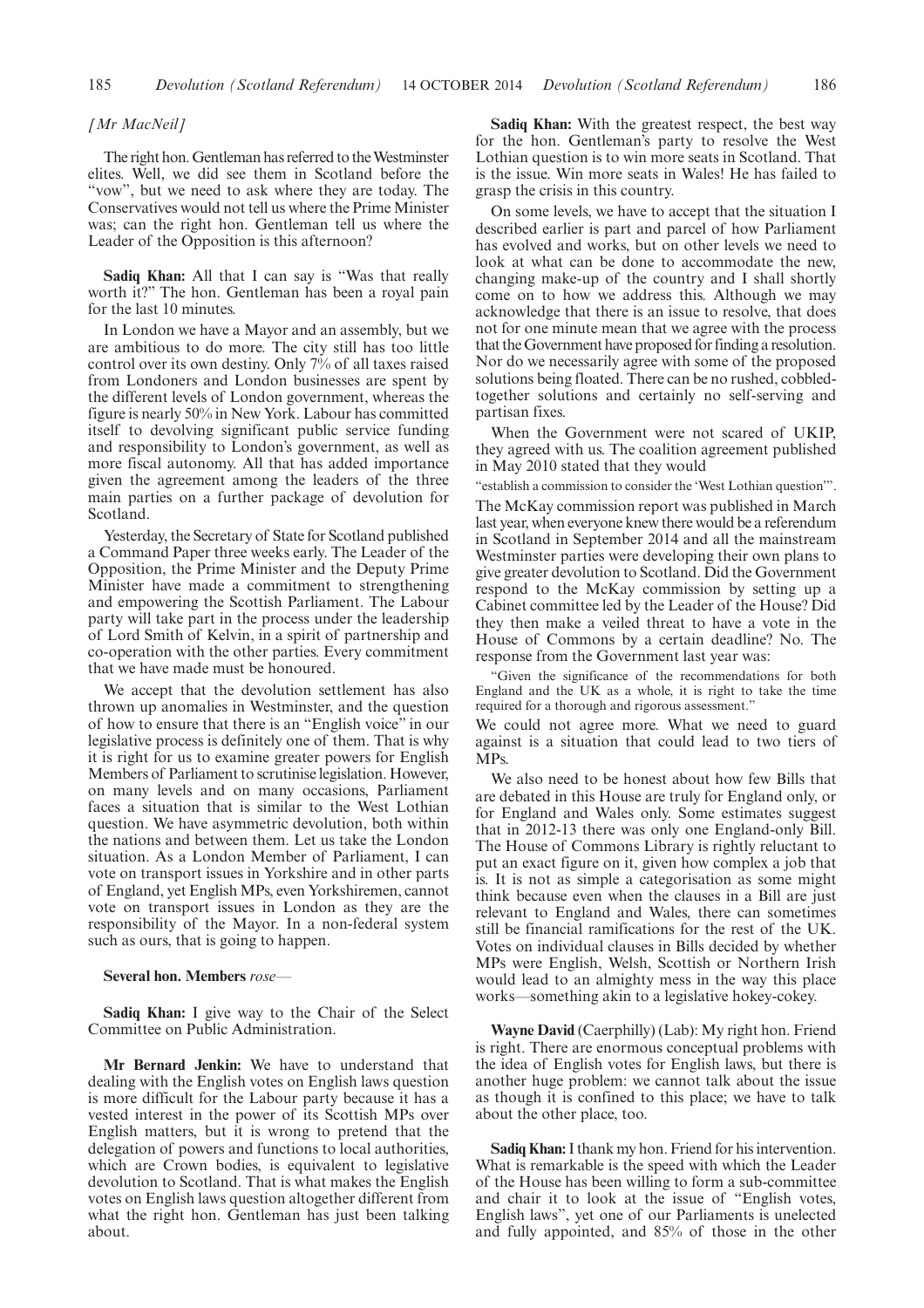*[Mr MacNeil]*

The right hon. Gentleman has referred to the Westminster elites. Well, we did see them in Scotland before the "vow", but we need to ask where they are today. The Conservatives would not tell us where the Prime Minister was; can the right hon. Gentleman tell us where the Leader of the Opposition is this afternoon?

**Sadiq Khan:** All that I can say is "Was that really worth it?" The hon. Gentleman has been a royal pain for the last 10 minutes.

In London we have a Mayor and an assembly, but we are ambitious to do more. The city still has too little control over its own destiny. Only 7% of all taxes raised from Londoners and London businesses are spent by the different levels of London government, whereas the figure is nearly 50% in New York. Labour has committed itself to devolving significant public service funding and responsibility to London's government, as well as more fiscal autonomy. All that has added importance given the agreement among the leaders of the three main parties on a further package of devolution for Scotland.

Yesterday, the Secretary of State for Scotland published a Command Paper three weeks early. The Leader of the Opposition, the Prime Minister and the Deputy Prime Minister have made a commitment to strengthening and empowering the Scottish Parliament. The Labour party will take part in the process under the leadership of Lord Smith of Kelvin, in a spirit of partnership and co-operation with the other parties. Every commitment that we have made must be honoured.

We accept that the devolution settlement has also thrown up anomalies in Westminster, and the question of how to ensure that there is an "English voice" in our legislative process is definitely one of them. That is why it is right for us to examine greater powers for English Members of Parliament to scrutinise legislation. However, on many levels and on many occasions, Parliament faces a situation that is similar to the West Lothian question. We have asymmetric devolution, both within the nations and between them. Let us take the London situation. As a London Member of Parliament, I can vote on transport issues in Yorkshire and in other parts of England, yet English MPs, even Yorkshiremen, cannot vote on transport issues in London as they are the responsibility of the Mayor. In a non-federal system such as ours, that is going to happen.

**Several hon. Members** *rose—*

**Sadiq Khan:** I give way to the Chair of the Select Committee on Public Administration.

**Mr Bernard Jenkin:** We have to understand that dealing with the English votes on English laws question is more difficult for the Labour party because it has a vested interest in the power of its Scottish MPs over English matters, but it is wrong to pretend that the delegation of powers and functions to local authorities, which are Crown bodies, is equivalent to legislative devolution to Scotland. That is what makes the English votes on English laws question altogether different from what the right hon. Gentleman has just been talking about.

**Sadiq Khan:** With the greatest respect, the best way for the hon. Gentleman's party to resolve the West Lothian question is to win more seats in Scotland. That is the issue. Win more seats in Wales! He has failed to grasp the crisis in this country.

On some levels, we have to accept that the situation I described earlier is part and parcel of how Parliament has evolved and works, but on other levels we need to look at what can be done to accommodate the new, changing make-up of the country and I shall shortly come on to how we address this. Although we may acknowledge that there is an issue to resolve, that does not for one minute mean that we agree with the process that the Government have proposed for finding a resolution. Nor do we necessarily agree with some of the proposed solutions being floated. There can be no rushed, cobbled-together solutions and certainly no self-serving and partisan fixes.

When the Government were not scared of UKIP, they agreed with us. The coalition agreement published in May 2010 stated that they would

"establish a commission to consider the 'West Lothian question'".

The McKay commission report was published in March last year, when everyone knew there would be a referendum in Scotland in September 2014 and all the mainstream Westminster parties were developing their own plans to give greater devolution to Scotland. Did the Government respond to the McKay commission by setting up a Cabinet committee led by the Leader of the House? Did they then make a veiled threat to have a vote in the House of Commons by a certain deadline? No. The response from the Government last year was:

"Given the significance of the recommendations for both England and the UK as a whole, it is right to take the time required for a thorough and rigorous assessment."

We could not agree more. What we need to guard against is a situation that could lead to two tiers of MPs.

We also need to be honest about how few Bills that are debated in this House are truly for England only, or for England and Wales only. Some estimates suggest that in 2012-13 there was only one England-only Bill. The House of Commons Library is rightly reluctant to put an exact figure on it, given how complex a job that is. It is not as simple a categorisation as some might think because even when the clauses in a Bill are just relevant to England and Wales, there can sometimes still be financial ramifications for the rest of the UK. Votes on individual clauses in Bills decided by whether MPs were English, Welsh, Scottish or Northern Irish would lead to an almighty mess in the way this place works—something akin to a legislative hokey-cokey.

**Wayne David** (Caerphilly) (Lab): My right hon. Friend is right. There are enormous conceptual problems with the idea of English votes for English laws, but there is another huge problem: we cannot talk about the issue as though it is confined to this place; we have to talk about the other place, too.

**Sadiq Khan:** I thank my hon. Friend for his intervention. What is remarkable is the speed with which the Leader of the House has been willing to form a sub-committee and chair it to look at the issue of "English votes, English laws", yet one of our Parliaments is unelected and fully appointed, and 85% of those in the other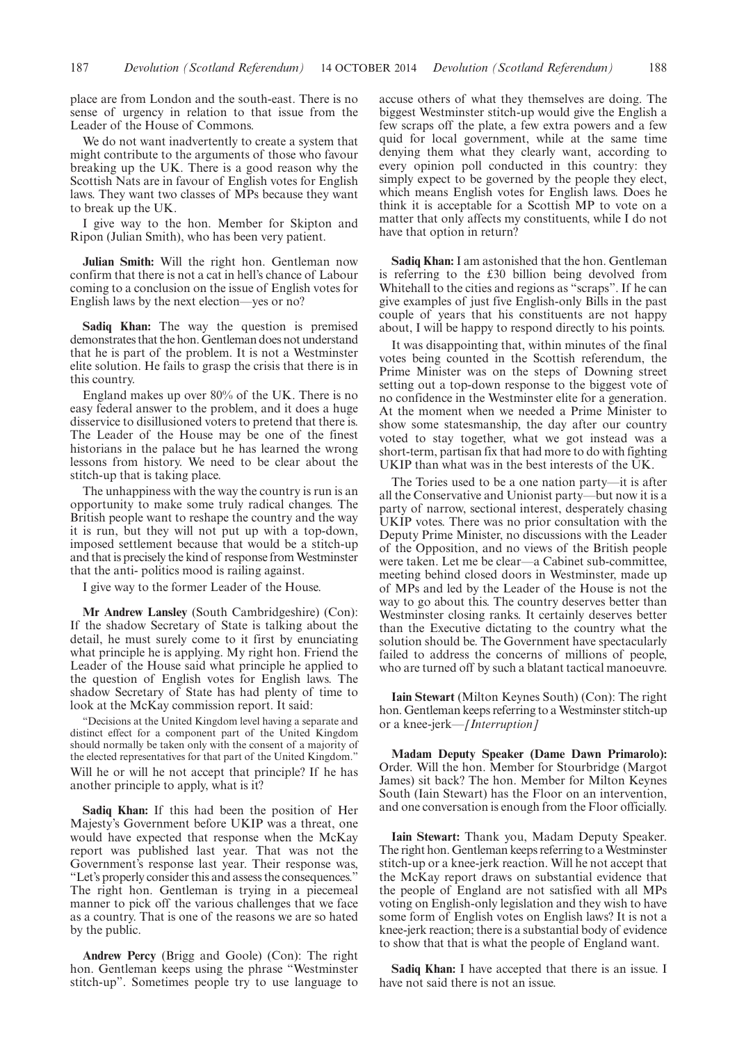place are from London and the south-east. There is no sense of urgency in relation to that issue from the Leader of the House of Commons.

We do not want inadvertently to create a system that might contribute to the arguments of those who favour breaking up the UK. There is a good reason why the Scottish Nats are in favour of English votes for English laws. They want two classes of MPs because they want to break up the UK.

I give way to the hon. Member for Skipton and Ripon (Julian Smith), who has been very patient.

**Julian Smith:** Will the right hon. Gentleman now confirm that there is not a cat in hell's chance of Labour coming to a conclusion on the issue of English votes for English laws by the next election—yes or no?

**Sadiq Khan:** The way the question is premised demonstrates that the hon. Gentleman does not understand that he is part of the problem. It is not a Westminster elite solution. He fails to grasp the crisis that there is in this country.

England makes up over 80% of the UK. There is no easy federal answer to the problem, and it does a huge disservice to disillusioned voters to pretend that there is. The Leader of the House may be one of the finest historians in the palace but he has learned the wrong lessons from history. We need to be clear about the stitch-up that is taking place.

The unhappiness with the way the country is run is an opportunity to make some truly radical changes. The British people want to reshape the country and the way it is run, but they will not put up with a top-down, imposed settlement because that would be a stitch-up and that is precisely the kind of response from Westminster that the anti- politics mood is railing against.

I give way to the former Leader of the House.

**Mr Andrew Lansley** (South Cambridgeshire) (Con): If the shadow Secretary of State is talking about the detail, he must surely come to it first by enunciating what principle he is applying. My right hon. Friend the Leader of the House said what principle he applied to the question of English votes for English laws. The shadow Secretary of State has had plenty of time to look at the McKay commission report. It said:

"Decisions at the United Kingdom level having a separate and distinct effect for a component part of the United Kingdom should normally be taken only with the consent of a majority of the elected representatives for that part of the United Kingdom."

Will he or will he not accept that principle? If he has another principle to apply, what is it?

**Sadiq Khan:** If this had been the position of Her Majesty's Government before UKIP was a threat, one would have expected that response when the McKay report was published last year. That was not the Government's response last year. Their response was, "Let's properly consider this and assess the consequences." The right hon. Gentleman is trying in a piecemeal manner to pick off the various challenges that we face as a country. That is one of the reasons we are so hated by the public.

**Andrew Percy** (Brigg and Goole) (Con): The right hon. Gentleman keeps using the phrase "Westminster stitch-up". Sometimes people try to use language to accuse others of what they themselves are doing. The biggest Westminster stitch-up would give the English a few scraps off the plate, a few extra powers and a few quid for local government, while at the same time denying them what they clearly want, according to every opinion poll conducted in this country: they simply expect to be governed by the people they elect, which means English votes for English laws. Does he think it is acceptable for a Scottish MP to vote on a matter that only affects my constituents, while I do not have that option in return?

**Sadiq Khan:** I am astonished that the hon. Gentleman is referring to the £30 billion being devolved from Whitehall to the cities and regions as "scraps". If he can give examples of just five English-only Bills in the past couple of years that his constituents are not happy about, I will be happy to respond directly to his points.

It was disappointing that, within minutes of the final votes being counted in the Scottish referendum, the Prime Minister was on the steps of Downing street setting out a top-down response to the biggest vote of no confidence in the Westminster elite for a generation. At the moment when we needed a Prime Minister to show some statesmanship, the day after our country voted to stay together, what we got instead was a short-term, partisan fix that had more to do with fighting UKIP than what was in the best interests of the UK.

The Tories used to be a one nation party—it is after all the Conservative and Unionist party—but now it is a party of narrow, sectional interest, desperately chasing UKIP votes. There was no prior consultation with the Deputy Prime Minister, no discussions with the Leader of the Opposition, and no views of the British people were taken. Let me be clear—a Cabinet sub-committee, meeting behind closed doors in Westminster, made up of MPs and led by the Leader of the House is not the way to go about this. The country deserves better than Westminster closing ranks. It certainly deserves better than the Executive dictating to the country what the solution should be. The Government have spectacularly failed to address the concerns of millions of people, who are turned off by such a blatant tactical manoeuvre.

**Iain Stewart** (Milton Keynes South) (Con): The right hon. Gentleman keeps referring to a Westminster stitch-up or a knee-jerk—*[Interruption]*

**Madam Deputy Speaker (Dame Dawn Primarolo):** Order. Will the hon. Member for Stourbridge (Margot James) sit back? The hon. Member for Milton Keynes South (Iain Stewart) has the Floor on an intervention, and one conversation is enough from the Floor officially.

**Iain Stewart:** Thank you, Madam Deputy Speaker. The right hon. Gentleman keeps referring to a Westminster stitch-up or a knee-jerk reaction. Will he not accept that the McKay report draws on substantial evidence that the people of England are not satisfied with all MPs voting on English-only legislation and they wish to have some form of English votes on English laws? It is not a knee-jerk reaction; there is a substantial body of evidence to show that that is what the people of England want.

**Sadiq Khan:** I have accepted that there is an issue. I have not said there is not an issue.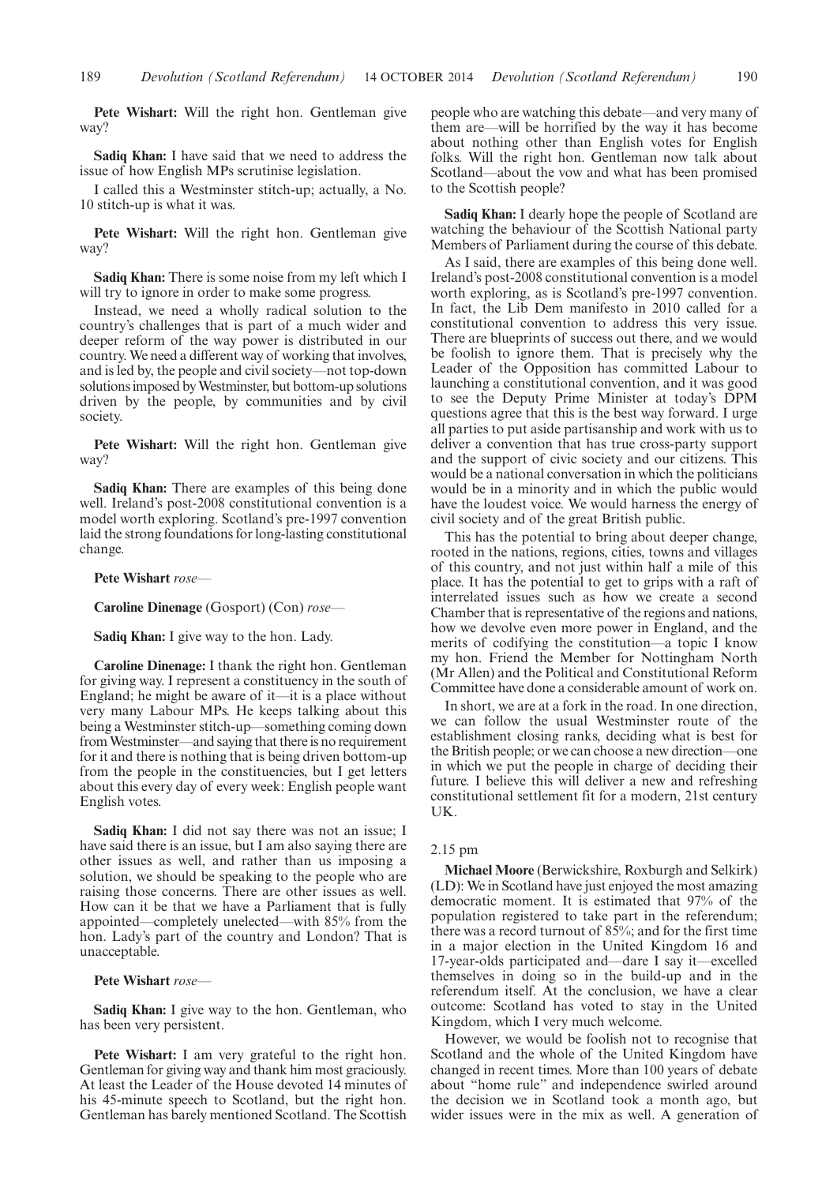**Pete Wishart:** Will the right hon. Gentleman give way?

**Sadiq Khan:** I have said that we need to address the issue of how English MPs scrutinise legislation.

I called this a Westminster stitch-up; actually, a No. 10 stitch-up is what it was.

**Pete Wishart:** Will the right hon. Gentleman give way?

**Sadiq Khan:** There is some noise from my left which I will try to ignore in order to make some progress.

Instead, we need a wholly radical solution to the country's challenges that is part of a much wider and deeper reform of the way power is distributed in our country. We need a different way of working that involves, and is led by, the people and civil society—not top-down solutions imposed by Westminster, but bottom-up solutions driven by the people, by communities and by civil society.

**Pete Wishart:** Will the right hon. Gentleman give way?

**Sadiq Khan:** There are examples of this being done well. Ireland's post-2008 constitutional convention is a model worth exploring. Scotland's pre-1997 convention laid the strong foundations for long-lasting constitutional change.

**Pete Wishart** *rose*—

**Caroline Dinenage** (Gosport) (Con) *rose*—

**Sadiq Khan:** I give way to the hon. Lady.

**Caroline Dinenage:** I thank the right hon. Gentleman for giving way. I represent a constituency in the south of England; he might be aware of it—it is a place without very many Labour MPs. He keeps talking about this being a Westminster stitch-up—something coming down from Westminster—and saying that there is no requirement for it and there is nothing that is being driven bottom-up from the people in the constituencies, but I get letters about this every day of every week: English people want English votes.

**Sadiq Khan:** I did not say there was not an issue; I have said there is an issue, but I am also saying there are other issues as well, and rather than us imposing a solution, we should be speaking to the people who are raising those concerns. There are other issues as well. How can it be that we have a Parliament that is fully appointed—completely unelected—with 85% from the hon. Lady's part of the country and London? That is unacceptable.

**Pete Wishart** *rose*—

**Sadiq Khan:** I give way to the hon. Gentleman, who has been very persistent.

**Pete Wishart:** I am very grateful to the right hon. Gentleman for giving way and thank him most graciously. At least the Leader of the House devoted 14 minutes of his 45-minute speech to Scotland, but the right hon. Gentleman has barely mentioned Scotland. The Scottish people who are watching this debate—and very many of them are—will be horrified by the way it has become about nothing other than English votes for English folks. Will the right hon. Gentleman now talk about Scotland—about the vow and what has been promised to the Scottish people?

**Sadiq Khan:** I dearly hope the people of Scotland are watching the behaviour of the Scottish National party Members of Parliament during the course of this debate.

As I said, there are examples of this being done well. Ireland's post-2008 constitutional convention is a model worth exploring, as is Scotland's pre-1997 convention. In fact, the Lib Dem manifesto in 2010 called for a constitutional convention to address this very issue. There are blueprints of success out there, and we would be foolish to ignore them. That is precisely why the Leader of the Opposition has committed Labour to launching a constitutional convention, and it was good to see the Deputy Prime Minister at today's DPM questions agree that this is the best way forward. I urge all parties to put aside partisanship and work with us to deliver a convention that has true cross-party support and the support of civic society and our citizens. This would be a national conversation in which the politicians would be in a minority and in which the public would have the loudest voice. We would harness the energy of civil society and of the great British public.

This has the potential to bring about deeper change, rooted in the nations, regions, cities, towns and villages of this country, and not just within half a mile of this place. It has the potential to get to grips with a raft of interrelated issues such as how we create a second Chamber that is representative of the regions and nations, how we devolve even more power in England, and the merits of codifying the constitution—a topic I know my hon. Friend the Member for Nottingham North (Mr Allen) and the Political and Constitutional Reform Committee have done a considerable amount of work on.

In short, we are at a fork in the road. In one direction, we can follow the usual Westminster route of the establishment closing ranks, deciding what is best for the British people; or we can choose a new direction—one in which we put the people in charge of deciding their future. I believe this will deliver a new and refreshing constitutional settlement fit for a modern, 21st century UK.

2.15 pm

**Michael Moore** (Berwickshire, Roxburgh and Selkirk) (LD): We in Scotland have just enjoyed the most amazing democratic moment. It is estimated that 97% of the population registered to take part in the referendum; there was a record turnout of 85%; and for the first time in a major election in the United Kingdom 16 and 17-year-olds participated and—dare I say it—excelled themselves in doing so in the build-up and in the referendum itself. At the conclusion, we have a clear outcome: Scotland has voted to stay in the United Kingdom, which I very much welcome.

However, we would be foolish not to recognise that Scotland and the whole of the United Kingdom have changed in recent times. More than 100 years of debate about "home rule" and independence swirled around the decision we in Scotland took a month ago, but wider issues were in the mix as well. A generation of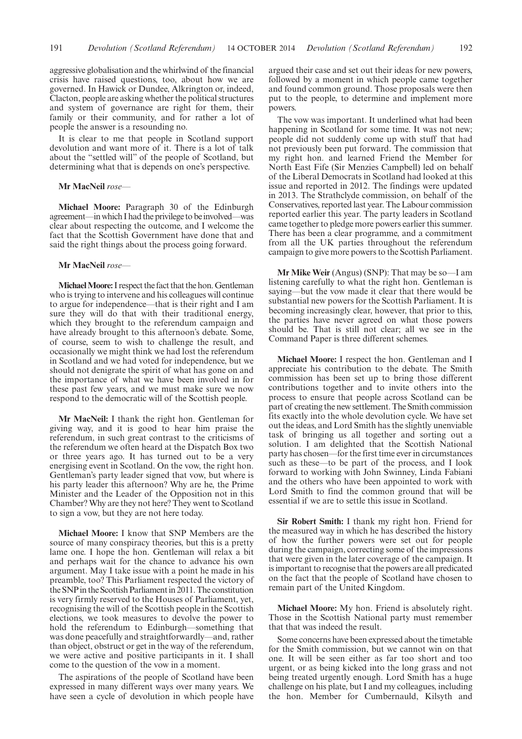aggressive globalisation and the whirlwind of the financial crisis have raised questions, too, about how we are governed. In Hawick or Dundee, Alkrington or, indeed, Clacton, people are asking whether the political structures and system of governance are right for them, their family or their community, and for rather a lot of people the answer is a resounding no.

It is clear to me that people in Scotland support devolution and want more of it. There is a lot of talk about the "settled will" of the people of Scotland, but determining what that is depends on one's perspective.

**Mr MacNeil** *rose—*

**Michael Moore:** Paragraph 30 of the Edinburgh agreement—in which I had the privilege to be involved—was clear about respecting the outcome, and I welcome the fact that the Scottish Government have done that and said the right things about the process going forward.

**Mr MacNeil** *rose—*

**Michael Moore:** I respect the fact that the hon. Gentleman who is trying to intervene and his colleagues will continue to argue for independence—that is their right and I am sure they will do that with their traditional energy, which they brought to the referendum campaign and have already brought to this afternoon's debate. Some, of course, seem to wish to challenge the result, and occasionally we might think we had lost the referendum in Scotland and we had voted for independence, but we should not denigrate the spirit of what has gone on and the importance of what we have been involved in for these past few years, and we must make sure we now respond to the democratic will of the Scottish people.

**Mr MacNeil:** I thank the right hon. Gentleman for giving way, and it is good to hear him praise the referendum, in such great contrast to the criticisms of the referendum we often heard at the Dispatch Box two or three years ago. It has turned out to be a very energising event in Scotland. On the vow, the right hon. Gentleman's party leader signed that vow, but where is his party leader this afternoon? Why are he, the Prime Minister and the Leader of the Opposition not in this Chamber? Why are they not here? They went to Scotland to sign a vow, but they are not here today.

**Michael Moore:** I know that SNP Members are the source of many conspiracy theories, but this is a pretty lame one. I hope the hon. Gentleman will relax a bit and perhaps wait for the chance to advance his own argument. May I take issue with a point he made in his preamble, too? This Parliament respected the victory of the SNP in the Scottish Parliament in 2011. The constitution is very firmly reserved to the Houses of Parliament, yet, recognising the will of the Scottish people in the Scottish elections, we took measures to devolve the power to hold the referendum to Edinburgh—something that was done peacefully and straightforwardly—and, rather than object, obstruct or get in the way of the referendum, we were active and positive participants in it. I shall come to the question of the vow in a moment.

The aspirations of the people of Scotland have been expressed in many different ways over many years. We have seen a cycle of devolution in which people have argued their case and set out their ideas for new powers, followed by a moment in which people came together and found common ground. Those proposals were then put to the people, to determine and implement more powers.

The vow was important. It underlined what had been happening in Scotland for some time. It was not new; people did not suddenly come up with stuff that had not previously been put forward. The commission that my right hon. and learned Friend the Member for North East Fife (Sir Menzies Campbell) led on behalf of the Liberal Democrats in Scotland had looked at this issue and reported in 2012. The findings were updated in 2013. The Strathclyde commission, on behalf of the Conservatives, reported last year. The Labour commission reported earlier this year. The party leaders in Scotland came together to pledge more powers earlier this summer. There has been a clear programme, and a commitment from all the UK parties throughout the referendum campaign to give more powers to the Scottish Parliament.

**Mr Mike Weir** (Angus) (SNP): That may be so—I am listening carefully to what the right hon. Gentleman is saying—but the vow made it clear that there would be substantial new powers for the Scottish Parliament. It is becoming increasingly clear, however, that prior to this, the parties have never agreed on what those powers should be. That is still not clear; all we see in the Command Paper is three different schemes.

**Michael Moore:** I respect the hon. Gentleman and I appreciate his contribution to the debate. The Smith commission has been set up to bring those different contributions together and to invite others into the process to ensure that people across Scotland can be part of creating the new settlement. The Smith commission fits exactly into the whole devolution cycle. We have set out the ideas, and Lord Smith has the slightly unenviable task of bringing us all together and sorting out a solution. I am delighted that the Scottish National party has chosen—for the first time ever in circumstances such as these—to be part of the process, and I look forward to working with John Swinney, Linda Fabiani and the others who have been appointed to work with Lord Smith to find the common ground that will be essential if we are to settle this issue in Scotland.

**Sir Robert Smith:** I thank my right hon. Friend for the measured way in which he has described the history of how the further powers were set out for people during the campaign, correcting some of the impressions that were given in the later coverage of the campaign. It is important to recognise that the powers are all predicated on the fact that the people of Scotland have chosen to remain part of the United Kingdom.

**Michael Moore:** My hon. Friend is absolutely right. Those in the Scottish National party must remember that that was indeed the result.

Some concerns have been expressed about the timetable for the Smith commission, but we cannot win on that one. It will be seen either as far too short and too urgent, or as being kicked into the long grass and not being treated urgently enough. Lord Smith has a huge challenge on his plate, but I and my colleagues, including the hon. Member for Cumbernauld, Kilsyth and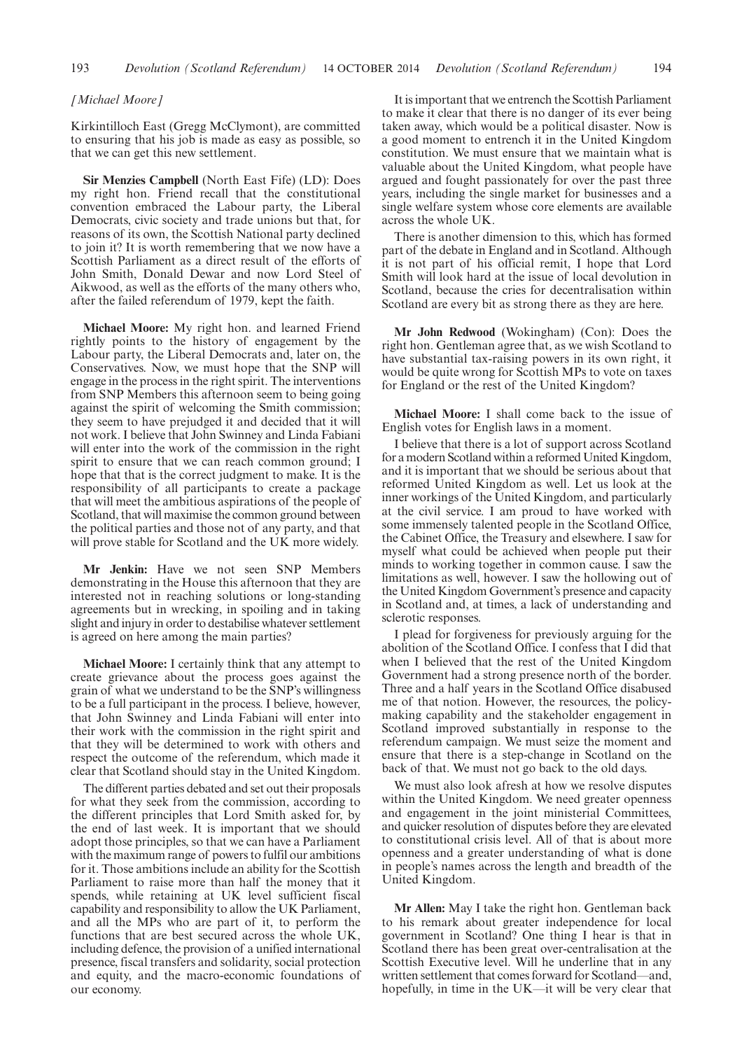*[Michael Moore]*

Kirkintilloch East (Gregg McClymont), are committed to ensuring that his job is made as easy as possible, so that we can get this new settlement.

**Sir Menzies Campbell** (North East Fife) (LD): Does my right hon. Friend recall that the constitutional convention embraced the Labour party, the Liberal Democrats, civic society and trade unions but that, for reasons of its own, the Scottish National party declined to join it? It is worth remembering that we now have a Scottish Parliament as a direct result of the efforts of John Smith, Donald Dewar and now Lord Steel of Aikwood, as well as the efforts of the many others who, after the failed referendum of 1979, kept the faith.

**Michael Moore:** My right hon. and learned Friend rightly points to the history of engagement by the Labour party, the Liberal Democrats and, later on, the Conservatives. Now, we must hope that the SNP will engage in the process in the right spirit. The interventions from SNP Members this afternoon seem to being going against the spirit of welcoming the Smith commission; they seem to have prejudged it and decided that it will not work. I believe that John Swinney and Linda Fabiani will enter into the work of the commission in the right spirit to ensure that we can reach common ground; I hope that that is the correct judgment to make. It is the responsibility of all participants to create a package that will meet the ambitious aspirations of the people of Scotland, that will maximise the common ground between the political parties and those not of any party, and that will prove stable for Scotland and the UK more widely.

**Mr Jenkin:** Have we not seen SNP Members demonstrating in the House this afternoon that they are interested not in reaching solutions or long-standing agreements but in wrecking, in spoiling and in taking slight and injury in order to destabilise whatever settlement is agreed on here among the main parties?

**Michael Moore:** I certainly think that any attempt to create grievance about the process goes against the grain of what we understand to be the SNP's willingness to be a full participant in the process. I believe, however, that John Swinney and Linda Fabiani will enter into their work with the commission in the right spirit and that they will be determined to work with others and respect the outcome of the referendum, which made it clear that Scotland should stay in the United Kingdom.

The different parties debated and set out their proposals for what they seek from the commission, according to the different principles that Lord Smith asked for, by the end of last week. It is important that we should adopt those principles, so that we can have a Parliament with the maximum range of powers to fulfil our ambitions for it. Those ambitions include an ability for the Scottish Parliament to raise more than half the money that it spends, while retaining at UK level sufficient fiscal capability and responsibility to allow the UK Parliament, and all the MPs who are part of it, to perform the functions that are best secured across the whole UK, including defence, the provision of a unified international presence, fiscal transfers and solidarity, social protection and equity, and the macro-economic foundations of our economy.

It is important that we entrench the Scottish Parliament to make it clear that there is no danger of its ever being taken away, which would be a political disaster. Now is a good moment to entrench it in the United Kingdom constitution. We must ensure that we maintain what is valuable about the United Kingdom, what people have argued and fought passionately for over the past three years, including the single market for businesses and a single welfare system whose core elements are available across the whole UK.

There is another dimension to this, which has formed part of the debate in England and in Scotland. Although it is not part of his official remit, I hope that Lord Smith will look hard at the issue of local devolution in Scotland, because the cries for decentralisation within Scotland are every bit as strong there as they are here.

**Mr John Redwood** (Wokingham) (Con): Does the right hon. Gentleman agree that, as we wish Scotland to have substantial tax-raising powers in its own right, it would be quite wrong for Scottish MPs to vote on taxes for England or the rest of the United Kingdom?

**Michael Moore:** I shall come back to the issue of English votes for English laws in a moment.

I believe that there is a lot of support across Scotland for a modern Scotland within a reformed United Kingdom, and it is important that we should be serious about that reformed United Kingdom as well. Let us look at the inner workings of the United Kingdom, and particularly at the civil service. I am proud to have worked with some immensely talented people in the Scotland Office, the Cabinet Office, the Treasury and elsewhere. I saw for myself what could be achieved when people put their minds to working together in common cause. I saw the limitations as well, however. I saw the hollowing out of the United Kingdom Government's presence and capacity in Scotland and, at times, a lack of understanding and sclerotic responses.

I plead for forgiveness for previously arguing for the abolition of the Scotland Office. I confess that I did that when I believed that the rest of the United Kingdom Government had a strong presence north of the border. Three and a half years in the Scotland Office disabused me of that notion. However, the resources, the policy-making capability and the stakeholder engagement in Scotland improved substantially in response to the referendum campaign. We must seize the moment and ensure that there is a step-change in Scotland on the back of that. We must not go back to the old days.

We must also look afresh at how we resolve disputes within the United Kingdom. We need greater openness and engagement in the joint ministerial Committees, and quicker resolution of disputes before they are elevated to constitutional crisis level. All of that is about more openness and a greater understanding of what is done in people's names across the length and breadth of the United Kingdom.

**Mr Allen:** May I take the right hon. Gentleman back to his remark about greater independence for local government in Scotland? One thing I hear is that in Scotland there has been great over-centralisation at the Scottish Executive level. Will he underline that in any written settlement that comes forward for Scotland—and, hopefully, in time in the UK—it will be very clear that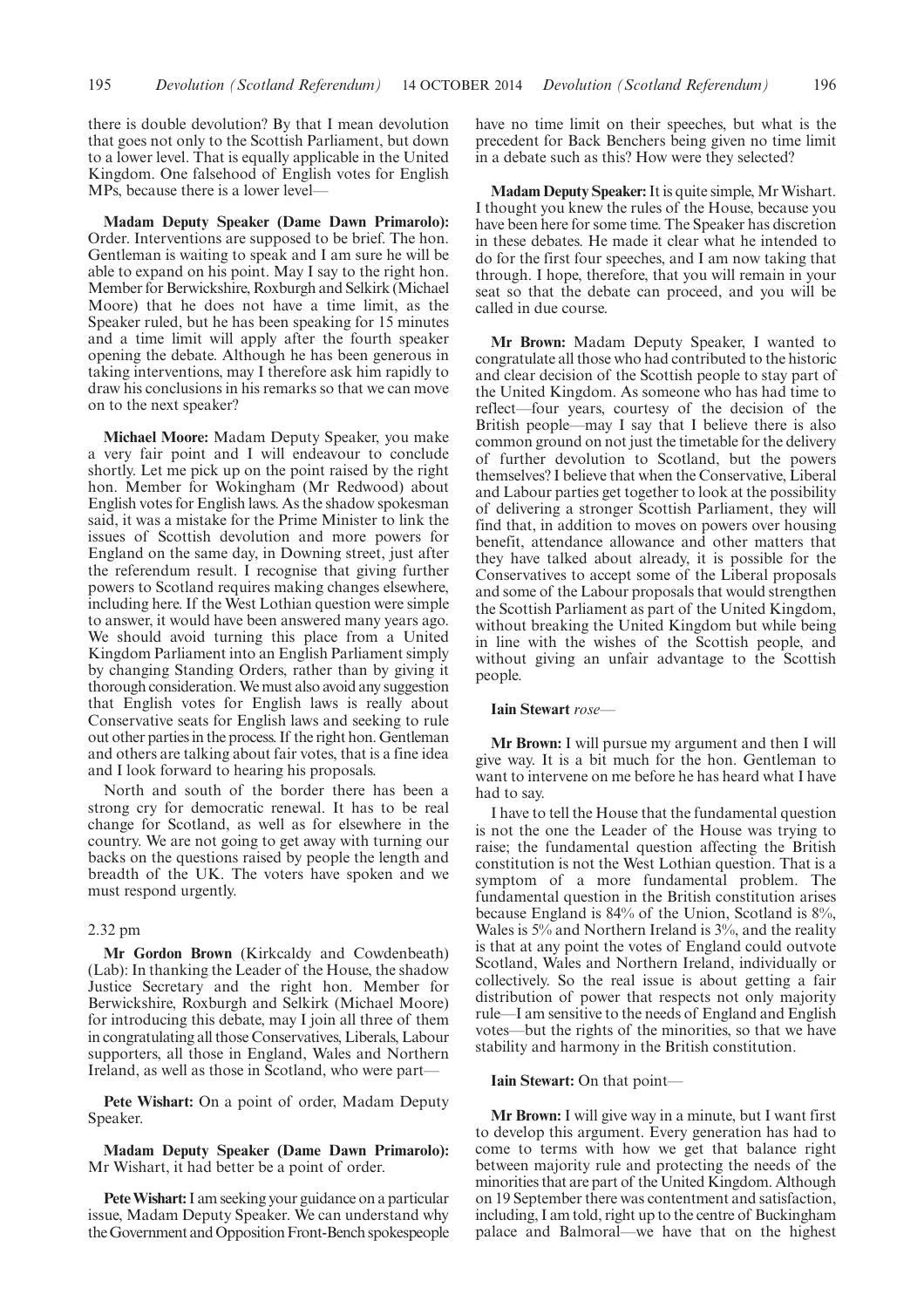there is double devolution? By that I mean devolution that goes not only to the Scottish Parliament, but down to a lower level. That is equally applicable in the United Kingdom. One falsehood of English votes for English MPs, because there is a lower level—

**Madam Deputy Speaker (Dame Dawn Primarolo):** Order. Interventions are supposed to be brief. The hon. Gentleman is waiting to speak and I am sure he will be able to expand on his point. May I say to the right hon. Member for Berwickshire, Roxburgh and Selkirk (Michael Moore) that he does not have a time limit, as the Speaker ruled, but he has been speaking for 15 minutes and a time limit will apply after the fourth speaker opening the debate. Although he has been generous in taking interventions, may I therefore ask him rapidly to draw his conclusions in his remarks so that we can move on to the next speaker?

**Michael Moore:** Madam Deputy Speaker, you make a very fair point and I will endeavour to conclude shortly. Let me pick up on the point raised by the right hon. Member for Wokingham (Mr Redwood) about English votes for English laws. As the shadow spokesman said, it was a mistake for the Prime Minister to link the issues of Scottish devolution and more powers for England on the same day, in Downing street, just after the referendum result. I recognise that giving further powers to Scotland requires making changes elsewhere, including here. If the West Lothian question were simple to answer, it would have been answered many years ago. We should avoid turning this place from a United Kingdom Parliament into an English Parliament simply by changing Standing Orders, rather than by giving it thorough consideration. We must also avoid any suggestion that English votes for English laws is really about Conservative seats for English laws and seeking to rule out other parties in the process. If the right hon. Gentleman and others are talking about fair votes, that is a fine idea and I look forward to hearing his proposals.

North and south of the border there has been a strong cry for democratic renewal. It has to be real change for Scotland, as well as for elsewhere in the country. We are not going to get away with turning our backs on the questions raised by people the length and breadth of the UK. The voters have spoken and we must respond urgently.

2.32 pm

**Mr Gordon Brown** (Kirkcaldy and Cowdenbeath) (Lab): In thanking the Leader of the House, the shadow Justice Secretary and the right hon. Member for Berwickshire, Roxburgh and Selkirk (Michael Moore) for introducing this debate, may I join all three of them in congratulating all those Conservatives, Liberals, Labour supporters, all those in England, Wales and Northern Ireland, as well as those in Scotland, who were part—

**Pete Wishart:** On a point of order, Madam Deputy Speaker.

**Madam Deputy Speaker (Dame Dawn Primarolo):** Mr Wishart, it had better be a point of order.

**Pete Wishart:** I am seeking your guidance on a particular issue, Madam Deputy Speaker. We can understand why the Government and Opposition Front-Bench spokespeople have no time limit on their speeches, but what is the precedent for Back Benchers being given no time limit in a debate such as this? How were they selected?

**Madam Deputy Speaker:** It is quite simple, Mr Wishart. I thought you knew the rules of the House, because you have been here for some time. The Speaker has discretion in these debates. He made it clear what he intended to do for the first four speeches, and I am now taking that through. I hope, therefore, that you will remain in your seat so that the debate can proceed, and you will be called in due course.

**Mr Brown:** Madam Deputy Speaker, I wanted to congratulate all those who had contributed to the historic and clear decision of the Scottish people to stay part of the United Kingdom. As someone who has had time to reflect—four years, courtesy of the decision of the British people—may I say that I believe there is also common ground on not just the timetable for the delivery of further devolution to Scotland, but the powers themselves? I believe that when the Conservative, Liberal and Labour parties get together to look at the possibility of delivering a stronger Scottish Parliament, they will find that, in addition to moves on powers over housing benefit, attendance allowance and other matters that they have talked about already, it is possible for the Conservatives to accept some of the Liberal proposals and some of the Labour proposals that would strengthen the Scottish Parliament as part of the United Kingdom, without breaking the United Kingdom but while being in line with the wishes of the Scottish people, and without giving an unfair advantage to the Scottish people.

**Iain Stewart** *rose*—

**Mr Brown:** I will pursue my argument and then I will give way. It is a bit much for the hon. Gentleman to want to intervene on me before he has heard what I have had to say.

I have to tell the House that the fundamental question is not the one the Leader of the House was trying to raise; the fundamental question affecting the British constitution is not the West Lothian question. That is a symptom of a more fundamental problem. The fundamental question in the British constitution arises because England is 84% of the Union, Scotland is 8%, Wales is 5% and Northern Ireland is 3%, and the reality is that at any point the votes of England could outvote Scotland, Wales and Northern Ireland, individually or collectively. So the real issue is about getting a fair distribution of power that respects not only majority rule—I am sensitive to the needs of England and English votes—but the rights of the minorities, so that we have stability and harmony in the British constitution.

**Iain Stewart:** On that point—

**Mr Brown:** I will give way in a minute, but I want first to develop this argument. Every generation has had to come to terms with how we get that balance right between majority rule and protecting the needs of the minorities that are part of the United Kingdom. Although on 19 September there was contentment and satisfaction, including, I am told, right up to the centre of Buckingham palace and Balmoral—we have that on the highest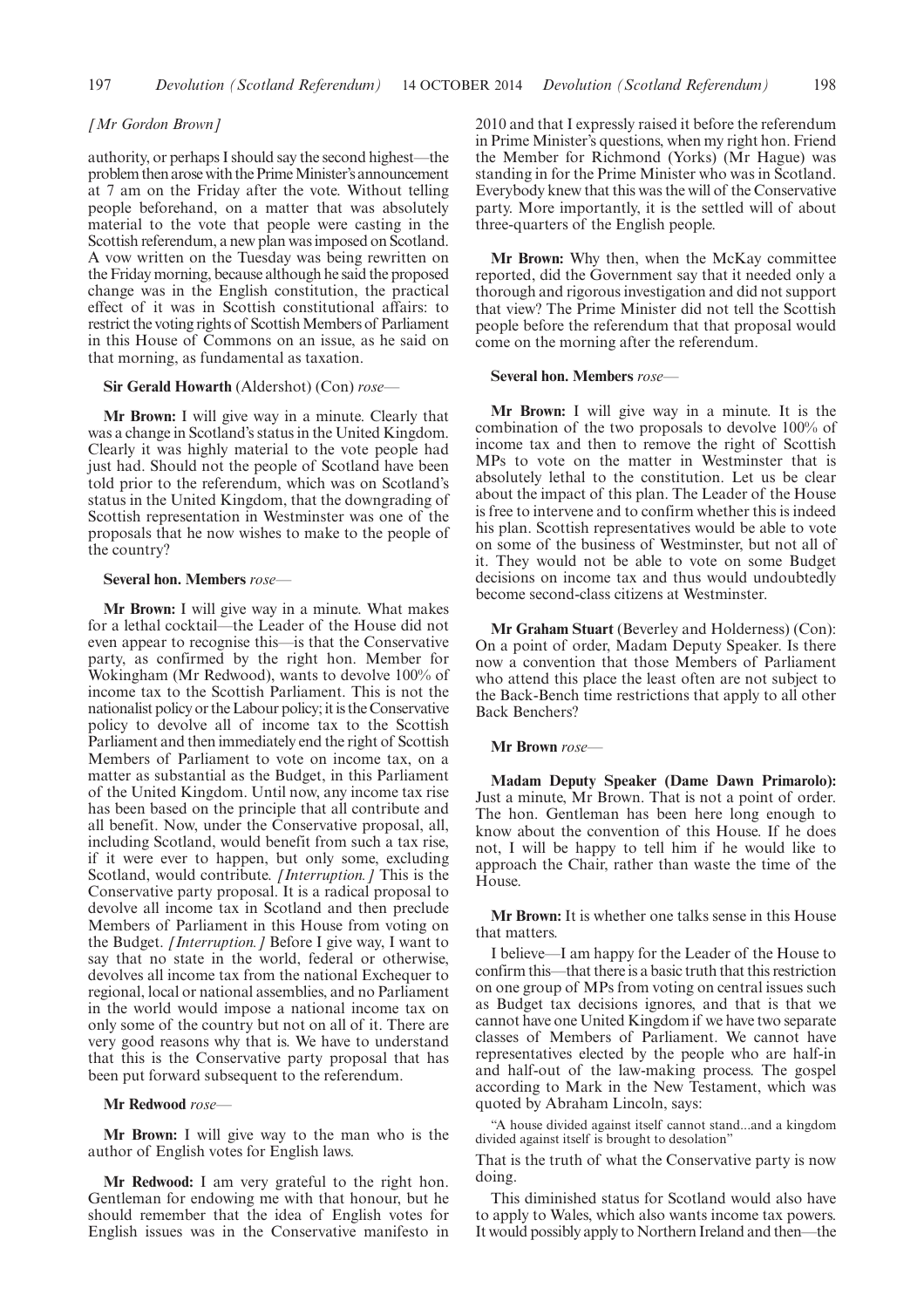*[Mr Gordon Brown]*

authority, or perhaps I should say the second highest—the problem then arose with the Prime Minister's announcement at 7 am on the Friday after the vote. Without telling people beforehand, on a matter that was absolutely material to the vote that people were casting in the Scottish referendum, a new plan was imposed on Scotland. A vow written on the Tuesday was being rewritten on the Friday morning, because although he said the proposed change was in the English constitution, the practical effect of it was in Scottish constitutional affairs: to restrict the voting rights of Scottish Members of Parliament in this House of Commons on an issue, as he said on that morning, as fundamental as taxation.

**Sir Gerald Howarth** (Aldershot) (Con) *rose*—

**Mr Brown:** I will give way in a minute. Clearly that was a change in Scotland's status in the United Kingdom. Clearly it was highly material to the vote people had just had. Should not the people of Scotland have been told prior to the referendum, which was on Scotland's status in the United Kingdom, that the downgrading of Scottish representation in Westminster was one of the proposals that he now wishes to make to the people of the country?

**Several hon. Members** *rose*—

**Mr Brown:** I will give way in a minute. What makes for a lethal cocktail—the Leader of the House did not even appear to recognise this—is that the Conservative party, as confirmed by the right hon. Member for Wokingham (Mr Redwood), wants to devolve 100% of income tax to the Scottish Parliament. This is not the nationalist policy or the Labour policy; it is the Conservative policy to devolve all of income tax to the Scottish Parliament and then immediately end the right of Scottish Members of Parliament to vote on income tax, on a matter as substantial as the Budget, in this Parliament of the United Kingdom. Until now, any income tax rise has been based on the principle that all contribute and all benefit. Now, under the Conservative proposal, all, including Scotland, would benefit from such a tax rise, if it were ever to happen, but only some, excluding Scotland, would contribute. *[Interruption.]* This is the Conservative party proposal. It is a radical proposal to devolve all income tax in Scotland and then preclude Members of Parliament in this House from voting on the Budget. *[Interruption.]* Before I give way, I want to say that no state in the world, federal or otherwise, devolves all income tax from the national Exchequer to regional, local or national assemblies, and no Parliament in the world would impose a national income tax on only some of the country but not on all of it. There are very good reasons why that is. We have to understand that this is the Conservative party proposal that has been put forward subsequent to the referendum.

**Mr Redwood** *rose*—

**Mr Brown:** I will give way to the man who is the author of English votes for English laws.

**Mr Redwood:** I am very grateful to the right hon. Gentleman for endowing me with that honour, but he should remember that the idea of English votes for English issues was in the Conservative manifesto in 2010 and that I expressly raised it before the referendum in Prime Minister's questions, when my right hon. Friend the Member for Richmond (Yorks) (Mr Hague) was standing in for the Prime Minister who was in Scotland. Everybody knew that this was the will of the Conservative party. More importantly, it is the settled will of about three-quarters of the English people.

**Mr Brown:** Why then, when the McKay committee reported, did the Government say that it needed only a thorough and rigorous investigation and did not support that view? The Prime Minister did not tell the Scottish people before the referendum that that proposal would come on the morning after the referendum.

**Several hon. Members** *rose*—

**Mr Brown:** I will give way in a minute. It is the combination of the two proposals to devolve 100% of income tax and then to remove the right of Scottish MPs to vote on the matter in Westminster that is absolutely lethal to the constitution. Let us be clear about the impact of this plan. The Leader of the House is free to intervene and to confirm whether this is indeed his plan. Scottish representatives would be able to vote on some of the business of Westminster, but not all of it. They would not be able to vote on some Budget decisions on income tax and thus would undoubtedly become second-class citizens at Westminster.

**Mr Graham Stuart** (Beverley and Holderness) (Con): On a point of order, Madam Deputy Speaker. Is there now a convention that those Members of Parliament who attend this place the least often are not subject to the Back-Bench time restrictions that apply to all other Back Benchers?

**Mr Brown** *rose*—

**Madam Deputy Speaker (Dame Dawn Primarolo):** Just a minute, Mr Brown. That is not a point of order. The hon. Gentleman has been here long enough to know about the convention of this House. If he does not, I will be happy to tell him if he would like to approach the Chair, rather than waste the time of the House.

**Mr Brown:** It is whether one talks sense in this House that matters.

I believe—I am happy for the Leader of the House to confirm this—that there is a basic truth that this restriction on one group of MPs from voting on central issues such as Budget tax decisions ignores, and that is that we cannot have one United Kingdom if we have two separate classes of Members of Parliament. We cannot have representatives elected by the people who are half-in and half-out of the law-making process. The gospel according to Mark in the New Testament, which was quoted by Abraham Lincoln, says:

> "A house divided against itself cannot stand...and a kingdom divided against itself is brought to desolation"

That is the truth of what the Conservative party is now doing.

This diminished status for Scotland would also have to apply to Wales, which also wants income tax powers. It would possibly apply to Northern Ireland and then—the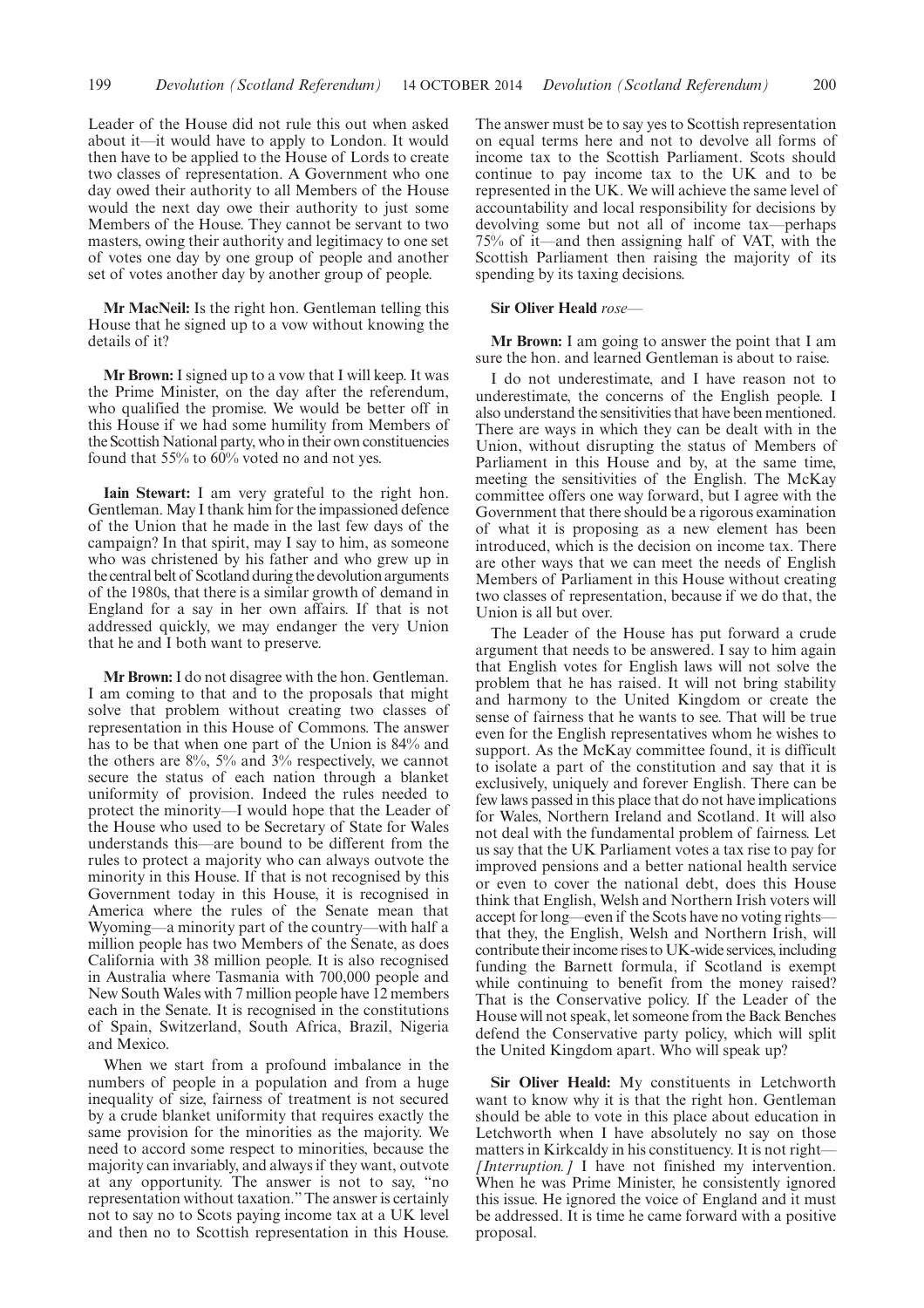Leader of the House did not rule this out when asked about it—it would have to apply to London. It would then have to be applied to the House of Lords to create two classes of representation. A Government who one day owed their authority to all Members of the House would the next day owe their authority to just some Members of the House. They cannot be servant to two masters, owing their authority and legitimacy to one set of votes one day by one group of people and another set of votes another day by another group of people.

**Mr MacNeil:** Is the right hon. Gentleman telling this House that he signed up to a vow without knowing the details of it?

**Mr Brown:** I signed up to a vow that I will keep. It was the Prime Minister, on the day after the referendum, who qualified the promise. We would be better off in this House if we had some humility from Members of the Scottish National party, who in their own constituencies found that 55% to 60% voted no and not yes.

**Iain Stewart:** I am very grateful to the right hon. Gentleman. May I thank him for the impassioned defence of the Union that he made in the last few days of the campaign? In that spirit, may I say to him, as someone who was christened by his father and who grew up in the central belt of Scotland during the devolution arguments of the 1980s, that there is a similar growth of demand in England for a say in her own affairs. If that is not addressed quickly, we may endanger the very Union that he and I both want to preserve.

**Mr Brown:** I do not disagree with the hon. Gentleman. I am coming to that and to the proposals that might solve that problem without creating two classes of representation in this House of Commons. The answer has to be that when one part of the Union is 84% and the others are 8%, 5% and 3% respectively, we cannot secure the status of each nation through a blanket uniformity of provision. Indeed the rules needed to protect the minority—I would hope that the Leader of the House who used to be Secretary of State for Wales understands this—are bound to be different from the rules to protect a majority who can always outvote the minority in this House. If that is not recognised by this Government today in this House, it is recognised in America where the rules of the Senate mean that Wyoming—a minority part of the country—with half a million people has two Members of the Senate, as does California with 38 million people. It is also recognised in Australia where Tasmania with 700,000 people and New South Wales with 7 million people have 12 members each in the Senate. It is recognised in the constitutions of Spain, Switzerland, South Africa, Brazil, Nigeria and Mexico.

When we start from a profound imbalance in the numbers of people in a population and from a huge inequality of size, fairness of treatment is not secured by a crude blanket uniformity that requires exactly the same provision for the minorities as the majority. We need to accord some respect to minorities, because the majority can invariably, and always if they want, outvote at any opportunity. The answer is not to say, "no representation without taxation." The answer is certainly not to say no to Scots paying income tax at a UK level and then no to Scottish representation in this House. The answer must be to say yes to Scottish representation on equal terms here and not to devolve all forms of income tax to the Scottish Parliament. Scots should continue to pay income tax to the UK and to be represented in the UK. We will achieve the same level of accountability and local responsibility for decisions by devolving some but not all of income tax—perhaps 75% of it—and then assigning half of VAT, with the Scottish Parliament then raising the majority of its spending by its taxing decisions.

**Sir Oliver Heald** *rose*—

**Mr Brown:** I am going to answer the point that I am sure the hon. and learned Gentleman is about to raise.

I do not underestimate, and I have reason not to underestimate, the concerns of the English people. I also understand the sensitivities that have been mentioned. There are ways in which they can be dealt with in the Union, without disrupting the status of Members of Parliament in this House and by, at the same time, meeting the sensitivities of the English. The McKay committee offers one way forward, but I agree with the Government that there should be a rigorous examination of what it is proposing as a new element has been introduced, which is the decision on income tax. There are other ways that we can meet the needs of English Members of Parliament in this House without creating two classes of representation, because if we do that, the Union is all but over.

The Leader of the House has put forward a crude argument that needs to be answered. I say to him again that English votes for English laws will not solve the problem that he has raised. It will not bring stability and harmony to the United Kingdom or create the sense of fairness that he wants to see. That will be true even for the English representatives whom he wishes to support. As the McKay committee found, it is difficult to isolate a part of the constitution and say that it is exclusively, uniquely and forever English. There can be few laws passed in this place that do not have implications for Wales, Northern Ireland and Scotland. It will also not deal with the fundamental problem of fairness. Let us say that the UK Parliament votes a tax rise to pay for improved pensions and a better national health service or even to cover the national debt, does this House think that English, Welsh and Northern Irish voters will accept for long—even if the Scots have no voting rights—that they, the English, Welsh and Northern Irish, will contribute their income rises to UK-wide services, including funding the Barnett formula, if Scotland is exempt while continuing to benefit from the money raised? That is the Conservative policy. If the Leader of the House will not speak, let someone from the Back Benches defend the Conservative party policy, which will split the United Kingdom apart. Who will speak up?

**Sir Oliver Heald:** My constituents in Letchworth want to know why it is that the right hon. Gentleman should be able to vote in this place about education in Letchworth when I have absolutely no say on those matters in Kirkcaldy in his constituency. It is not right—*[Interruption.]* I have not finished my intervention. When he was Prime Minister, he consistently ignored this issue. He ignored the voice of England and it must be addressed. It is time he came forward with a positive proposal.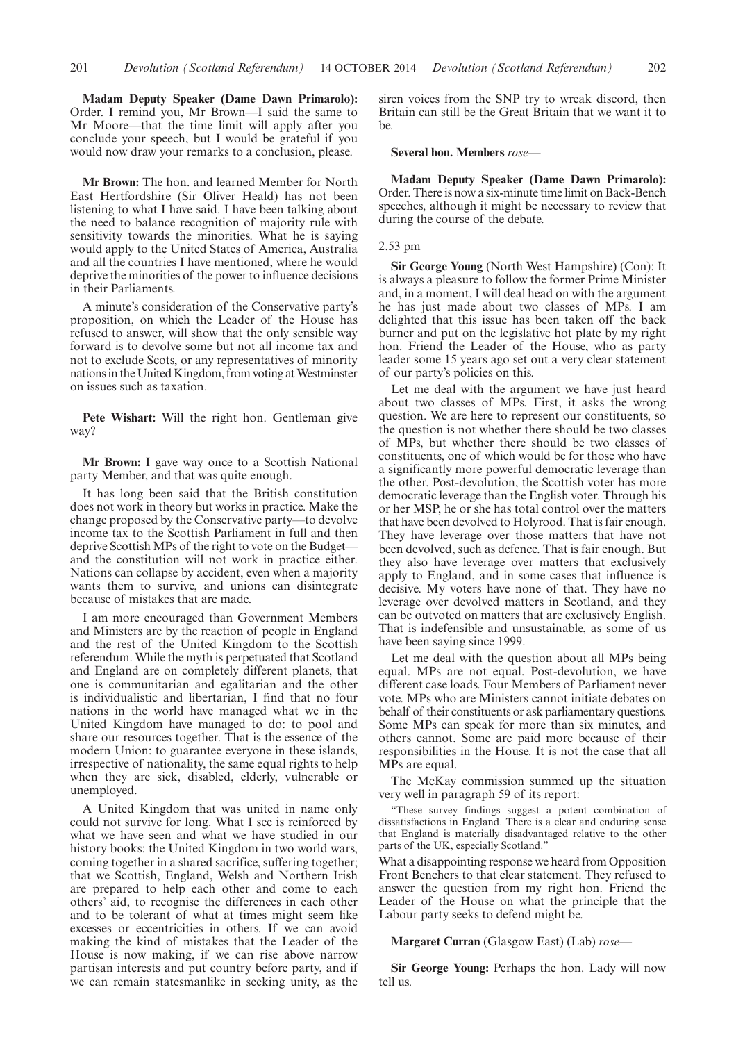**Madam Deputy Speaker (Dame Dawn Primarolo):** Order. I remind you, Mr Brown—I said the same to Mr Moore—that the time limit will apply after you conclude your speech, but I would be grateful if you would now draw your remarks to a conclusion, please.

**Mr Brown:** The hon. and learned Member for North East Hertfordshire (Sir Oliver Heald) has not been listening to what I have said. I have been talking about the need to balance recognition of majority rule with sensitivity towards the minorities. What he is saying would apply to the United States of America, Australia and all the countries I have mentioned, where he would deprive the minorities of the power to influence decisions in their Parliaments.

A minute's consideration of the Conservative party's proposition, on which the Leader of the House has refused to answer, will show that the only sensible way forward is to devolve some but not all income tax and not to exclude Scots, or any representatives of minority nations in the United Kingdom, from voting at Westminster on issues such as taxation.

**Pete Wishart:** Will the right hon. Gentleman give way?

**Mr Brown:** I gave way once to a Scottish National party Member, and that was quite enough.

It has long been said that the British constitution does not work in theory but works in practice. Make the change proposed by the Conservative party—to devolve income tax to the Scottish Parliament in full and then deprive Scottish MPs of the right to vote on the Budget—and the constitution will not work in practice either. Nations can collapse by accident, even when a majority wants them to survive, and unions can disintegrate because of mistakes that are made.

I am more encouraged than Government Members and Ministers are by the reaction of people in England and the rest of the United Kingdom to the Scottish referendum. While the myth is perpetuated that Scotland and England are on completely different planets, that one is communitarian and egalitarian and the other is individualistic and libertarian, I find that no four nations in the world have managed what we in the United Kingdom have managed to do: to pool and share our resources together. That is the essence of the modern Union: to guarantee everyone in these islands, irrespective of nationality, the same equal rights to help when they are sick, disabled, elderly, vulnerable or unemployed.

A United Kingdom that was united in name only could not survive for long. What I see is reinforced by what we have seen and what we have studied in our history books: the United Kingdom in two world wars, coming together in a shared sacrifice, suffering together; that we Scottish, England, Welsh and Northern Irish are prepared to help each other and come to each others' aid, to recognise the differences in each other and to be tolerant of what at times might seem like excesses or eccentricities in others. If we can avoid making the kind of mistakes that the Leader of the House is now making, if we can rise above narrow partisan interests and put country before party, and if we can remain statesmanlike in seeking unity, as the siren voices from the SNP try to wreak discord, then Britain can still be the Great Britain that we want it to be.

**Several hon. Members** *rose*—

**Madam Deputy Speaker (Dame Dawn Primarolo):** Order. There is now a six-minute time limit on Back-Bench speeches, although it might be necessary to review that during the course of the debate.

2.53 pm

**Sir George Young** (North West Hampshire) (Con): It is always a pleasure to follow the former Prime Minister and, in a moment, I will deal head on with the argument he has just made about two classes of MPs. I am delighted that this issue has been taken off the back burner and put on the legislative hot plate by my right hon. Friend the Leader of the House, who as party leader some 15 years ago set out a very clear statement of our party's policies on this.

Let me deal with the argument we have just heard about two classes of MPs. First, it asks the wrong question. We are here to represent our constituents, so the question is not whether there should be two classes of MPs, but whether there should be two classes of constituents, one of which would be for those who have a significantly more powerful democratic leverage than the other. Post-devolution, the Scottish voter has more democratic leverage than the English voter. Through his or her MSP, he or she has total control over the matters that have been devolved to Holyrood. That is fair enough. They have leverage over those matters that have not been devolved, such as defence. That is fair enough. But they also have leverage over matters that exclusively apply to England, and in some cases that influence is decisive. My voters have none of that. They have no leverage over devolved matters in Scotland, and they can be outvoted on matters that are exclusively English. That is indefensible and unsustainable, as some of us have been saying since 1999.

Let me deal with the question about all MPs being equal. MPs are not equal. Post-devolution, we have different case loads. Four Members of Parliament never vote. MPs who are Ministers cannot initiate debates on behalf of their constituents or ask parliamentary questions. Some MPs can speak for more than six minutes, and others cannot. Some are paid more because of their responsibilities in the House. It is not the case that all MPs are equal.

The McKay commission summed up the situation very well in paragraph 59 of its report:

> "These survey findings suggest a potent combination of dissatisfactions in England. There is a clear and enduring sense that England is materially disadvantaged relative to the other parts of the UK, especially Scotland."

What a disappointing response we heard from Opposition Front Benchers to that clear statement. They refused to answer the question from my right hon. Friend the Leader of the House on what the principle that the Labour party seeks to defend might be.

**Margaret Curran** (Glasgow East) (Lab) *rose*—

**Sir George Young:** Perhaps the hon. Lady will now tell us.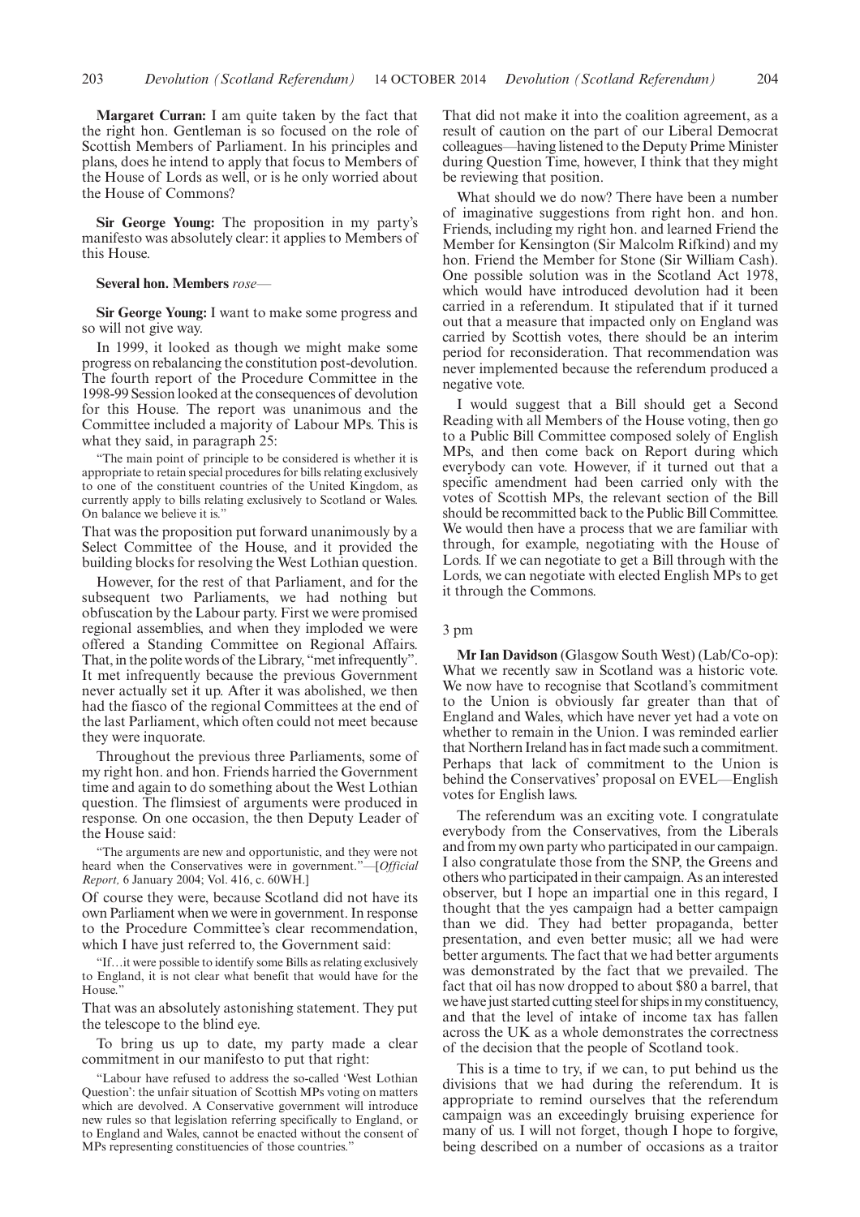**Margaret Curran:** I am quite taken by the fact that the right hon. Gentleman is so focused on the role of Scottish Members of Parliament. In his principles and plans, does he intend to apply that focus to Members of the House of Lords as well, or is he only worried about the House of Commons?

**Sir George Young:** The proposition in my party's manifesto was absolutely clear: it applies to Members of this House.

**Several hon. Members** *rose*—

**Sir George Young:** I want to make some progress and so will not give way.

In 1999, it looked as though we might make some progress on rebalancing the constitution post-devolution. The fourth report of the Procedure Committee in the 1998-99 Session looked at the consequences of devolution for this House. The report was unanimous and the Committee included a majority of Labour MPs. This is what they said, in paragraph 25:

> "The main point of principle to be considered is whether it is appropriate to retain special procedures for bills relating exclusively to one of the constituent countries of the United Kingdom, as currently apply to bills relating exclusively to Scotland or Wales. On balance we believe it is."

That was the proposition put forward unanimously by a Select Committee of the House, and it provided the building blocks for resolving the West Lothian question.

However, for the rest of that Parliament, and for the subsequent two Parliaments, we had nothing but obfuscation by the Labour party. First we were promised regional assemblies, and when they imploded we were offered a Standing Committee on Regional Affairs. That, in the polite words of the Library, "met infrequently". It met infrequently because the previous Government never actually set it up. After it was abolished, we then had the fiasco of the regional Committees at the end of the last Parliament, which often could not meet because they were inquorate.

Throughout the previous three Parliaments, some of my right hon. and hon. Friends harried the Government time and again to do something about the West Lothian question. The flimsiest of arguments were produced in response. On one occasion, the then Deputy Leader of the House said:

> "The arguments are new and opportunistic, and they were not heard when the Conservatives were in government."—[*Official Report,* 6 January 2004; Vol. 416, c. 60WH.]

Of course they were, because Scotland did not have its own Parliament when we were in government. In response to the Procedure Committee's clear recommendation, which I have just referred to, the Government said:

> "If…it were possible to identify some Bills as relating exclusively to England, it is not clear what benefit that would have for the House."

That was an absolutely astonishing statement. They put the telescope to the blind eye.

To bring us up to date, my party made a clear commitment in our manifesto to put that right:

> "Labour have refused to address the so-called 'West Lothian Question': the unfair situation of Scottish MPs voting on matters which are devolved. A Conservative government will introduce new rules so that legislation referring specifically to England, or to England and Wales, cannot be enacted without the consent of MPs representing constituencies of those countries."

That did not make it into the coalition agreement, as a result of caution on the part of our Liberal Democrat colleagues—having listened to the Deputy Prime Minister during Question Time, however, I think that they might be reviewing that position.

What should we do now? There have been a number of imaginative suggestions from right hon. and hon. Friends, including my right hon. and learned Friend the Member for Kensington (Sir Malcolm Rifkind) and my hon. Friend the Member for Stone (Sir William Cash). One possible solution was in the Scotland Act 1978, which would have introduced devolution had it been carried in a referendum. It stipulated that if it turned out that a measure that impacted only on England was carried by Scottish votes, there should be an interim period for reconsideration. That recommendation was never implemented because the referendum produced a negative vote.

I would suggest that a Bill should get a Second Reading with all Members of the House voting, then go to a Public Bill Committee composed solely of English MPs, and then come back on Report during which everybody can vote. However, if it turned out that a specific amendment had been carried only with the votes of Scottish MPs, the relevant section of the Bill should be recommitted back to the Public Bill Committee. We would then have a process that we are familiar with through, for example, negotiating with the House of Lords. If we can negotiate to get a Bill through with the Lords, we can negotiate with elected English MPs to get it through the Commons.

3 pm

**Mr Ian Davidson** (Glasgow South West) (Lab/Co-op): What we recently saw in Scotland was a historic vote. We now have to recognise that Scotland's commitment to the Union is obviously far greater than that of England and Wales, which have never yet had a vote on whether to remain in the Union. I was reminded earlier that Northern Ireland has in fact made such a commitment. Perhaps that lack of commitment to the Union is behind the Conservatives' proposal on EVEL—English votes for English laws.

The referendum was an exciting vote. I congratulate everybody from the Conservatives, from the Liberals and from my own party who participated in our campaign. I also congratulate those from the SNP, the Greens and others who participated in their campaign. As an interested observer, but I hope an impartial one in this regard, I thought that the yes campaign had a better campaign than we did. They had better propaganda, better presentation, and even better music; all we had were better arguments. The fact that we had better arguments was demonstrated by the fact that we prevailed. The fact that oil has now dropped to about $80 a barrel, that we have just started cutting steel for ships in my constituency, and that the level of intake of income tax has fallen across the UK as a whole demonstrates the correctness of the decision that the people of Scotland took.

This is a time to try, if we can, to put behind us the divisions that we had during the referendum. It is appropriate to remind ourselves that the referendum campaign was an exceedingly bruising experience for many of us. I will not forget, though I hope to forgive, being described on a number of occasions as a traitor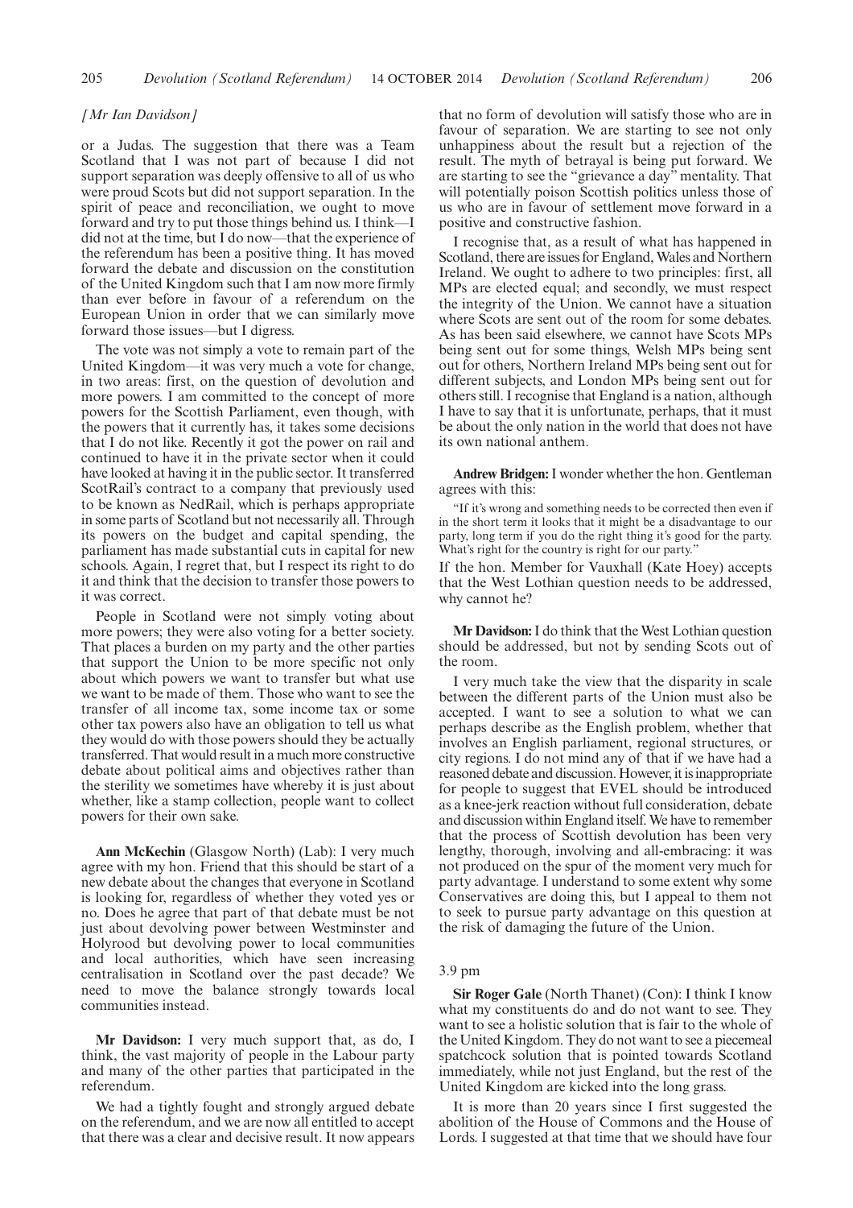*[Mr Ian Davidson]*

or a Judas. The suggestion that there was a Team Scotland that I was not part of because I did not support separation was deeply offensive to all of us who were proud Scots but did not support separation. In the spirit of peace and reconciliation, we ought to move forward and try to put those things behind us. I think—I did not at the time, but I do now—that the experience of the referendum has been a positive thing. It has moved forward the debate and discussion on the constitution of the United Kingdom such that I am now more firmly than ever before in favour of a referendum on the European Union in order that we can similarly move forward those issues—but I digress.

The vote was not simply a vote to remain part of the United Kingdom—it was very much a vote for change, in two areas: first, on the question of devolution and more powers. I am committed to the concept of more powers for the Scottish Parliament, even though, with the powers that it currently has, it takes some decisions that I do not like. Recently it got the power on rail and continued to have it in the private sector when it could have looked at having it in the public sector. It transferred ScotRail's contract to a company that previously used to be known as NedRail, which is perhaps appropriate in some parts of Scotland but not necessarily all. Through its powers on the budget and capital spending, the parliament has made substantial cuts in capital for new schools. Again, I regret that, but I respect its right to do it and think that the decision to transfer those powers to it was correct.

People in Scotland were not simply voting about more powers; they were also voting for a better society. That places a burden on my party and the other parties that support the Union to be more specific not only about which powers we want to transfer but what use we want to be made of them. Those who want to see the transfer of all income tax, some income tax or some other tax powers also have an obligation to tell us what they would do with those powers should they be actually transferred. That would result in a much more constructive debate about political aims and objectives rather than the sterility we sometimes have whereby it is just about whether, like a stamp collection, people want to collect powers for their own sake.

**Ann McKechin** (Glasgow North) (Lab): I very much agree with my hon. Friend that this should be start of a new debate about the changes that everyone in Scotland is looking for, regardless of whether they voted yes or no. Does he agree that part of that debate must be not just about devolving power between Westminster and Holyrood but devolving power to local communities and local authorities, which have seen increasing centralisation in Scotland over the past decade? We need to move the balance strongly towards local communities instead.

**Mr Davidson:** I very much support that, as do, I think, the vast majority of people in the Labour party and many of the other parties that participated in the referendum.

We had a tightly fought and strongly argued debate on the referendum, and we are now all entitled to accept that there was a clear and decisive result. It now appears that no form of devolution will satisfy those who are in favour of separation. We are starting to see not only unhappiness about the result but a rejection of the result. The myth of betrayal is being put forward. We are starting to see the "grievance a day" mentality. That will potentially poison Scottish politics unless those of us who are in favour of settlement move forward in a positive and constructive fashion.

I recognise that, as a result of what has happened in Scotland, there are issues for England, Wales and Northern Ireland. We ought to adhere to two principles: first, all MPs are elected equal; and secondly, we must respect the integrity of the Union. We cannot have a situation where Scots are sent out of the room for some debates. As has been said elsewhere, we cannot have Scots MPs being sent out for some things, Welsh MPs being sent out for others, Northern Ireland MPs being sent out for different subjects, and London MPs being sent out for others still. I recognise that England is a nation, although I have to say that it is unfortunate, perhaps, that it must be about the only nation in the world that does not have its own national anthem.

**Andrew Bridgen:** I wonder whether the hon. Gentleman agrees with this:

> "If it's wrong and something needs to be corrected then even if in the short term it looks that it might be a disadvantage to our party, long term if you do the right thing it's good for the party. What's right for the country is right for our party."

If the hon. Member for Vauxhall (Kate Hoey) accepts that the West Lothian question needs to be addressed, why cannot he?

**Mr Davidson:** I do think that the West Lothian question should be addressed, but not by sending Scots out of the room.

I very much take the view that the disparity in scale between the different parts of the Union must also be accepted. I want to see a solution to what we can perhaps describe as the English problem, whether that involves an English parliament, regional structures, or city regions. I do not mind any of that if we have had a reasoned debate and discussion. However, it is inappropriate for people to suggest that EVEL should be introduced as a knee-jerk reaction without full consideration, debate and discussion within England itself. We have to remember that the process of Scottish devolution has been very lengthy, thorough, involving and all-embracing: it was not produced on the spur of the moment very much for party advantage. I understand to some extent why some Conservatives are doing this, but I appeal to them not to seek to pursue party advantage on this question at the risk of damaging the future of the Union.

3.9 pm

**Sir Roger Gale** (North Thanet) (Con): I think I know what my constituents do and do not want to see. They want to see a holistic solution that is fair to the whole of the United Kingdom. They do not want to see a piecemeal spatchcock solution that is pointed towards Scotland immediately, while not just England, but the rest of the United Kingdom are kicked into the long grass.

It is more than 20 years since I first suggested the abolition of the House of Commons and the House of Lords. I suggested at that time that we should have four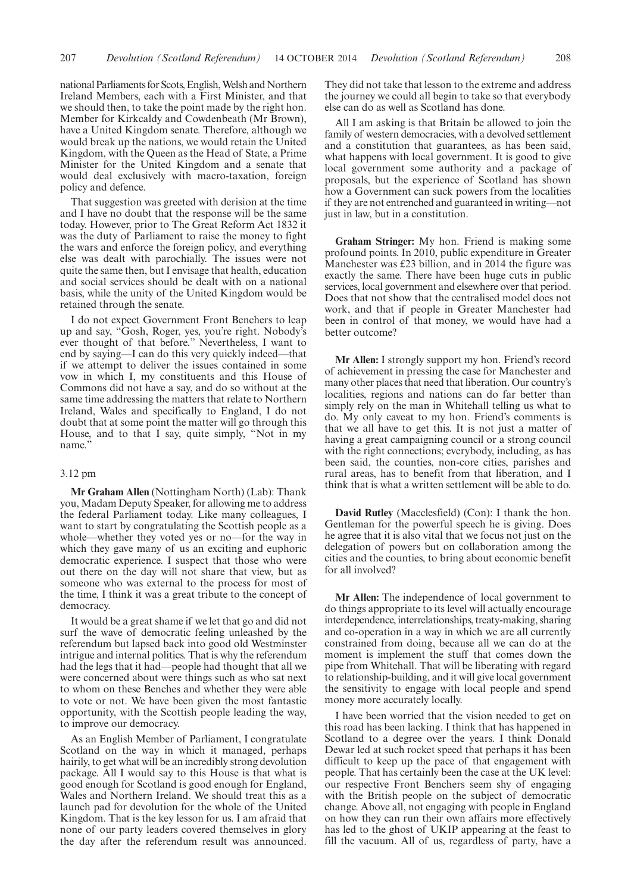national Parliaments for Scots, English, Welsh and Northern Ireland Members, each with a First Minister, and that we should then, to take the point made by the right hon. Member for Kirkcaldy and Cowdenbeath (Mr Brown), have a United Kingdom senate. Therefore, although we would break up the nations, we would retain the United Kingdom, with the Queen as the Head of State, a Prime Minister for the United Kingdom and a senate that would deal exclusively with macro-taxation, foreign policy and defence.

That suggestion was greeted with derision at the time and I have no doubt that the response will be the same today. However, prior to The Great Reform Act 1832 it was the duty of Parliament to raise the money to fight the wars and enforce the foreign policy, and everything else was dealt with parochially. The issues were not quite the same then, but I envisage that health, education and social services should be dealt with on a national basis, while the unity of the United Kingdom would be retained through the senate.

I do not expect Government Front Benchers to leap up and say, "Gosh, Roger, yes, you're right. Nobody's ever thought of that before." Nevertheless, I want to end by saying—I can do this very quickly indeed—that if we attempt to deliver the issues contained in some vow in which I, my constituents and this House of Commons did not have a say, and do so without at the same time addressing the matters that relate to Northern Ireland, Wales and specifically to England, I do not doubt that at some point the matter will go through this House, and to that I say, quite simply, "Not in my name."

3.12 pm

**Mr Graham Allen** (Nottingham North) (Lab): Thank you, Madam Deputy Speaker, for allowing me to address the federal Parliament today. Like many colleagues, I want to start by congratulating the Scottish people as a whole—whether they voted yes or no—for the way in which they gave many of us an exciting and euphoric democratic experience. I suspect that those who were out there on the day will not share that view, but as someone who was external to the process for most of the time, I think it was a great tribute to the concept of democracy.

It would be a great shame if we let that go and did not surf the wave of democratic feeling unleashed by the referendum but lapsed back into good old Westminster intrigue and internal politics. That is why the referendum had the legs that it had—people had thought that all we were concerned about were things such as who sat next to whom on these Benches and whether they were able to vote or not. We have been given the most fantastic opportunity, with the Scottish people leading the way, to improve our democracy.

As an English Member of Parliament, I congratulate Scotland on the way in which it managed, perhaps hairily, to get what will be an incredibly strong devolution package. All I would say to this House is that what is good enough for Scotland is good enough for England, Wales and Northern Ireland. We should treat this as a launch pad for devolution for the whole of the United Kingdom. That is the key lesson for us. I am afraid that none of our party leaders covered themselves in glory the day after the referendum result was announced. They did not take that lesson to the extreme and address the journey we could all begin to take so that everybody else can do as well as Scotland has done.

All I am asking is that Britain be allowed to join the family of western democracies, with a devolved settlement and a constitution that guarantees, as has been said, what happens with local government. It is good to give local government some authority and a package of proposals, but the experience of Scotland has shown how a Government can suck powers from the localities if they are not entrenched and guaranteed in writing—not just in law, but in a constitution.

**Graham Stringer:** My hon. Friend is making some profound points. In 2010, public expenditure in Greater Manchester was £23 billion, and in 2014 the figure was exactly the same. There have been huge cuts in public services, local government and elsewhere over that period. Does that not show that the centralised model does not work, and that if people in Greater Manchester had been in control of that money, we would have had a better outcome?

**Mr Allen:** I strongly support my hon. Friend's record of achievement in pressing the case for Manchester and many other places that need that liberation. Our country's localities, regions and nations can do far better than simply rely on the man in Whitehall telling us what to do. My only caveat to my hon. Friend's comments is that we all have to get this. It is not just a matter of having a great campaigning council or a strong council with the right connections; everybody, including, as has been said, the counties, non-core cities, parishes and rural areas, has to benefit from that liberation, and I think that is what a written settlement will be able to do.

**David Rutley** (Macclesfield) (Con): I thank the hon. Gentleman for the powerful speech he is giving. Does he agree that it is also vital that we focus not just on the delegation of powers but on collaboration among the cities and the counties, to bring about economic benefit for all involved?

**Mr Allen:** The independence of local government to do things appropriate to its level will actually encourage interdependence, interrelationships, treaty-making, sharing and co-operation in a way in which we are all currently constrained from doing, because all we can do at the moment is implement the stuff that comes down the pipe from Whitehall. That will be liberating with regard to relationship-building, and it will give local government the sensitivity to engage with local people and spend money more accurately locally.

I have been worried that the vision needed to get on this road has been lacking. I think that has happened in Scotland to a degree over the years. I think Donald Dewar led at such rocket speed that perhaps it has been difficult to keep up the pace of that engagement with people. That has certainly been the case at the UK level: our respective Front Benchers seem shy of engaging with the British people on the subject of democratic change. Above all, not engaging with people in England on how they can run their own affairs more effectively has led to the ghost of UKIP appearing at the feast to fill the vacuum. All of us, regardless of party, have a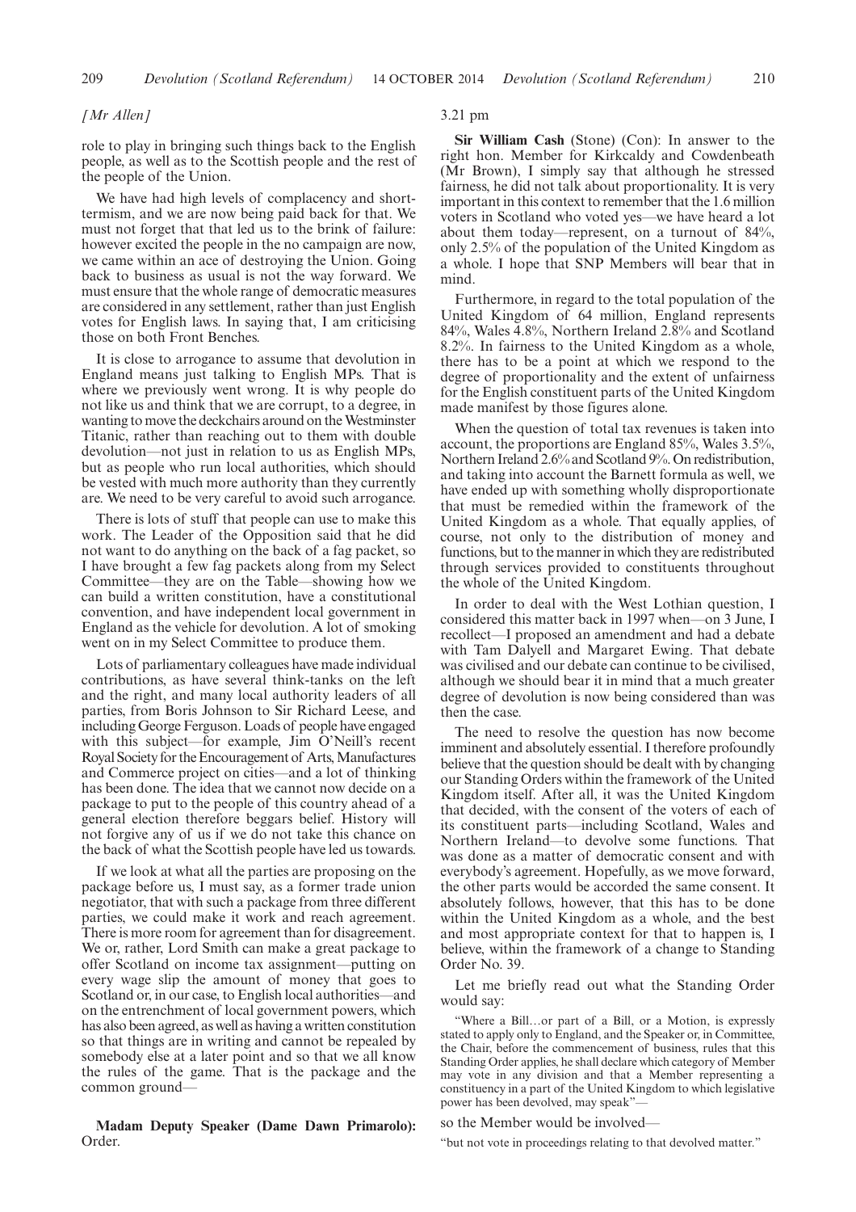*[Mr Allen]*

role to play in bringing such things back to the English people, as well as to the Scottish people and the rest of the people of the Union.

We have had high levels of complacency and short-termism, and we are now being paid back for that. We must not forget that that led us to the brink of failure: however excited the people in the no campaign are now, we came within an ace of destroying the Union. Going back to business as usual is not the way forward. We must ensure that the whole range of democratic measures are considered in any settlement, rather than just English votes for English laws. In saying that, I am criticising those on both Front Benches.

It is close to arrogance to assume that devolution in England means just talking to English MPs. That is where we previously went wrong. It is why people do not like us and think that we are corrupt, to a degree, in wanting to move the deckchairs around on the Westminster Titanic, rather than reaching out to them with double devolution—not just in relation to us as English MPs, but as people who run local authorities, which should be vested with much more authority than they currently are. We need to be very careful to avoid such arrogance.

There is lots of stuff that people can use to make this work. The Leader of the Opposition said that he did not want to do anything on the back of a fag packet, so I have brought a few fag packets along from my Select Committee—they are on the Table—showing how we can build a written constitution, have a constitutional convention, and have independent local government in England as the vehicle for devolution. A lot of smoking went on in my Select Committee to produce them.

Lots of parliamentary colleagues have made individual contributions, as have several think-tanks on the left and the right, and many local authority leaders of all parties, from Boris Johnson to Sir Richard Leese, and including George Ferguson. Loads of people have engaged with this subject—for example, Jim O'Neill's recent Royal Society for the Encouragement of Arts, Manufactures and Commerce project on cities—and a lot of thinking has been done. The idea that we cannot now decide on a package to put to the people of this country ahead of a general election therefore beggars belief. History will not forgive any of us if we do not take this chance on the back of what the Scottish people have led us towards.

If we look at what all the parties are proposing on the package before us, I must say, as a former trade union negotiator, that with such a package from three different parties, we could make it work and reach agreement. There is more room for agreement than for disagreement. We or, rather, Lord Smith can make a great package to offer Scotland on income tax assignment—putting on every wage slip the amount of money that goes to Scotland or, in our case, to English local authorities—and on the entrenchment of local government powers, which has also been agreed, as well as having a written constitution so that things are in writing and cannot be repealed by somebody else at a later point and so that we all know the rules of the game. That is the package and the common ground—

**Madam Deputy Speaker (Dame Dawn Primarolo):** Order.

3.21 pm

**Sir William Cash** (Stone) (Con): In answer to the right hon. Member for Kirkcaldy and Cowdenbeath (Mr Brown), I simply say that although he stressed fairness, he did not talk about proportionality. It is very important in this context to remember that the 1.6 million voters in Scotland who voted yes—we have heard a lot about them today—represent, on a turnout of 84%, only 2.5% of the population of the United Kingdom as a whole. I hope that SNP Members will bear that in mind.

Furthermore, in regard to the total population of the United Kingdom of 64 million, England represents 84%, Wales 4.8%, Northern Ireland 2.8% and Scotland 8.2%. In fairness to the United Kingdom as a whole, there has to be a point at which we respond to the degree of proportionality and the extent of unfairness for the English constituent parts of the United Kingdom made manifest by those figures alone.

When the question of total tax revenues is taken into account, the proportions are England 85%, Wales 3.5%, Northern Ireland 2.6% and Scotland 9%. On redistribution, and taking into account the Barnett formula as well, we have ended up with something wholly disproportionate that must be remedied within the framework of the United Kingdom as a whole. That equally applies, of course, not only to the distribution of money and functions, but to the manner in which they are redistributed through services provided to constituents throughout the whole of the United Kingdom.

In order to deal with the West Lothian question, I considered this matter back in 1997 when—on 3 June, I recollect—I proposed an amendment and had a debate with Tam Dalyell and Margaret Ewing. That debate was civilised and our debate can continue to be civilised, although we should bear it in mind that a much greater degree of devolution is now being considered than was then the case.

The need to resolve the question has now become imminent and absolutely essential. I therefore profoundly believe that the question should be dealt with by changing our Standing Orders within the framework of the United Kingdom itself. After all, it was the United Kingdom that decided, with the consent of the voters of each of its constituent parts—including Scotland, Wales and Northern Ireland—to devolve some functions. That was done as a matter of democratic consent and with everybody's agreement. Hopefully, as we move forward, the other parts would be accorded the same consent. It absolutely follows, however, that this has to be done within the United Kingdom as a whole, and the best and most appropriate context for that to happen is, I believe, within the framework of a change to Standing Order No. 39.

Let me briefly read out what the Standing Order would say:

> "Where a Bill…or part of a Bill, or a Motion, is expressly stated to apply only to England, and the Speaker or, in Committee, the Chair, before the commencement of business, rules that this Standing Order applies, he shall declare which category of Member may vote in any division and that a Member representing a constituency in a part of the United Kingdom to which legislative power has been devolved, may speak"—

so the Member would be involved—

> "but not vote in proceedings relating to that devolved matter."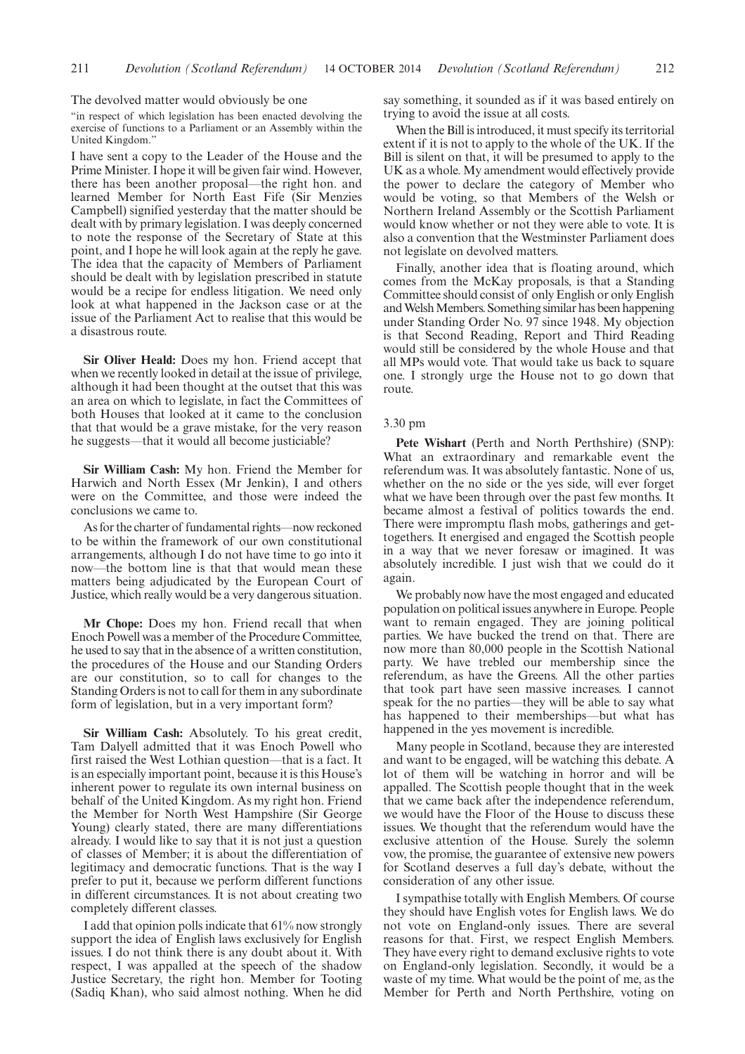The devolved matter would obviously be one

"in respect of which legislation has been enacted devolving the exercise of functions to a Parliament or an Assembly within the United Kingdom."

I have sent a copy to the Leader of the House and the Prime Minister. I hope it will be given fair wind. However, there has been another proposal—the right hon. and learned Member for North East Fife (Sir Menzies Campbell) signified yesterday that the matter should be dealt with by primary legislation. I was deeply concerned to note the response of the Secretary of State at this point, and I hope he will look again at the reply he gave. The idea that the capacity of Members of Parliament should be dealt with by legislation prescribed in statute would be a recipe for endless litigation. We need only look at what happened in the Jackson case or at the issue of the Parliament Act to realise that this would be a disastrous route.

**Sir Oliver Heald:** Does my hon. Friend accept that when we recently looked in detail at the issue of privilege, although it had been thought at the outset that this was an area on which to legislate, in fact the Committees of both Houses that looked at it came to the conclusion that that would be a grave mistake, for the very reason he suggests—that it would all become justiciable?

**Sir William Cash:** My hon. Friend the Member for Harwich and North Essex (Mr Jenkin), I and others were on the Committee, and those were indeed the conclusions we came to.

As for the charter of fundamental rights—now reckoned to be within the framework of our own constitutional arrangements, although I do not have time to go into it now—the bottom line is that that would mean these matters being adjudicated by the European Court of Justice, which really would be a very dangerous situation.

**Mr Chope:** Does my hon. Friend recall that when Enoch Powell was a member of the Procedure Committee, he used to say that in the absence of a written constitution, the procedures of the House and our Standing Orders are our constitution, so to call for changes to the Standing Orders is not to call for them in any subordinate form of legislation, but in a very important form?

**Sir William Cash:** Absolutely. To his great credit, Tam Dalyell admitted that it was Enoch Powell who first raised the West Lothian question—that is a fact. It is an especially important point, because it is this House's inherent power to regulate its own internal business on behalf of the United Kingdom. As my right hon. Friend the Member for North West Hampshire (Sir George Young) clearly stated, there are many differentiations already. I would like to say that it is not just a question of classes of Member; it is about the differentiation of legitimacy and democratic functions. That is the way I prefer to put it, because we perform different functions in different circumstances. It is not about creating two completely different classes.

I add that opinion polls indicate that 61% now strongly support the idea of English laws exclusively for English issues. I do not think there is any doubt about it. With respect, I was appalled at the speech of the shadow Justice Secretary, the right hon. Member for Tooting (Sadiq Khan), who said almost nothing. When he did say something, it sounded as if it was based entirely on trying to avoid the issue at all costs.

When the Bill is introduced, it must specify its territorial extent if it is not to apply to the whole of the UK. If the Bill is silent on that, it will be presumed to apply to the UK as a whole. My amendment would effectively provide the power to declare the category of Member who would be voting, so that Members of the Welsh or Northern Ireland Assembly or the Scottish Parliament would know whether or not they were able to vote. It is also a convention that the Westminster Parliament does not legislate on devolved matters.

Finally, another idea that is floating around, which comes from the McKay proposals, is that a Standing Committee should consist of only English or only English and Welsh Members. Something similar has been happening under Standing Order No. 97 since 1948. My objection is that Second Reading, Report and Third Reading would still be considered by the whole House and that all MPs would vote. That would take us back to square one. I strongly urge the House not to go down that route.

3.30 pm

**Pete Wishart** (Perth and North Perthshire) (SNP): What an extraordinary and remarkable event the referendum was. It was absolutely fantastic. None of us, whether on the no side or the yes side, will ever forget what we have been through over the past few months. It became almost a festival of politics towards the end. There were impromptu flash mobs, gatherings and get-togethers. It energised and engaged the Scottish people in a way that we never foresaw or imagined. It was absolutely incredible. I just wish that we could do it again.

We probably now have the most engaged and educated population on political issues anywhere in Europe. People want to remain engaged. They are joining political parties. We have bucked the trend on that. There are now more than 80,000 people in the Scottish National party. We have trebled our membership since the referendum, as have the Greens. All the other parties that took part have seen massive increases. I cannot speak for the no parties—they will be able to say what has happened to their memberships—but what has happened in the yes movement is incredible.

Many people in Scotland, because they are interested and want to be engaged, will be watching this debate. A lot of them will be watching in horror and will be appalled. The Scottish people thought that in the week that we came back after the independence referendum, we would have the Floor of the House to discuss these issues. We thought that the referendum would have the exclusive attention of the House. Surely the solemn vow, the promise, the guarantee of extensive new powers for Scotland deserves a full day's debate, without the consideration of any other issue.

I sympathise totally with English Members. Of course they should have English votes for English laws. We do not vote on England-only issues. There are several reasons for that. First, we respect English Members. They have every right to demand exclusive rights to vote on England-only legislation. Secondly, it would be a waste of my time. What would be the point of me, as the Member for Perth and North Perthshire, voting on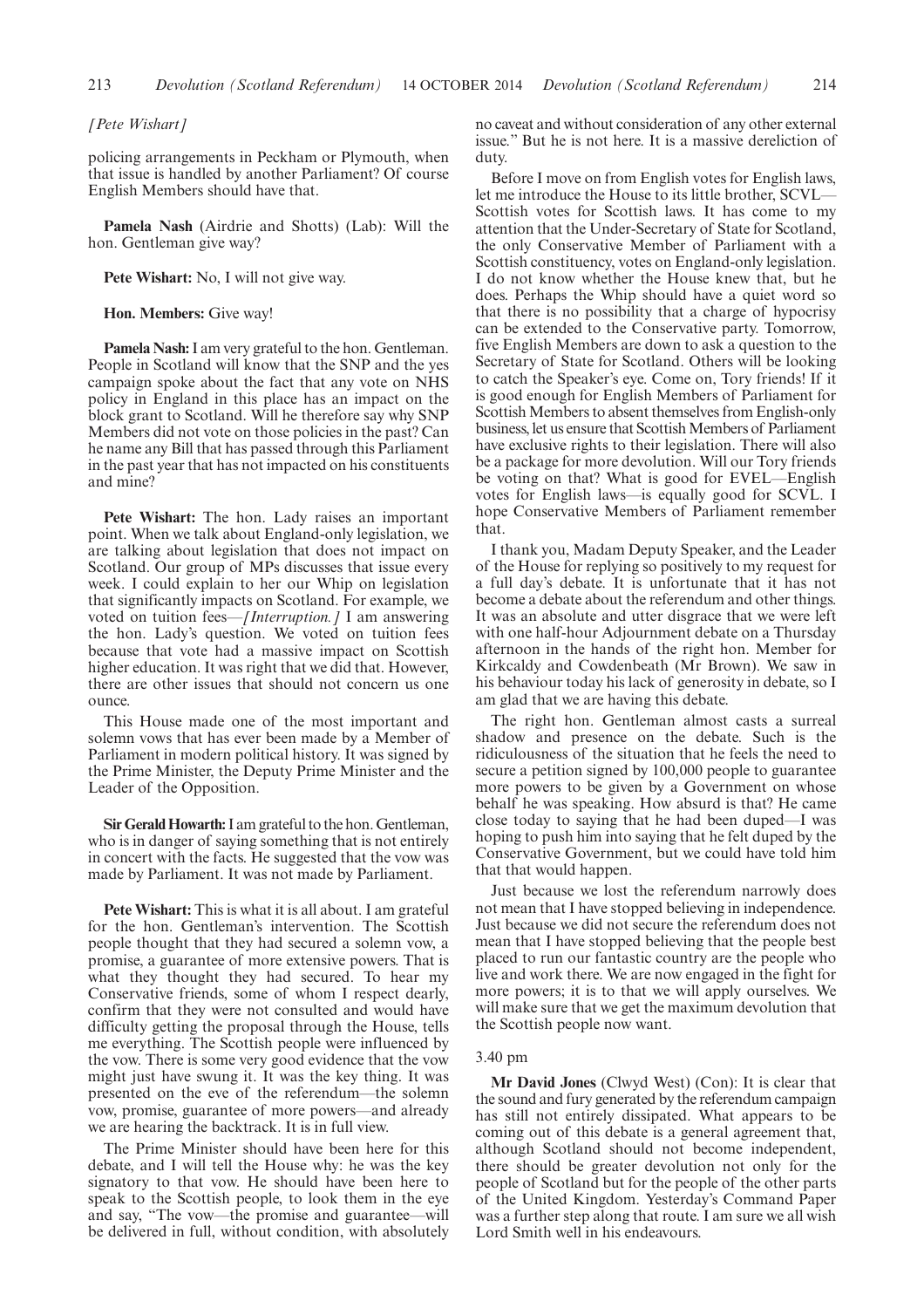*[Pete Wishart]*

policing arrangements in Peckham or Plymouth, when that issue is handled by another Parliament? Of course English Members should have that.

**Pamela Nash** (Airdrie and Shotts) (Lab): Will the hon. Gentleman give way?

**Pete Wishart:** No, I will not give way.

**Hon. Members:** Give way!

**Pamela Nash:** I am very grateful to the hon. Gentleman. People in Scotland will know that the SNP and the yes campaign spoke about the fact that any vote on NHS policy in England in this place has an impact on the block grant to Scotland. Will he therefore say why SNP Members did not vote on those policies in the past? Can he name any Bill that has passed through this Parliament in the past year that has not impacted on his constituents and mine?

**Pete Wishart:** The hon. Lady raises an important point. When we talk about England-only legislation, we are talking about legislation that does not impact on Scotland. Our group of MPs discusses that issue every week. I could explain to her our Whip on legislation that significantly impacts on Scotland. For example, we voted on tuition fees—*[Interruption.]* I am answering the hon. Lady's question. We voted on tuition fees because that vote had a massive impact on Scottish higher education. It was right that we did that. However, there are other issues that should not concern us one ounce.

This House made one of the most important and solemn vows that has ever been made by a Member of Parliament in modern political history. It was signed by the Prime Minister, the Deputy Prime Minister and the Leader of the Opposition.

**Sir Gerald Howarth:** I am grateful to the hon. Gentleman, who is in danger of saying something that is not entirely in concert with the facts. He suggested that the vow was made by Parliament. It was not made by Parliament.

**Pete Wishart:** This is what it is all about. I am grateful for the hon. Gentleman's intervention. The Scottish people thought that they had secured a solemn vow, a promise, a guarantee of more extensive powers. That is what they thought they had secured. To hear my Conservative friends, some of whom I respect dearly, confirm that they were not consulted and would have difficulty getting the proposal through the House, tells me everything. The Scottish people were influenced by the vow. There is some very good evidence that the vow might just have swung it. It was the key thing. It was presented on the eve of the referendum—the solemn vow, promise, guarantee of more powers—and already we are hearing the backtrack. It is in full view.

The Prime Minister should have been here for this debate, and I will tell the House why: he was the key signatory to that vow. He should have been here to speak to the Scottish people, to look them in the eye and say, "The vow—the promise and guarantee—will be delivered in full, without condition, with absolutely no caveat and without consideration of any other external issue." But he is not here. It is a massive dereliction of duty.

Before I move on from English votes for English laws, let me introduce the House to its little brother, SCVL—Scottish votes for Scottish laws. It has come to my attention that the Under-Secretary of State for Scotland, the only Conservative Member of Parliament with a Scottish constituency, votes on England-only legislation. I do not know whether the House knew that, but he does. Perhaps the Whip should have a quiet word so that there is no possibility that a charge of hypocrisy can be extended to the Conservative party. Tomorrow, five English Members are down to ask a question to the Secretary of State for Scotland. Others will be looking to catch the Speaker's eye. Come on, Tory friends! If it is good enough for English Members of Parliament for Scottish Members to absent themselves from English-only business, let us ensure that Scottish Members of Parliament have exclusive rights to their legislation. There will also be a package for more devolution. Will our Tory friends be voting on that? What is good for EVEL—English votes for English laws—is equally good for SCVL. I hope Conservative Members of Parliament remember that.

I thank you, Madam Deputy Speaker, and the Leader of the House for replying so positively to my request for a full day's debate. It is unfortunate that it has not become a debate about the referendum and other things. It was an absolute and utter disgrace that we were left with one half-hour Adjournment debate on a Thursday afternoon in the hands of the right hon. Member for Kirkcaldy and Cowdenbeath (Mr Brown). We saw in his behaviour today his lack of generosity in debate, so I am glad that we are having this debate.

The right hon. Gentleman almost casts a surreal shadow and presence on the debate. Such is the ridiculousness of the situation that he feels the need to secure a petition signed by 100,000 people to guarantee more powers to be given by a Government on whose behalf he was speaking. How absurd is that? He came close today to saying that he had been duped—I was hoping to push him into saying that he felt duped by the Conservative Government, but we could have told him that that would happen.

Just because we lost the referendum narrowly does not mean that I have stopped believing in independence. Just because we did not secure the referendum does not mean that I have stopped believing that the people best placed to run our fantastic country are the people who live and work there. We are now engaged in the fight for more powers; it is to that we will apply ourselves. We will make sure that we get the maximum devolution that the Scottish people now want.

3.40 pm

**Mr David Jones** (Clwyd West) (Con): It is clear that the sound and fury generated by the referendum campaign has still not entirely dissipated. What appears to be coming out of this debate is a general agreement that, although Scotland should not become independent, there should be greater devolution not only for the people of Scotland but for the people of the other parts of the United Kingdom. Yesterday's Command Paper was a further step along that route. I am sure we all wish Lord Smith well in his endeavours.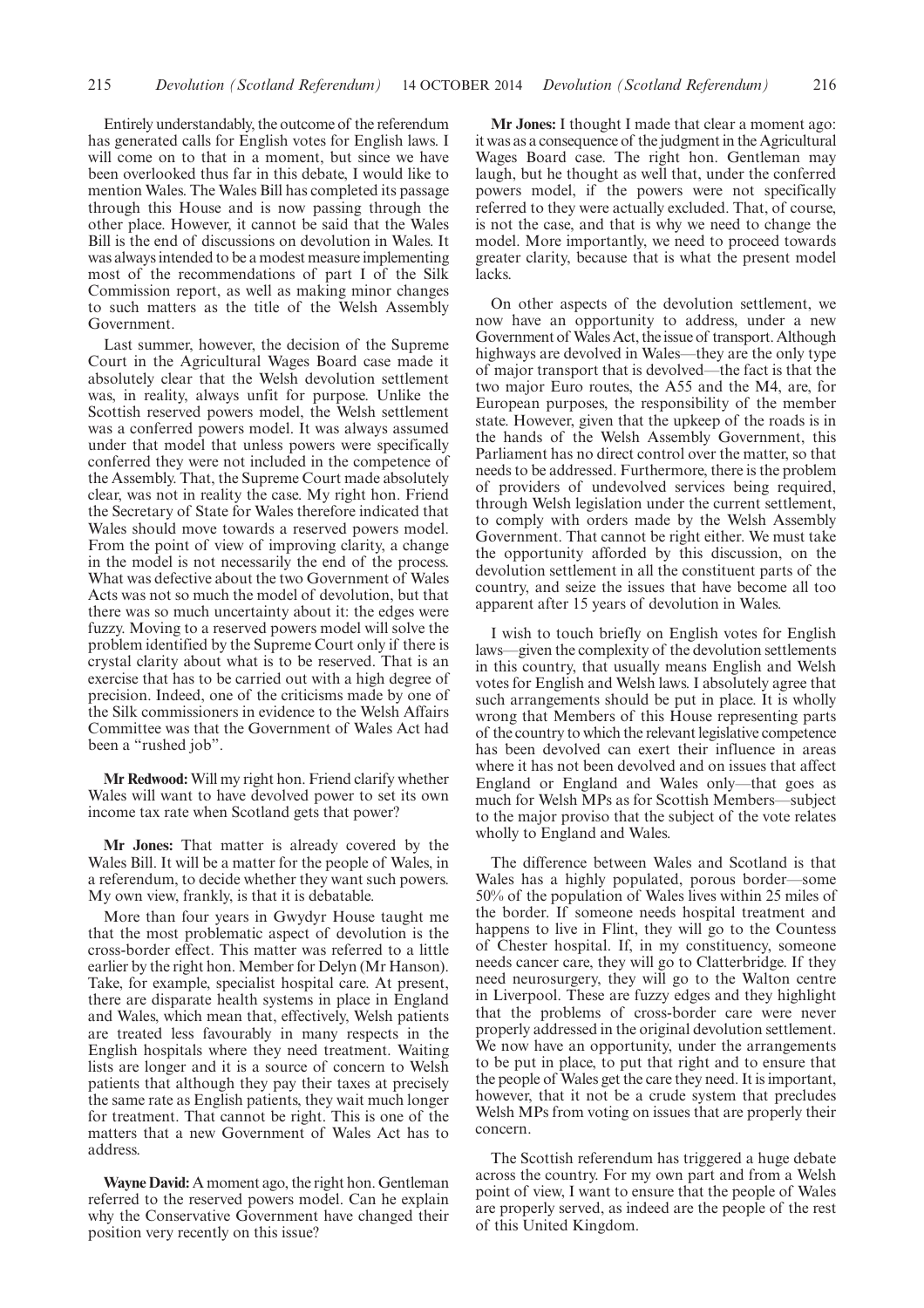Entirely understandably, the outcome of the referendum has generated calls for English votes for English laws. I will come on to that in a moment, but since we have been overlooked thus far in this debate, I would like to mention Wales. The Wales Bill has completed its passage through this House and is now passing through the other place. However, it cannot be said that the Wales Bill is the end of discussions on devolution in Wales. It was always intended to be a modest measure implementing most of the recommendations of part I of the Silk Commission report, as well as making minor changes to such matters as the title of the Welsh Assembly Government.

Last summer, however, the decision of the Supreme Court in the Agricultural Wages Board case made it absolutely clear that the Welsh devolution settlement was, in reality, always unfit for purpose. Unlike the Scottish reserved powers model, the Welsh settlement was a conferred powers model. It was always assumed under that model that unless powers were specifically conferred they were not included in the competence of the Assembly. That, the Supreme Court made absolutely clear, was not in reality the case. My right hon. Friend the Secretary of State for Wales therefore indicated that Wales should move towards a reserved powers model. From the point of view of improving clarity, a change in the model is not necessarily the end of the process. What was defective about the two Government of Wales Acts was not so much the model of devolution, but that there was so much uncertainty about it: the edges were fuzzy. Moving to a reserved powers model will solve the problem identified by the Supreme Court only if there is crystal clarity about what is to be reserved. That is an exercise that has to be carried out with a high degree of precision. Indeed, one of the criticisms made by one of the Silk commissioners in evidence to the Welsh Affairs Committee was that the Government of Wales Act had been a "rushed job".

**Mr Redwood:** Will my right hon. Friend clarify whether Wales will want to have devolved power to set its own income tax rate when Scotland gets that power?

**Mr Jones:** That matter is already covered by the Wales Bill. It will be a matter for the people of Wales, in a referendum, to decide whether they want such powers. My own view, frankly, is that it is debatable.

More than four years in Gwydyr House taught me that the most problematic aspect of devolution is the cross-border effect. This matter was referred to a little earlier by the right hon. Member for Delyn (Mr Hanson). Take, for example, specialist hospital care. At present, there are disparate health systems in place in England and Wales, which mean that, effectively, Welsh patients are treated less favourably in many respects in the English hospitals where they need treatment. Waiting lists are longer and it is a source of concern to Welsh patients that although they pay their taxes at precisely the same rate as English patients, they wait much longer for treatment. That cannot be right. This is one of the matters that a new Government of Wales Act has to address.

**Wayne David:** A moment ago, the right hon. Gentleman referred to the reserved powers model. Can he explain why the Conservative Government have changed their position very recently on this issue?

**Mr Jones:** I thought I made that clear a moment ago: it was as a consequence of the judgment in the Agricultural Wages Board case. The right hon. Gentleman may laugh, but he thought as well that, under the conferred powers model, if the powers were not specifically referred to they were actually excluded. That, of course, is not the case, and that is why we need to change the model. More importantly, we need to proceed towards greater clarity, because that is what the present model lacks.

On other aspects of the devolution settlement, we now have an opportunity to address, under a new Government of Wales Act, the issue of transport. Although highways are devolved in Wales—they are the only type of major transport that is devolved—the fact is that the two major Euro routes, the A55 and the M4, are, for European purposes, the responsibility of the member state. However, given that the upkeep of the roads is in the hands of the Welsh Assembly Government, this Parliament has no direct control over the matter, so that needs to be addressed. Furthermore, there is the problem of providers of undevolved services being required, through Welsh legislation under the current settlement, to comply with orders made by the Welsh Assembly Government. That cannot be right either. We must take the opportunity afforded by this discussion, on the devolution settlement in all the constituent parts of the country, and seize the issues that have become all too apparent after 15 years of devolution in Wales.

I wish to touch briefly on English votes for English laws—given the complexity of the devolution settlements in this country, that usually means English and Welsh votes for English and Welsh laws. I absolutely agree that such arrangements should be put in place. It is wholly wrong that Members of this House representing parts of the country to which the relevant legislative competence has been devolved can exert their influence in areas where it has not been devolved and on issues that affect England or England and Wales only—that goes as much for Welsh MPs as for Scottish Members—subject to the major proviso that the subject of the vote relates wholly to England and Wales.

The difference between Wales and Scotland is that Wales has a highly populated, porous border—some 50% of the population of Wales lives within 25 miles of the border. If someone needs hospital treatment and happens to live in Flint, they will go to the Countess of Chester hospital. If, in my constituency, someone needs cancer care, they will go to Clatterbridge. If they need neurosurgery, they will go to the Walton centre in Liverpool. These are fuzzy edges and they highlight that the problems of cross-border care were never properly addressed in the original devolution settlement. We now have an opportunity, under the arrangements to be put in place, to put that right and to ensure that the people of Wales get the care they need. It is important, however, that it not be a crude system that precludes Welsh MPs from voting on issues that are properly their concern.

The Scottish referendum has triggered a huge debate across the country. For my own part and from a Welsh point of view, I want to ensure that the people of Wales are properly served, as indeed are the people of the rest of this United Kingdom.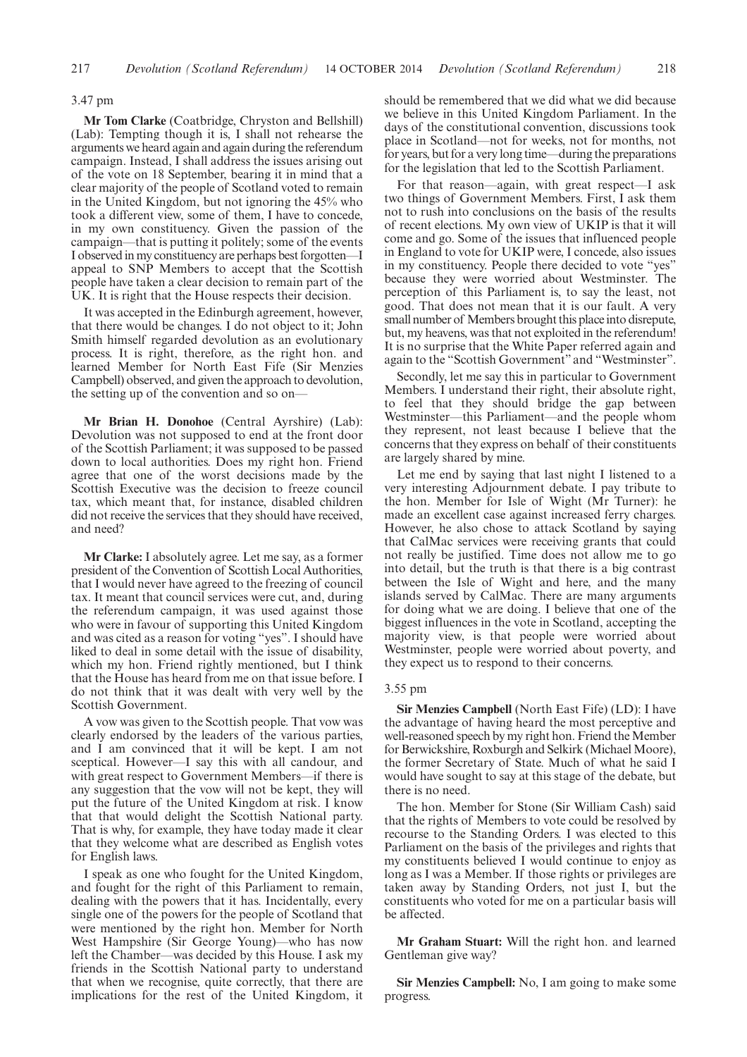3.47 pm

**Mr Tom Clarke** (Coatbridge, Chryston and Bellshill) (Lab): Tempting though it is, I shall not rehearse the arguments we heard again and again during the referendum campaign. Instead, I shall address the issues arising out of the vote on 18 September, bearing it in mind that a clear majority of the people of Scotland voted to remain in the United Kingdom, but not ignoring the 45% who took a different view, some of them, I have to concede, in my own constituency. Given the passion of the campaign—that is putting it politely; some of the events I observed in my constituency are perhaps best forgotten—I appeal to SNP Members to accept that the Scottish people have taken a clear decision to remain part of the UK. It is right that the House respects their decision.

It was accepted in the Edinburgh agreement, however, that there would be changes. I do not object to it; John Smith himself regarded devolution as an evolutionary process. It is right, therefore, as the right hon. and learned Member for North East Fife (Sir Menzies Campbell) observed, and given the approach to devolution, the setting up of the convention and so on—

**Mr Brian H. Donohoe** (Central Ayrshire) (Lab): Devolution was not supposed to end at the front door of the Scottish Parliament; it was supposed to be passed down to local authorities. Does my right hon. Friend agree that one of the worst decisions made by the Scottish Executive was the decision to freeze council tax, which meant that, for instance, disabled children did not receive the services that they should have received, and need?

**Mr Clarke:** I absolutely agree. Let me say, as a former president of the Convention of Scottish Local Authorities, that I would never have agreed to the freezing of council tax. It meant that council services were cut, and, during the referendum campaign, it was used against those who were in favour of supporting this United Kingdom and was cited as a reason for voting "yes". I should have liked to deal in some detail with the issue of disability, which my hon. Friend rightly mentioned, but I think that the House has heard from me on that issue before. I do not think that it was dealt with very well by the Scottish Government.

A vow was given to the Scottish people. That vow was clearly endorsed by the leaders of the various parties, and I am convinced that it will be kept. I am not sceptical. However—I say this with all candour, and with great respect to Government Members—if there is any suggestion that the vow will not be kept, they will put the future of the United Kingdom at risk. I know that that would delight the Scottish National party. That is why, for example, they have today made it clear that they welcome what are described as English votes for English laws.

I speak as one who fought for the United Kingdom, and fought for the right of this Parliament to remain, dealing with the powers that it has. Incidentally, every single one of the powers for the people of Scotland that were mentioned by the right hon. Member for North West Hampshire (Sir George Young)—who has now left the Chamber—was decided by this House. I ask my friends in the Scottish National party to understand that when we recognise, quite correctly, that there are implications for the rest of the United Kingdom, it should be remembered that we did what we did because we believe in this United Kingdom Parliament. In the days of the constitutional convention, discussions took place in Scotland—not for weeks, not for months, not for years, but for a very long time—during the preparations for the legislation that led to the Scottish Parliament.

For that reason—again, with great respect—I ask two things of Government Members. First, I ask them not to rush into conclusions on the basis of the results of recent elections. My own view of UKIP is that it will come and go. Some of the issues that influenced people in England to vote for UKIP were, I concede, also issues in my constituency. People there decided to vote "yes" because they were worried about Westminster. The perception of this Parliament is, to say the least, not good. That does not mean that it is our fault. A very small number of Members brought this place into disrepute, but, my heavens, was that not exploited in the referendum! It is no surprise that the White Paper referred again and again to the "Scottish Government" and "Westminster".

Secondly, let me say this in particular to Government Members. I understand their right, their absolute right, to feel that they should bridge the gap between Westminster—this Parliament—and the people whom they represent, not least because I believe that the concerns that they express on behalf of their constituents are largely shared by mine.

Let me end by saying that last night I listened to a very interesting Adjournment debate. I pay tribute to the hon. Member for Isle of Wight (Mr Turner): he made an excellent case against increased ferry charges. However, he also chose to attack Scotland by saying that CalMac services were receiving grants that could not really be justified. Time does not allow me to go into detail, but the truth is that there is a big contrast between the Isle of Wight and here, and the many islands served by CalMac. There are many arguments for doing what we are doing. I believe that one of the biggest influences in the vote in Scotland, accepting the majority view, is that people were worried about Westminster, people were worried about poverty, and they expect us to respond to their concerns.

3.55 pm

**Sir Menzies Campbell** (North East Fife) (LD): I have the advantage of having heard the most perceptive and well-reasoned speech by my right hon. Friend the Member for Berwickshire, Roxburgh and Selkirk (Michael Moore), the former Secretary of State. Much of what he said I would have sought to say at this stage of the debate, but there is no need.

The hon. Member for Stone (Sir William Cash) said that the rights of Members to vote could be resolved by recourse to the Standing Orders. I was elected to this Parliament on the basis of the privileges and rights that my constituents believed I would continue to enjoy as long as I was a Member. If those rights or privileges are taken away by Standing Orders, not just I, but the constituents who voted for me on a particular basis will be affected.

**Mr Graham Stuart:** Will the right hon. and learned Gentleman give way?

**Sir Menzies Campbell:** No, I am going to make some progress.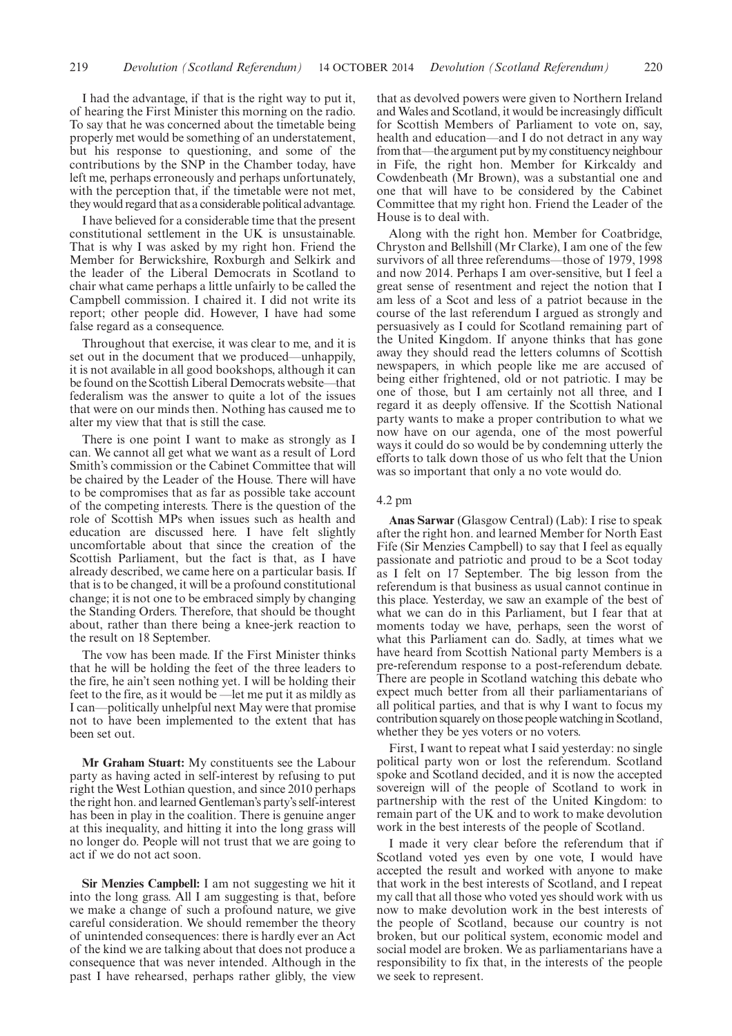I had the advantage, if that is the right way to put it, of hearing the First Minister this morning on the radio. To say that he was concerned about the timetable being properly met would be something of an understatement, but his response to questioning, and some of the contributions by the SNP in the Chamber today, have left me, perhaps erroneously and perhaps unfortunately, with the perception that, if the timetable were not met, they would regard that as a considerable political advantage.

I have believed for a considerable time that the present constitutional settlement in the UK is unsustainable. That is why I was asked by my right hon. Friend the Member for Berwickshire, Roxburgh and Selkirk and the leader of the Liberal Democrats in Scotland to chair what came perhaps a little unfairly to be called the Campbell commission. I chaired it. I did not write its report; other people did. However, I have had some false regard as a consequence.

Throughout that exercise, it was clear to me, and it is set out in the document that we produced—unhappily, it is not available in all good bookshops, although it can be found on the Scottish Liberal Democrats website—that federalism was the answer to quite a lot of the issues that were on our minds then. Nothing has caused me to alter my view that that is still the case.

There is one point I want to make as strongly as I can. We cannot all get what we want as a result of Lord Smith's commission or the Cabinet Committee that will be chaired by the Leader of the House. There will have to be compromises that as far as possible take account of the competing interests. There is the question of the role of Scottish MPs when issues such as health and education are discussed here. I have felt slightly uncomfortable about that since the creation of the Scottish Parliament, but the fact is that, as I have already described, we came here on a particular basis. If that is to be changed, it will be a profound constitutional change; it is not one to be embraced simply by changing the Standing Orders. Therefore, that should be thought about, rather than there being a knee-jerk reaction to the result on 18 September.

The vow has been made. If the First Minister thinks that he will be holding the feet of the three leaders to the fire, he ain't seen nothing yet. I will be holding their feet to the fire, as it would be —let me put it as mildly as I can—politically unhelpful next May were that promise not to have been implemented to the extent that has been set out.

**Mr Graham Stuart:** My constituents see the Labour party as having acted in self-interest by refusing to put right the West Lothian question, and since 2010 perhaps the right hon. and learned Gentleman's party's self-interest has been in play in the coalition. There is genuine anger at this inequality, and hitting it into the long grass will no longer do. People will not trust that we are going to act if we do not act soon.

**Sir Menzies Campbell:** I am not suggesting we hit it into the long grass. All I am suggesting is that, before we make a change of such a profound nature, we give careful consideration. We should remember the theory of unintended consequences: there is hardly ever an Act of the kind we are talking about that does not produce a consequence that was never intended. Although in the past I have rehearsed, perhaps rather glibly, the view that as devolved powers were given to Northern Ireland and Wales and Scotland, it would be increasingly difficult for Scottish Members of Parliament to vote on, say, health and education—and I do not detract in any way from that—the argument put by my constituency neighbour in Fife, the right hon. Member for Kirkcaldy and Cowdenbeath (Mr Brown), was a substantial one and one that will have to be considered by the Cabinet Committee that my right hon. Friend the Leader of the House is to deal with.

Along with the right hon. Member for Coatbridge, Chryston and Bellshill (Mr Clarke), I am one of the few survivors of all three referendums—those of 1979, 1998 and now 2014. Perhaps I am over-sensitive, but I feel a great sense of resentment and reject the notion that I am less of a Scot and less of a patriot because in the course of the last referendum I argued as strongly and persuasively as I could for Scotland remaining part of the United Kingdom. If anyone thinks that has gone away they should read the letters columns of Scottish newspapers, in which people like me are accused of being either frightened, old or not patriotic. I may be one of those, but I am certainly not all three, and I regard it as deeply offensive. If the Scottish National party wants to make a proper contribution to what we now have on our agenda, one of the most powerful ways it could do so would be by condemning utterly the efforts to talk down those of us who felt that the Union was so important that only a no vote would do.

4.2 pm

**Anas Sarwar** (Glasgow Central) (Lab): I rise to speak after the right hon. and learned Member for North East Fife (Sir Menzies Campbell) to say that I feel as equally passionate and patriotic and proud to be a Scot today as I felt on 17 September. The big lesson from the referendum is that business as usual cannot continue in this place. Yesterday, we saw an example of the best of what we can do in this Parliament, but I fear that at moments today we have, perhaps, seen the worst of what this Parliament can do. Sadly, at times what we have heard from Scottish National party Members is a pre-referendum response to a post-referendum debate. There are people in Scotland watching this debate who expect much better from all their parliamentarians of all political parties, and that is why I want to focus my contribution squarely on those people watching in Scotland, whether they be yes voters or no voters.

First, I want to repeat what I said yesterday: no single political party won or lost the referendum. Scotland spoke and Scotland decided, and it is now the accepted sovereign will of the people of Scotland to work in partnership with the rest of the United Kingdom: to remain part of the UK and to work to make devolution work in the best interests of the people of Scotland.

I made it very clear before the referendum that if Scotland voted yes even by one vote, I would have accepted the result and worked with anyone to make that work in the best interests of Scotland, and I repeat my call that all those who voted yes should work with us now to make devolution work in the best interests of the people of Scotland, because our country is not broken, but our political system, economic model and social model are broken. We as parliamentarians have a responsibility to fix that, in the interests of the people we seek to represent.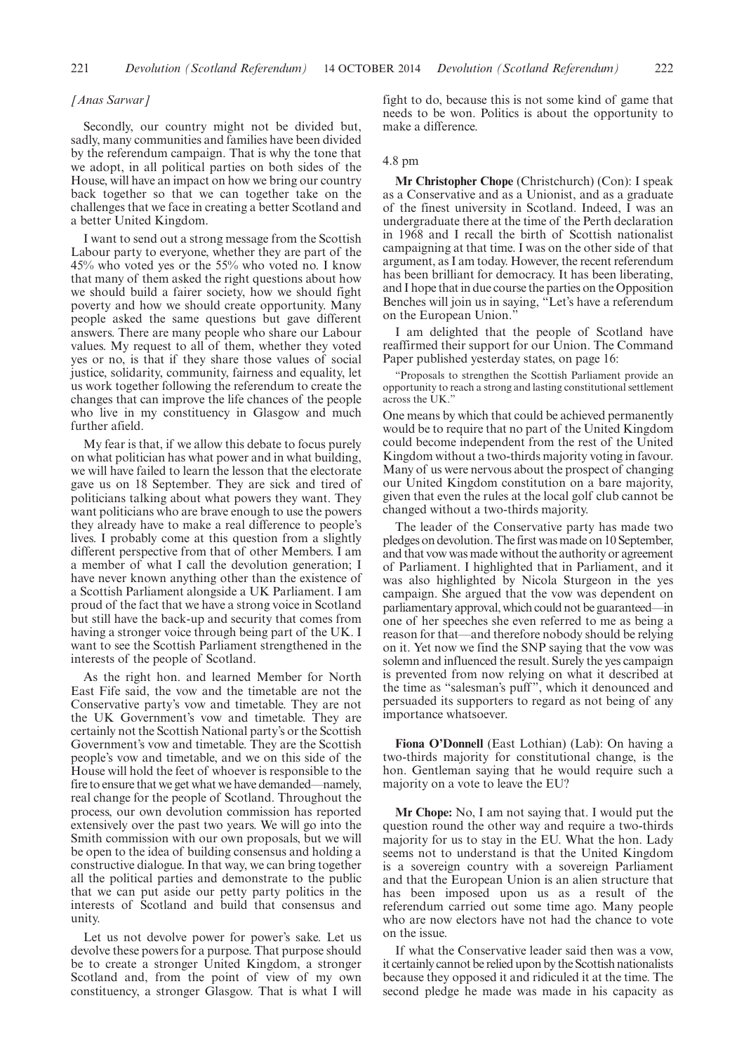*[Anas Sarwar]*

Secondly, our country might not be divided but, sadly, many communities and families have been divided by the referendum campaign. That is why the tone that we adopt, in all political parties on both sides of the House, will have an impact on how we bring our country back together so that we can together take on the challenges that we face in creating a better Scotland and a better United Kingdom.

I want to send out a strong message from the Scottish Labour party to everyone, whether they are part of the 45% who voted yes or the 55% who voted no. I know that many of them asked the right questions about how we should build a fairer society, how we should fight poverty and how we should create opportunity. Many people asked the same questions but gave different answers. There are many people who share our Labour values. My request to all of them, whether they voted yes or no, is that if they share those values of social justice, solidarity, community, fairness and equality, let us work together following the referendum to create the changes that can improve the life chances of the people who live in my constituency in Glasgow and much further afield.

My fear is that, if we allow this debate to focus purely on what politician has what power and in what building, we will have failed to learn the lesson that the electorate gave us on 18 September. They are sick and tired of politicians talking about what powers they want. They want politicians who are brave enough to use the powers they already have to make a real difference to people's lives. I probably come at this question from a slightly different perspective from that of other Members. I am a member of what I call the devolution generation; I have never known anything other than the existence of a Scottish Parliament alongside a UK Parliament. I am proud of the fact that we have a strong voice in Scotland but still have the back-up and security that comes from having a stronger voice through being part of the UK. I want to see the Scottish Parliament strengthened in the interests of the people of Scotland.

As the right hon. and learned Member for North East Fife said, the vow and the timetable are not the Conservative party's vow and timetable. They are not the UK Government's vow and timetable. They are certainly not the Scottish National party's or the Scottish Government's vow and timetable. They are the Scottish people's vow and timetable, and we on this side of the House will hold the feet of whoever is responsible to the fire to ensure that we get what we have demanded—namely, real change for the people of Scotland. Throughout the process, our own devolution commission has reported extensively over the past two years. We will go into the Smith commission with our own proposals, but we will be open to the idea of building consensus and holding a constructive dialogue. In that way, we can bring together all the political parties and demonstrate to the public that we can put aside our petty party politics in the interests of Scotland and build that consensus and unity.

Let us not devolve power for power's sake. Let us devolve these powers for a purpose. That purpose should be to create a stronger United Kingdom, a stronger Scotland and, from the point of view of my own constituency, a stronger Glasgow. That is what I will fight to do, because this is not some kind of game that needs to be won. Politics is about the opportunity to make a difference.

4.8 pm

**Mr Christopher Chope** (Christchurch) (Con): I speak as a Conservative and as a Unionist, and as a graduate of the finest university in Scotland. Indeed, I was an undergraduate there at the time of the Perth declaration in 1968 and I recall the birth of Scottish nationalist campaigning at that time. I was on the other side of that argument, as I am today. However, the recent referendum has been brilliant for democracy. It has been liberating, and I hope that in due course the parties on the Opposition Benches will join us in saying, "Let's have a referendum on the European Union."

I am delighted that the people of Scotland have reaffirmed their support for our Union. The Command Paper published yesterday states, on page 16:

> "Proposals to strengthen the Scottish Parliament provide an opportunity to reach a strong and lasting constitutional settlement across the UK."

One means by which that could be achieved permanently would be to require that no part of the United Kingdom could become independent from the rest of the United Kingdom without a two-thirds majority voting in favour. Many of us were nervous about the prospect of changing our United Kingdom constitution on a bare majority, given that even the rules at the local golf club cannot be changed without a two-thirds majority.

The leader of the Conservative party has made two pledges on devolution. The first was made on 10 September, and that vow was made without the authority or agreement of Parliament. I highlighted that in Parliament, and it was also highlighted by Nicola Sturgeon in the yes campaign. She argued that the vow was dependent on parliamentary approval, which could not be guaranteed—in one of her speeches she even referred to me as being a reason for that—and therefore nobody should be relying on it. Yet now we find the SNP saying that the vow was solemn and influenced the result. Surely the yes campaign is prevented from now relying on what it described at the time as "salesman's puff", which it denounced and persuaded its supporters to regard as not being of any importance whatsoever.

**Fiona O'Donnell** (East Lothian) (Lab): On having a two-thirds majority for constitutional change, is the hon. Gentleman saying that he would require such a majority on a vote to leave the EU?

**Mr Chope:** No, I am not saying that. I would put the question round the other way and require a two-thirds majority for us to stay in the EU. What the hon. Lady seems not to understand is that the United Kingdom is a sovereign country with a sovereign Parliament and that the European Union is an alien structure that has been imposed upon us as a result of the referendum carried out some time ago. Many people who are now electors have not had the chance to vote on the issue.

If what the Conservative leader said then was a vow, it certainly cannot be relied upon by the Scottish nationalists because they opposed it and ridiculed it at the time. The second pledge he made was made in his capacity as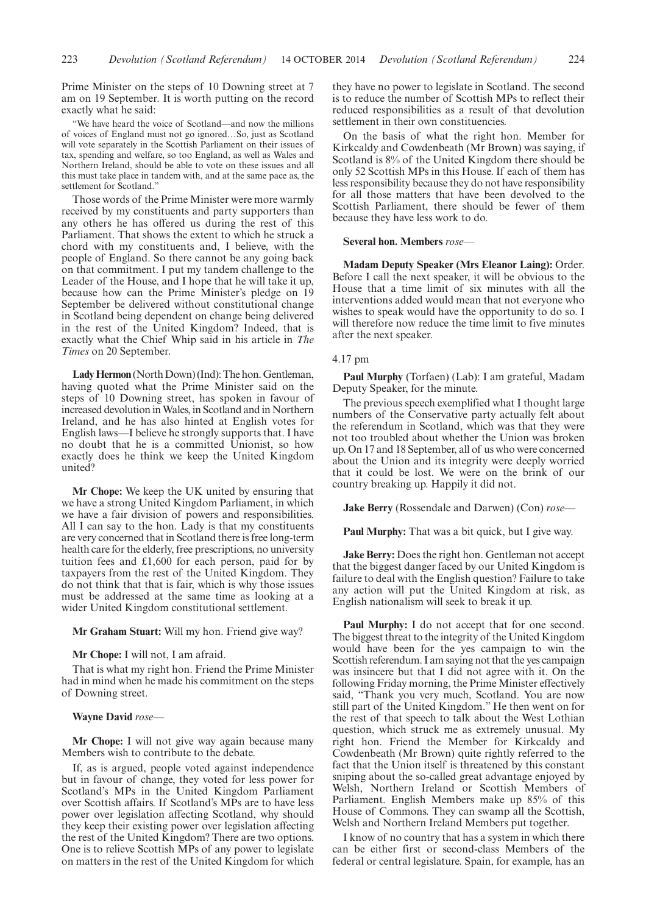Prime Minister on the steps of 10 Downing street at 7 am on 19 September. It is worth putting on the record exactly what he said:

> "We have heard the voice of Scotland—and now the millions of voices of England must not go ignored…So, just as Scotland will vote separately in the Scottish Parliament on their issues of tax, spending and welfare, so too England, as well as Wales and Northern Ireland, should be able to vote on these issues and all this must take place in tandem with, and at the same pace as, the settlement for Scotland."

Those words of the Prime Minister were more warmly received by my constituents and party supporters than any others he has offered us during the rest of this Parliament. That shows the extent to which he struck a chord with my constituents and, I believe, with the people of England. So there cannot be any going back on that commitment. I put my tandem challenge to the Leader of the House, and I hope that he will take it up, because how can the Prime Minister's pledge on 19 September be delivered without constitutional change in Scotland being dependent on change being delivered in the rest of the United Kingdom? Indeed, that is exactly what the Chief Whip said in his article in *The Times* on 20 September.

**Lady Hermon** (North Down) (Ind): The hon. Gentleman, having quoted what the Prime Minister said on the steps of 10 Downing street, has spoken in favour of increased devolution in Wales, in Scotland and in Northern Ireland, and he has also hinted at English votes for English laws—I believe he strongly supports that. I have no doubt that he is a committed Unionist, so how exactly does he think we keep the United Kingdom united?

**Mr Chope:** We keep the UK united by ensuring that we have a strong United Kingdom Parliament, in which we have a fair division of powers and responsibilities. All I can say to the hon. Lady is that my constituents are very concerned that in Scotland there is free long-term health care for the elderly, free prescriptions, no university tuition fees and £1,600 for each person, paid for by taxpayers from the rest of the United Kingdom. They do not think that that is fair, which is why those issues must be addressed at the same time as looking at a wider United Kingdom constitutional settlement.

**Mr Graham Stuart:** Will my hon. Friend give way?

**Mr Chope:** I will not, I am afraid.

That is what my right hon. Friend the Prime Minister had in mind when he made his commitment on the steps of Downing street.

**Wayne David** *rose*—

**Mr Chope:** I will not give way again because many Members wish to contribute to the debate.

If, as is argued, people voted against independence but in favour of change, they voted for less power for Scotland's MPs in the United Kingdom Parliament over Scottish affairs. If Scotland's MPs are to have less power over legislation affecting Scotland, why should they keep their existing power over legislation affecting the rest of the United Kingdom? There are two options. One is to relieve Scottish MPs of any power to legislate on matters in the rest of the United Kingdom for which they have no power to legislate in Scotland. The second is to reduce the number of Scottish MPs to reflect their reduced responsibilities as a result of that devolution settlement in their own constituencies.

On the basis of what the right hon. Member for Kirkcaldy and Cowdenbeath (Mr Brown) was saying, if Scotland is 8% of the United Kingdom there should be only 52 Scottish MPs in this House. If each of them has less responsibility because they do not have responsibility for all those matters that have been devolved to the Scottish Parliament, there should be fewer of them because they have less work to do.

**Several hon. Members** *rose*—

**Madam Deputy Speaker (Mrs Eleanor Laing):** Order. Before I call the next speaker, it will be obvious to the House that a time limit of six minutes with all the interventions added would mean that not everyone who wishes to speak would have the opportunity to do so. I will therefore now reduce the time limit to five minutes after the next speaker.

4.17 pm

**Paul Murphy** (Torfaen) (Lab): I am grateful, Madam Deputy Speaker, for the minute.

The previous speech exemplified what I thought large numbers of the Conservative party actually felt about the referendum in Scotland, which was that they were not too troubled about whether the Union was broken up. On 17 and 18 September, all of us who were concerned about the Union and its integrity were deeply worried that it could be lost. We were on the brink of our country breaking up. Happily it did not.

**Jake Berry** (Rossendale and Darwen) (Con) *rose*—

**Paul Murphy:** That was a bit quick, but I give way.

**Jake Berry:** Does the right hon. Gentleman not accept that the biggest danger faced by our United Kingdom is failure to deal with the English question? Failure to take any action will put the United Kingdom at risk, as English nationalism will seek to break it up.

**Paul Murphy:** I do not accept that for one second. The biggest threat to the integrity of the United Kingdom would have been for the yes campaign to win the Scottish referendum. I am saying not that the yes campaign was insincere but that I did not agree with it. On the following Friday morning, the Prime Minister effectively said, "Thank you very much, Scotland. You are now still part of the United Kingdom." He then went on for the rest of that speech to talk about the West Lothian question, which struck me as extremely unusual. My right hon. Friend the Member for Kirkcaldy and Cowdenbeath (Mr Brown) quite rightly referred to the fact that the Union itself is threatened by this constant sniping about the so-called great advantage enjoyed by Welsh, Northern Ireland or Scottish Members of Parliament. English Members make up 85% of this House of Commons. They can swamp all the Scottish, Welsh and Northern Ireland Members put together.

I know of no country that has a system in which there can be either first or second-class Members of the federal or central legislature. Spain, for example, has an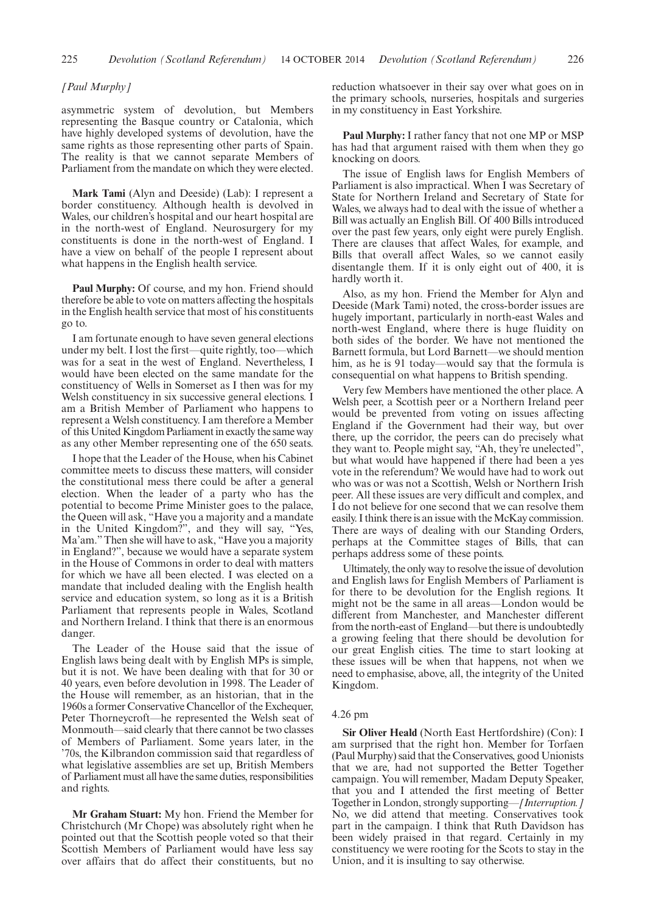*[Paul Murphy]*

asymmetric system of devolution, but Members representing the Basque country or Catalonia, which have highly developed systems of devolution, have the same rights as those representing other parts of Spain. The reality is that we cannot separate Members of Parliament from the mandate on which they were elected.

**Mark Tami** (Alyn and Deeside) (Lab): I represent a border constituency. Although health is devolved in Wales, our children's hospital and our heart hospital are in the north-west of England. Neurosurgery for my constituents is done in the north-west of England. I have a view on behalf of the people I represent about what happens in the English health service.

**Paul Murphy:** Of course, and my hon. Friend should therefore be able to vote on matters affecting the hospitals in the English health service that most of his constituents go to.

I am fortunate enough to have seven general elections under my belt. I lost the first—quite rightly, too—which was for a seat in the west of England. Nevertheless, I would have been elected on the same mandate for the constituency of Wells in Somerset as I then was for my Welsh constituency in six successive general elections. I am a British Member of Parliament who happens to represent a Welsh constituency. I am therefore a Member of this United Kingdom Parliament in exactly the same way as any other Member representing one of the 650 seats.

I hope that the Leader of the House, when his Cabinet committee meets to discuss these matters, will consider the constitutional mess there could be after a general election. When the leader of a party who has the potential to become Prime Minister goes to the palace, the Queen will ask, "Have you a majority and a mandate in the United Kingdom?", and they will say, "Yes, Ma'am." Then she will have to ask, "Have you a majority in England?", because we would have a separate system in the House of Commons in order to deal with matters for which we have all been elected. I was elected on a mandate that included dealing with the English health service and education system, so long as it is a British Parliament that represents people in Wales, Scotland and Northern Ireland. I think that there is an enormous danger.

The Leader of the House said that the issue of English laws being dealt with by English MPs is simple, but it is not. We have been dealing with that for 30 or 40 years, even before devolution in 1998. The Leader of the House will remember, as an historian, that in the 1960s a former Conservative Chancellor of the Exchequer, Peter Thorneycroft—he represented the Welsh seat of Monmouth—said clearly that there cannot be two classes of Members of Parliament. Some years later, in the '70s, the Kilbrandon commission said that regardless of what legislative assemblies are set up, British Members of Parliament must all have the same duties, responsibilities and rights.

**Mr Graham Stuart:** My hon. Friend the Member for Christchurch (Mr Chope) was absolutely right when he pointed out that the Scottish people voted so that their Scottish Members of Parliament would have less say over affairs that do affect their constituents, but no reduction whatsoever in their say over what goes on in the primary schools, nurseries, hospitals and surgeries in my constituency in East Yorkshire.

**Paul Murphy:** I rather fancy that not one MP or MSP has had that argument raised with them when they go knocking on doors.

The issue of English laws for English Members of Parliament is also impractical. When I was Secretary of State for Northern Ireland and Secretary of State for Wales, we always had to deal with the issue of whether a Bill was actually an English Bill. Of 400 Bills introduced over the past few years, only eight were purely English. There are clauses that affect Wales, for example, and Bills that overall affect Wales, so we cannot easily disentangle them. If it is only eight out of 400, it is hardly worth it.

Also, as my hon. Friend the Member for Alyn and Deeside (Mark Tami) noted, the cross-border issues are hugely important, particularly in north-east Wales and north-west England, where there is huge fluidity on both sides of the border. We have not mentioned the Barnett formula, but Lord Barnett—we should mention him, as he is 91 today—would say that the formula is consequential on what happens to British spending.

Very few Members have mentioned the other place. A Welsh peer, a Scottish peer or a Northern Ireland peer would be prevented from voting on issues affecting England if the Government had their way, but over there, up the corridor, the peers can do precisely what they want to. People might say, "Ah, they're unelected", but what would have happened if there had been a yes vote in the referendum? We would have had to work out who was or was not a Scottish, Welsh or Northern Irish peer. All these issues are very difficult and complex, and I do not believe for one second that we can resolve them easily. I think there is an issue with the McKay commission. There are ways of dealing with our Standing Orders, perhaps at the Committee stages of Bills, that can perhaps address some of these points.

Ultimately, the only way to resolve the issue of devolution and English laws for English Members of Parliament is for there to be devolution for the English regions. It might not be the same in all areas—London would be different from Manchester, and Manchester different from the north-east of England—but there is undoubtedly a growing feeling that there should be devolution for our great English cities. The time to start looking at these issues will be when that happens, not when we need to emphasise, above, all, the integrity of the United Kingdom.

4.26 pm

**Sir Oliver Heald** (North East Hertfordshire) (Con): I am surprised that the right hon. Member for Torfaen (Paul Murphy) said that the Conservatives, good Unionists that we are, had not supported the Better Together campaign. You will remember, Madam Deputy Speaker, that you and I attended the first meeting of Better Together in London, strongly supporting—*[Interruption.]* No, we did attend that meeting. Conservatives took part in the campaign. I think that Ruth Davidson has been widely praised in that regard. Certainly in my constituency we were rooting for the Scots to stay in the Union, and it is insulting to say otherwise.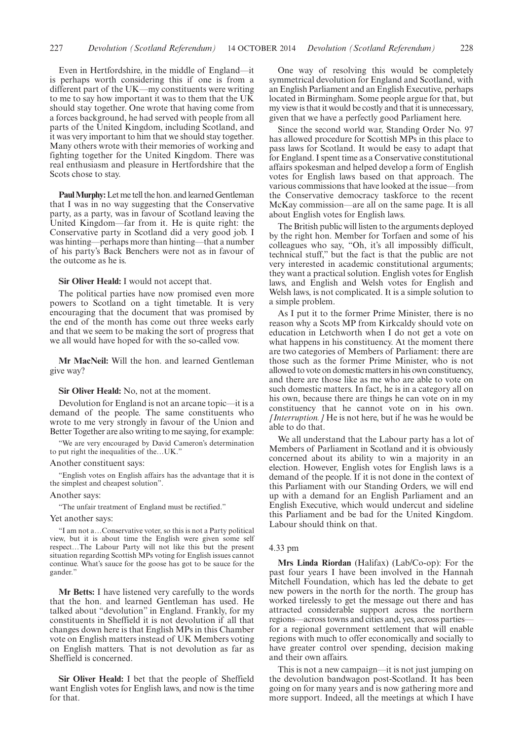Even in Hertfordshire, in the middle of England—it is perhaps worth considering this if one is from a different part of the UK—my constituents were writing to me to say how important it was to them that the UK should stay together. One wrote that having come from a forces background, he had served with people from all parts of the United Kingdom, including Scotland, and it was very important to him that we should stay together. Many others wrote with their memories of working and fighting together for the United Kingdom. There was real enthusiasm and pleasure in Hertfordshire that the Scots chose to stay.

**Paul Murphy:** Let me tell the hon. and learned Gentleman that I was in no way suggesting that the Conservative party, as a party, was in favour of Scotland leaving the United Kingdom—far from it. He is quite right: the Conservative party in Scotland did a very good job. I was hinting—perhaps more than hinting—that a number of his party's Back Benchers were not as in favour of the outcome as he is.

**Sir Oliver Heald:** I would not accept that.

The political parties have now promised even more powers to Scotland on a tight timetable. It is very encouraging that the document that was promised by the end of the month has come out three weeks early and that we seem to be making the sort of progress that we all would have hoped for with the so-called vow.

**Mr MacNeil:** Will the hon. and learned Gentleman give way?

**Sir Oliver Heald:** No, not at the moment.

Devolution for England is not an arcane topic—it is a demand of the people. The same constituents who wrote to me very strongly in favour of the Union and Better Together are also writing to me saying, for example:

"We are very encouraged by David Cameron's determination to put right the inequalities of the…UK."

Another constituent says:

"English votes on English affairs has the advantage that it is the simplest and cheapest solution".

Another says:

"The unfair treatment of England must be rectified."

Yet another says:

"I am not a…Conservative voter, so this is not a Party political view, but it is about time the English were given some self respect…The Labour Party will not like this but the present situation regarding Scottish MPs voting for English issues cannot continue. What's sauce for the goose has got to be sauce for the gander."

**Mr Betts:** I have listened very carefully to the words that the hon. and learned Gentleman has used. He talked about "devolution" in England. Frankly, for my constituents in Sheffield it is not devolution if all that changes down here is that English MPs in this Chamber vote on English matters instead of UK Members voting on English matters. That is not devolution as far as Sheffield is concerned.

**Sir Oliver Heald:** I bet that the people of Sheffield want English votes for English laws, and now is the time for that.

One way of resolving this would be completely symmetrical devolution for England and Scotland, with an English Parliament and an English Executive, perhaps located in Birmingham. Some people argue for that, but my view is that it would be costly and that it is unnecessary, given that we have a perfectly good Parliament here.

Since the second world war, Standing Order No. 97 has allowed procedure for Scottish MPs in this place to pass laws for Scotland. It would be easy to adapt that for England. I spent time as a Conservative constitutional affairs spokesman and helped develop a form of English votes for English laws based on that approach. The various commissions that have looked at the issue—from the Conservative democracy taskforce to the recent McKay commission—are all on the same page. It is all about English votes for English laws.

The British public will listen to the arguments deployed by the right hon. Member for Torfaen and some of his colleagues who say, "Oh, it's all impossibly difficult, technical stuff," but the fact is that the public are not very interested in academic constitutional arguments; they want a practical solution. English votes for English laws, and English and Welsh votes for English and Welsh laws, is not complicated. It is a simple solution to a simple problem.

As I put it to the former Prime Minister, there is no reason why a Scots MP from Kirkcaldy should vote on education in Letchworth when I do not get a vote on what happens in his constituency. At the moment there are two categories of Members of Parliament: there are those such as the former Prime Minister, who is not allowed to vote on domestic matters in his own constituency, and there are those like as me who are able to vote on such domestic matters. In fact, he is in a category all on his own, because there are things he can vote on in my constituency that he cannot vote on in his own. *[Interruption.]* He is not here, but if he was he would be able to do that.

We all understand that the Labour party has a lot of Members of Parliament in Scotland and it is obviously concerned about its ability to win a majority in an election. However, English votes for English laws is a demand of the people. If it is not done in the context of this Parliament with our Standing Orders, we will end up with a demand for an English Parliament and an English Executive, which would undercut and sideline this Parliament and be bad for the United Kingdom. Labour should think on that.

4.33 pm

**Mrs Linda Riordan** (Halifax) (Lab/Co-op): For the past four years I have been involved in the Hannah Mitchell Foundation, which has led the debate to get new powers in the north for the north. The group has worked tirelessly to get the message out there and has attracted considerable support across the northern regions—across towns and cities and, yes, across parties—for a regional government settlement that will enable regions with much to offer economically and socially to have greater control over spending, decision making and their own affairs.

This is not a new campaign—it is not just jumping on the devolution bandwagon post-Scotland. It has been going on for many years and is now gathering more and more support. Indeed, all the meetings at which I have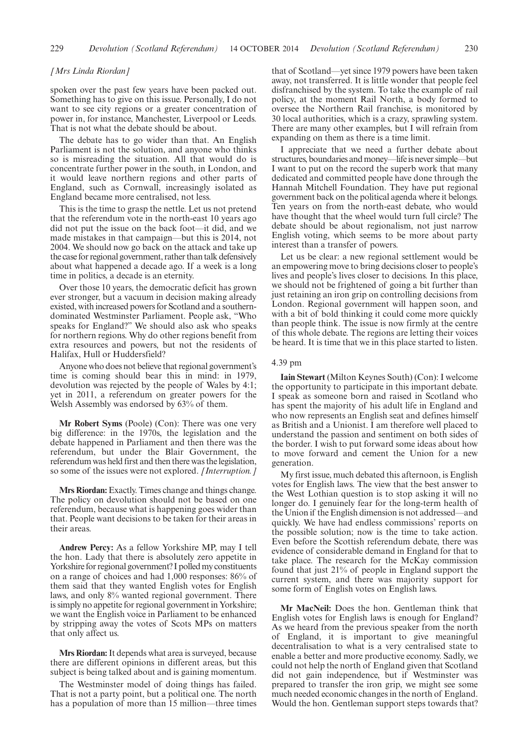*[Mrs Linda Riordan]*

spoken over the past few years have been packed out. Something has to give on this issue. Personally, I do not want to see city regions or a greater concentration of power in, for instance, Manchester, Liverpool or Leeds. That is not what the debate should be about.

The debate has to go wider than that. An English Parliament is not the solution, and anyone who thinks so is misreading the situation. All that would do is concentrate further power in the south, in London, and it would leave northern regions and other parts of England, such as Cornwall, increasingly isolated as England became more centralised, not less.

This is the time to grasp the nettle. Let us not pretend that the referendum vote in the north-east 10 years ago did not put the issue on the back foot—it did, and we made mistakes in that campaign—but this is 2014, not 2004. We should now go back on the attack and take up the case for regional government, rather than talk defensively about what happened a decade ago. If a week is a long time in politics, a decade is an eternity.

Over those 10 years, the democratic deficit has grown ever stronger, but a vacuum in decision making already existed, with increased powers for Scotland and a southern-dominated Westminster Parliament. People ask, "Who speaks for England?" We should also ask who speaks for northern regions. Why do other regions benefit from extra resources and powers, but not the residents of Halifax, Hull or Huddersfield?

Anyone who does not believe that regional government's time is coming should bear this in mind: in 1979, devolution was rejected by the people of Wales by 4:1; yet in 2011, a referendum on greater powers for the Welsh Assembly was endorsed by 63% of them.

**Mr Robert Syms** (Poole) (Con): There was one very big difference: in the 1970s, the legislation and the debate happened in Parliament and then there was the referendum, but under the Blair Government, the referendum was held first and then there was the legislation, so some of the issues were not explored. *[Interruption.]*

**Mrs Riordan:** Exactly. Times change and things change. The policy on devolution should not be based on one referendum, because what is happening goes wider than that. People want decisions to be taken for their areas in their areas.

**Andrew Percy:** As a fellow Yorkshire MP, may I tell the hon. Lady that there is absolutely zero appetite in Yorkshire for regional government? I polled my constituents on a range of choices and had 1,000 responses: 86% of them said that they wanted English votes for English laws, and only 8% wanted regional government. There is simply no appetite for regional government in Yorkshire; we want the English voice in Parliament to be enhanced by stripping away the votes of Scots MPs on matters that only affect us.

**Mrs Riordan:** It depends what area is surveyed, because there are different opinions in different areas, but this subject is being talked about and is gaining momentum.

The Westminster model of doing things has failed. That is not a party point, but a political one. The north has a population of more than 15 million—three times that of Scotland—yet since 1979 powers have been taken away, not transferred. It is little wonder that people feel disfranchised by the system. To take the example of rail policy, at the moment Rail North, a body formed to oversee the Northern Rail franchise, is monitored by 30 local authorities, which is a crazy, sprawling system. There are many other examples, but I will refrain from expanding on them as there is a time limit.

I appreciate that we need a further debate about structures, boundaries and money—life is never simple—but I want to put on the record the superb work that many dedicated and committed people have done through the Hannah Mitchell Foundation. They have put regional government back on the political agenda where it belongs. Ten years on from the north-east debate, who would have thought that the wheel would turn full circle? The debate should be about regionalism, not just narrow English voting, which seems to be more about party interest than a transfer of powers.

Let us be clear: a new regional settlement would be an empowering move to bring decisions closer to people's lives and people's lives closer to decisions. In this place, we should not be frightened of going a bit further than just retaining an iron grip on controlling decisions from London. Regional government will happen soon, and with a bit of bold thinking it could come more quickly than people think. The issue is now firmly at the centre of this whole debate. The regions are letting their voices be heard. It is time that we in this place started to listen.

4.39 pm

**Iain Stewart** (Milton Keynes South) (Con): I welcome the opportunity to participate in this important debate. I speak as someone born and raised in Scotland who has spent the majority of his adult life in England and who now represents an English seat and defines himself as British and a Unionist. I am therefore well placed to understand the passion and sentiment on both sides of the border. I wish to put forward some ideas about how to move forward and cement the Union for a new generation.

My first issue, much debated this afternoon, is English votes for English laws. The view that the best answer to the West Lothian question is to stop asking it will no longer do. I genuinely fear for the long-term health of the Union if the English dimension is not addressed—and quickly. We have had endless commissions' reports on the possible solution; now is the time to take action. Even before the Scottish referendum debate, there was evidence of considerable demand in England for that to take place. The research for the McKay commission found that just 21% of people in England support the current system, and there was majority support for some form of English votes on English laws.

**Mr MacNeil:** Does the hon. Gentleman think that English votes for English laws is enough for England? As we heard from the previous speaker from the north of England, it is important to give meaningful decentralisation to what is a very centralised state to enable a better and more productive economy. Sadly, we could not help the north of England given that Scotland did not gain independence, but if Westminster was prepared to transfer the iron grip, we might see some much needed economic changes in the north of England. Would the hon. Gentleman support steps towards that?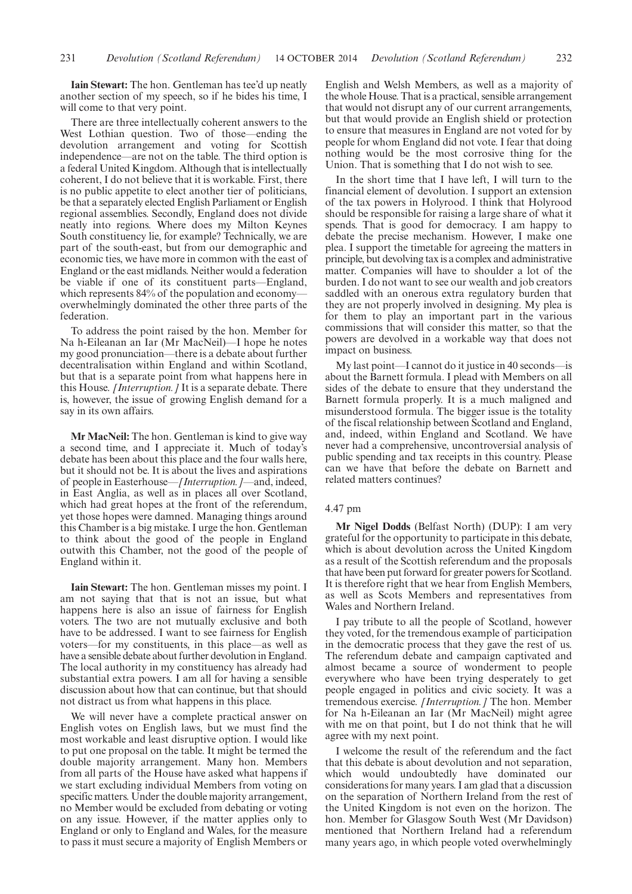**Iain Stewart:** The hon. Gentleman has tee'd up neatly another section of my speech, so if he bides his time, I will come to that very point.

There are three intellectually coherent answers to the West Lothian question. Two of those—ending the devolution arrangement and voting for Scottish independence—are not on the table. The third option is a federal United Kingdom. Although that is intellectually coherent, I do not believe that it is workable. First, there is no public appetite to elect another tier of politicians, be that a separately elected English Parliament or English regional assemblies. Secondly, England does not divide neatly into regions. Where does my Milton Keynes South constituency lie, for example? Technically, we are part of the south-east, but from our demographic and economic ties, we have more in common with the east of England or the east midlands. Neither would a federation be viable if one of its constituent parts—England, which represents 84% of the population and economy—overwhelmingly dominated the other three parts of the federation.

To address the point raised by the hon. Member for Na h-Eileanan an Iar (Mr MacNeil)—I hope he notes my good pronunciation—there is a debate about further decentralisation within England and within Scotland, but that is a separate point from what happens here in this House. *[Interruption.]* It is a separate debate. There is, however, the issue of growing English demand for a say in its own affairs.

**Mr MacNeil:** The hon. Gentleman is kind to give way a second time, and I appreciate it. Much of today's debate has been about this place and the four walls here, but it should not be. It is about the lives and aspirations of people in Easterhouse—*[Interruption.]*—and, indeed, in East Anglia, as well as in places all over Scotland, which had great hopes at the front of the referendum, yet those hopes were damned. Managing things around this Chamber is a big mistake. I urge the hon. Gentleman to think about the good of the people in England outwith this Chamber, not the good of the people of England within it.

**Iain Stewart:** The hon. Gentleman misses my point. I am not saying that that is not an issue, but what happens here is also an issue of fairness for English voters. The two are not mutually exclusive and both have to be addressed. I want to see fairness for English voters—for my constituents, in this place—as well as have a sensible debate about further devolution in England. The local authority in my constituency has already had substantial extra powers. I am all for having a sensible discussion about how that can continue, but that should not distract us from what happens in this place.

We will never have a complete practical answer on English votes on English laws, but we must find the most workable and least disruptive option. I would like to put one proposal on the table. It might be termed the double majority arrangement. Many hon. Members from all parts of the House have asked what happens if we start excluding individual Members from voting on specific matters. Under the double majority arrangement, no Member would be excluded from debating or voting on any issue. However, if the matter applies only to England or only to England and Wales, for the measure to pass it must secure a majority of English Members or English and Welsh Members, as well as a majority of the whole House. That is a practical, sensible arrangement that would not disrupt any of our current arrangements, but that would provide an English shield or protection to ensure that measures in England are not voted for by people for whom England did not vote. I fear that doing nothing would be the most corrosive thing for the Union. That is something that I do not wish to see.

In the short time that I have left, I will turn to the financial element of devolution. I support an extension of the tax powers in Holyrood. I think that Holyrood should be responsible for raising a large share of what it spends. That is good for democracy. I am happy to debate the precise mechanism. However, I make one plea. I support the timetable for agreeing the matters in principle, but devolving tax is a complex and administrative matter. Companies will have to shoulder a lot of the burden. I do not want to see our wealth and job creators saddled with an onerous extra regulatory burden that they are not properly involved in designing. My plea is for them to play an important part in the various commissions that will consider this matter, so that the powers are devolved in a workable way that does not impact on business.

My last point—I cannot do it justice in 40 seconds—is about the Barnett formula. I plead with Members on all sides of the debate to ensure that they understand the Barnett formula properly. It is a much maligned and misunderstood formula. The bigger issue is the totality of the fiscal relationship between Scotland and England, and, indeed, within England and Scotland. We have never had a comprehensive, uncontroversial analysis of public spending and tax receipts in this country. Please can we have that before the debate on Barnett and related matters continues?

4.47 pm

**Mr Nigel Dodds** (Belfast North) (DUP): I am very grateful for the opportunity to participate in this debate, which is about devolution across the United Kingdom as a result of the Scottish referendum and the proposals that have been put forward for greater powers for Scotland. It is therefore right that we hear from English Members, as well as Scots Members and representatives from Wales and Northern Ireland.

I pay tribute to all the people of Scotland, however they voted, for the tremendous example of participation in the democratic process that they gave the rest of us. The referendum debate and campaign captivated and almost became a source of wonderment to people everywhere who have been trying desperately to get people engaged in politics and civic society. It was a tremendous exercise. *[Interruption.]* The hon. Member for Na h-Eileanan an Iar (Mr MacNeil) might agree with me on that point, but I do not think that he will agree with my next point.

I welcome the result of the referendum and the fact that this debate is about devolution and not separation, which would undoubtedly have dominated our considerations for many years. I am glad that a discussion on the separation of Northern Ireland from the rest of the United Kingdom is not even on the horizon. The hon. Member for Glasgow South West (Mr Davidson) mentioned that Northern Ireland had a referendum many years ago, in which people voted overwhelmingly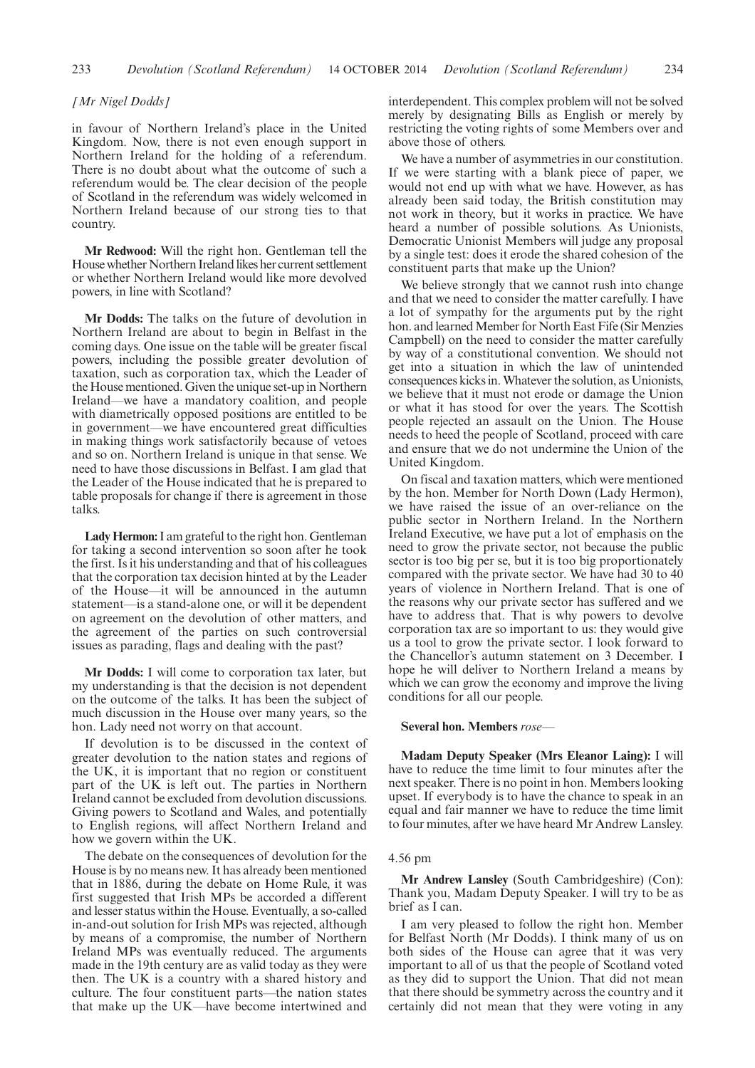*[Mr Nigel Dodds]*

in favour of Northern Ireland's place in the United Kingdom. Now, there is not even enough support in Northern Ireland for the holding of a referendum. There is no doubt about what the outcome of such a referendum would be. The clear decision of the people of Scotland in the referendum was widely welcomed in Northern Ireland because of our strong ties to that country.

**Mr Redwood:** Will the right hon. Gentleman tell the House whether Northern Ireland likes her current settlement or whether Northern Ireland would like more devolved powers, in line with Scotland?

**Mr Dodds:** The talks on the future of devolution in Northern Ireland are about to begin in Belfast in the coming days. One issue on the table will be greater fiscal powers, including the possible greater devolution of taxation, such as corporation tax, which the Leader of the House mentioned. Given the unique set-up in Northern Ireland—we have a mandatory coalition, and people with diametrically opposed positions are entitled to be in government—we have encountered great difficulties in making things work satisfactorily because of vetoes and so on. Northern Ireland is unique in that sense. We need to have those discussions in Belfast. I am glad that the Leader of the House indicated that he is prepared to table proposals for change if there is agreement in those talks.

**Lady Hermon:** I am grateful to the right hon. Gentleman for taking a second intervention so soon after he took the first. Is it his understanding and that of his colleagues that the corporation tax decision hinted at by the Leader of the House—it will be announced in the autumn statement—is a stand-alone one, or will it be dependent on agreement on the devolution of other matters, and the agreement of the parties on such controversial issues as parading, flags and dealing with the past?

**Mr Dodds:** I will come to corporation tax later, but my understanding is that the decision is not dependent on the outcome of the talks. It has been the subject of much discussion in the House over many years, so the hon. Lady need not worry on that account.

If devolution is to be discussed in the context of greater devolution to the nation states and regions of the UK, it is important that no region or constituent part of the UK is left out. The parties in Northern Ireland cannot be excluded from devolution discussions. Giving powers to Scotland and Wales, and potentially to English regions, will affect Northern Ireland and how we govern within the UK.

The debate on the consequences of devolution for the House is by no means new. It has already been mentioned that in 1886, during the debate on Home Rule, it was first suggested that Irish MPs be accorded a different and lesser status within the House. Eventually, a so-called in-and-out solution for Irish MPs was rejected, although by means of a compromise, the number of Northern Ireland MPs was eventually reduced. The arguments made in the 19th century are as valid today as they were then. The UK is a country with a shared history and culture. The four constituent parts—the nation states that make up the UK—have become intertwined and interdependent. This complex problem will not be solved merely by designating Bills as English or merely by restricting the voting rights of some Members over and above those of others.

We have a number of asymmetries in our constitution. If we were starting with a blank piece of paper, we would not end up with what we have. However, as has already been said today, the British constitution may not work in theory, but it works in practice. We have heard a number of possible solutions. As Unionists, Democratic Unionist Members will judge any proposal by a single test: does it erode the shared cohesion of the constituent parts that make up the Union?

We believe strongly that we cannot rush into change and that we need to consider the matter carefully. I have a lot of sympathy for the arguments put by the right hon. and learned Member for North East Fife (Sir Menzies Campbell) on the need to consider the matter carefully by way of a constitutional convention. We should not get into a situation in which the law of unintended consequences kicks in. Whatever the solution, as Unionists, we believe that it must not erode or damage the Union or what it has stood for over the years. The Scottish people rejected an assault on the Union. The House needs to heed the people of Scotland, proceed with care and ensure that we do not undermine the Union of the United Kingdom.

On fiscal and taxation matters, which were mentioned by the hon. Member for North Down (Lady Hermon), we have raised the issue of an over-reliance on the public sector in Northern Ireland. In the Northern Ireland Executive, we have put a lot of emphasis on the need to grow the private sector, not because the public sector is too big per se, but it is too big proportionately compared with the private sector. We have had 30 to 40 years of violence in Northern Ireland. That is one of the reasons why our private sector has suffered and we have to address that. That is why powers to devolve corporation tax are so important to us: they would give us a tool to grow the private sector. I look forward to the Chancellor's autumn statement on 3 December. I hope he will deliver to Northern Ireland a means by which we can grow the economy and improve the living conditions for all our people.

**Several hon. Members** *rose*—

**Madam Deputy Speaker (Mrs Eleanor Laing):** I will have to reduce the time limit to four minutes after the next speaker. There is no point in hon. Members looking upset. If everybody is to have the chance to speak in an equal and fair manner we have to reduce the time limit to four minutes, after we have heard Mr Andrew Lansley.

4.56 pm

**Mr Andrew Lansley** (South Cambridgeshire) (Con): Thank you, Madam Deputy Speaker. I will try to be as brief as I can.

I am very pleased to follow the right hon. Member for Belfast North (Mr Dodds). I think many of us on both sides of the House can agree that it was very important to all of us that the people of Scotland voted as they did to support the Union. That did not mean that there should be symmetry across the country and it certainly did not mean that they were voting in any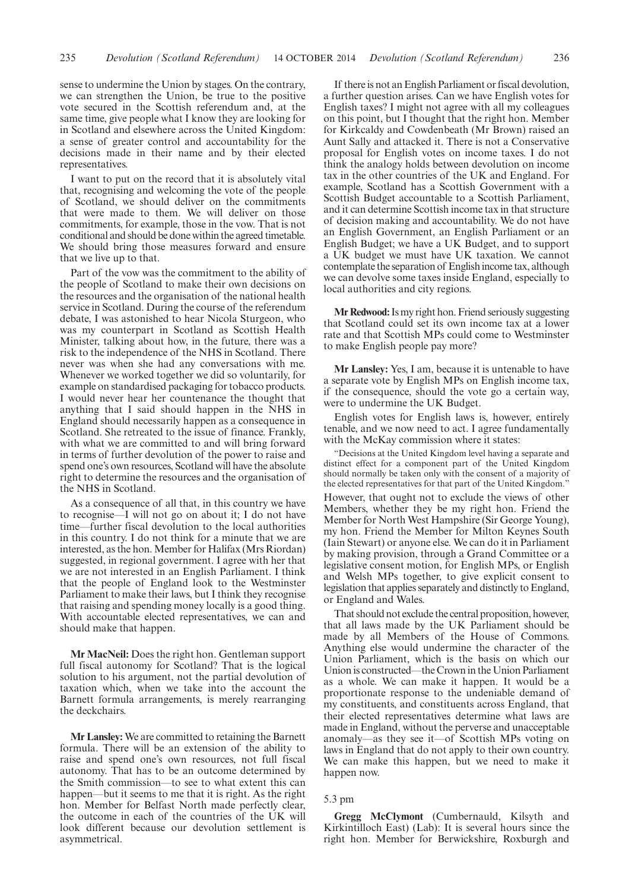sense to undermine the Union by stages. On the contrary, we can strengthen the Union, be true to the positive vote secured in the Scottish referendum and, at the same time, give people what I know they are looking for in Scotland and elsewhere across the United Kingdom: a sense of greater control and accountability for the decisions made in their name and by their elected representatives.

I want to put on the record that it is absolutely vital that, recognising and welcoming the vote of the people of Scotland, we should deliver on the commitments that were made to them. We will deliver on those commitments, for example, those in the vow. That is not conditional and should be done within the agreed timetable. We should bring those measures forward and ensure that we live up to that.

Part of the vow was the commitment to the ability of the people of Scotland to make their own decisions on the resources and the organisation of the national health service in Scotland. During the course of the referendum debate, I was astonished to hear Nicola Sturgeon, who was my counterpart in Scotland as Scottish Health Minister, talking about how, in the future, there was a risk to the independence of the NHS in Scotland. There never was when she had any conversations with me. Whenever we worked together we did so voluntarily, for example on standardised packaging for tobacco products. I would never hear her countenance the thought that anything that I said should happen in the NHS in England should necessarily happen as a consequence in Scotland. She retreated to the issue of finance. Frankly, with what we are committed to and will bring forward in terms of further devolution of the power to raise and spend one's own resources, Scotland will have the absolute right to determine the resources and the organisation of the NHS in Scotland.

As a consequence of all that, in this country we have to recognise—I will not go on about it; I do not have time—further fiscal devolution to the local authorities in this country. I do not think for a minute that we are interested, as the hon. Member for Halifax (Mrs Riordan) suggested, in regional government. I agree with her that we are not interested in an English Parliament. I think that the people of England look to the Westminster Parliament to make their laws, but I think they recognise that raising and spending money locally is a good thing. With accountable elected representatives, we can and should make that happen.

**Mr MacNeil:** Does the right hon. Gentleman support full fiscal autonomy for Scotland? That is the logical solution to his argument, not the partial devolution of taxation which, when we take into the account the Barnett formula arrangements, is merely rearranging the deckchairs.

**Mr Lansley:** We are committed to retaining the Barnett formula. There will be an extension of the ability to raise and spend one's own resources, not full fiscal autonomy. That has to be an outcome determined by the Smith commission—to see to what extent this can happen—but it seems to me that it is right. As the right hon. Member for Belfast North made perfectly clear, the outcome in each of the countries of the UK will look different because our devolution settlement is asymmetrical.

If there is not an English Parliament or fiscal devolution, a further question arises. Can we have English votes for English taxes? I might not agree with all my colleagues on this point, but I thought that the right hon. Member for Kirkcaldy and Cowdenbeath (Mr Brown) raised an Aunt Sally and attacked it. There is not a Conservative proposal for English votes on income taxes. I do not think the analogy holds between devolution on income tax in the other countries of the UK and England. For example, Scotland has a Scottish Government with a Scottish Budget accountable to a Scottish Parliament, and it can determine Scottish income tax in that structure of decision making and accountability. We do not have an English Government, an English Parliament or an English Budget; we have a UK Budget, and to support a UK budget we must have UK taxation. We cannot contemplate the separation of English income tax, although we can devolve some taxes inside England, especially to local authorities and city regions.

**Mr Redwood:** Is my right hon. Friend seriously suggesting that Scotland could set its own income tax at a lower rate and that Scottish MPs could come to Westminster to make English people pay more?

**Mr Lansley:** Yes, I am, because it is untenable to have a separate vote by English MPs on English income tax, if the consequence, should the vote go a certain way, were to undermine the UK Budget.

English votes for English laws is, however, entirely tenable, and we now need to act. I agree fundamentally with the McKay commission where it states:

> "Decisions at the United Kingdom level having a separate and distinct effect for a component part of the United Kingdom should normally be taken only with the consent of a majority of the elected representatives for that part of the United Kingdom."

However, that ought not to exclude the views of other Members, whether they be my right hon. Friend the Member for North West Hampshire (Sir George Young), my hon. Friend the Member for Milton Keynes South (Iain Stewart) or anyone else. We can do it in Parliament by making provision, through a Grand Committee or a legislative consent motion, for English MPs, or English and Welsh MPs together, to give explicit consent to legislation that applies separately and distinctly to England, or England and Wales.

That should not exclude the central proposition, however, that all laws made by the UK Parliament should be made by all Members of the House of Commons. Anything else would undermine the character of the Union Parliament, which is the basis on which our Union is constructed—the Crown in the Union Parliament as a whole. We can make it happen. It would be a proportionate response to the undeniable demand of my constituents, and constituents across England, that their elected representatives determine what laws are made in England, without the perverse and unacceptable anomaly—as they see it—of Scottish MPs voting on laws in England that do not apply to their own country. We can make this happen, but we need to make it happen now.

5.3 pm

**Gregg McClymont** (Cumbernauld, Kilsyth and Kirkintilloch East) (Lab): It is several hours since the right hon. Member for Berwickshire, Roxburgh and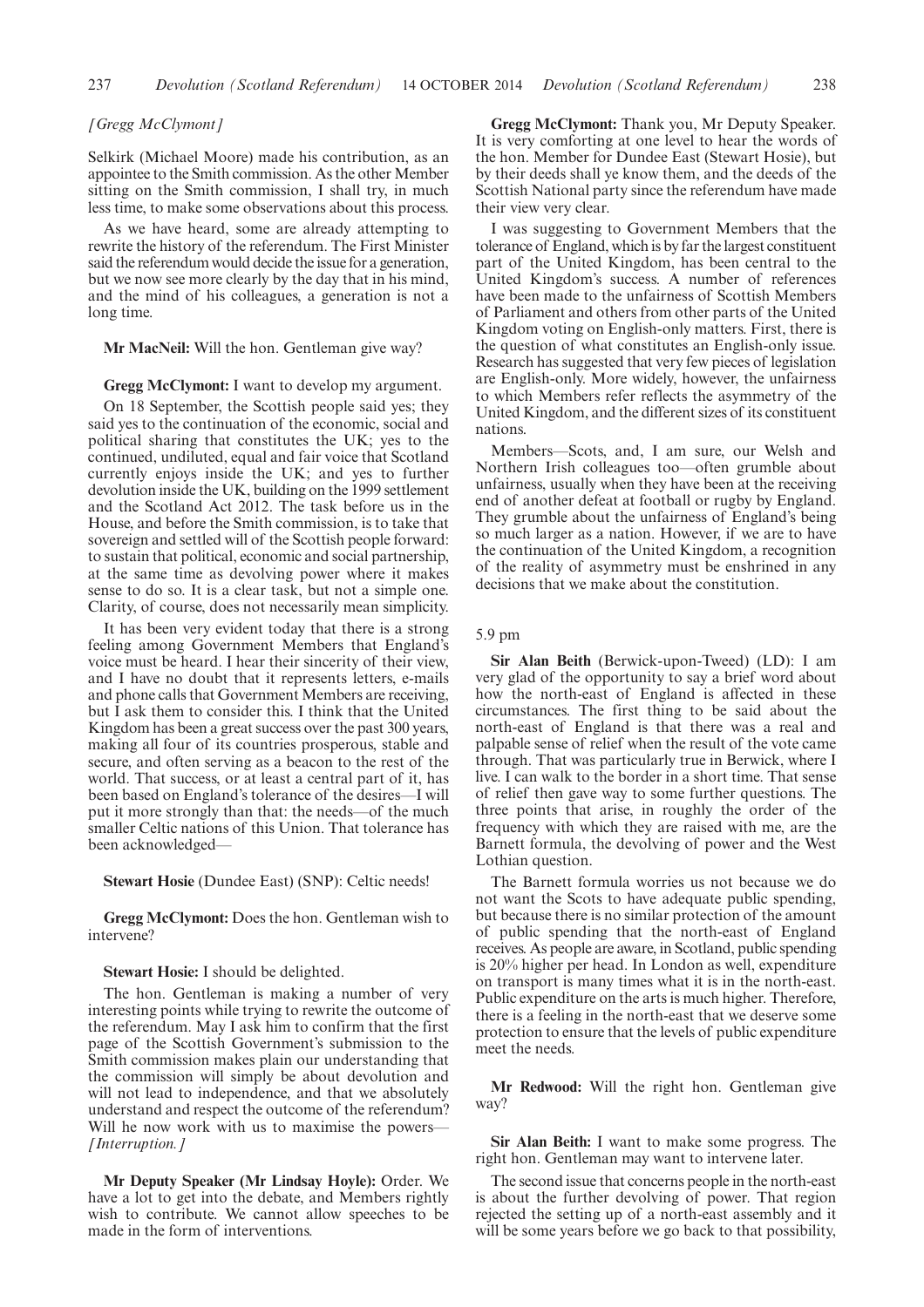*[Gregg McClymont]*

Selkirk (Michael Moore) made his contribution, as an appointee to the Smith commission. As the other Member sitting on the Smith commission, I shall try, in much less time, to make some observations about this process.

As we have heard, some are already attempting to rewrite the history of the referendum. The First Minister said the referendum would decide the issue for a generation, but we now see more clearly by the day that in his mind, and the mind of his colleagues, a generation is not a long time.

**Mr MacNeil:** Will the hon. Gentleman give way?

**Gregg McClymont:** I want to develop my argument.

On 18 September, the Scottish people said yes; they said yes to the continuation of the economic, social and political sharing that constitutes the UK; yes to the continued, undiluted, equal and fair voice that Scotland currently enjoys inside the UK; and yes to further devolution inside the UK, building on the 1999 settlement and the Scotland Act 2012. The task before us in the House, and before the Smith commission, is to take that sovereign and settled will of the Scottish people forward: to sustain that political, economic and social partnership, at the same time as devolving power where it makes sense to do so. It is a clear task, but not a simple one. Clarity, of course, does not necessarily mean simplicity.

It has been very evident today that there is a strong feeling among Government Members that England's voice must be heard. I hear their sincerity of their view, and I have no doubt that it represents letters, e-mails and phone calls that Government Members are receiving, but I ask them to consider this. I think that the United Kingdom has been a great success over the past 300 years, making all four of its countries prosperous, stable and secure, and often serving as a beacon to the rest of the world. That success, or at least a central part of it, has been based on England's tolerance of the desires—I will put it more strongly than that: the needs—of the much smaller Celtic nations of this Union. That tolerance has been acknowledged—

**Stewart Hosie** (Dundee East) (SNP): Celtic needs!

**Gregg McClymont:** Does the hon. Gentleman wish to intervene?

**Stewart Hosie:** I should be delighted.

The hon. Gentleman is making a number of very interesting points while trying to rewrite the outcome of the referendum. May I ask him to confirm that the first page of the Scottish Government's submission to the Smith commission makes plain our understanding that the commission will simply be about devolution and will not lead to independence, and that we absolutely understand and respect the outcome of the referendum? Will he now work with us to maximise the powers— *[Interruption.]*

**Mr Deputy Speaker (Mr Lindsay Hoyle):** Order. We have a lot to get into the debate, and Members rightly wish to contribute. We cannot allow speeches to be made in the form of interventions.

**Gregg McClymont:** Thank you, Mr Deputy Speaker. It is very comforting at one level to hear the words of the hon. Member for Dundee East (Stewart Hosie), but by their deeds shall ye know them, and the deeds of the Scottish National party since the referendum have made their view very clear.

I was suggesting to Government Members that the tolerance of England, which is by far the largest constituent part of the United Kingdom, has been central to the United Kingdom's success. A number of references have been made to the unfairness of Scottish Members of Parliament and others from other parts of the United Kingdom voting on English-only matters. First, there is the question of what constitutes an English-only issue. Research has suggested that very few pieces of legislation are English-only. More widely, however, the unfairness to which Members refer reflects the asymmetry of the United Kingdom, and the different sizes of its constituent nations.

Members—Scots, and, I am sure, our Welsh and Northern Irish colleagues too—often grumble about unfairness, usually when they have been at the receiving end of another defeat at football or rugby by England. They grumble about the unfairness of England's being so much larger as a nation. However, if we are to have the continuation of the United Kingdom, a recognition of the reality of asymmetry must be enshrined in any decisions that we make about the constitution.

5.9 pm

**Sir Alan Beith** (Berwick-upon-Tweed) (LD): I am very glad of the opportunity to say a brief word about how the north-east of England is affected in these circumstances. The first thing to be said about the north-east of England is that there was a real and palpable sense of relief when the result of the vote came through. That was particularly true in Berwick, where I live. I can walk to the border in a short time. That sense of relief then gave way to some further questions. The three points that arise, in roughly the order of the frequency with which they are raised with me, are the Barnett formula, the devolving of power and the West Lothian question.

The Barnett formula worries us not because we do not want the Scots to have adequate public spending, but because there is no similar protection of the amount of public spending that the north-east of England receives. As people are aware, in Scotland, public spending is 20% higher per head. In London as well, expenditure on transport is many times what it is in the north-east. Public expenditure on the arts is much higher. Therefore, there is a feeling in the north-east that we deserve some protection to ensure that the levels of public expenditure meet the needs.

**Mr Redwood:** Will the right hon. Gentleman give way?

**Sir Alan Beith:** I want to make some progress. The right hon. Gentleman may want to intervene later.

The second issue that concerns people in the north-east is about the further devolving of power. That region rejected the setting up of a north-east assembly and it will be some years before we go back to that possibility,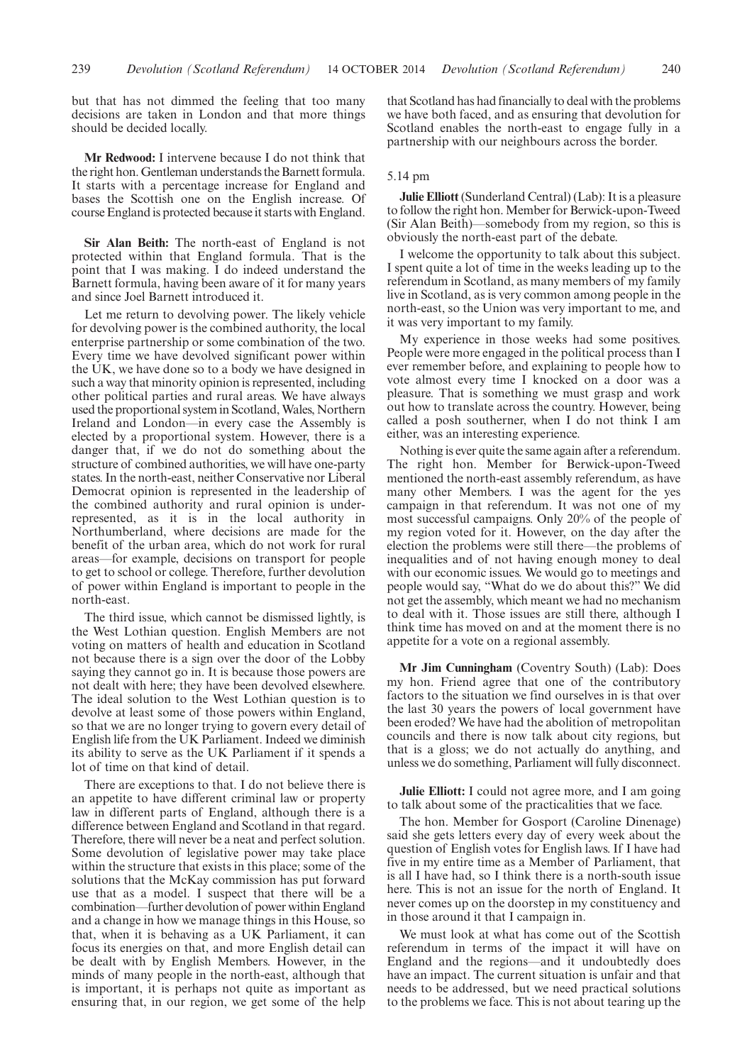but that has not dimmed the feeling that too many decisions are taken in London and that more things should be decided locally.

**Mr Redwood:** I intervene because I do not think that the right hon. Gentleman understands the Barnett formula. It starts with a percentage increase for England and bases the Scottish one on the English increase. Of course England is protected because it starts with England.

**Sir Alan Beith:** The north-east of England is not protected within that England formula. That is the point that I was making. I do indeed understand the Barnett formula, having been aware of it for many years and since Joel Barnett introduced it.

Let me return to devolving power. The likely vehicle for devolving power is the combined authority, the local enterprise partnership or some combination of the two. Every time we have devolved significant power within the UK, we have done so to a body we have designed in such a way that minority opinion is represented, including other political parties and rural areas. We have always used the proportional system in Scotland, Wales, Northern Ireland and London—in every case the Assembly is elected by a proportional system. However, there is a danger that, if we do not do something about the structure of combined authorities, we will have one-party states. In the north-east, neither Conservative nor Liberal Democrat opinion is represented in the leadership of the combined authority and rural opinion is under-represented, as it is in the local authority in Northumberland, where decisions are made for the benefit of the urban area, which do not work for rural areas—for example, decisions on transport for people to get to school or college. Therefore, further devolution of power within England is important to people in the north-east.

The third issue, which cannot be dismissed lightly, is the West Lothian question. English Members are not voting on matters of health and education in Scotland not because there is a sign over the door of the Lobby saying they cannot go in. It is because those powers are not dealt with here; they have been devolved elsewhere. The ideal solution to the West Lothian question is to devolve at least some of those powers within England, so that we are no longer trying to govern every detail of English life from the UK Parliament. Indeed we diminish its ability to serve as the UK Parliament if it spends a lot of time on that kind of detail.

There are exceptions to that. I do not believe there is an appetite to have different criminal law or property law in different parts of England, although there is a difference between England and Scotland in that regard. Therefore, there will never be a neat and perfect solution. Some devolution of legislative power may take place within the structure that exists in this place; some of the solutions that the McKay commission has put forward use that as a model. I suspect that there will be a combination—further devolution of power within England and a change in how we manage things in this House, so that, when it is behaving as a UK Parliament, it can focus its energies on that, and more English detail can be dealt with by English Members. However, in the minds of many people in the north-east, although that is important, it is perhaps not quite as important as ensuring that, in our region, we get some of the help that Scotland has had financially to deal with the problems we have both faced, and as ensuring that devolution for Scotland enables the north-east to engage fully in a partnership with our neighbours across the border.

5.14 pm

**Julie Elliott** (Sunderland Central) (Lab): It is a pleasure to follow the right hon. Member for Berwick-upon-Tweed (Sir Alan Beith)—somebody from my region, so this is obviously the north-east part of the debate.

I welcome the opportunity to talk about this subject. I spent quite a lot of time in the weeks leading up to the referendum in Scotland, as many members of my family live in Scotland, as is very common among people in the north-east, so the Union was very important to me, and it was very important to my family.

My experience in those weeks had some positives. People were more engaged in the political process than I ever remember before, and explaining to people how to vote almost every time I knocked on a door was a pleasure. That is something we must grasp and work out how to translate across the country. However, being called a posh southerner, when I do not think I am either, was an interesting experience.

Nothing is ever quite the same again after a referendum. The right hon. Member for Berwick-upon-Tweed mentioned the north-east assembly referendum, as have many other Members. I was the agent for the yes campaign in that referendum. It was not one of my most successful campaigns. Only 20% of the people of my region voted for it. However, on the day after the election the problems were still there—the problems of inequalities and of not having enough money to deal with our economic issues. We would go to meetings and people would say, "What do we do about this?" We did not get the assembly, which meant we had no mechanism to deal with it. Those issues are still there, although I think time has moved on and at the moment there is no appetite for a vote on a regional assembly.

**Mr Jim Cunningham** (Coventry South) (Lab): Does my hon. Friend agree that one of the contributory factors to the situation we find ourselves in is that over the last 30 years the powers of local government have been eroded? We have had the abolition of metropolitan councils and there is now talk about city regions, but that is a gloss; we do not actually do anything, and unless we do something, Parliament will fully disconnect.

**Julie Elliott:** I could not agree more, and I am going to talk about some of the practicalities that we face.

The hon. Member for Gosport (Caroline Dinenage) said she gets letters every day of every week about the question of English votes for English laws. If I have had five in my entire time as a Member of Parliament, that is all I have had, so I think there is a north-south issue here. This is not an issue for the north of England. It never comes up on the doorstep in my constituency and in those around it that I campaign in.

We must look at what has come out of the Scottish referendum in terms of the impact it will have on England and the regions—and it undoubtedly does have an impact. The current situation is unfair and that needs to be addressed, but we need practical solutions to the problems we face. This is not about tearing up the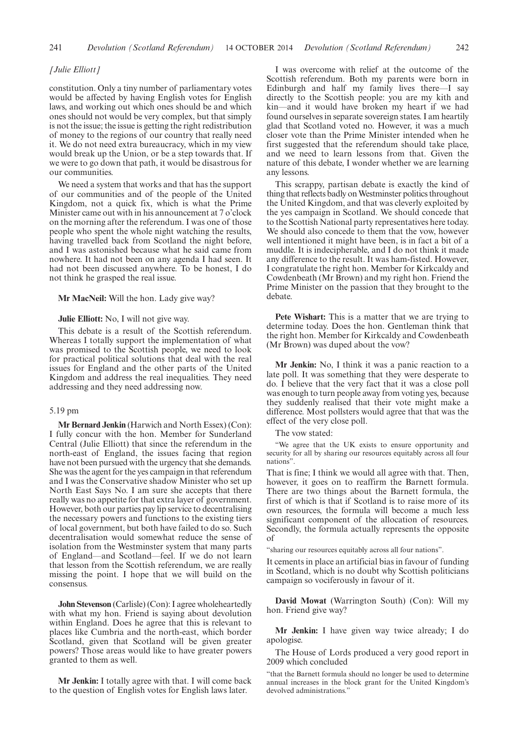*[Julie Elliott]*

constitution. Only a tiny number of parliamentary votes would be affected by having English votes for English laws, and working out which ones should be and which ones should not would be very complex, but that simply is not the issue; the issue is getting the right redistribution of money to the regions of our country that really need it. We do not need extra bureaucracy, which in my view would break up the Union, or be a step towards that. If we were to go down that path, it would be disastrous for our communities.

We need a system that works and that has the support of our communities and of the people of the United Kingdom, not a quick fix, which is what the Prime Minister came out with in his announcement at 7 o'clock on the morning after the referendum. I was one of those people who spent the whole night watching the results, having travelled back from Scotland the night before, and I was astonished because what he said came from nowhere. It had not been on any agenda I had seen. It had not been discussed anywhere. To be honest, I do not think he grasped the real issue.

**Mr MacNeil:** Will the hon. Lady give way?

**Julie Elliott:** No, I will not give way.

This debate is a result of the Scottish referendum. Whereas I totally support the implementation of what was promised to the Scottish people, we need to look for practical political solutions that deal with the real issues for England and the other parts of the United Kingdom and address the real inequalities. They need addressing and they need addressing now.

5.19 pm

**Mr Bernard Jenkin** (Harwich and North Essex) (Con): I fully concur with the hon. Member for Sunderland Central (Julie Elliott) that since the referendum in the north-east of England, the issues facing that region have not been pursued with the urgency that she demands. She was the agent for the yes campaign in that referendum and I was the Conservative shadow Minister who set up North East Says No. I am sure she accepts that there really was no appetite for that extra layer of government. However, both our parties pay lip service to decentralising the necessary powers and functions to the existing tiers of local government, but both have failed to do so. Such decentralisation would somewhat reduce the sense of isolation from the Westminster system that many parts of England—and Scotland—feel. If we do not learn that lesson from the Scottish referendum, we are really missing the point. I hope that we will build on the consensus.

**John Stevenson** (Carlisle) (Con): I agree wholeheartedly with what my hon. Friend is saying about devolution within England. Does he agree that this is relevant to places like Cumbria and the north-east, which border Scotland, given that Scotland will be given greater powers? Those areas would like to have greater powers granted to them as well.

**Mr Jenkin:** I totally agree with that. I will come back to the question of English votes for English laws later.

I was overcome with relief at the outcome of the Scottish referendum. Both my parents were born in Edinburgh and half my family lives there—I say directly to the Scottish people: you are my kith and kin—and it would have broken my heart if we had found ourselves in separate sovereign states. I am heartily glad that Scotland voted no. However, it was a much closer vote than the Prime Minister intended when he first suggested that the referendum should take place, and we need to learn lessons from that. Given the nature of this debate, I wonder whether we are learning any lessons.

This scrappy, partisan debate is exactly the kind of thing that reflects badly on Westminster politics throughout the United Kingdom, and that was cleverly exploited by the yes campaign in Scotland. We should concede that to the Scottish National party representatives here today. We should also concede to them that the vow, however well intentioned it might have been, is in fact a bit of a muddle. It is indecipherable, and I do not think it made any difference to the result. It was ham-fisted. However, I congratulate the right hon. Member for Kirkcaldy and Cowdenbeath (Mr Brown) and my right hon. Friend the Prime Minister on the passion that they brought to the debate.

**Pete Wishart:** This is a matter that we are trying to determine today. Does the hon. Gentleman think that the right hon. Member for Kirkcaldy and Cowdenbeath (Mr Brown) was duped about the vow?

**Mr Jenkin:** No, I think it was a panic reaction to a late poll. It was something that they were desperate to do. I believe that the very fact that it was a close poll was enough to turn people away from voting yes, because they suddenly realised that their vote might make a difference. Most pollsters would agree that that was the effect of the very close poll.

The vow stated:

> "We agree that the UK exists to ensure opportunity and security for all by sharing our resources equitably across all four nations".

That is fine; I think we would all agree with that. Then, however, it goes on to reaffirm the Barnett formula. There are two things about the Barnett formula, the first of which is that if Scotland is to raise more of its own resources, the formula will become a much less significant component of the allocation of resources. Secondly, the formula actually represents the opposite of

> "sharing our resources equitably across all four nations".

It cements in place an artificial bias in favour of funding in Scotland, which is no doubt why Scottish politicians campaign so vociferously in favour of it.

**David Mowat** (Warrington South) (Con): Will my hon. Friend give way?

**Mr Jenkin:** I have given way twice already; I do apologise.

The House of Lords produced a very good report in 2009 which concluded

> "that the Barnett formula should no longer be used to determine annual increases in the block grant for the United Kingdom's devolved administrations."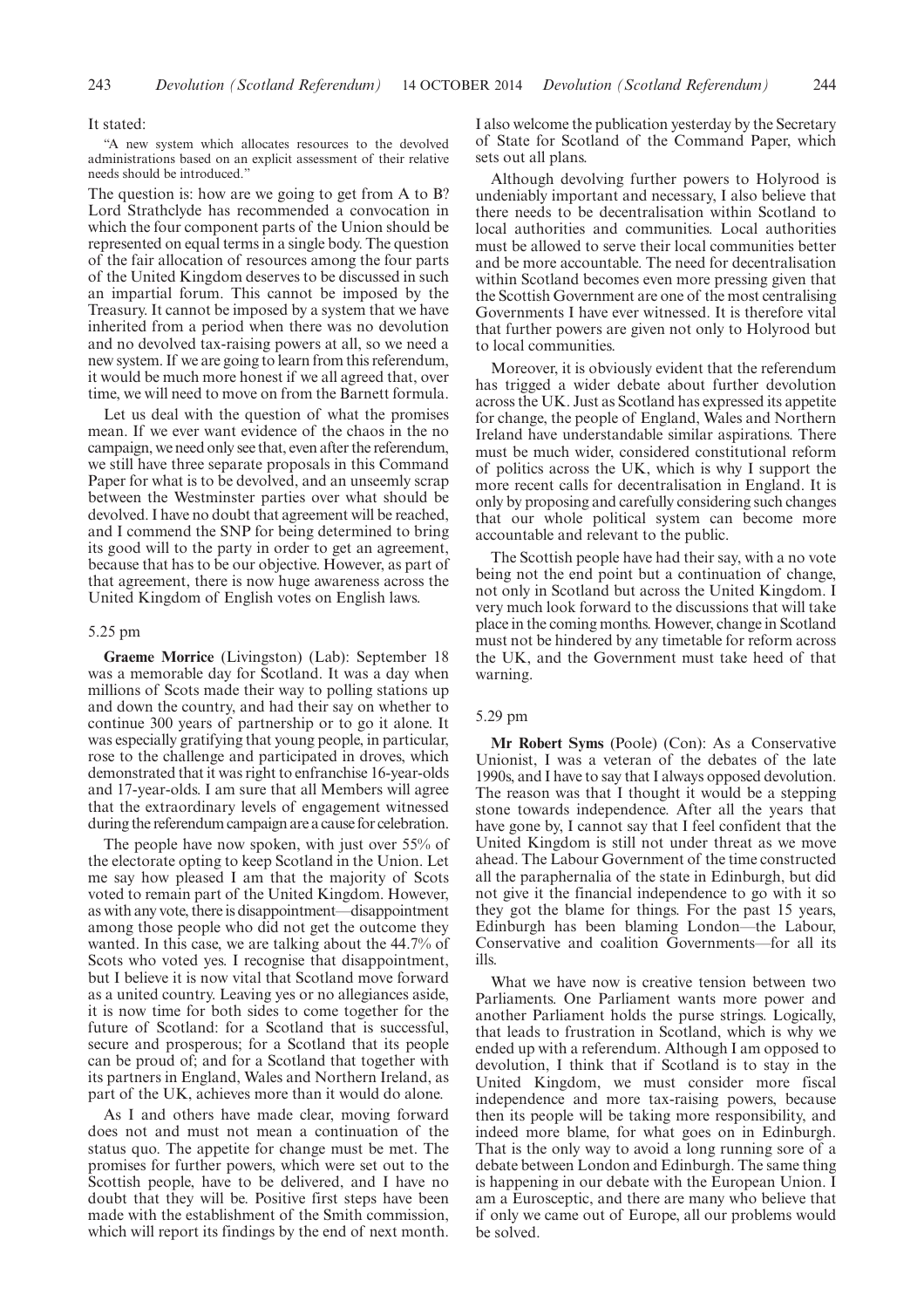It stated:

> "A new system which allocates resources to the devolved administrations based on an explicit assessment of their relative needs should be introduced."

The question is: how are we going to get from A to B? Lord Strathclyde has recommended a convocation in which the four component parts of the Union should be represented on equal terms in a single body. The question of the fair allocation of resources among the four parts of the United Kingdom deserves to be discussed in such an impartial forum. This cannot be imposed by the Treasury. It cannot be imposed by a system that we have inherited from a period when there was no devolution and no devolved tax-raising powers at all, so we need a new system. If we are going to learn from this referendum, it would be much more honest if we all agreed that, over time, we will need to move on from the Barnett formula.

Let us deal with the question of what the promises mean. If we ever want evidence of the chaos in the no campaign, we need only see that, even after the referendum, we still have three separate proposals in this Command Paper for what is to be devolved, and an unseemly scrap between the Westminster parties over what should be devolved. I have no doubt that agreement will be reached, and I commend the SNP for being determined to bring its good will to the party in order to get an agreement, because that has to be our objective. However, as part of that agreement, there is now huge awareness across the United Kingdom of English votes on English laws.

5.25 pm

**Graeme Morrice** (Livingston) (Lab): September 18 was a memorable day for Scotland. It was a day when millions of Scots made their way to polling stations up and down the country, and had their say on whether to continue 300 years of partnership or to go it alone. It was especially gratifying that young people, in particular, rose to the challenge and participated in droves, which demonstrated that it was right to enfranchise 16-year-olds and 17-year-olds. I am sure that all Members will agree that the extraordinary levels of engagement witnessed during the referendum campaign are a cause for celebration.

The people have now spoken, with just over 55% of the electorate opting to keep Scotland in the Union. Let me say how pleased I am that the majority of Scots voted to remain part of the United Kingdom. However, as with any vote, there is disappointment—disappointment among those people who did not get the outcome they wanted. In this case, we are talking about the 44.7% of Scots who voted yes. I recognise that disappointment, but I believe it is now vital that Scotland move forward as a united country. Leaving yes or no allegiances aside, it is now time for both sides to come together for the future of Scotland: for a Scotland that is successful, secure and prosperous; for a Scotland that its people can be proud of; and for a Scotland that together with its partners in England, Wales and Northern Ireland, as part of the UK, achieves more than it would do alone.

As I and others have made clear, moving forward does not and must not mean a continuation of the status quo. The appetite for change must be met. The promises for further powers, which were set out to the Scottish people, have to be delivered, and I have no doubt that they will be. Positive first steps have been made with the establishment of the Smith commission, which will report its findings by the end of next month. I also welcome the publication yesterday by the Secretary of State for Scotland of the Command Paper, which sets out all plans.

Although devolving further powers to Holyrood is undeniably important and necessary, I also believe that there needs to be decentralisation within Scotland to local authorities and communities. Local authorities must be allowed to serve their local communities better and be more accountable. The need for decentralisation within Scotland becomes even more pressing given that the Scottish Government are one of the most centralising Governments I have ever witnessed. It is therefore vital that further powers are given not only to Holyrood but to local communities.

Moreover, it is obviously evident that the referendum has trigged a wider debate about further devolution across the UK. Just as Scotland has expressed its appetite for change, the people of England, Wales and Northern Ireland have understandable similar aspirations. There must be much wider, considered constitutional reform of politics across the UK, which is why I support the more recent calls for decentralisation in England. It is only by proposing and carefully considering such changes that our whole political system can become more accountable and relevant to the public.

The Scottish people have had their say, with a no vote being not the end point but a continuation of change, not only in Scotland but across the United Kingdom. I very much look forward to the discussions that will take place in the coming months. However, change in Scotland must not be hindered by any timetable for reform across the UK, and the Government must take heed of that warning.

5.29 pm

**Mr Robert Syms** (Poole) (Con): As a Conservative Unionist, I was a veteran of the debates of the late 1990s, and I have to say that I always opposed devolution. The reason was that I thought it would be a stepping stone towards independence. After all the years that have gone by, I cannot say that I feel confident that the United Kingdom is still not under threat as we move ahead. The Labour Government of the time constructed all the paraphernalia of the state in Edinburgh, but did not give it the financial independence to go with it so they got the blame for things. For the past 15 years, Edinburgh has been blaming London—the Labour, Conservative and coalition Governments—for all its ills.

What we have now is creative tension between two Parliaments. One Parliament wants more power and another Parliament holds the purse strings. Logically, that leads to frustration in Scotland, which is why we ended up with a referendum. Although I am opposed to devolution, I think that if Scotland is to stay in the United Kingdom, we must consider more fiscal independence and more tax-raising powers, because then its people will be taking more responsibility, and indeed more blame, for what goes on in Edinburgh. That is the only way to avoid a long running sore of a debate between London and Edinburgh. The same thing is happening in our debate with the European Union. I am a Eurosceptic, and there are many who believe that if only we came out of Europe, all our problems would be solved.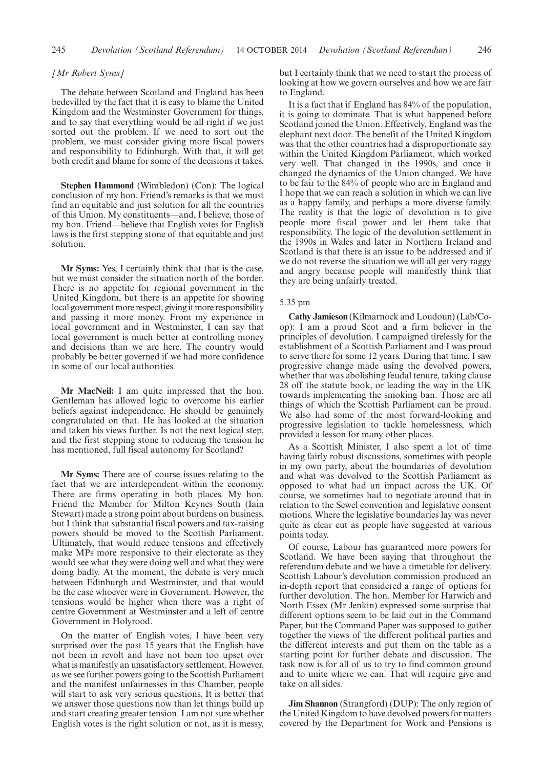*[Mr Robert Syms]*

The debate between Scotland and England has been bedevilled by the fact that it is easy to blame the United Kingdom and the Westminster Government for things, and to say that everything would be all right if we just sorted out the problem. If we need to sort out the problem, we must consider giving more fiscal powers and responsibility to Edinburgh. With that, it will get both credit and blame for some of the decisions it takes.

**Stephen Hammond** (Wimbledon) (Con): The logical conclusion of my hon. Friend's remarks is that we must find an equitable and just solution for all the countries of this Union. My constituents—and, I believe, those of my hon. Friend—believe that English votes for English laws is the first stepping stone of that equitable and just solution.

**Mr Syms:** Yes, I certainly think that that is the case, but we must consider the situation north of the border. There is no appetite for regional government in the United Kingdom, but there is an appetite for showing local government more respect, giving it more responsibility and passing it more money. From my experience in local government and in Westminster, I can say that local government is much better at controlling money and decisions than we are here. The country would probably be better governed if we had more confidence in some of our local authorities.

**Mr MacNeil:** I am quite impressed that the hon. Gentleman has allowed logic to overcome his earlier beliefs against independence. He should be genuinely congratulated on that. He has looked at the situation and taken his views further. Is not the next logical step, and the first stepping stone to reducing the tension he has mentioned, full fiscal autonomy for Scotland?

**Mr Syms:** There are of course issues relating to the fact that we are interdependent within the economy. There are firms operating in both places. My hon. Friend the Member for Milton Keynes South (Iain Stewart) made a strong point about burdens on business, but I think that substantial fiscal powers and tax-raising powers should be moved to the Scottish Parliament. Ultimately, that would reduce tensions and effectively make MPs more responsive to their electorate as they would see what they were doing well and what they were doing badly. At the moment, the debate is very much between Edinburgh and Westminster, and that would be the case whoever were in Government. However, the tensions would be higher when there was a right of centre Government at Westminster and a left of centre Government in Holyrood.

On the matter of English votes, I have been very surprised over the past 15 years that the English have not been in revolt and have not been too upset over what is manifestly an unsatisfactory settlement. However, as we see further powers going to the Scottish Parliament and the manifest unfairnesses in this Chamber, people will start to ask very serious questions. It is better that we answer those questions now than let things build up and start creating greater tension. I am not sure whether English votes is the right solution or not, as it is messy, but I certainly think that we need to start the process of looking at how we govern ourselves and how we are fair to England.

It is a fact that if England has 84% of the population, it is going to dominate. That is what happened before Scotland joined the Union. Effectively, England was the elephant next door. The benefit of the United Kingdom was that the other countries had a disproportionate say within the United Kingdom Parliament, which worked very well. That changed in the 1990s, and once it changed the dynamics of the Union changed. We have to be fair to the 84% of people who are in England and I hope that we can reach a solution in which we can live as a happy family, and perhaps a more diverse family. The reality is that the logic of devolution is to give people more fiscal power and let them take that responsibility. The logic of the devolution settlement in the 1990s in Wales and later in Northern Ireland and Scotland is that there is an issue to be addressed and if we do not reverse the situation we will all get very raggy and angry because people will manifestly think that they are being unfairly treated.

5.35 pm

**Cathy Jamieson** (Kilmarnock and Loudoun) (Lab/Co-op): I am a proud Scot and a firm believer in the principles of devolution. I campaigned tirelessly for the establishment of a Scottish Parliament and I was proud to serve there for some 12 years. During that time, I saw progressive change made using the devolved powers, whether that was abolishing feudal tenure, taking clause 28 off the statute book, or leading the way in the UK towards implementing the smoking ban. Those are all things of which the Scottish Parliament can be proud. We also had some of the most forward-looking and progressive legislation to tackle homelessness, which provided a lesson for many other places.

As a Scottish Minister, I also spent a lot of time having fairly robust discussions, sometimes with people in my own party, about the boundaries of devolution and what was devolved to the Scottish Parliament as opposed to what had an impact across the UK. Of course, we sometimes had to negotiate around that in relation to the Sewel convention and legislative consent motions. Where the legislative boundaries lay was never quite as clear cut as people have suggested at various points today.

Of course, Labour has guaranteed more powers for Scotland. We have been saying that throughout the referendum debate and we have a timetable for delivery. Scottish Labour's devolution commission produced an in-depth report that considered a range of options for further devolution. The hon. Member for Harwich and North Essex (Mr Jenkin) expressed some surprise that different options seem to be laid out in the Command Paper, but the Command Paper was supposed to gather together the views of the different political parties and the different interests and put them on the table as a starting point for further debate and discussion. The task now is for all of us to try to find common ground and to unite where we can. That will require give and take on all sides.

**Jim Shannon** (Strangford) (DUP): The only region of the United Kingdom to have devolved powers for matters covered by the Department for Work and Pensions is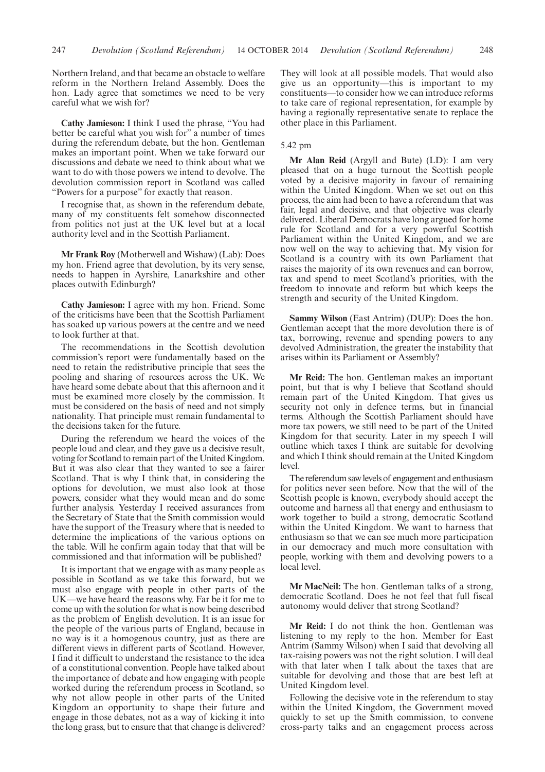Northern Ireland, and that became an obstacle to welfare reform in the Northern Ireland Assembly. Does the hon. Lady agree that sometimes we need to be very careful what we wish for?

**Cathy Jamieson:** I think I used the phrase, "You had better be careful what you wish for" a number of times during the referendum debate, but the hon. Gentleman makes an important point. When we take forward our discussions and debate we need to think about what we want to do with those powers we intend to devolve. The devolution commission report in Scotland was called "Powers for a purpose" for exactly that reason.

I recognise that, as shown in the referendum debate, many of my constituents felt somehow disconnected from politics not just at the UK level but at a local authority level and in the Scottish Parliament.

**Mr Frank Roy** (Motherwell and Wishaw) (Lab): Does my hon. Friend agree that devolution, by its very sense, needs to happen in Ayrshire, Lanarkshire and other places outwith Edinburgh?

**Cathy Jamieson:** I agree with my hon. Friend. Some of the criticisms have been that the Scottish Parliament has soaked up various powers at the centre and we need to look further at that.

The recommendations in the Scottish devolution commission's report were fundamentally based on the need to retain the redistributive principle that sees the pooling and sharing of resources across the UK. We have heard some debate about that this afternoon and it must be examined more closely by the commission. It must be considered on the basis of need and not simply nationality. That principle must remain fundamental to the decisions taken for the future.

During the referendum we heard the voices of the people loud and clear, and they gave us a decisive result, voting for Scotland to remain part of the United Kingdom. But it was also clear that they wanted to see a fairer Scotland. That is why I think that, in considering the options for devolution, we must also look at those powers, consider what they would mean and do some further analysis. Yesterday I received assurances from the Secretary of State that the Smith commission would have the support of the Treasury where that is needed to determine the implications of the various options on the table. Will he confirm again today that that will be commissioned and that information will be published?

It is important that we engage with as many people as possible in Scotland as we take this forward, but we must also engage with people in other parts of the UK—we have heard the reasons why. Far be it for me to come up with the solution for what is now being described as the problem of English devolution. It is an issue for the people of the various parts of England, because in no way is it a homogenous country, just as there are different views in different parts of Scotland. However, I find it difficult to understand the resistance to the idea of a constitutional convention. People have talked about the importance of debate and how engaging with people worked during the referendum process in Scotland, so why not allow people in other parts of the United Kingdom an opportunity to shape their future and engage in those debates, not as a way of kicking it into the long grass, but to ensure that that change is delivered? They will look at all possible models. That would also give us an opportunity—this is important to my constituents—to consider how we can introduce reforms to take care of regional representation, for example by having a regionally representative senate to replace the other place in this Parliament.

5.42 pm

**Mr Alan Reid** (Argyll and Bute) (LD): I am very pleased that on a huge turnout the Scottish people voted by a decisive majority in favour of remaining within the United Kingdom. When we set out on this process, the aim had been to have a referendum that was fair, legal and decisive, and that objective was clearly delivered. Liberal Democrats have long argued for home rule for Scotland and for a very powerful Scottish Parliament within the United Kingdom, and we are now well on the way to achieving that. My vision for Scotland is a country with its own Parliament that raises the majority of its own revenues and can borrow, tax and spend to meet Scotland's priorities, with the freedom to innovate and reform but which keeps the strength and security of the United Kingdom.

**Sammy Wilson** (East Antrim) (DUP): Does the hon. Gentleman accept that the more devolution there is of tax, borrowing, revenue and spending powers to any devolved Administration, the greater the instability that arises within its Parliament or Assembly?

**Mr Reid:** The hon. Gentleman makes an important point, but that is why I believe that Scotland should remain part of the United Kingdom. That gives us security not only in defence terms, but in financial terms. Although the Scottish Parliament should have more tax powers, we still need to be part of the United Kingdom for that security. Later in my speech I will outline which taxes I think are suitable for devolving and which I think should remain at the United Kingdom level.

The referendum saw levels of engagement and enthusiasm for politics never seen before. Now that the will of the Scottish people is known, everybody should accept the outcome and harness all that energy and enthusiasm to work together to build a strong, democratic Scotland within the United Kingdom. We want to harness that enthusiasm so that we can see much more participation in our democracy and much more consultation with people, working with them and devolving powers to a local level.

**Mr MacNeil:** The hon. Gentleman talks of a strong, democratic Scotland. Does he not feel that full fiscal autonomy would deliver that strong Scotland?

**Mr Reid:** I do not think the hon. Gentleman was listening to my reply to the hon. Member for East Antrim (Sammy Wilson) when I said that devolving all tax-raising powers was not the right solution. I will deal with that later when I talk about the taxes that are suitable for devolving and those that are best left at United Kingdom level.

Following the decisive vote in the referendum to stay within the United Kingdom, the Government moved quickly to set up the Smith commission, to convene cross-party talks and an engagement process across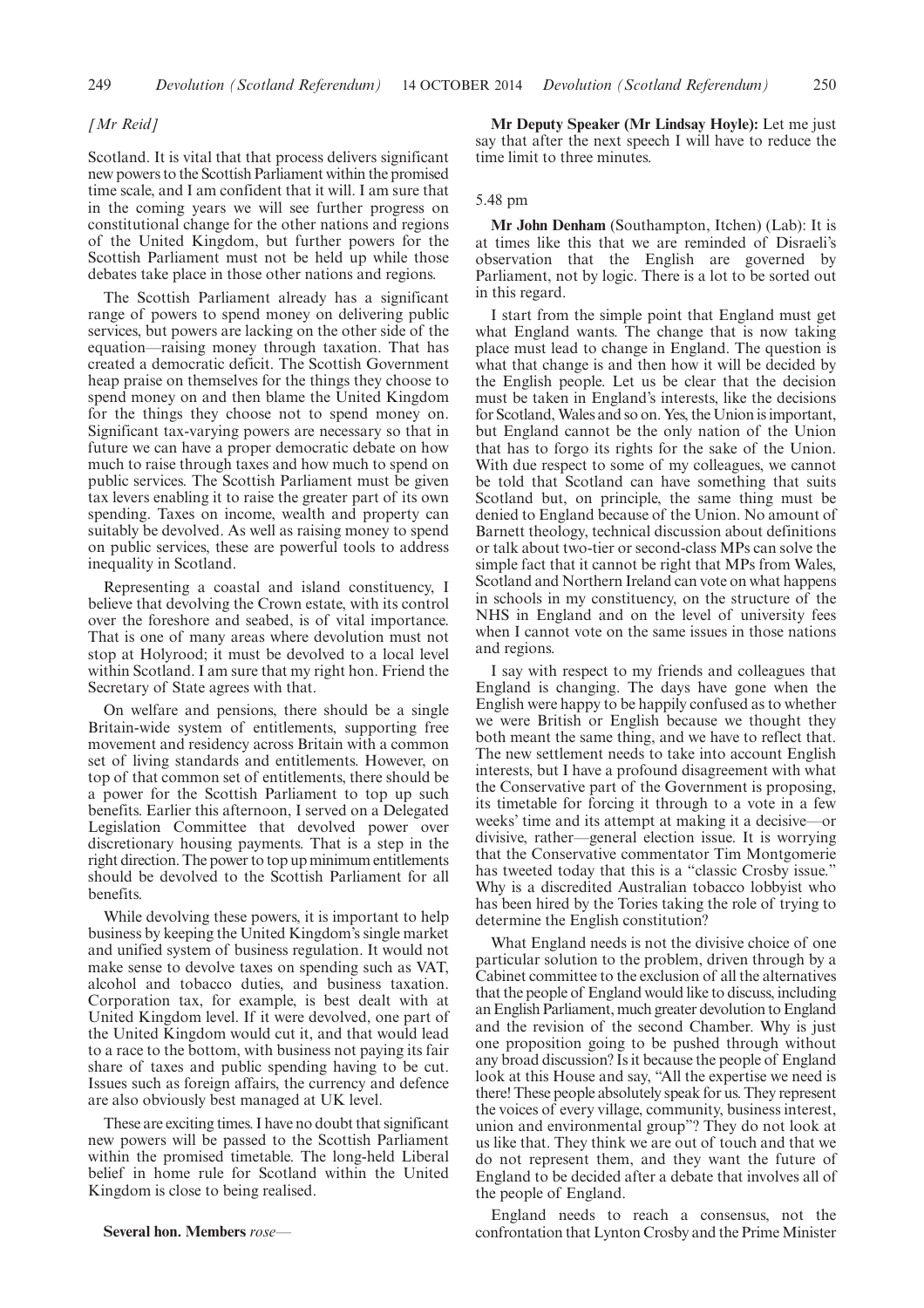*[Mr Reid]*

Scotland. It is vital that that process delivers significant new powers to the Scottish Parliament within the promised time scale, and I am confident that it will. I am sure that in the coming years we will see further progress on constitutional change for the other nations and regions of the United Kingdom, but further powers for the Scottish Parliament must not be held up while those debates take place in those other nations and regions.

The Scottish Parliament already has a significant range of powers to spend money on delivering public services, but powers are lacking on the other side of the equation—raising money through taxation. That has created a democratic deficit. The Scottish Government heap praise on themselves for the things they choose to spend money on and then blame the United Kingdom for the things they choose not to spend money on. Significant tax-varying powers are necessary so that in future we can have a proper democratic debate on how much to raise through taxes and how much to spend on public services. The Scottish Parliament must be given tax levers enabling it to raise the greater part of its own spending. Taxes on income, wealth and property can suitably be devolved. As well as raising money to spend on public services, these are powerful tools to address inequality in Scotland.

Representing a coastal and island constituency, I believe that devolving the Crown estate, with its control over the foreshore and seabed, is of vital importance. That is one of many areas where devolution must not stop at Holyrood; it must be devolved to a local level within Scotland. I am sure that my right hon. Friend the Secretary of State agrees with that.

On welfare and pensions, there should be a single Britain-wide system of entitlements, supporting free movement and residency across Britain with a common set of living standards and entitlements. However, on top of that common set of entitlements, there should be a power for the Scottish Parliament to top up such benefits. Earlier this afternoon, I served on a Delegated Legislation Committee that devolved power over discretionary housing payments. That is a step in the right direction. The power to top up minimum entitlements should be devolved to the Scottish Parliament for all benefits.

While devolving these powers, it is important to help business by keeping the United Kingdom's single market and unified system of business regulation. It would not make sense to devolve taxes on spending such as VAT, alcohol and tobacco duties, and business taxation. Corporation tax, for example, is best dealt with at United Kingdom level. If it were devolved, one part of the United Kingdom would cut it, and that would lead to a race to the bottom, with business not paying its fair share of taxes and public spending having to be cut. Issues such as foreign affairs, the currency and defence are also obviously best managed at UK level.

These are exciting times. I have no doubt that significant new powers will be passed to the Scottish Parliament within the promised timetable. The long-held Liberal belief in home rule for Scotland within the United Kingdom is close to being realised.

**Several hon. Members** *rose*—

**Mr Deputy Speaker (Mr Lindsay Hoyle):** Let me just say that after the next speech I will have to reduce the time limit to three minutes.

5.48 pm

**Mr John Denham** (Southampton, Itchen) (Lab): It is at times like this that we are reminded of Disraeli's observation that the English are governed by Parliament, not by logic. There is a lot to be sorted out in this regard.

I start from the simple point that England must get what England wants. The change that is now taking place must lead to change in England. The question is what that change is and then how it will be decided by the English people. Let us be clear that the decision must be taken in England's interests, like the decisions for Scotland, Wales and so on. Yes, the Union is important, but England cannot be the only nation of the Union that has to forgo its rights for the sake of the Union. With due respect to some of my colleagues, we cannot be told that Scotland can have something that suits Scotland but, on principle, the same thing must be denied to England because of the Union. No amount of Barnett theology, technical discussion about definitions or talk about two-tier or second-class MPs can solve the simple fact that it cannot be right that MPs from Wales, Scotland and Northern Ireland can vote on what happens in schools in my constituency, on the structure of the NHS in England and on the level of university fees when I cannot vote on the same issues in those nations and regions.

I say with respect to my friends and colleagues that England is changing. The days have gone when the English were happy to be happily confused as to whether we were British or English because we thought they both meant the same thing, and we have to reflect that. The new settlement needs to take into account English interests, but I have a profound disagreement with what the Conservative part of the Government is proposing, its timetable for forcing it through to a vote in a few weeks' time and its attempt at making it a decisive—or divisive, rather—general election issue. It is worrying that the Conservative commentator Tim Montgomerie has tweeted today that this is a "classic Crosby issue." Why is a discredited Australian tobacco lobbyist who has been hired by the Tories taking the role of trying to determine the English constitution?

What England needs is not the divisive choice of one particular solution to the problem, driven through by a Cabinet committee to the exclusion of all the alternatives that the people of England would like to discuss, including an English Parliament, much greater devolution to England and the revision of the second Chamber. Why is just one proposition going to be pushed through without any broad discussion? Is it because the people of England look at this House and say, "All the expertise we need is there! These people absolutely speak for us. They represent the voices of every village, community, business interest, union and environmental group"? They do not look at us like that. They think we are out of touch and that we do not represent them, and they want the future of England to be decided after a debate that involves all of the people of England.

England needs to reach a consensus, not the confrontation that Lynton Crosby and the Prime Minister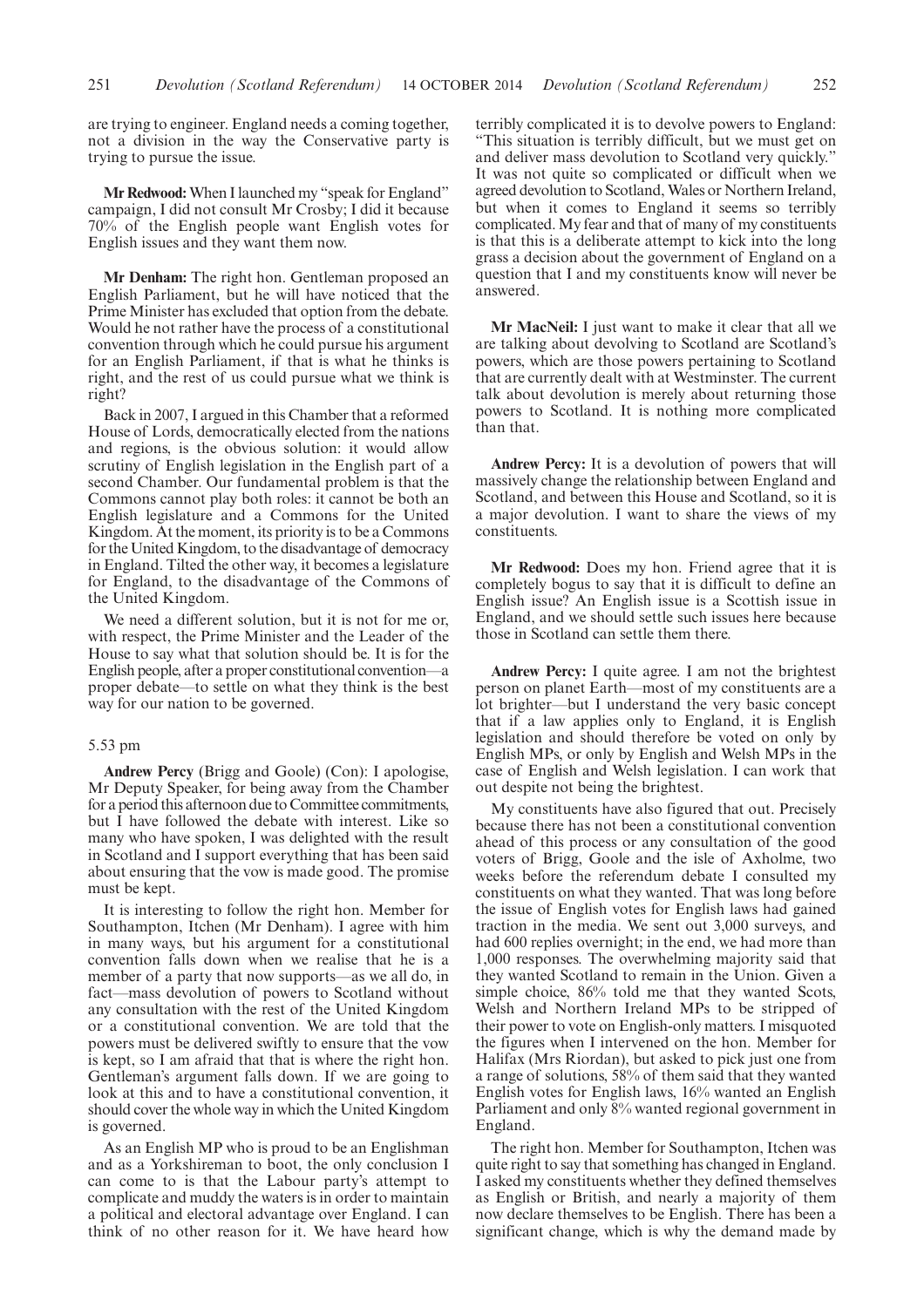are trying to engineer. England needs a coming together, not a division in the way the Conservative party is trying to pursue the issue.

**Mr Redwood:** When I launched my "speak for England" campaign, I did not consult Mr Crosby; I did it because 70% of the English people want English votes for English issues and they want them now.

**Mr Denham:** The right hon. Gentleman proposed an English Parliament, but he will have noticed that the Prime Minister has excluded that option from the debate. Would he not rather have the process of a constitutional convention through which he could pursue his argument for an English Parliament, if that is what he thinks is right, and the rest of us could pursue what we think is right?

Back in 2007, I argued in this Chamber that a reformed House of Lords, democratically elected from the nations and regions, is the obvious solution: it would allow scrutiny of English legislation in the English part of a second Chamber. Our fundamental problem is that the Commons cannot play both roles: it cannot be both an English legislature and a Commons for the United Kingdom. At the moment, its priority is to be a Commons for the United Kingdom, to the disadvantage of democracy in England. Tilted the other way, it becomes a legislature for England, to the disadvantage of the Commons of the United Kingdom.

We need a different solution, but it is not for me or, with respect, the Prime Minister and the Leader of the House to say what that solution should be. It is for the English people, after a proper constitutional convention—a proper debate—to settle on what they think is the best way for our nation to be governed.

5.53 pm

**Andrew Percy** (Brigg and Goole) (Con): I apologise, Mr Deputy Speaker, for being away from the Chamber for a period this afternoon due to Committee commitments, but I have followed the debate with interest. Like so many who have spoken, I was delighted with the result in Scotland and I support everything that has been said about ensuring that the vow is made good. The promise must be kept.

It is interesting to follow the right hon. Member for Southampton, Itchen (Mr Denham). I agree with him in many ways, but his argument for a constitutional convention falls down when we realise that he is a member of a party that now supports—as we all do, in fact—mass devolution of powers to Scotland without any consultation with the rest of the United Kingdom or a constitutional convention. We are told that the powers must be delivered swiftly to ensure that the vow is kept, so I am afraid that that is where the right hon. Gentleman's argument falls down. If we are going to look at this and to have a constitutional convention, it should cover the whole way in which the United Kingdom is governed.

As an English MP who is proud to be an Englishman and as a Yorkshireman to boot, the only conclusion I can come to is that the Labour party's attempt to complicate and muddy the waters is in order to maintain a political and electoral advantage over England. I can think of no other reason for it. We have heard how terribly complicated it is to devolve powers to England: "This situation is terribly difficult, but we must get on and deliver mass devolution to Scotland very quickly." It was not quite so complicated or difficult when we agreed devolution to Scotland, Wales or Northern Ireland, but when it comes to England it seems so terribly complicated. My fear and that of many of my constituents is that this is a deliberate attempt to kick into the long grass a decision about the government of England on a question that I and my constituents know will never be answered.

**Mr MacNeil:** I just want to make it clear that all we are talking about devolving to Scotland are Scotland's powers, which are those powers pertaining to Scotland that are currently dealt with at Westminster. The current talk about devolution is merely about returning those powers to Scotland. It is nothing more complicated than that.

**Andrew Percy:** It is a devolution of powers that will massively change the relationship between England and Scotland, and between this House and Scotland, so it is a major devolution. I want to share the views of my constituents.

**Mr Redwood:** Does my hon. Friend agree that it is completely bogus to say that it is difficult to define an English issue? An English issue is a Scottish issue in England, and we should settle such issues here because those in Scotland can settle them there.

**Andrew Percy:** I quite agree. I am not the brightest person on planet Earth—most of my constituents are a lot brighter—but I understand the very basic concept that if a law applies only to England, it is English legislation and should therefore be voted on only by English MPs, or only by English and Welsh MPs in the case of English and Welsh legislation. I can work that out despite not being the brightest.

My constituents have also figured that out. Precisely because there has not been a constitutional convention ahead of this process or any consultation of the good voters of Brigg, Goole and the isle of Axholme, two weeks before the referendum debate I consulted my constituents on what they wanted. That was long before the issue of English votes for English laws had gained traction in the media. We sent out 3,000 surveys, and had 600 replies overnight; in the end, we had more than 1,000 responses. The overwhelming majority said that they wanted Scotland to remain in the Union. Given a simple choice, 86% told me that they wanted Scots, Welsh and Northern Ireland MPs to be stripped of their power to vote on English-only matters. I misquoted the figures when I intervened on the hon. Member for Halifax (Mrs Riordan), but asked to pick just one from a range of solutions, 58% of them said that they wanted English votes for English laws, 16% wanted an English Parliament and only 8% wanted regional government in England.

The right hon. Member for Southampton, Itchen was quite right to say that something has changed in England. I asked my constituents whether they defined themselves as English or British, and nearly a majority of them now declare themselves to be English. There has been a significant change, which is why the demand made by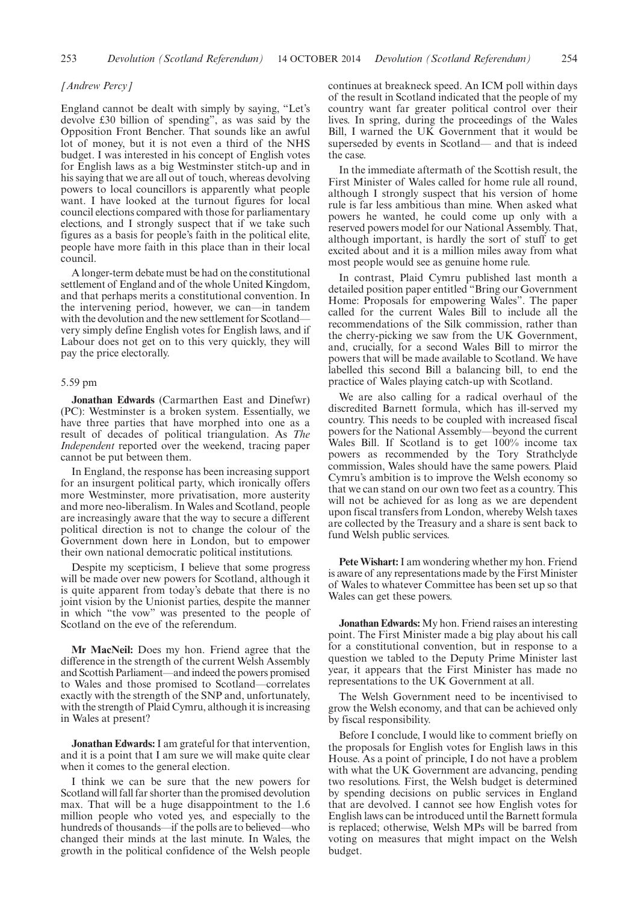*[Andrew Percy]*

England cannot be dealt with simply by saying, "Let's devolve £30 billion of spending", as was said by the Opposition Front Bencher. That sounds like an awful lot of money, but it is not even a third of the NHS budget. I was interested in his concept of English votes for English laws as a big Westminster stitch-up and in his saying that we are all out of touch, whereas devolving powers to local councillors is apparently what people want. I have looked at the turnout figures for local council elections compared with those for parliamentary elections, and I strongly suspect that if we take such figures as a basis for people's faith in the political elite, people have more faith in this place than in their local council.

A longer-term debate must be had on the constitutional settlement of England and of the whole United Kingdom, and that perhaps merits a constitutional convention. In the intervening period, however, we can—in tandem with the devolution and the new settlement for Scotland—very simply define English votes for English laws, and if Labour does not get on to this very quickly, they will pay the price electorally.

5.59 pm

**Jonathan Edwards** (Carmarthen East and Dinefwr) (PC): Westminster is a broken system. Essentially, we have three parties that have morphed into one as a result of decades of political triangulation. As *The Independent* reported over the weekend, tracing paper cannot be put between them.

In England, the response has been increasing support for an insurgent political party, which ironically offers more Westminster, more privatisation, more austerity and more neo-liberalism. In Wales and Scotland, people are increasingly aware that the way to secure a different political direction is not to change the colour of the Government down here in London, but to empower their own national democratic political institutions.

Despite my scepticism, I believe that some progress will be made over new powers for Scotland, although it is quite apparent from today's debate that there is no joint vision by the Unionist parties, despite the manner in which "the vow" was presented to the people of Scotland on the eve of the referendum.

**Mr MacNeil:** Does my hon. Friend agree that the difference in the strength of the current Welsh Assembly and Scottish Parliament—and indeed the powers promised to Wales and those promised to Scotland—correlates exactly with the strength of the SNP and, unfortunately, with the strength of Plaid Cymru, although it is increasing in Wales at present?

**Jonathan Edwards:** I am grateful for that intervention, and it is a point that I am sure we will make quite clear when it comes to the general election.

I think we can be sure that the new powers for Scotland will fall far shorter than the promised devolution max. That will be a huge disappointment to the 1.6 million people who voted yes, and especially to the hundreds of thousands—if the polls are to be believed—who changed their minds at the last minute. In Wales, the growth in the political confidence of the Welsh people continues at breakneck speed. An ICM poll within days of the result in Scotland indicated that the people of my country want far greater political control over their lives. In spring, during the proceedings of the Wales Bill, I warned the UK Government that it would be superseded by events in Scotland— and that is indeed the case.

In the immediate aftermath of the Scottish result, the First Minister of Wales called for home rule all round, although I strongly suspect that his version of home rule is far less ambitious than mine. When asked what powers he wanted, he could come up only with a reserved powers model for our National Assembly. That, although important, is hardly the sort of stuff to get excited about and it is a million miles away from what most people would see as genuine home rule.

In contrast, Plaid Cymru published last month a detailed position paper entitled "Bring our Government Home: Proposals for empowering Wales". The paper called for the current Wales Bill to include all the recommendations of the Silk commission, rather than the cherry-picking we saw from the UK Government, and, crucially, for a second Wales Bill to mirror the powers that will be made available to Scotland. We have labelled this second Bill a balancing bill, to end the practice of Wales playing catch-up with Scotland.

We are also calling for a radical overhaul of the discredited Barnett formula, which has ill-served my country. This needs to be coupled with increased fiscal powers for the National Assembly—beyond the current Wales Bill. If Scotland is to get 100% income tax powers as recommended by the Tory Strathclyde commission, Wales should have the same powers. Plaid Cymru's ambition is to improve the Welsh economy so that we can stand on our own two feet as a country. This will not be achieved for as long as we are dependent upon fiscal transfers from London, whereby Welsh taxes are collected by the Treasury and a share is sent back to fund Welsh public services.

**Pete Wishart:** I am wondering whether my hon. Friend is aware of any representations made by the First Minister of Wales to whatever Committee has been set up so that Wales can get these powers.

**Jonathan Edwards:** My hon. Friend raises an interesting point. The First Minister made a big play about his call for a constitutional convention, but in response to a question we tabled to the Deputy Prime Minister last year, it appears that the First Minister has made no representations to the UK Government at all.

The Welsh Government need to be incentivised to grow the Welsh economy, and that can be achieved only by fiscal responsibility.

Before I conclude, I would like to comment briefly on the proposals for English votes for English laws in this House. As a point of principle, I do not have a problem with what the UK Government are advancing, pending two resolutions. First, the Welsh budget is determined by spending decisions on public services in England that are devolved. I cannot see how English votes for English laws can be introduced until the Barnett formula is replaced; otherwise, Welsh MPs will be barred from voting on measures that might impact on the Welsh budget.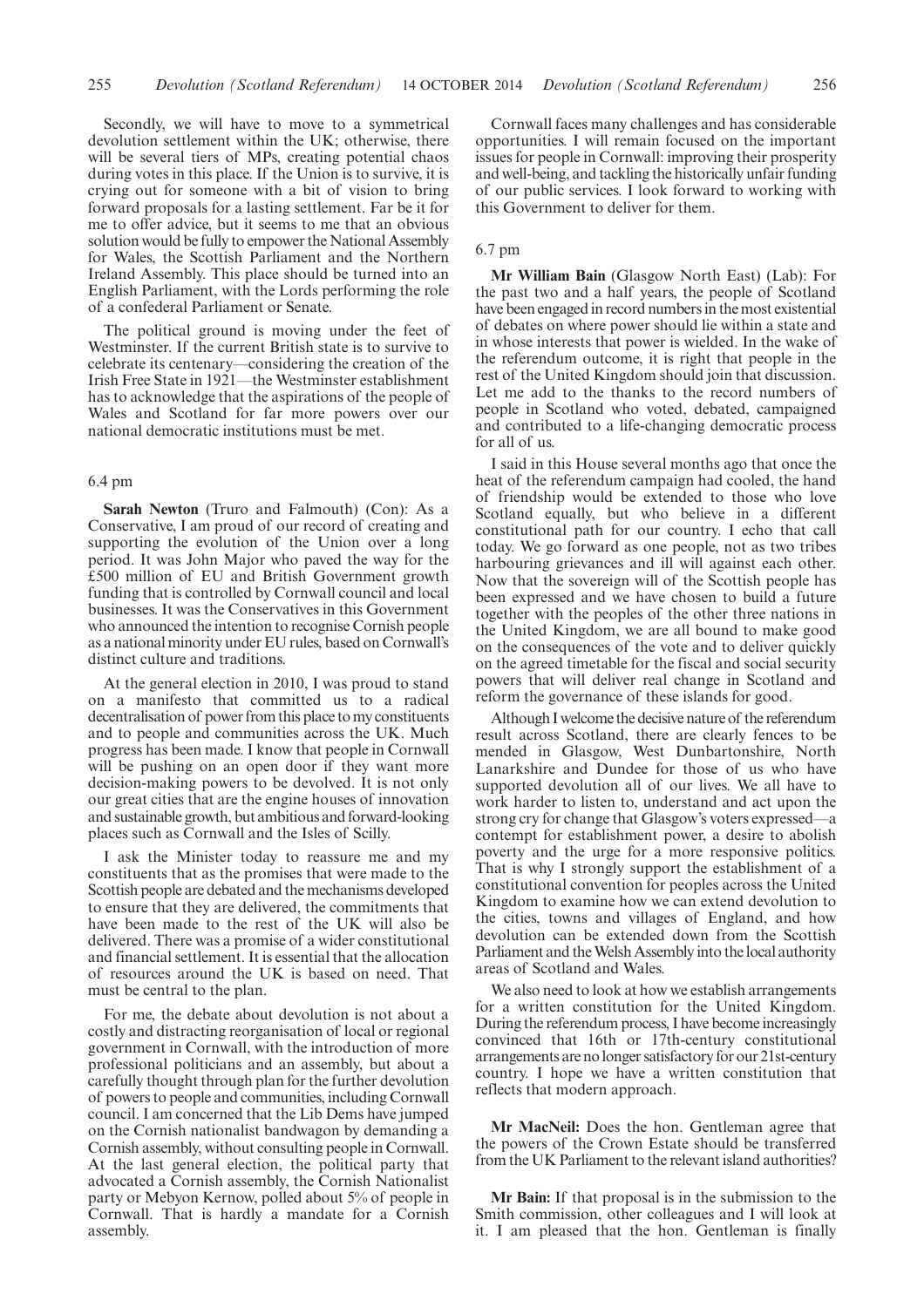Secondly, we will have to move to a symmetrical devolution settlement within the UK; otherwise, there will be several tiers of MPs, creating potential chaos during votes in this place. If the Union is to survive, it is crying out for someone with a bit of vision to bring forward proposals for a lasting settlement. Far be it for me to offer advice, but it seems to me that an obvious solution would be fully to empower the National Assembly for Wales, the Scottish Parliament and the Northern Ireland Assembly. This place should be turned into an English Parliament, with the Lords performing the role of a confederal Parliament or Senate.

The political ground is moving under the feet of Westminster. If the current British state is to survive to celebrate its centenary—considering the creation of the Irish Free State in 1921—the Westminster establishment has to acknowledge that the aspirations of the people of Wales and Scotland for far more powers over our national democratic institutions must be met.

6.4 pm

**Sarah Newton** (Truro and Falmouth) (Con): As a Conservative, I am proud of our record of creating and supporting the evolution of the Union over a long period. It was John Major who paved the way for the £500 million of EU and British Government growth funding that is controlled by Cornwall council and local businesses. It was the Conservatives in this Government who announced the intention to recognise Cornish people as a national minority under EU rules, based on Cornwall's distinct culture and traditions.

At the general election in 2010, I was proud to stand on a manifesto that committed us to a radical decentralisation of power from this place to my constituents and to people and communities across the UK. Much progress has been made. I know that people in Cornwall will be pushing on an open door if they want more decision-making powers to be devolved. It is not only our great cities that are the engine houses of innovation and sustainable growth, but ambitious and forward-looking places such as Cornwall and the Isles of Scilly.

I ask the Minister today to reassure me and my constituents that as the promises that were made to the Scottish people are debated and the mechanisms developed to ensure that they are delivered, the commitments that have been made to the rest of the UK will also be delivered. There was a promise of a wider constitutional and financial settlement. It is essential that the allocation of resources around the UK is based on need. That must be central to the plan.

For me, the debate about devolution is not about a costly and distracting reorganisation of local or regional government in Cornwall, with the introduction of more professional politicians and an assembly, but about a carefully thought through plan for the further devolution of powers to people and communities, including Cornwall council. I am concerned that the Lib Dems have jumped on the Cornish nationalist bandwagon by demanding a Cornish assembly, without consulting people in Cornwall. At the last general election, the political party that advocated a Cornish assembly, the Cornish Nationalist party or Mebyon Kernow, polled about 5% of people in Cornwall. That is hardly a mandate for a Cornish assembly.

Cornwall faces many challenges and has considerable opportunities. I will remain focused on the important issues for people in Cornwall: improving their prosperity and well-being, and tackling the historically unfair funding of our public services. I look forward to working with this Government to deliver for them.

6.7 pm

**Mr William Bain** (Glasgow North East) (Lab): For the past two and a half years, the people of Scotland have been engaged in record numbers in the most existential of debates on where power should lie within a state and in whose interests that power is wielded. In the wake of the referendum outcome, it is right that people in the rest of the United Kingdom should join that discussion. Let me add to the thanks to the record numbers of people in Scotland who voted, debated, campaigned and contributed to a life-changing democratic process for all of us.

I said in this House several months ago that once the heat of the referendum campaign had cooled, the hand of friendship would be extended to those who love Scotland equally, but who believe in a different constitutional path for our country. I echo that call today. We go forward as one people, not as two tribes harbouring grievances and ill will against each other. Now that the sovereign will of the Scottish people has been expressed and we have chosen to build a future together with the peoples of the other three nations in the United Kingdom, we are all bound to make good on the consequences of the vote and to deliver quickly on the agreed timetable for the fiscal and social security powers that will deliver real change in Scotland and reform the governance of these islands for good.

Although I welcome the decisive nature of the referendum result across Scotland, there are clearly fences to be mended in Glasgow, West Dunbartonshire, North Lanarkshire and Dundee for those of us who have supported devolution all of our lives. We all have to work harder to listen to, understand and act upon the strong cry for change that Glasgow's voters expressed—a contempt for establishment power, a desire to abolish poverty and the urge for a more responsive politics. That is why I strongly support the establishment of a constitutional convention for peoples across the United Kingdom to examine how we can extend devolution to the cities, towns and villages of England, and how devolution can be extended down from the Scottish Parliament and the Welsh Assembly into the local authority areas of Scotland and Wales.

We also need to look at how we establish arrangements for a written constitution for the United Kingdom. During the referendum process, I have become increasingly convinced that 16th or 17th-century constitutional arrangements are no longer satisfactory for our 21st-century country. I hope we have a written constitution that reflects that modern approach.

**Mr MacNeil:** Does the hon. Gentleman agree that the powers of the Crown Estate should be transferred from the UK Parliament to the relevant island authorities?

**Mr Bain:** If that proposal is in the submission to the Smith commission, other colleagues and I will look at it. I am pleased that the hon. Gentleman is finally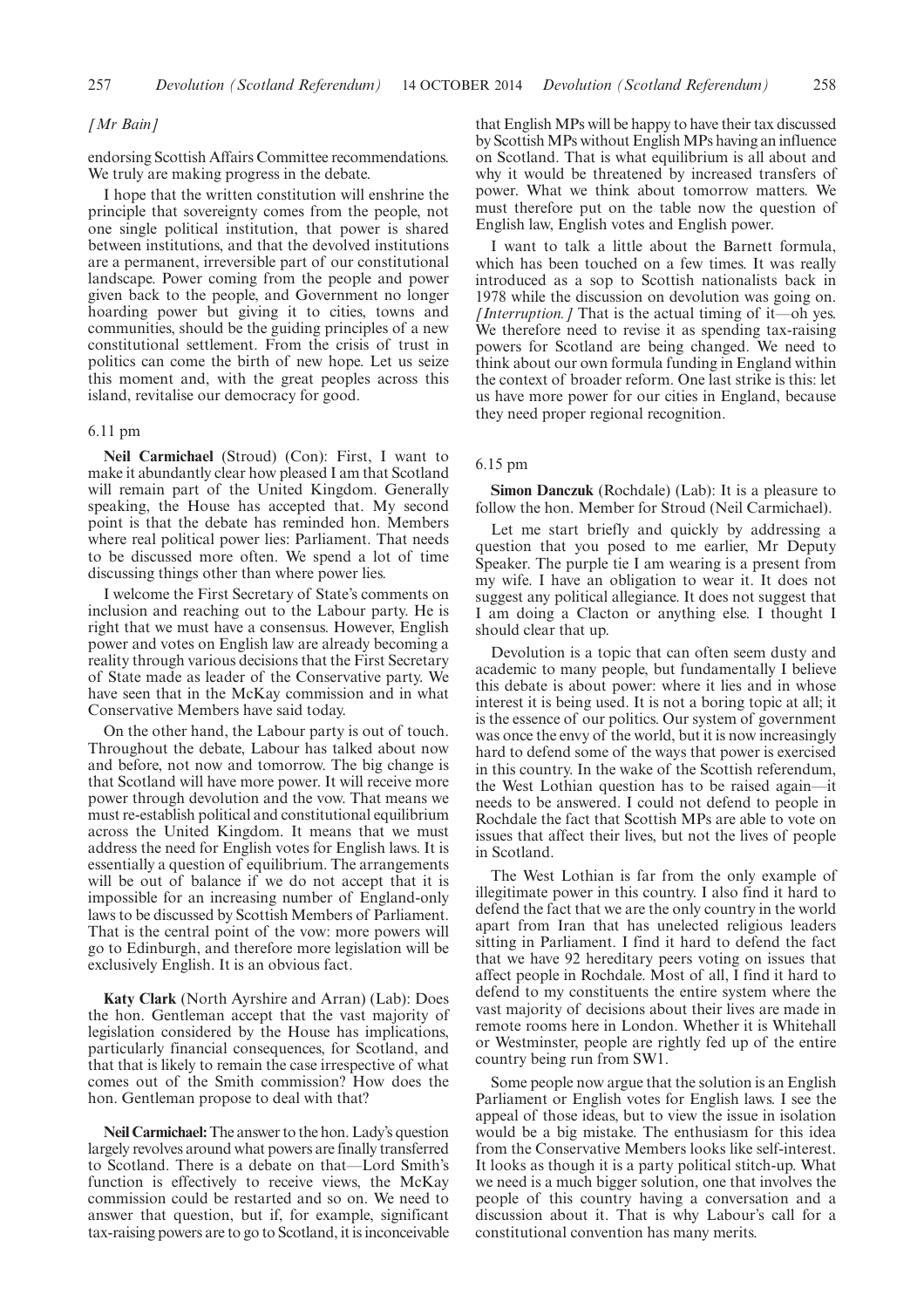*[Mr Bain]*

endorsing Scottish Affairs Committee recommendations. We truly are making progress in the debate.

I hope that the written constitution will enshrine the principle that sovereignty comes from the people, not one single political institution, that power is shared between institutions, and that the devolved institutions are a permanent, irreversible part of our constitutional landscape. Power coming from the people and power given back to the people, and Government no longer hoarding power but giving it to cities, towns and communities, should be the guiding principles of a new constitutional settlement. From the crisis of trust in politics can come the birth of new hope. Let us seize this moment and, with the great peoples across this island, revitalise our democracy for good.

6.11 pm

**Neil Carmichael** (Stroud) (Con): First, I want to make it abundantly clear how pleased I am that Scotland will remain part of the United Kingdom. Generally speaking, the House has accepted that. My second point is that the debate has reminded hon. Members where real political power lies: Parliament. That needs to be discussed more often. We spend a lot of time discussing things other than where power lies.

I welcome the First Secretary of State's comments on inclusion and reaching out to the Labour party. He is right that we must have a consensus. However, English power and votes on English law are already becoming a reality through various decisions that the First Secretary of State made as leader of the Conservative party. We have seen that in the McKay commission and in what Conservative Members have said today.

On the other hand, the Labour party is out of touch. Throughout the debate, Labour has talked about now and before, not now and tomorrow. The big change is that Scotland will have more power. It will receive more power through devolution and the vow. That means we must re-establish political and constitutional equilibrium across the United Kingdom. It means that we must address the need for English votes for English laws. It is essentially a question of equilibrium. The arrangements will be out of balance if we do not accept that it is impossible for an increasing number of England-only laws to be discussed by Scottish Members of Parliament. That is the central point of the vow: more powers will go to Edinburgh, and therefore more legislation will be exclusively English. It is an obvious fact.

**Katy Clark** (North Ayrshire and Arran) (Lab): Does the hon. Gentleman accept that the vast majority of legislation considered by the House has implications, particularly financial consequences, for Scotland, and that that is likely to remain the case irrespective of what comes out of the Smith commission? How does the hon. Gentleman propose to deal with that?

**Neil Carmichael:** The answer to the hon. Lady's question largely revolves around what powers are finally transferred to Scotland. There is a debate on that—Lord Smith's function is effectively to receive views, the McKay commission could be restarted and so on. We need to answer that question, but if, for example, significant tax-raising powers are to go to Scotland, it is inconceivable that English MPs will be happy to have their tax discussed by Scottish MPs without English MPs having an influence on Scotland. That is what equilibrium is all about and why it would be threatened by increased transfers of power. What we think about tomorrow matters. We must therefore put on the table now the question of English law, English votes and English power.

I want to talk a little about the Barnett formula, which has been touched on a few times. It was really introduced as a sop to Scottish nationalists back in 1978 while the discussion on devolution was going on. *[Interruption.]* That is the actual timing of it—oh yes. We therefore need to revise it as spending tax-raising powers for Scotland are being changed. We need to think about our own formula funding in England within the context of broader reform. One last strike is this: let us have more power for our cities in England, because they need proper regional recognition.

6.15 pm

**Simon Danczuk** (Rochdale) (Lab): It is a pleasure to follow the hon. Member for Stroud (Neil Carmichael).

Let me start briefly and quickly by addressing a question that you posed to me earlier, Mr Deputy Speaker. The purple tie I am wearing is a present from my wife. I have an obligation to wear it. It does not suggest any political allegiance. It does not suggest that I am doing a Clacton or anything else. I thought I should clear that up.

Devolution is a topic that can often seem dusty and academic to many people, but fundamentally I believe this debate is about power: where it lies and in whose interest it is being used. It is not a boring topic at all; it is the essence of our politics. Our system of government was once the envy of the world, but it is now increasingly hard to defend some of the ways that power is exercised in this country. In the wake of the Scottish referendum, the West Lothian question has to be raised again—it needs to be answered. I could not defend to people in Rochdale the fact that Scottish MPs are able to vote on issues that affect their lives, but not the lives of people in Scotland.

The West Lothian is far from the only example of illegitimate power in this country. I also find it hard to defend the fact that we are the only country in the world apart from Iran that has unelected religious leaders sitting in Parliament. I find it hard to defend the fact that we have 92 hereditary peers voting on issues that affect people in Rochdale. Most of all, I find it hard to defend to my constituents the entire system where the vast majority of decisions about their lives are made in remote rooms here in London. Whether it is Whitehall or Westminster, people are rightly fed up of the entire country being run from SW1.

Some people now argue that the solution is an English Parliament or English votes for English laws. I see the appeal of those ideas, but to view the issue in isolation would be a big mistake. The enthusiasm for this idea from the Conservative Members looks like self-interest. It looks as though it is a party political stitch-up. What we need is a much bigger solution, one that involves the people of this country having a conversation and a discussion about it. That is why Labour's call for a constitutional convention has many merits.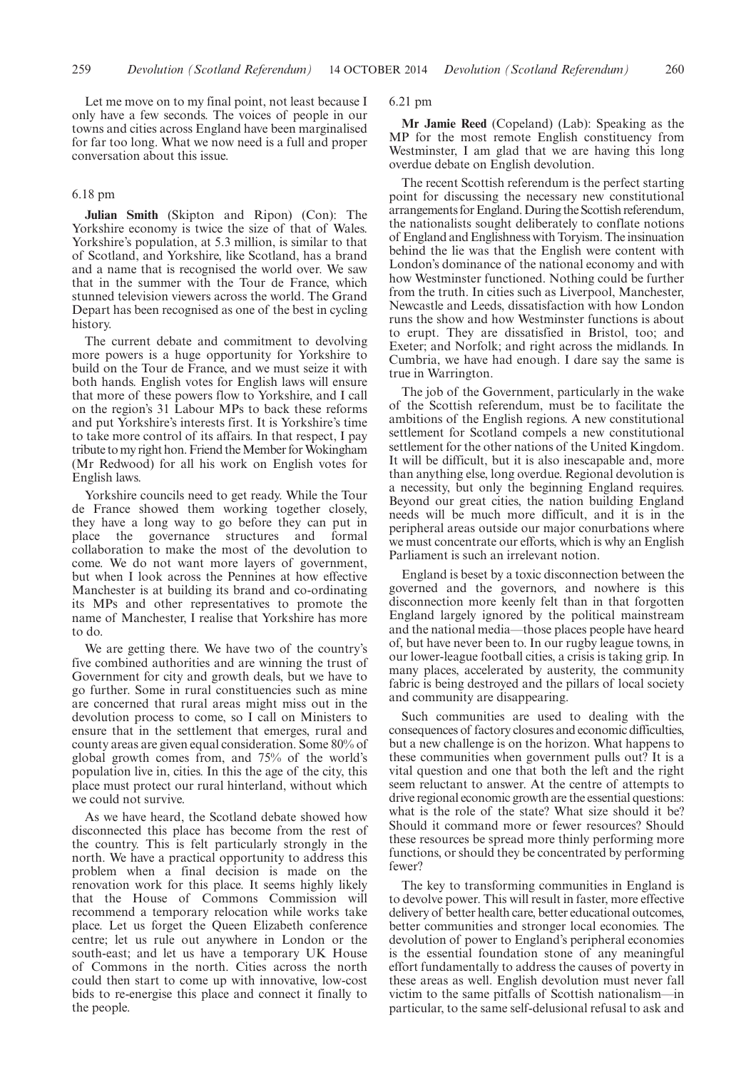Let me move on to my final point, not least because I only have a few seconds. The voices of people in our towns and cities across England have been marginalised for far too long. What we now need is a full and proper conversation about this issue.

6.18 pm

**Julian Smith** (Skipton and Ripon) (Con): The Yorkshire economy is twice the size of that of Wales. Yorkshire's population, at 5.3 million, is similar to that of Scotland, and Yorkshire, like Scotland, has a brand and a name that is recognised the world over. We saw that in the summer with the Tour de France, which stunned television viewers across the world. The Grand Depart has been recognised as one of the best in cycling history.

The current debate and commitment to devolving more powers is a huge opportunity for Yorkshire to build on the Tour de France, and we must seize it with both hands. English votes for English laws will ensure that more of these powers flow to Yorkshire, and I call on the region's 31 Labour MPs to back these reforms and put Yorkshire's interests first. It is Yorkshire's time to take more control of its affairs. In that respect, I pay tribute to my right hon. Friend the Member for Wokingham (Mr Redwood) for all his work on English votes for English laws.

Yorkshire councils need to get ready. While the Tour de France showed them working together closely, they have a long way to go before they can put in place the governance structures and formal collaboration to make the most of the devolution to come. We do not want more layers of government, but when I look across the Pennines at how effective Manchester is at building its brand and co-ordinating its MPs and other representatives to promote the name of Manchester, I realise that Yorkshire has more to do.

We are getting there. We have two of the country's five combined authorities and are winning the trust of Government for city and growth deals, but we have to go further. Some in rural constituencies such as mine are concerned that rural areas might miss out in the devolution process to come, so I call on Ministers to ensure that in the settlement that emerges, rural and county areas are given equal consideration. Some 80% of global growth comes from, and 75% of the world's population live in, cities. In this the age of the city, this place must protect our rural hinterland, without which we could not survive.

As we have heard, the Scotland debate showed how disconnected this place has become from the rest of the country. This is felt particularly strongly in the north. We have a practical opportunity to address this problem when a final decision is made on the renovation work for this place. It seems highly likely that the House of Commons Commission will recommend a temporary relocation while works take place. Let us forget the Queen Elizabeth conference centre; let us rule out anywhere in London or the south-east; and let us have a temporary UK House of Commons in the north. Cities across the north could then start to come up with innovative, low-cost bids to re-energise this place and connect it finally to the people.

6.21 pm

**Mr Jamie Reed** (Copeland) (Lab): Speaking as the MP for the most remote English constituency from Westminster, I am glad that we are having this long overdue debate on English devolution.

The recent Scottish referendum is the perfect starting point for discussing the necessary new constitutional arrangements for England. During the Scottish referendum, the nationalists sought deliberately to conflate notions of England and Englishness with Toryism. The insinuation behind the lie was that the English were content with London's dominance of the national economy and with how Westminster functioned. Nothing could be further from the truth. In cities such as Liverpool, Manchester, Newcastle and Leeds, dissatisfaction with how London runs the show and how Westminster functions is about to erupt. They are dissatisfied in Bristol, too; and Exeter; and Norfolk; and right across the midlands. In Cumbria, we have had enough. I dare say the same is true in Warrington.

The job of the Government, particularly in the wake of the Scottish referendum, must be to facilitate the ambitions of the English regions. A new constitutional settlement for Scotland compels a new constitutional settlement for the other nations of the United Kingdom. It will be difficult, but it is also inescapable and, more than anything else, long overdue. Regional devolution is a necessity, but only the beginning England requires. Beyond our great cities, the nation building England needs will be much more difficult, and it is in the peripheral areas outside our major conurbations where we must concentrate our efforts, which is why an English Parliament is such an irrelevant notion.

England is beset by a toxic disconnection between the governed and the governors, and nowhere is this disconnection more keenly felt than in that forgotten England largely ignored by the political mainstream and the national media—those places people have heard of, but have never been to. In our rugby league towns, in our lower-league football cities, a crisis is taking grip. In many places, accelerated by austerity, the community fabric is being destroyed and the pillars of local society and community are disappearing.

Such communities are used to dealing with the consequences of factory closures and economic difficulties, but a new challenge is on the horizon. What happens to these communities when government pulls out? It is a vital question and one that both the left and the right seem reluctant to answer. At the centre of attempts to drive regional economic growth are the essential questions: what is the role of the state? What size should it be? Should it command more or fewer resources? Should these resources be spread more thinly performing more functions, or should they be concentrated by performing fewer?

The key to transforming communities in England is to devolve power. This will result in faster, more effective delivery of better health care, better educational outcomes, better communities and stronger local economies. The devolution of power to England's peripheral economies is the essential foundation stone of any meaningful effort fundamentally to address the causes of poverty in these areas as well. English devolution must never fall victim to the same pitfalls of Scottish nationalism—in particular, to the same self-delusional refusal to ask and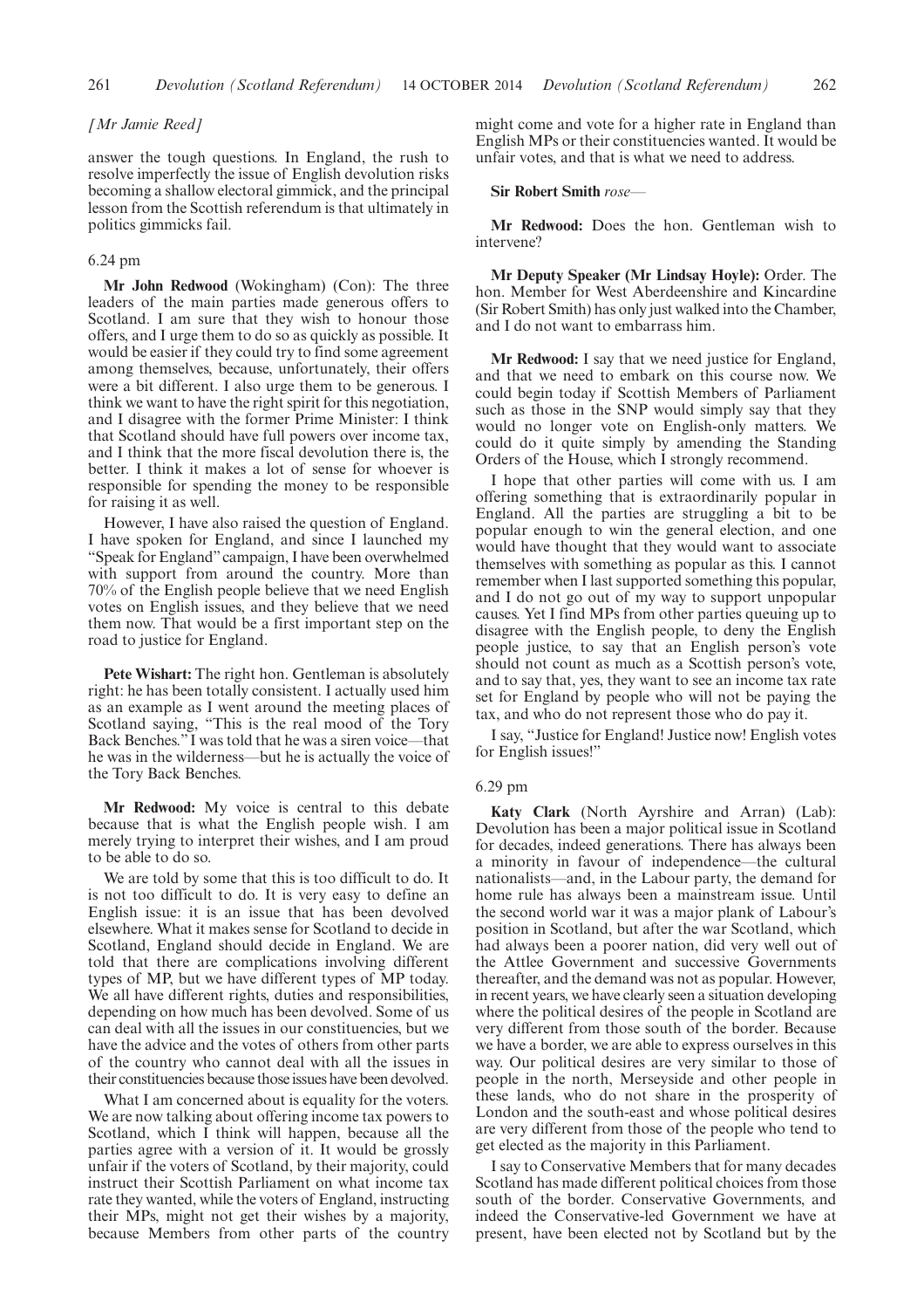*[Mr Jamie Reed]*

answer the tough questions. In England, the rush to resolve imperfectly the issue of English devolution risks becoming a shallow electoral gimmick, and the principal lesson from the Scottish referendum is that ultimately in politics gimmicks fail.

6.24 pm

**Mr John Redwood** (Wokingham) (Con): The three leaders of the main parties made generous offers to Scotland. I am sure that they wish to honour those offers, and I urge them to do so as quickly as possible. It would be easier if they could try to find some agreement among themselves, because, unfortunately, their offers were a bit different. I also urge them to be generous. I think we want to have the right spirit for this negotiation, and I disagree with the former Prime Minister: I think that Scotland should have full powers over income tax, and I think that the more fiscal devolution there is, the better. I think it makes a lot of sense for whoever is responsible for spending the money to be responsible for raising it as well.

However, I have also raised the question of England. I have spoken for England, and since I launched my "Speak for England" campaign, I have been overwhelmed with support from around the country. More than 70% of the English people believe that we need English votes on English issues, and they believe that we need them now. That would be a first important step on the road to justice for England.

**Pete Wishart:** The right hon. Gentleman is absolutely right: he has been totally consistent. I actually used him as an example as I went around the meeting places of Scotland saying, "This is the real mood of the Tory Back Benches." I was told that he was a siren voice—that he was in the wilderness—but he is actually the voice of the Tory Back Benches.

**Mr Redwood:** My voice is central to this debate because that is what the English people wish. I am merely trying to interpret their wishes, and I am proud to be able to do so.

We are told by some that this is too difficult to do. It is not too difficult to do. It is very easy to define an English issue: it is an issue that has been devolved elsewhere. What it makes sense for Scotland to decide in Scotland, England should decide in England. We are told that there are complications involving different types of MP, but we have different types of MP today. We all have different rights, duties and responsibilities, depending on how much has been devolved. Some of us can deal with all the issues in our constituencies, but we have the advice and the votes of others from other parts of the country who cannot deal with all the issues in their constituencies because those issues have been devolved.

What I am concerned about is equality for the voters. We are now talking about offering income tax powers to Scotland, which I think will happen, because all the parties agree with a version of it. It would be grossly unfair if the voters of Scotland, by their majority, could instruct their Scottish Parliament on what income tax rate they wanted, while the voters of England, instructing their MPs, might not get their wishes by a majority, because Members from other parts of the country might come and vote for a higher rate in England than English MPs or their constituencies wanted. It would be unfair votes, and that is what we need to address.

**Sir Robert Smith** *rose*—

**Mr Redwood:** Does the hon. Gentleman wish to intervene?

**Mr Deputy Speaker (Mr Lindsay Hoyle):** Order. The hon. Member for West Aberdeenshire and Kincardine (Sir Robert Smith) has only just walked into the Chamber, and I do not want to embarrass him.

**Mr Redwood:** I say that we need justice for England, and that we need to embark on this course now. We could begin today if Scottish Members of Parliament such as those in the SNP would simply say that they would no longer vote on English-only matters. We could do it quite simply by amending the Standing Orders of the House, which I strongly recommend.

I hope that other parties will come with us. I am offering something that is extraordinarily popular in England. All the parties are struggling a bit to be popular enough to win the general election, and one would have thought that they would want to associate themselves with something as popular as this. I cannot remember when I last supported something this popular, and I do not go out of my way to support unpopular causes. Yet I find MPs from other parties queuing up to disagree with the English people, to deny the English people justice, to say that an English person's vote should not count as much as a Scottish person's vote, and to say that, yes, they want to see an income tax rate set for England by people who will not be paying the tax, and who do not represent those who do pay it.

I say, "Justice for England! Justice now! English votes for English issues!"

6.29 pm

**Katy Clark** (North Ayrshire and Arran) (Lab): Devolution has been a major political issue in Scotland for decades, indeed generations. There has always been a minority in favour of independence—the cultural nationalists—and, in the Labour party, the demand for home rule has always been a mainstream issue. Until the second world war it was a major plank of Labour's position in Scotland, but after the war Scotland, which had always been a poorer nation, did very well out of the Attlee Government and successive Governments thereafter, and the demand was not as popular. However, in recent years, we have clearly seen a situation developing where the political desires of the people in Scotland are very different from those south of the border. Because we have a border, we are able to express ourselves in this way. Our political desires are very similar to those of people in the north, Merseyside and other people in these lands, who do not share in the prosperity of London and the south-east and whose political desires are very different from those of the people who tend to get elected as the majority in this Parliament.

I say to Conservative Members that for many decades Scotland has made different political choices from those south of the border. Conservative Governments, and indeed the Conservative-led Government we have at present, have been elected not by Scotland but by the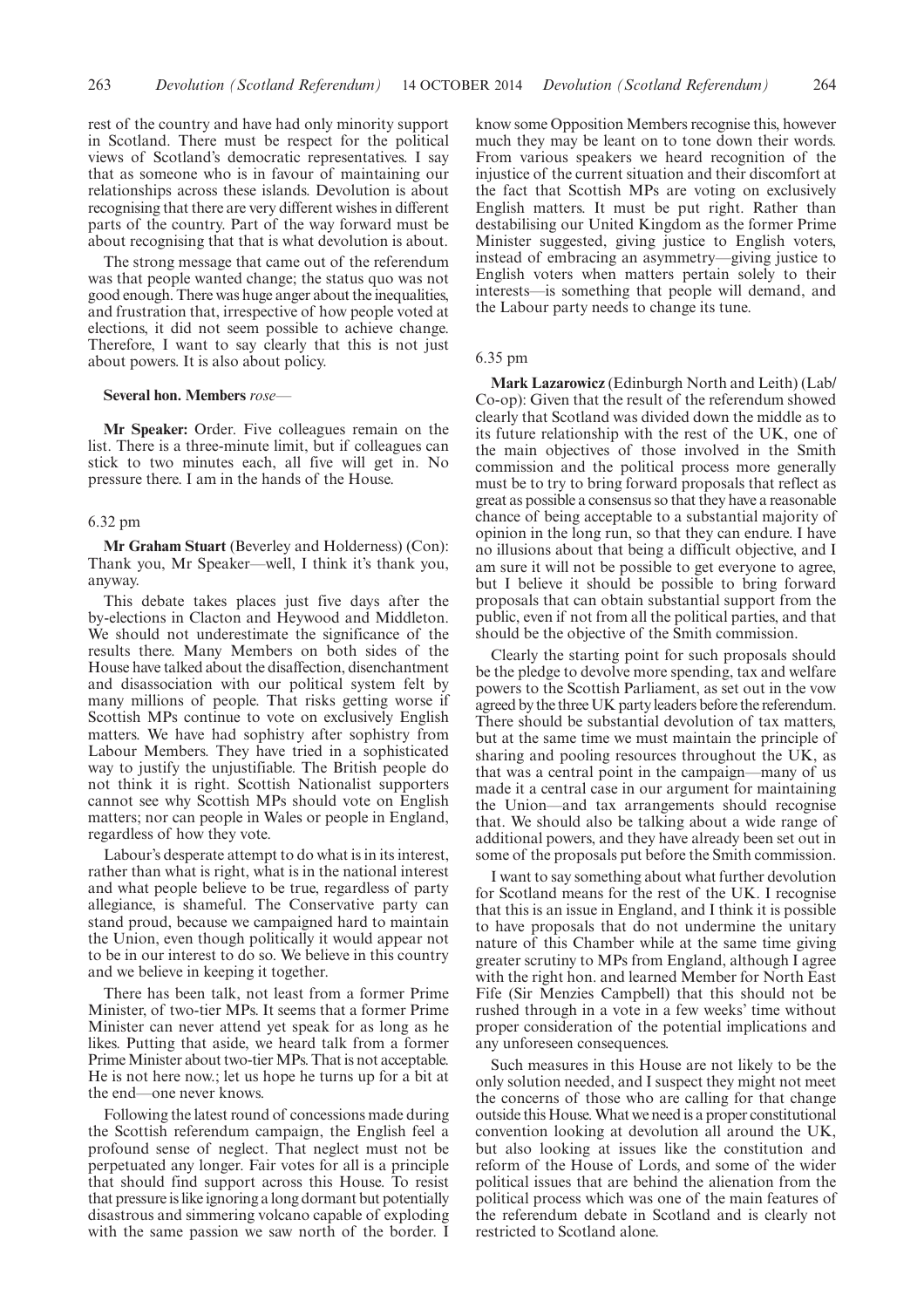rest of the country and have had only minority support in Scotland. There must be respect for the political views of Scotland's democratic representatives. I say that as someone who is in favour of maintaining our relationships across these islands. Devolution is about recognising that there are very different wishes in different parts of the country. Part of the way forward must be about recognising that that is what devolution is about.

The strong message that came out of the referendum was that people wanted change; the status quo was not good enough. There was huge anger about the inequalities, and frustration that, irrespective of how people voted at elections, it did not seem possible to achieve change. Therefore, I want to say clearly that this is not just about powers. It is also about policy.

**Several hon. Members** *rose*—

**Mr Speaker:** Order. Five colleagues remain on the list. There is a three-minute limit, but if colleagues can stick to two minutes each, all five will get in. No pressure there. I am in the hands of the House.

6.32 pm

**Mr Graham Stuart** (Beverley and Holderness) (Con): Thank you, Mr Speaker—well, I think it's thank you, anyway.

This debate takes places just five days after the by-elections in Clacton and Heywood and Middleton. We should not underestimate the significance of the results there. Many Members on both sides of the House have talked about the disaffection, disenchantment and disassociation with our political system felt by many millions of people. That risks getting worse if Scottish MPs continue to vote on exclusively English matters. We have had sophistry after sophistry from Labour Members. They have tried in a sophisticated way to justify the unjustifiable. The British people do not think it is right. Scottish Nationalist supporters cannot see why Scottish MPs should vote on English matters; nor can people in Wales or people in England, regardless of how they vote.

Labour's desperate attempt to do what is in its interest, rather than what is right, what is in the national interest and what people believe to be true, regardless of party allegiance, is shameful. The Conservative party can stand proud, because we campaigned hard to maintain the Union, even though politically it would appear not to be in our interest to do so. We believe in this country and we believe in keeping it together.

There has been talk, not least from a former Prime Minister, of two-tier MPs. It seems that a former Prime Minister can never attend yet speak for as long as he likes. Putting that aside, we heard talk from a former Prime Minister about two-tier MPs. That is not acceptable. He is not here now.; let us hope he turns up for a bit at the end—one never knows.

Following the latest round of concessions made during the Scottish referendum campaign, the English feel a profound sense of neglect. That neglect must not be perpetuated any longer. Fair votes for all is a principle that should find support across this House. To resist that pressure is like ignoring a long dormant but potentially disastrous and simmering volcano capable of exploding with the same passion we saw north of the border. I know some Opposition Members recognise this, however much they may be leant on to tone down their words. From various speakers we heard recognition of the injustice of the current situation and their discomfort at the fact that Scottish MPs are voting on exclusively English matters. It must be put right. Rather than destabilising our United Kingdom as the former Prime Minister suggested, giving justice to English voters, instead of embracing an asymmetry—giving justice to English voters when matters pertain solely to their interests—is something that people will demand, and the Labour party needs to change its tune.

6.35 pm

**Mark Lazarowicz** (Edinburgh North and Leith) (Lab/Co-op): Given that the result of the referendum showed clearly that Scotland was divided down the middle as to its future relationship with the rest of the UK, one of the main objectives of those involved in the Smith commission and the political process more generally must be to try to bring forward proposals that reflect as great as possible a consensus so that they have a reasonable chance of being acceptable to a substantial majority of opinion in the long run, so that they can endure. I have no illusions about that being a difficult objective, and I am sure it will not be possible to get everyone to agree, but I believe it should be possible to bring forward proposals that can obtain substantial support from the public, even if not from all the political parties, and that should be the objective of the Smith commission.

Clearly the starting point for such proposals should be the pledge to devolve more spending, tax and welfare powers to the Scottish Parliament, as set out in the vow agreed by the three UK party leaders before the referendum. There should be substantial devolution of tax matters, but at the same time we must maintain the principle of sharing and pooling resources throughout the UK, as that was a central point in the campaign—many of us made it a central case in our argument for maintaining the Union—and tax arrangements should recognise that. We should also be talking about a wide range of additional powers, and they have already been set out in some of the proposals put before the Smith commission.

I want to say something about what further devolution for Scotland means for the rest of the UK. I recognise that this is an issue in England, and I think it is possible to have proposals that do not undermine the unitary nature of this Chamber while at the same time giving greater scrutiny to MPs from England, although I agree with the right hon. and learned Member for North East Fife (Sir Menzies Campbell) that this should not be rushed through in a vote in a few weeks' time without proper consideration of the potential implications and any unforeseen consequences.

Such measures in this House are not likely to be the only solution needed, and I suspect they might not meet the concerns of those who are calling for that change outside this House. What we need is a proper constitutional convention looking at devolution all around the UK, but also looking at issues like the constitution and reform of the House of Lords, and some of the wider political issues that are behind the alienation from the political process which was one of the main features of the referendum debate in Scotland and is clearly not restricted to Scotland alone.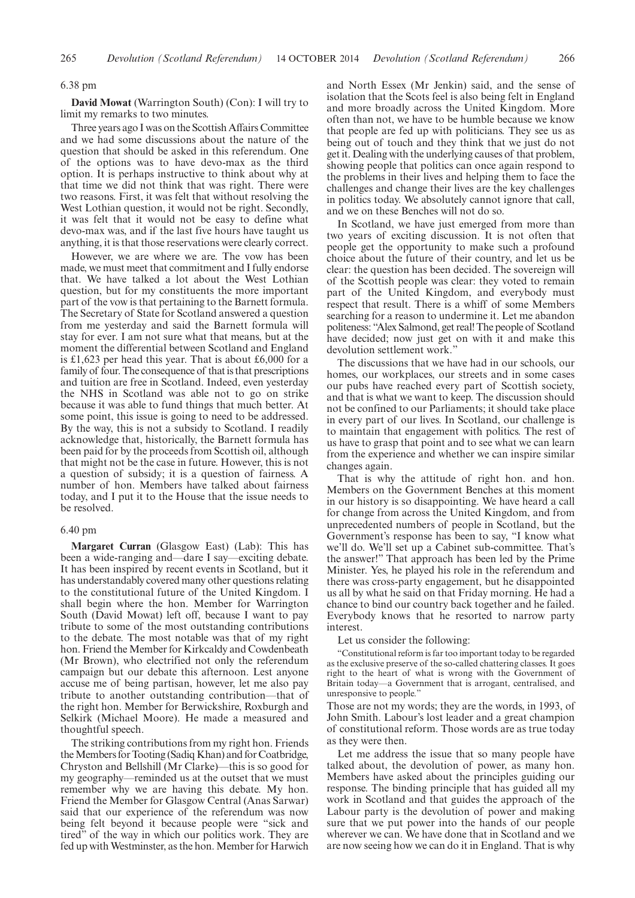6.38 pm

**David Mowat** (Warrington South) (Con): I will try to limit my remarks to two minutes.

Three years ago I was on the Scottish Affairs Committee and we had some discussions about the nature of the question that should be asked in this referendum. One of the options was to have devo-max as the third option. It is perhaps instructive to think about why at that time we did not think that was right. There were two reasons. First, it was felt that without resolving the West Lothian question, it would not be right. Secondly, it was felt that it would not be easy to define what devo-max was, and if the last five hours have taught us anything, it is that those reservations were clearly correct.

However, we are where we are. The vow has been made, we must meet that commitment and I fully endorse that. We have talked a lot about the West Lothian question, but for my constituents the more important part of the vow is that pertaining to the Barnett formula. The Secretary of State for Scotland answered a question from me yesterday and said the Barnett formula will stay for ever. I am not sure what that means, but at the moment the differential between Scotland and England is £1,623 per head this year. That is about £6,000 for a family of four. The consequence of that is that prescriptions and tuition are free in Scotland. Indeed, even yesterday the NHS in Scotland was able not to go on strike because it was able to fund things that much better. At some point, this issue is going to need to be addressed. By the way, this is not a subsidy to Scotland. I readily acknowledge that, historically, the Barnett formula has been paid for by the proceeds from Scottish oil, although that might not be the case in future. However, this is not a question of subsidy; it is a question of fairness. A number of hon. Members have talked about fairness today, and I put it to the House that the issue needs to be resolved.

6.40 pm

**Margaret Curran** (Glasgow East) (Lab): This has been a wide-ranging and—dare I say—exciting debate. It has been inspired by recent events in Scotland, but it has understandably covered many other questions relating to the constitutional future of the United Kingdom. I shall begin where the hon. Member for Warrington South (David Mowat) left off, because I want to pay tribute to some of the most outstanding contributions to the debate. The most notable was that of my right hon. Friend the Member for Kirkcaldy and Cowdenbeath (Mr Brown), who electrified not only the referendum campaign but our debate this afternoon. Lest anyone accuse me of being partisan, however, let me also pay tribute to another outstanding contribution—that of the right hon. Member for Berwickshire, Roxburgh and Selkirk (Michael Moore). He made a measured and thoughtful speech.

The striking contributions from my right hon. Friends the Members for Tooting (Sadiq Khan) and for Coatbridge, Chryston and Bellshill (Mr Clarke)—this is so good for my geography—reminded us at the outset that we must remember why we are having this debate. My hon. Friend the Member for Glasgow Central (Anas Sarwar) said that our experience of the referendum was now being felt beyond it because people were "sick and tired" of the way in which our politics work. They are fed up with Westminster, as the hon. Member for Harwich and North Essex (Mr Jenkin) said, and the sense of isolation that the Scots feel is also being felt in England and more broadly across the United Kingdom. More often than not, we have to be humble because we know that people are fed up with politicians. They see us as being out of touch and they think that we just do not get it. Dealing with the underlying causes of that problem, showing people that politics can once again respond to the problems in their lives and helping them to face the challenges and change their lives are the key challenges in politics today. We absolutely cannot ignore that call, and we on these Benches will not do so.

In Scotland, we have just emerged from more than two years of exciting discussion. It is not often that people get the opportunity to make such a profound choice about the future of their country, and let us be clear: the question has been decided. The sovereign will of the Scottish people was clear: they voted to remain part of the United Kingdom, and everybody must respect that result. There is a whiff of some Members searching for a reason to undermine it. Let me abandon politeness: "Alex Salmond, get real! The people of Scotland have decided; now just get on with it and make this devolution settlement work."

The discussions that we have had in our schools, our homes, our workplaces, our streets and in some cases our pubs have reached every part of Scottish society, and that is what we want to keep. The discussion should not be confined to our Parliaments; it should take place in every part of our lives. In Scotland, our challenge is to maintain that engagement with politics. The rest of us have to grasp that point and to see what we can learn from the experience and whether we can inspire similar changes again.

That is why the attitude of right hon. and hon. Members on the Government Benches at this moment in our history is so disappointing. We have heard a call for change from across the United Kingdom, and from unprecedented numbers of people in Scotland, but the Government's response has been to say, "I know what we'll do. We'll set up a Cabinet sub-committee. That's the answer!" That approach has been led by the Prime Minister. Yes, he played his role in the referendum and there was cross-party engagement, but he disappointed us all by what he said on that Friday morning. He had a chance to bind our country back together and he failed. Everybody knows that he resorted to narrow party interest.

Let us consider the following:

> "Constitutional reform is far too important today to be regarded as the exclusive preserve of the so-called chattering classes. It goes right to the heart of what is wrong with the Government of Britain today—a Government that is arrogant, centralised, and unresponsive to people."

Those are not my words; they are the words, in 1993, of John Smith. Labour's lost leader and a great champion of constitutional reform. Those words are as true today as they were then.

Let me address the issue that so many people have talked about, the devolution of power, as many hon. Members have asked about the principles guiding our response. The binding principle that has guided all my work in Scotland and that guides the approach of the Labour party is the devolution of power and making sure that we put power into the hands of our people wherever we can. We have done that in Scotland and we are now seeing how we can do it in England. That is why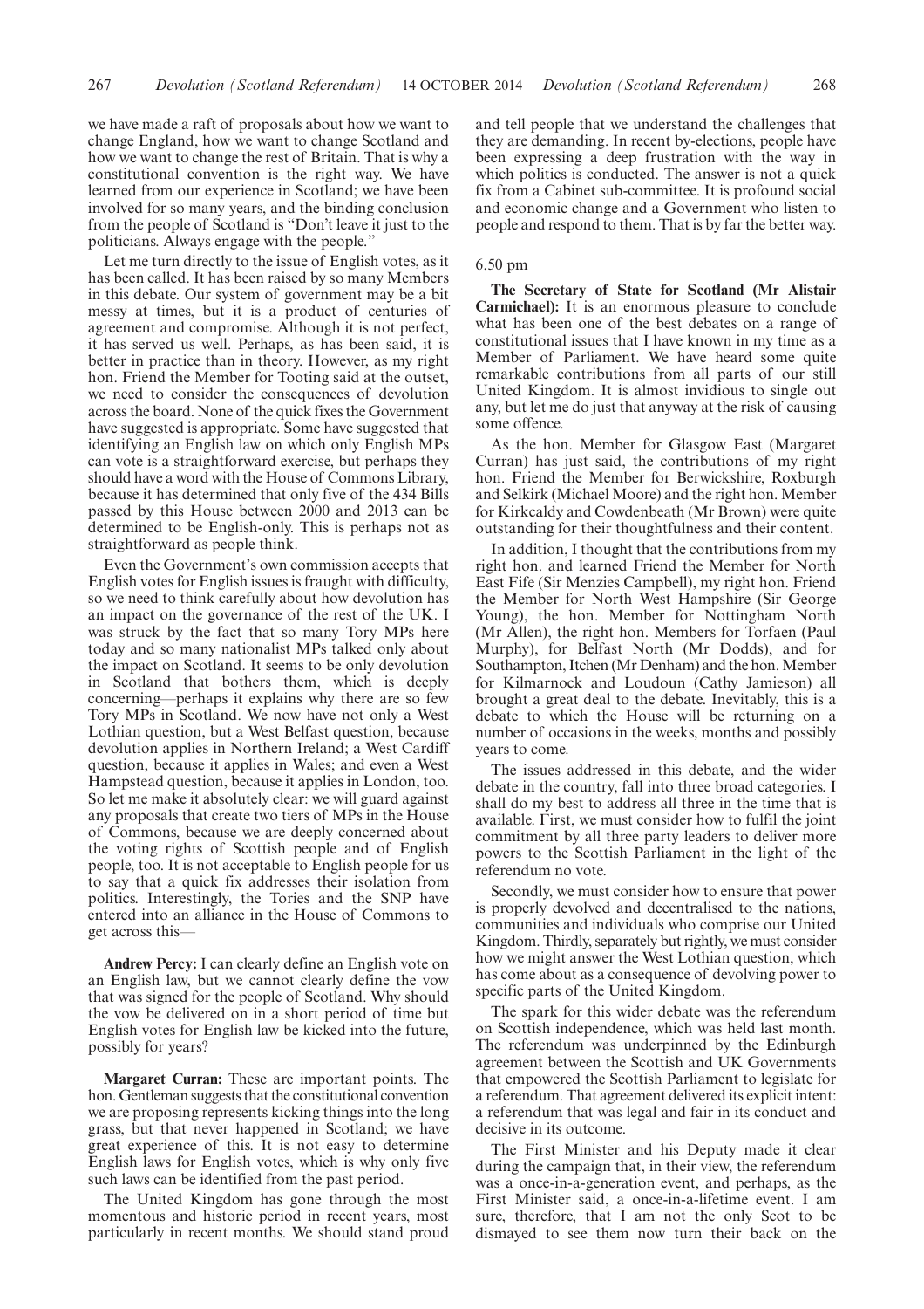we have made a raft of proposals about how we want to change England, how we want to change Scotland and how we want to change the rest of Britain. That is why a constitutional convention is the right way. We have learned from our experience in Scotland; we have been involved for so many years, and the binding conclusion from the people of Scotland is "Don't leave it just to the politicians. Always engage with the people."

Let me turn directly to the issue of English votes, as it has been called. It has been raised by so many Members in this debate. Our system of government may be a bit messy at times, but it is a product of centuries of agreement and compromise. Although it is not perfect, it has served us well. Perhaps, as has been said, it is better in practice than in theory. However, as my right hon. Friend the Member for Tooting said at the outset, we need to consider the consequences of devolution across the board. None of the quick fixes the Government have suggested is appropriate. Some have suggested that identifying an English law on which only English MPs can vote is a straightforward exercise, but perhaps they should have a word with the House of Commons Library, because it has determined that only five of the 434 Bills passed by this House between 2000 and 2013 can be determined to be English-only. This is perhaps not as straightforward as people think.

Even the Government's own commission accepts that English votes for English issues is fraught with difficulty, so we need to think carefully about how devolution has an impact on the governance of the rest of the UK. I was struck by the fact that so many Tory MPs here today and so many nationalist MPs talked only about the impact on Scotland. It seems to be only devolution in Scotland that bothers them, which is deeply concerning—perhaps it explains why there are so few Tory MPs in Scotland. We now have not only a West Lothian question, but a West Belfast question, because devolution applies in Northern Ireland; a West Cardiff question, because it applies in Wales; and even a West Hampstead question, because it applies in London, too. So let me make it absolutely clear: we will guard against any proposals that create two tiers of MPs in the House of Commons, because we are deeply concerned about the voting rights of Scottish people and of English people, too. It is not acceptable to English people for us to say that a quick fix addresses their isolation from politics. Interestingly, the Tories and the SNP have entered into an alliance in the House of Commons to get across this—

**Andrew Percy:** I can clearly define an English vote on an English law, but we cannot clearly define the vow that was signed for the people of Scotland. Why should the vow be delivered on in a short period of time but English votes for English law be kicked into the future, possibly for years?

**Margaret Curran:** These are important points. The hon. Gentleman suggests that the constitutional convention we are proposing represents kicking things into the long grass, but that never happened in Scotland; we have great experience of this. It is not easy to determine English laws for English votes, which is why only five such laws can be identified from the past period.

The United Kingdom has gone through the most momentous and historic period in recent years, most particularly in recent months. We should stand proud and tell people that we understand the challenges that they are demanding. In recent by-elections, people have been expressing a deep frustration with the way in which politics is conducted. The answer is not a quick fix from a Cabinet sub-committee. It is profound social and economic change and a Government who listen to people and respond to them. That is by far the better way.

6.50 pm

**The Secretary of State for Scotland (Mr Alistair Carmichael):** It is an enormous pleasure to conclude what has been one of the best debates on a range of constitutional issues that I have known in my time as a Member of Parliament. We have heard some quite remarkable contributions from all parts of our still United Kingdom. It is almost invidious to single out any, but let me do just that anyway at the risk of causing some offence.

As the hon. Member for Glasgow East (Margaret Curran) has just said, the contributions of my right hon. Friend the Member for Berwickshire, Roxburgh and Selkirk (Michael Moore) and the right hon. Member for Kirkcaldy and Cowdenbeath (Mr Brown) were quite outstanding for their thoughtfulness and their content.

In addition, I thought that the contributions from my right hon. and learned Friend the Member for North East Fife (Sir Menzies Campbell), my right hon. Friend the Member for North West Hampshire (Sir George Young), the hon. Member for Nottingham North (Mr Allen), the right hon. Members for Torfaen (Paul Murphy), for Belfast North (Mr Dodds), and for Southampton, Itchen (Mr Denham) and the hon. Member for Kilmarnock and Loudoun (Cathy Jamieson) all brought a great deal to the debate. Inevitably, this is a debate to which the House will be returning on a number of occasions in the weeks, months and possibly years to come.

The issues addressed in this debate, and the wider debate in the country, fall into three broad categories. I shall do my best to address all three in the time that is available. First, we must consider how to fulfil the joint commitment by all three party leaders to deliver more powers to the Scottish Parliament in the light of the referendum no vote.

Secondly, we must consider how to ensure that power is properly devolved and decentralised to the nations, communities and individuals who comprise our United Kingdom. Thirdly, separately but rightly, we must consider how we might answer the West Lothian question, which has come about as a consequence of devolving power to specific parts of the United Kingdom.

The spark for this wider debate was the referendum on Scottish independence, which was held last month. The referendum was underpinned by the Edinburgh agreement between the Scottish and UK Governments that empowered the Scottish Parliament to legislate for a referendum. That agreement delivered its explicit intent: a referendum that was legal and fair in its conduct and decisive in its outcome.

The First Minister and his Deputy made it clear during the campaign that, in their view, the referendum was a once-in-a-generation event, and perhaps, as the First Minister said, a once-in-a-lifetime event. I am sure, therefore, that I am not the only Scot to be dismayed to see them now turn their back on the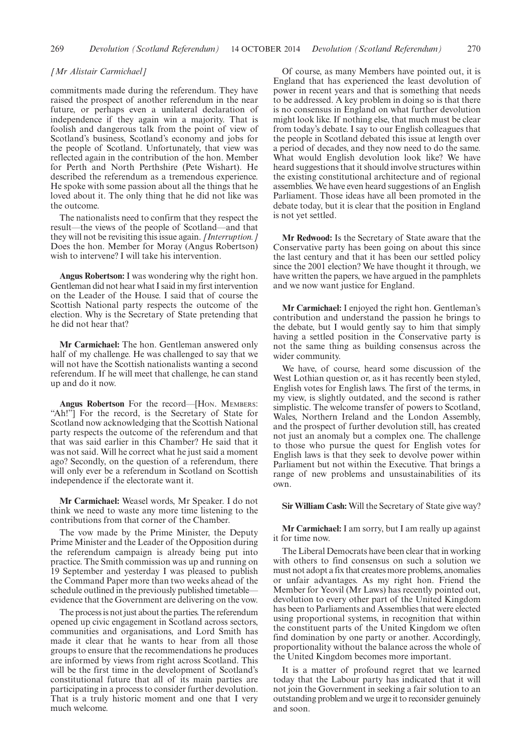*[Mr Alistair Carmichael]*

commitments made during the referendum. They have raised the prospect of another referendum in the near future, or perhaps even a unilateral declaration of independence if they again win a majority. That is foolish and dangerous talk from the point of view of Scotland's business, Scotland's economy and jobs for the people of Scotland. Unfortunately, that view was reflected again in the contribution of the hon. Member for Perth and North Perthshire (Pete Wishart). He described the referendum as a tremendous experience. He spoke with some passion about all the things that he loved about it. The only thing that he did not like was the outcome.

The nationalists need to confirm that they respect the result—the views of the people of Scotland—and that they will not be revisiting this issue again. *[Interruption.]* Does the hon. Member for Moray (Angus Robertson) wish to intervene? I will take his intervention.

**Angus Robertson:** I was wondering why the right hon. Gentleman did not hear what I said in my first intervention on the Leader of the House. I said that of course the Scottish National party respects the outcome of the election. Why is the Secretary of State pretending that he did not hear that?

**Mr Carmichael:** The hon. Gentleman answered only half of my challenge. He was challenged to say that we will not have the Scottish nationalists wanting a second referendum. If he will meet that challenge, he can stand up and do it now.

**Angus Robertson** For the record—[HON. MEMBERS: "Ah!"] For the record, is the Secretary of State for Scotland now acknowledging that the Scottish National party respects the outcome of the referendum and that that was said earlier in this Chamber? He said that it was not said. Will he correct what he just said a moment ago? Secondly, on the question of a referendum, there will only ever be a referendum in Scotland on Scottish independence if the electorate want it.

**Mr Carmichael:** Weasel words, Mr Speaker. I do not think we need to waste any more time listening to the contributions from that corner of the Chamber.

The vow made by the Prime Minister, the Deputy Prime Minister and the Leader of the Opposition during the referendum campaign is already being put into practice. The Smith commission was up and running on 19 September and yesterday I was pleased to publish the Command Paper more than two weeks ahead of the schedule outlined in the previously published timetable—evidence that the Government are delivering on the vow.

The process is not just about the parties. The referendum opened up civic engagement in Scotland across sectors, communities and organisations, and Lord Smith has made it clear that he wants to hear from all those groups to ensure that the recommendations he produces are informed by views from right across Scotland. This will be the first time in the development of Scotland's constitutional future that all of its main parties are participating in a process to consider further devolution. That is a truly historic moment and one that I very much welcome.

Of course, as many Members have pointed out, it is England that has experienced the least devolution of power in recent years and that is something that needs to be addressed. A key problem in doing so is that there is no consensus in England on what further devolution might look like. If nothing else, that much must be clear from today's debate. I say to our English colleagues that the people in Scotland debated this issue at length over a period of decades, and they now need to do the same. What would English devolution look like? We have heard suggestions that it should involve structures within the existing constitutional architecture and of regional assemblies. We have even heard suggestions of an English Parliament. Those ideas have all been promoted in the debate today, but it is clear that the position in England is not yet settled.

**Mr Redwood:** Is the Secretary of State aware that the Conservative party has been going on about this since the last century and that it has been our settled policy since the 2001 election? We have thought it through, we have written the papers, we have argued in the pamphlets and we now want justice for England.

**Mr Carmichael:** I enjoyed the right hon. Gentleman's contribution and understand the passion he brings to the debate, but I would gently say to him that simply having a settled position in the Conservative party is not the same thing as building consensus across the wider community.

We have, of course, heard some discussion of the West Lothian question or, as it has recently been styled, English votes for English laws. The first of the terms, in my view, is slightly outdated, and the second is rather simplistic. The welcome transfer of powers to Scotland, Wales, Northern Ireland and the London Assembly, and the prospect of further devolution still, has created not just an anomaly but a complex one. The challenge to those who pursue the quest for English votes for English laws is that they seek to devolve power within Parliament but not within the Executive. That brings a range of new problems and unsustainabilities of its own.

**Sir William Cash:** Will the Secretary of State give way?

**Mr Carmichael:** I am sorry, but I am really up against it for time now.

The Liberal Democrats have been clear that in working with others to find consensus on such a solution we must not adopt a fix that creates more problems, anomalies or unfair advantages. As my right hon. Friend the Member for Yeovil (Mr Laws) has recently pointed out, devolution to every other part of the United Kingdom has been to Parliaments and Assemblies that were elected using proportional systems, in recognition that within the constituent parts of the United Kingdom we often find domination by one party or another. Accordingly, proportionality without the balance across the whole of the United Kingdom becomes more important.

It is a matter of profound regret that we learned today that the Labour party has indicated that it will not join the Government in seeking a fair solution to an outstanding problem and we urge it to reconsider genuinely and soon.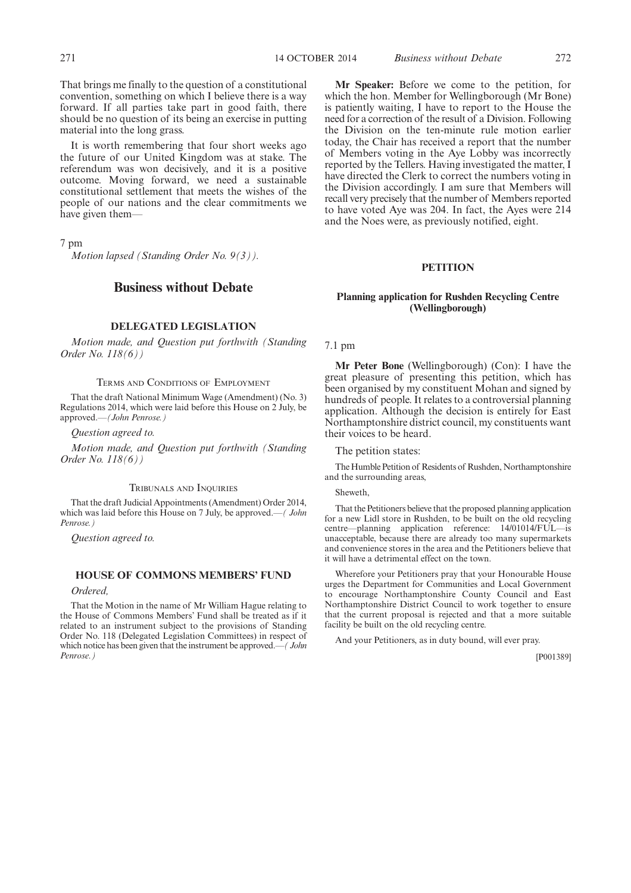That brings me finally to the question of a constitutional convention, something on which I believe there is a way forward. If all parties take part in good faith, there should be no question of its being an exercise in putting material into the long grass.

It is worth remembering that four short weeks ago the future of our United Kingdom was at stake. The referendum was won decisively, and it is a positive outcome. Moving forward, we need a sustainable constitutional settlement that meets the wishes of the people of our nations and the clear commitments we have given them—

7 pm

*Motion lapsed (Standing Order No. 9(3)).*

## Business without Debate

### DELEGATED LEGISLATION

*Motion made, and Question put forthwith (Standing Order No. 118(6))*

#### TERMS AND CONDITIONS OF EMPLOYMENT

That the draft National Minimum Wage (Amendment) (No. 3) Regulations 2014, which were laid before this House on 2 July, be approved.—*(John Penrose.)*

*Question agreed to.*

*Motion made, and Question put forthwith (Standing Order No. 118(6))*

#### TRIBUNALS AND INQUIRIES

That the draft Judicial Appointments (Amendment) Order 2014, which was laid before this House on 7 July, be approved.—*(John Penrose.)*

*Question agreed to.*

### HOUSE OF COMMONS MEMBERS' FUND

*Ordered,*

That the Motion in the name of Mr William Hague relating to the House of Commons Members' Fund shall be treated as if it related to an instrument subject to the provisions of Standing Order No. 118 (Delegated Legislation Committees) in respect of which notice has been given that the instrument be approved.—*(John Penrose.)*

**Mr Speaker:** Before we come to the petition, for which the hon. Member for Wellingborough (Mr Bone) is patiently waiting, I have to report to the House the need for a correction of the result of a Division. Following the Division on the ten-minute rule motion earlier today, the Chair has received a report that the number of Members voting in the Aye Lobby was incorrectly reported by the Tellers. Having investigated the matter, I have directed the Clerk to correct the numbers voting in the Division accordingly. I am sure that Members will recall very precisely that the number of Members reported to have voted Aye was 204. In fact, the Ayes were 214 and the Noes were, as previously notified, eight.

### PETITION

#### Planning application for Rushden Recycling Centre (Wellingborough)

7.1 pm

**Mr Peter Bone** (Wellingborough) (Con): I have the great pleasure of presenting this petition, which has been organised by my constituent Mohan and signed by hundreds of people. It relates to a controversial planning application. Although the decision is entirely for East Northamptonshire district council, my constituents want their voices to be heard.

The petition states:

The Humble Petition of Residents of Rushden, Northamptonshire and the surrounding areas,

Sheweth,

That the Petitioners believe that the proposed planning application for a new Lidl store in Rushden, to be built on the old recycling centre—planning application reference: 14/01014/FUL—is unacceptable, because there are already too many supermarkets and convenience stores in the area and the Petitioners believe that it will have a detrimental effect on the town.

Wherefore your Petitioners pray that your Honourable House urges the Department for Communities and Local Government to encourage Northamptonshire County Council and East Northamptonshire District Council to work together to ensure that the current proposal is rejected and that a more suitable facility be built on the old recycling centre.

And your Petitioners, as in duty bound, will ever pray.

[P001389]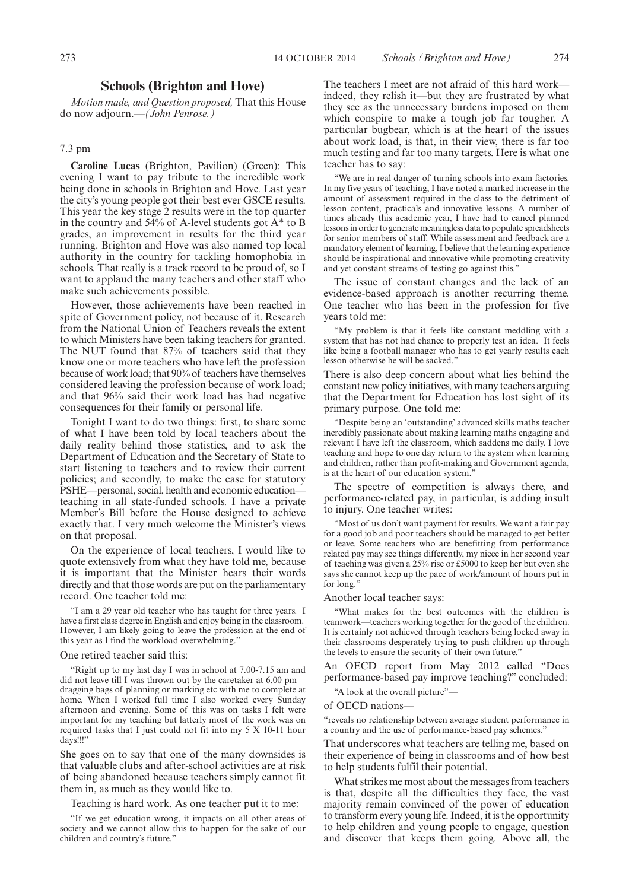## Schools (Brighton and Hove)

*Motion made, and Question proposed,* That this House do now adjourn.—*(John Penrose.)*

7.3 pm

**Caroline Lucas** (Brighton, Pavilion) (Green): This evening I want to pay tribute to the incredible work being done in schools in Brighton and Hove. Last year the city's young people got their best ever GSCE results. This year the key stage 2 results were in the top quarter in the country and 54% of A-level students got A* to B grades, an improvement in results for the third year running. Brighton and Hove was also named top local authority in the country for tackling homophobia in schools. That really is a track record to be proud of, so I want to applaud the many teachers and other staff who make such achievements possible.

However, those achievements have been reached in spite of Government policy, not because of it. Research from the National Union of Teachers reveals the extent to which Ministers have been taking teachers for granted. The NUT found that 87% of teachers said that they know one or more teachers who have left the profession because of work load; that 90% of teachers have themselves considered leaving the profession because of work load; and that 96% said their work load has had negative consequences for their family or personal life.

Tonight I want to do two things: first, to share some of what I have been told by local teachers about the daily reality behind those statistics, and to ask the Department of Education and the Secretary of State to start listening to teachers and to review their current policies; and secondly, to make the case for statutory PSHE—personal, social, health and economic education—teaching in all state-funded schools. I have a private Member's Bill before the House designed to achieve exactly that. I very much welcome the Minister's views on that proposal.

On the experience of local teachers, I would like to quote extensively from what they have told me, because it is important that the Minister hears their words directly and that those words are put on the parliamentary record. One teacher told me:

> "I am a 29 year old teacher who has taught for three years. I have a first class degree in English and enjoy being in the classroom. However, I am likely going to leave the profession at the end of this year as I find the workload overwhelming."

One retired teacher said this:

> "Right up to my last day I was in school at 7.00-7.15 am and did not leave till I was thrown out by the caretaker at 6.00 pm—dragging bags of planning or marking etc with me to complete at home. When I worked full time I also worked every Sunday afternoon and evening. Some of this was on tasks I felt were important for my teaching but latterly most of the work was on required tasks that I just could not fit into my 5 X 10-11 hour days!!!"

She goes on to say that one of the many downsides is that valuable clubs and after-school activities are at risk of being abandoned because teachers simply cannot fit them in, as much as they would like to.

Teaching is hard work. As one teacher put it to me:

> "If we get education wrong, it impacts on all other areas of society and we cannot allow this to happen for the sake of our children and country's future."

The teachers I meet are not afraid of this hard work—indeed, they relish it—but they are frustrated by what they see as the unnecessary burdens imposed on them which conspire to make a tough job far tougher. A particular bugbear, which is at the heart of the issues about work load, is that, in their view, there is far too much testing and far too many targets. Here is what one teacher has to say:

> "We are in real danger of turning schools into exam factories. In my five years of teaching, I have noted a marked increase in the amount of assessment required in the class to the detriment of lesson content, practicals and innovative lessons. A number of times already this academic year, I have had to cancel planned lessons in order to generate meaningless data to populate spreadsheets for senior members of staff. While assessment and feedback are a mandatory element of learning, I believe that the learning experience should be inspirational and innovative while promoting creativity and yet constant streams of testing go against this."

The issue of constant changes and the lack of an evidence-based approach is another recurring theme. One teacher who has been in the profession for five years told me:

> "My problem is that it feels like constant meddling with a system that has not had chance to properly test an idea. It feels like being a football manager who has to get yearly results each lesson otherwise he will be sacked."

There is also deep concern about what lies behind the constant new policy initiatives, with many teachers arguing that the Department for Education has lost sight of its primary purpose. One told me:

> "Despite being an 'outstanding' advanced skills maths teacher incredibly passionate about making learning maths engaging and relevant I have left the classroom, which saddens me daily. I love teaching and hope to one day return to the system when learning and children, rather than profit-making and Government agenda, is at the heart of our education system."

The spectre of competition is always there, and performance-related pay, in particular, is adding insult to injury. One teacher writes:

> "Most of us don't want payment for results. We want a fair pay for a good job and poor teachers should be managed to get better or leave. Some teachers who are benefitting from performance related pay may see things differently, my niece in her second year of teaching was given a 25% rise or £5000 to keep her but even she says she cannot keep up the pace of work/amount of hours put in for long."

Another local teacher says:

> "What makes for the best outcomes with the children is teamwork—teachers working together for the good of the children. It is certainly not achieved through teachers being locked away in their classrooms desperately trying to push children up through the levels to ensure the security of their own future."

An OECD report from May 2012 called "Does performance-based pay improve teaching?" concluded:

> "A look at the overall picture"—

of OECD nations—

> "reveals no relationship between average student performance in a country and the use of performance-based pay schemes."

That underscores what teachers are telling me, based on their experience of being in classrooms and of how best to help students fulfil their potential.

What strikes me most about the messages from teachers is that, despite all the difficulties they face, the vast majority remain convinced of the power of education to transform every young life. Indeed, it is the opportunity to help children and young people to engage, question and discover that keeps them going. Above all, the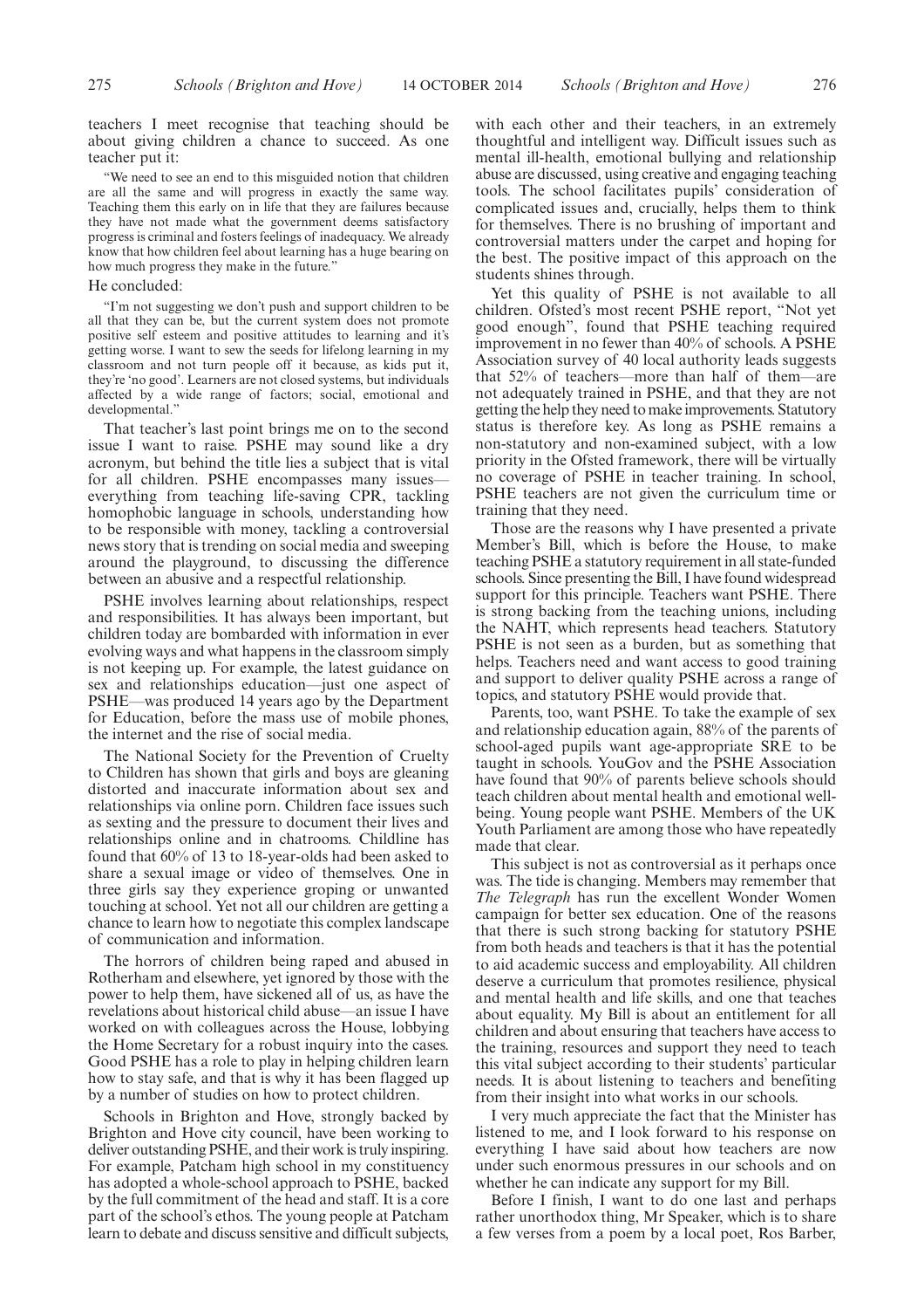teachers I meet recognise that teaching should be about giving children a chance to succeed. As one teacher put it:

> "We need to see an end to this misguided notion that children are all the same and will progress in exactly the same way. Teaching them this early on in life that they are failures because they have not made what the government deems satisfactory progress is criminal and fosters feelings of inadequacy. We already know that how children feel about learning has a huge bearing on how much progress they make in the future."

He concluded:

> "I'm not suggesting we don't push and support children to be all that they can be, but the current system does not promote positive self esteem and positive attitudes to learning and it's getting worse. I want to sew the seeds for lifelong learning in my classroom and not turn people off it because, as kids put it, they're 'no good'. Learners are not closed systems, but individuals affected by a wide range of factors; social, emotional and developmental."

That teacher's last point brings me on to the second issue I want to raise. PSHE may sound like a dry acronym, but behind the title lies a subject that is vital for all children. PSHE encompasses many issues—everything from teaching life-saving CPR, tackling homophobic language in schools, understanding how to be responsible with money, tackling a controversial news story that is trending on social media and sweeping around the playground, to discussing the difference between an abusive and a respectful relationship.

PSHE involves learning about relationships, respect and responsibilities. It has always been important, but children today are bombarded with information in ever evolving ways and what happens in the classroom simply is not keeping up. For example, the latest guidance on sex and relationships education—just one aspect of PSHE—was produced 14 years ago by the Department for Education, before the mass use of mobile phones, the internet and the rise of social media.

The National Society for the Prevention of Cruelty to Children has shown that girls and boys are gleaning distorted and inaccurate information about sex and relationships via online porn. Children face issues such as sexting and the pressure to document their lives and relationships online and in chatrooms. Childline has found that 60% of 13 to 18-year-olds had been asked to share a sexual image or video of themselves. One in three girls say they experience groping or unwanted touching at school. Yet not all our children are getting a chance to learn how to negotiate this complex landscape of communication and information.

The horrors of children being raped and abused in Rotherham and elsewhere, yet ignored by those with the power to help them, have sickened all of us, as have the revelations about historical child abuse—an issue I have worked on with colleagues across the House, lobbying the Home Secretary for a robust inquiry into the cases. Good PSHE has a role to play in helping children learn how to stay safe, and that is why it has been flagged up by a number of studies on how to protect children.

Schools in Brighton and Hove, strongly backed by Brighton and Hove city council, have been working to deliver outstanding PSHE, and their work is truly inspiring. For example, Patcham high school in my constituency has adopted a whole-school approach to PSHE, backed by the full commitment of the head and staff. It is a core part of the school's ethos. The young people at Patcham learn to debate and discuss sensitive and difficult subjects, with each other and their teachers, in an extremely thoughtful and intelligent way. Difficult issues such as mental ill-health, emotional bullying and relationship abuse are discussed, using creative and engaging teaching tools. The school facilitates pupils' consideration of complicated issues and, crucially, helps them to think for themselves. There is no brushing of important and controversial matters under the carpet and hoping for the best. The positive impact of this approach on the students shines through.

Yet this quality of PSHE is not available to all children. Ofsted's most recent PSHE report, "Not yet good enough", found that PSHE teaching required improvement in no fewer than 40% of schools. A PSHE Association survey of 40 local authority leads suggests that 52% of teachers—more than half of them—are not adequately trained in PSHE, and that they are not getting the help they need to make improvements. Statutory status is therefore key. As long as PSHE remains a non-statutory and non-examined subject, with a low priority in the Ofsted framework, there will be virtually no coverage of PSHE in teacher training. In school, PSHE teachers are not given the curriculum time or training that they need.

Those are the reasons why I have presented a private Member's Bill, which is before the House, to make teaching PSHE a statutory requirement in all state-funded schools. Since presenting the Bill, I have found widespread support for this principle. Teachers want PSHE. There is strong backing from the teaching unions, including the NAHT, which represents head teachers. Statutory PSHE is not seen as a burden, but as something that helps. Teachers need and want access to good training and support to deliver quality PSHE across a range of topics, and statutory PSHE would provide that.

Parents, too, want PSHE. To take the example of sex and relationship education again, 88% of the parents of school-aged pupils want age-appropriate SRE to be taught in schools. YouGov and the PSHE Association have found that 90% of parents believe schools should teach children about mental health and emotional well-being. Young people want PSHE. Members of the UK Youth Parliament are among those who have repeatedly made that clear.

This subject is not as controversial as it perhaps once was. The tide is changing. Members may remember that *The Telegraph* has run the excellent Wonder Women campaign for better sex education. One of the reasons that there is such strong backing for statutory PSHE from both heads and teachers is that it has the potential to aid academic success and employability. All children deserve a curriculum that promotes resilience, physical and mental health and life skills, and one that teaches about equality. My Bill is about an entitlement for all children and about ensuring that teachers have access to the training, resources and support they need to teach this vital subject according to their students' particular needs. It is about listening to teachers and benefiting from their insight into what works in our schools.

I very much appreciate the fact that the Minister has listened to me, and I look forward to his response on everything I have said about how teachers are now under such enormous pressures in our schools and on whether he can indicate any support for my Bill.

Before I finish, I want to do one last and perhaps rather unorthodox thing, Mr Speaker, which is to share a few verses from a poem by a local poet, Ros Barber,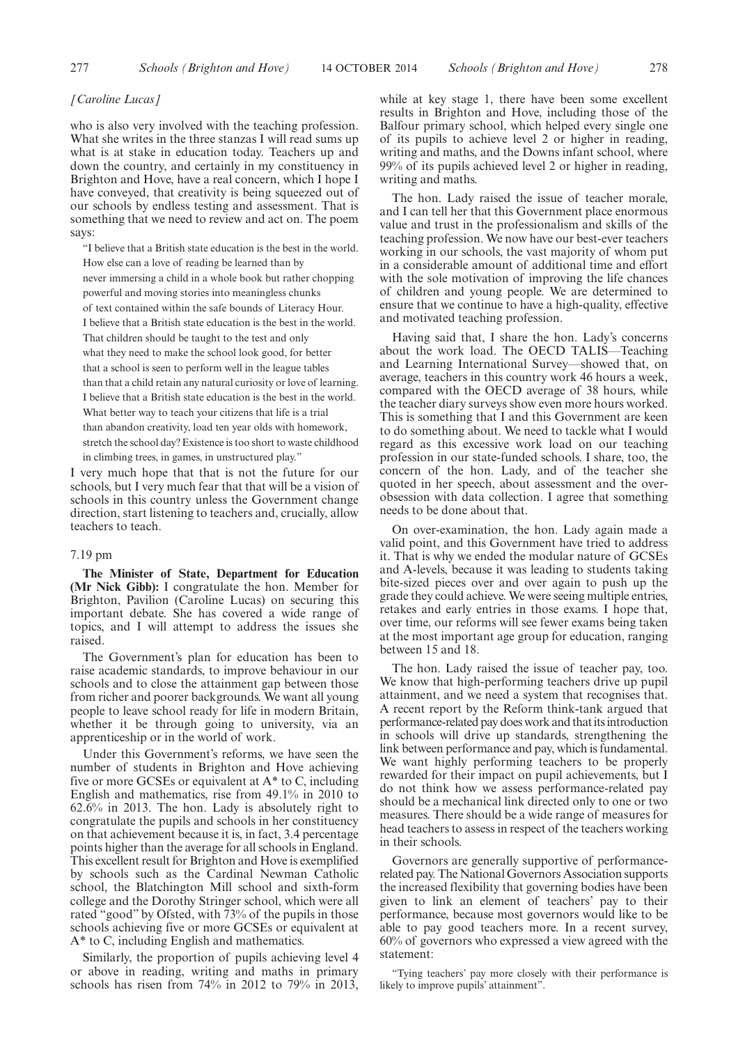*[Caroline Lucas]*

who is also very involved with the teaching profession. What she writes in the three stanzas I will read sums up what is at stake in education today. Teachers up and down the country, and certainly in my constituency in Brighton and Hove, have a real concern, which I hope I have conveyed, that creativity is being squeezed out of our schools by endless testing and assessment. That is something that we need to review and act on. The poem says:

> "I believe that a British state education is the best in the world.
> How else can a love of reading be learned than by
> never immersing a child in a whole book but rather chopping
> powerful and moving stories into meaningless chunks
> of text contained within the safe bounds of Literacy Hour.
> I believe that a British state education is the best in the world.
> That children should be taught to the test and only
> what they need to make the school look good, for better
> that a school is seen to perform well in the league tables
> than that a child retain any natural curiosity or love of learning.
> I believe that a British state education is the best in the world.
> What better way to teach your citizens that life is a trial
> than abandon creativity, load ten year olds with homework,
> stretch the school day? Existence is too short to waste childhood
> in climbing trees, in games, in unstructured play."

I very much hope that that is not the future for our schools, but I very much fear that that will be a vision of schools in this country unless the Government change direction, start listening to teachers and, crucially, allow teachers to teach.

7.19 pm

**The Minister of State, Department for Education (Mr Nick Gibb):** I congratulate the hon. Member for Brighton, Pavilion (Caroline Lucas) on securing this important debate. She has covered a wide range of topics, and I will attempt to address the issues she raised.

The Government's plan for education has been to raise academic standards, to improve behaviour in our schools and to close the attainment gap between those from richer and poorer backgrounds. We want all young people to leave school ready for life in modern Britain, whether it be through going to university, via an apprenticeship or in the world of work.

Under this Government's reforms, we have seen the number of students in Brighton and Hove achieving five or more GCSEs or equivalent at A* to C, including English and mathematics, rise from 49.1% in 2010 to 62.6% in 2013. The hon. Lady is absolutely right to congratulate the pupils and schools in her constituency on that achievement because it is, in fact, 3.4 percentage points higher than the average for all schools in England. This excellent result for Brighton and Hove is exemplified by schools such as the Cardinal Newman Catholic school, the Blatchington Mill school and sixth-form college and the Dorothy Stringer school, which were all rated "good" by Ofsted, with 73% of the pupils in those schools achieving five or more GCSEs or equivalent at A* to C, including English and mathematics.

Similarly, the proportion of pupils achieving level 4 or above in reading, writing and maths in primary schools has risen from 74% in 2012 to 79% in 2013, while at key stage 1, there have been some excellent results in Brighton and Hove, including those of the Balfour primary school, which helped every single one of its pupils to achieve level 2 or higher in reading, writing and maths, and the Downs infant school, where 99% of its pupils achieved level 2 or higher in reading, writing and maths.

The hon. Lady raised the issue of teacher morale, and I can tell her that this Government place enormous value and trust in the professionalism and skills of the teaching profession. We now have our best-ever teachers working in our schools, the vast majority of whom put in a considerable amount of additional time and effort with the sole motivation of improving the life chances of children and young people. We are determined to ensure that we continue to have a high-quality, effective and motivated teaching profession.

Having said that, I share the hon. Lady's concerns about the work load. The OECD TALIS—Teaching and Learning International Survey—showed that, on average, teachers in this country work 46 hours a week, compared with the OECD average of 38 hours, while the teacher diary surveys show even more hours worked. This is something that I and this Government are keen to do something about. We need to tackle what I would regard as this excessive work load on our teaching profession in our state-funded schools. I share, too, the concern of the hon. Lady, and of the teacher she quoted in her speech, about assessment and the over-obsession with data collection. I agree that something needs to be done about that.

On over-examination, the hon. Lady again made a valid point, and this Government have tried to address it. That is why we ended the modular nature of GCSEs and A-levels, because it was leading to students taking bite-sized pieces over and over again to push up the grade they could achieve. We were seeing multiple entries, retakes and early entries in those exams. I hope that, over time, our reforms will see fewer exams being taken at the most important age group for education, ranging between 15 and 18.

The hon. Lady raised the issue of teacher pay, too. We know that high-performing teachers drive up pupil attainment, and we need a system that recognises that. A recent report by the Reform think-tank argued that performance-related pay does work and that its introduction in schools will drive up standards, strengthening the link between performance and pay, which is fundamental. We want highly performing teachers to be properly rewarded for their impact on pupil achievements, but I do not think how we assess performance-related pay should be a mechanical link directed only to one or two measures. There should be a wide range of measures for head teachers to assess in respect of the teachers working in their schools.

Governors are generally supportive of performance-related pay. The National Governors Association supports the increased flexibility that governing bodies have been given to link an element of teachers' pay to their performance, because most governors would like to be able to pay good teachers more. In a recent survey, 60% of governors who expressed a view agreed with the statement:

> "Tying teachers' pay more closely with their performance is likely to improve pupils' attainment".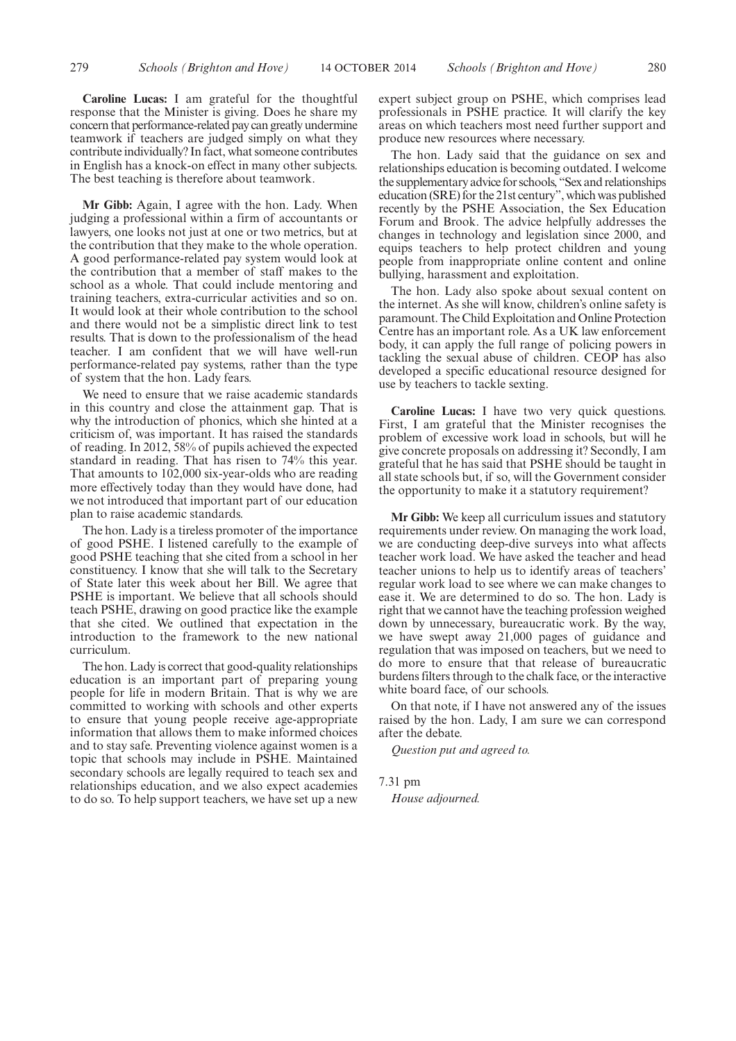**Caroline Lucas:** I am grateful for the thoughtful response that the Minister is giving. Does he share my concern that performance-related pay can greatly undermine teamwork if teachers are judged simply on what they contribute individually? In fact, what someone contributes in English has a knock-on effect in many other subjects. The best teaching is therefore about teamwork.

**Mr Gibb:** Again, I agree with the hon. Lady. When judging a professional within a firm of accountants or lawyers, one looks not just at one or two metrics, but at the contribution that they make to the whole operation. A good performance-related pay system would look at the contribution that a member of staff makes to the school as a whole. That could include mentoring and training teachers, extra-curricular activities and so on. It would look at their whole contribution to the school and there would not be a simplistic direct link to test results. That is down to the professionalism of the head teacher. I am confident that we will have well-run performance-related pay systems, rather than the type of system that the hon. Lady fears.

We need to ensure that we raise academic standards in this country and close the attainment gap. That is why the introduction of phonics, which she hinted at a criticism of, was important. It has raised the standards of reading. In 2012, 58% of pupils achieved the expected standard in reading. That has risen to 74% this year. That amounts to 102,000 six-year-olds who are reading more effectively today than they would have done, had we not introduced that important part of our education plan to raise academic standards.

The hon. Lady is a tireless promoter of the importance of good PSHE. I listened carefully to the example of good PSHE teaching that she cited from a school in her constituency. I know that she will talk to the Secretary of State later this week about her Bill. We agree that PSHE is important. We believe that all schools should teach PSHE, drawing on good practice like the example that she cited. We outlined that expectation in the introduction to the framework to the new national curriculum.

The hon. Lady is correct that good-quality relationships education is an important part of preparing young people for life in modern Britain. That is why we are committed to working with schools and other experts to ensure that young people receive age-appropriate information that allows them to make informed choices and to stay safe. Preventing violence against women is a topic that schools may include in PSHE. Maintained secondary schools are legally required to teach sex and relationships education, and we also expect academies to do so. To help support teachers, we have set up a new expert subject group on PSHE, which comprises lead professionals in PSHE practice. It will clarify the key areas on which teachers most need further support and produce new resources where necessary.

The hon. Lady said that the guidance on sex and relationships education is becoming outdated. I welcome the supplementary advice for schools, "Sex and relationships education (SRE) for the 21st century", which was published recently by the PSHE Association, the Sex Education Forum and Brook. The advice helpfully addresses the changes in technology and legislation since 2000, and equips teachers to help protect children and young people from inappropriate online content and online bullying, harassment and exploitation.

The hon. Lady also spoke about sexual content on the internet. As she will know, children's online safety is paramount. The Child Exploitation and Online Protection Centre has an important role. As a UK law enforcement body, it can apply the full range of policing powers in tackling the sexual abuse of children. CEOP has also developed a specific educational resource designed for use by teachers to tackle sexting.

**Caroline Lucas:** I have two very quick questions. First, I am grateful that the Minister recognises the problem of excessive work load in schools, but will he give concrete proposals on addressing it? Secondly, I am grateful that he has said that PSHE should be taught in all state schools but, if so, will the Government consider the opportunity to make it a statutory requirement?

**Mr Gibb:** We keep all curriculum issues and statutory requirements under review. On managing the work load, we are conducting deep-dive surveys into what affects teacher work load. We have asked the teacher and head teacher unions to help us to identify areas of teachers' regular work load to see where we can make changes to ease it. We are determined to do so. The hon. Lady is right that we cannot have the teaching profession weighed down by unnecessary, bureaucratic work. By the way, we have swept away 21,000 pages of guidance and regulation that was imposed on teachers, but we need to do more to ensure that that release of bureaucratic burdens filters through to the chalk face, or the interactive white board face, of our schools.

On that note, if I have not answered any of the issues raised by the hon. Lady, I am sure we can correspond after the debate.

*Question put and agreed to.*

7.31 pm

*House adjourned.*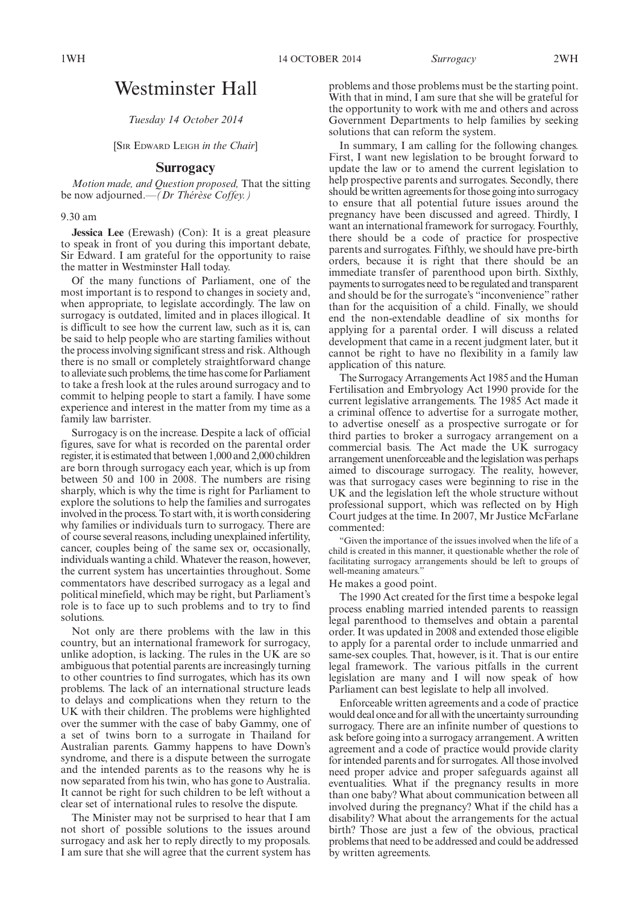# Westminster Hall

*Tuesday 14 October 2014*

[SIR EDWARD LEIGH *in the Chair*]

## Surrogacy

*Motion made, and Question proposed,* That the sitting be now adjourned.—*(Dr Thérèse Coffey.)*

9.30 am

**Jessica Lee** (Erewash) (Con): It is a great pleasure to speak in front of you during this important debate, Sir Edward. I am grateful for the opportunity to raise the matter in Westminster Hall today.

Of the many functions of Parliament, one of the most important is to respond to changes in society and, when appropriate, to legislate accordingly. The law on surrogacy is outdated, limited and in places illogical. It is difficult to see how the current law, such as it is, can be said to help people who are starting families without the process involving significant stress and risk. Although there is no small or completely straightforward change to alleviate such problems, the time has come for Parliament to take a fresh look at the rules around surrogacy and to commit to helping people to start a family. I have some experience and interest in the matter from my time as a family law barrister.

Surrogacy is on the increase. Despite a lack of official figures, save for what is recorded on the parental order register, it is estimated that between 1,000 and 2,000 children are born through surrogacy each year, which is up from between 50 and 100 in 2008. The numbers are rising sharply, which is why the time is right for Parliament to explore the solutions to help the families and surrogates involved in the process. To start with, it is worth considering why families or individuals turn to surrogacy. There are of course several reasons, including unexplained infertility, cancer, couples being of the same sex or, occasionally, individuals wanting a child. Whatever the reason, however, the current system has uncertainties throughout. Some commentators have described surrogacy as a legal and political minefield, which may be right, but Parliament's role is to face up to such problems and to try to find solutions.

Not only are there problems with the law in this country, but an international framework for surrogacy, unlike adoption, is lacking. The rules in the UK are so ambiguous that potential parents are increasingly turning to other countries to find surrogates, which has its own problems. The lack of an international structure leads to delays and complications when they return to the UK with their children. The problems were highlighted over the summer with the case of baby Gammy, one of a set of twins born to a surrogate in Thailand for Australian parents. Gammy happens to have Down's syndrome, and there is a dispute between the surrogate and the intended parents as to the reasons why he is now separated from his twin, who has gone to Australia. It cannot be right for such children to be left without a clear set of international rules to resolve the dispute.

The Minister may not be surprised to hear that I am not short of possible solutions to the issues around surrogacy and ask her to reply directly to my proposals. I am sure that she will agree that the current system has problems and those problems must be the starting point. With that in mind, I am sure that she will be grateful for the opportunity to work with me and others and across Government Departments to help families by seeking solutions that can reform the system.

In summary, I am calling for the following changes. First, I want new legislation to be brought forward to update the law or to amend the current legislation to help prospective parents and surrogates. Secondly, there should be written agreements for those going into surrogacy to ensure that all potential future issues around the pregnancy have been discussed and agreed. Thirdly, I want an international framework for surrogacy. Fourthly, there should be a code of practice for prospective parents and surrogates. Fifthly, we should have pre-birth orders, because it is right that there should be an immediate transfer of parenthood upon birth. Sixthly, payments to surrogates need to be regulated and transparent and should be for the surrogate's "inconvenience" rather than for the acquisition of a child. Finally, we should end the non-extendable deadline of six months for applying for a parental order. I will discuss a related development that came in a recent judgment later, but it cannot be right to have no flexibility in a family law application of this nature.

The Surrogacy Arrangements Act 1985 and the Human Fertilisation and Embryology Act 1990 provide for the current legislative arrangements. The 1985 Act made it a criminal offence to advertise for a surrogate mother, to advertise oneself as a prospective surrogate or for third parties to broker a surrogacy arrangement on a commercial basis. The Act made the UK surrogacy arrangement unenforceable and the legislation was perhaps aimed to discourage surrogacy. The reality, however, was that surrogacy cases were beginning to rise in the UK and the legislation left the whole structure without professional support, which was reflected on by High Court judges at the time. In 2007, Mr Justice McFarlane commented:

"Given the importance of the issues involved when the life of a child is created in this manner, it questionable whether the role of facilitating surrogacy arrangements should be left to groups of well-meaning amateurs."

He makes a good point.

The 1990 Act created for the first time a bespoke legal process enabling married intended parents to reassign legal parenthood to themselves and obtain a parental order. It was updated in 2008 and extended those eligible to apply for a parental order to include unmarried and same-sex couples. That, however, is it. That is our entire legal framework. The various pitfalls in the current legislation are many and I will now speak of how Parliament can best legislate to help all involved.

Enforceable written agreements and a code of practice would deal once and for all with the uncertainty surrounding surrogacy. There are an infinite number of questions to ask before going into a surrogacy arrangement. A written agreement and a code of practice would provide clarity for intended parents and for surrogates. All those involved need proper advice and proper safeguards against all eventualities. What if the pregnancy results in more than one baby? What about communication between all involved during the pregnancy? What if the child has a disability? What about the arrangements for the actual birth? Those are just a few of the obvious, practical problems that need to be addressed and could be addressed by written agreements.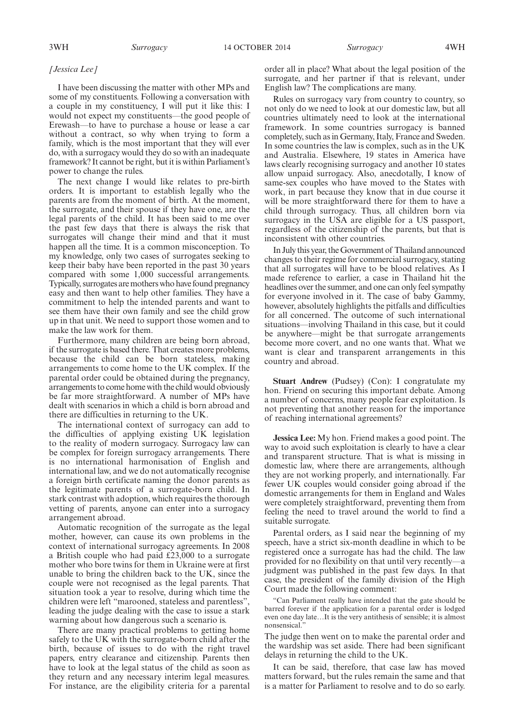*[Jessica Lee]*

I have been discussing the matter with other MPs and some of my constituents. Following a conversation with a couple in my constituency, I will put it like this: I would not expect my constituents—the good people of Erewash—to have to purchase a house or lease a car without a contract, so why when trying to form a family, which is the most important that they will ever do, with a surrogacy would they do so with an inadequate framework? It cannot be right, but it is within Parliament's power to change the rules.

The next change I would like relates to pre-birth orders. It is important to establish legally who the parents are from the moment of birth. At the moment, the surrogate, and their spouse if they have one, are the legal parents of the child. It has been said to me over the past few days that there is always the risk that surrogates will change their mind and that it must happen all the time. It is a common misconception. To my knowledge, only two cases of surrogates seeking to keep their baby have been reported in the past 30 years compared with some 1,000 successful arrangements. Typically, surrogates are mothers who have found pregnancy easy and then want to help other families. They have a commitment to help the intended parents and want to see them have their own family and see the child grow up in that unit. We need to support those women and to make the law work for them.

Furthermore, many children are being born abroad, if the surrogate is based there. That creates more problems, because the child can be born stateless, making arrangements to come home to the UK complex. If the parental order could be obtained during the pregnancy, arrangements to come home with the child would obviously be far more straightforward. A number of MPs have dealt with scenarios in which a child is born abroad and there are difficulties in returning to the UK.

The international context of surrogacy can add to the difficulties of applying existing UK legislation to the reality of modern surrogacy. Surrogacy law can be complex for foreign surrogacy arrangements. There is no international harmonisation of English and international law, and we do not automatically recognise a foreign birth certificate naming the donor parents as the legitimate parents of a surrogate-born child. In stark contrast with adoption, which requires the thorough vetting of parents, anyone can enter into a surrogacy arrangement abroad.

Automatic recognition of the surrogate as the legal mother, however, can cause its own problems in the context of international surrogacy agreements. In 2008 a British couple who had paid £23,000 to a surrogate mother who bore twins for them in Ukraine were at first unable to bring the children back to the UK, since the couple were not recognised as the legal parents. That situation took a year to resolve, during which time the children were left "marooned, stateless and parentless", leading the judge dealing with the case to issue a stark warning about how dangerous such a scenario is.

There are many practical problems to getting home safely to the UK with the surrogate-born child after the birth, because of issues to do with the right travel papers, entry clearance and citizenship. Parents then have to look at the legal status of the child as soon as they return and any necessary interim legal measures. For instance, are the eligibility criteria for a parental order all in place? What about the legal position of the surrogate, and her partner if that is relevant, under English law? The complications are many.

Rules on surrogacy vary from country to country, so not only do we need to look at our domestic law, but all countries ultimately need to look at the international framework. In some countries surrogacy is banned completely, such as in Germany, Italy, France and Sweden. In some countries the law is complex, such as in the UK and Australia. Elsewhere, 19 states in America have laws clearly recognising surrogacy and another 10 states allow unpaid surrogacy. Also, anecdotally, I know of same-sex couples who have moved to the States with work, in part because they know that in due course it will be more straightforward there for them to have a child through surrogacy. Thus, all children born via surrogacy in the USA are eligible for a US passport, regardless of the citizenship of the parents, but that is inconsistent with other countries.

In July this year, the Government of Thailand announced changes to their regime for commercial surrogacy, stating that all surrogates will have to be blood relatives. As I made reference to earlier, a case in Thailand hit the headlines over the summer, and one can only feel sympathy for everyone involved in it. The case of baby Gammy, however, absolutely highlights the pitfalls and difficulties for all concerned. The outcome of such international situations—involving Thailand in this case, but it could be anywhere—might be that surrogate arrangements become more covert, and no one wants that. What we want is clear and transparent arrangements in this country and abroad.

**Stuart Andrew** (Pudsey) (Con): I congratulate my hon. Friend on securing this important debate. Among a number of concerns, many people fear exploitation. Is not preventing that another reason for the importance of reaching international agreements?

**Jessica Lee:** My hon. Friend makes a good point. The way to avoid such exploitation is clearly to have a clear and transparent structure. That is what is missing in domestic law, where there are arrangements, although they are not working properly, and internationally. Far fewer UK couples would consider going abroad if the domestic arrangements for them in England and Wales were completely straightforward, preventing them from feeling the need to travel around the world to find a suitable surrogate.

Parental orders, as I said near the beginning of my speech, have a strict six-month deadline in which to be registered once a surrogate has had the child. The law provided for no flexibility on that until very recently—a judgment was published in the past few days. In that case, the president of the family division of the High Court made the following comment:

> "Can Parliament really have intended that the gate should be barred forever if the application for a parental order is lodged even one day late…It is the very antithesis of sensible; it is almost nonsensical."

The judge then went on to make the parental order and the wardship was set aside. There had been significant delays in returning the child to the UK.

It can be said, therefore, that case law has moved matters forward, but the rules remain the same and that is a matter for Parliament to resolve and to do so early.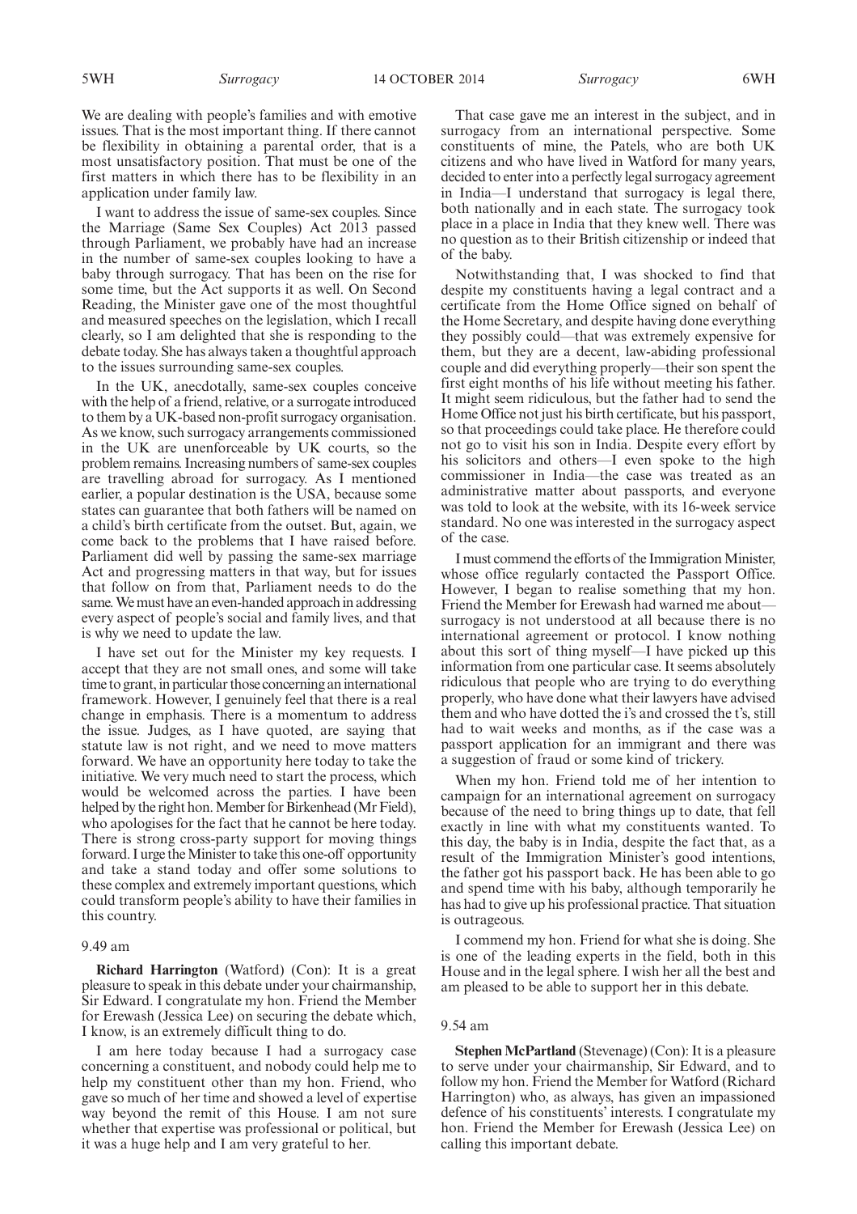We are dealing with people's families and with emotive issues. That is the most important thing. If there cannot be flexibility in obtaining a parental order, that is a most unsatisfactory position. That must be one of the first matters in which there has to be flexibility in an application under family law.

I want to address the issue of same-sex couples. Since the Marriage (Same Sex Couples) Act 2013 passed through Parliament, we probably have had an increase in the number of same-sex couples looking to have a baby through surrogacy. That has been on the rise for some time, but the Act supports it as well. On Second Reading, the Minister gave one of the most thoughtful and measured speeches on the legislation, which I recall clearly, so I am delighted that she is responding to the debate today. She has always taken a thoughtful approach to the issues surrounding same-sex couples.

In the UK, anecdotally, same-sex couples conceive with the help of a friend, relative, or a surrogate introduced to them by a UK-based non-profit surrogacy organisation. As we know, such surrogacy arrangements commissioned in the UK are unenforceable by UK courts, so the problem remains. Increasing numbers of same-sex couples are travelling abroad for surrogacy. As I mentioned earlier, a popular destination is the USA, because some states can guarantee that both fathers will be named on a child's birth certificate from the outset. But, again, we come back to the problems that I have raised before. Parliament did well by passing the same-sex marriage Act and progressing matters in that way, but for issues that follow on from that, Parliament needs to do the same. We must have an even-handed approach in addressing every aspect of people's social and family lives, and that is why we need to update the law.

I have set out for the Minister my key requests. I accept that they are not small ones, and some will take time to grant, in particular those concerning an international framework. However, I genuinely feel that there is a real change in emphasis. There is a momentum to address the issue. Judges, as I have quoted, are saying that statute law is not right, and we need to move matters forward. We have an opportunity here today to take the initiative. We very much need to start the process, which would be welcomed across the parties. I have been helped by the right hon. Member for Birkenhead (Mr Field), who apologises for the fact that he cannot be here today. There is strong cross-party support for moving things forward. I urge the Minister to take this one-off opportunity and take a stand today and offer some solutions to these complex and extremely important questions, which could transform people's ability to have their families in this country.

9.49 am

**Richard Harrington** (Watford) (Con): It is a great pleasure to speak in this debate under your chairmanship, Sir Edward. I congratulate my hon. Friend the Member for Erewash (Jessica Lee) on securing the debate which, I know, is an extremely difficult thing to do.

I am here today because I had a surrogacy case concerning a constituent, and nobody could help me to help my constituent other than my hon. Friend, who gave so much of her time and showed a level of expertise way beyond the remit of this House. I am not sure whether that expertise was professional or political, but it was a huge help and I am very grateful to her.

That case gave me an interest in the subject, and in surrogacy from an international perspective. Some constituents of mine, the Patels, who are both UK citizens and who have lived in Watford for many years, decided to enter into a perfectly legal surrogacy agreement in India—I understand that surrogacy is legal there, both nationally and in each state. The surrogacy took place in a place in India that they knew well. There was no question as to their British citizenship or indeed that of the baby.

Notwithstanding that, I was shocked to find that despite my constituents having a legal contract and a certificate from the Home Office signed on behalf of the Home Secretary, and despite having done everything they possibly could—that was extremely expensive for them, but they are a decent, law-abiding professional couple and did everything properly—their son spent the first eight months of his life without meeting his father. It might seem ridiculous, but the father had to send the Home Office not just his birth certificate, but his passport, so that proceedings could take place. He therefore could not go to visit his son in India. Despite every effort by his solicitors and others—I even spoke to the high commissioner in India—the case was treated as an administrative matter about passports, and everyone was told to look at the website, with its 16-week service standard. No one was interested in the surrogacy aspect of the case.

I must commend the efforts of the Immigration Minister, whose office regularly contacted the Passport Office. However, I began to realise something that my hon. Friend the Member for Erewash had warned me about—surrogacy is not understood at all because there is no international agreement or protocol. I know nothing about this sort of thing myself—I have picked up this information from one particular case. It seems absolutely ridiculous that people who are trying to do everything properly, who have done what their lawyers have advised them and who have dotted the i's and crossed the t's, still had to wait weeks and months, as if the case was a passport application for an immigrant and there was a suggestion of fraud or some kind of trickery.

When my hon. Friend told me of her intention to campaign for an international agreement on surrogacy because of the need to bring things up to date, that fell exactly in line with what my constituents wanted. To this day, the baby is in India, despite the fact that, as a result of the Immigration Minister's good intentions, the father got his passport back. He has been able to go and spend time with his baby, although temporarily he has had to give up his professional practice. That situation is outrageous.

I commend my hon. Friend for what she is doing. She is one of the leading experts in the field, both in this House and in the legal sphere. I wish her all the best and am pleased to be able to support her in this debate.

9.54 am

**Stephen McPartland** (Stevenage) (Con): It is a pleasure to serve under your chairmanship, Sir Edward, and to follow my hon. Friend the Member for Watford (Richard Harrington) who, as always, has given an impassioned defence of his constituents' interests. I congratulate my hon. Friend the Member for Erewash (Jessica Lee) on calling this important debate.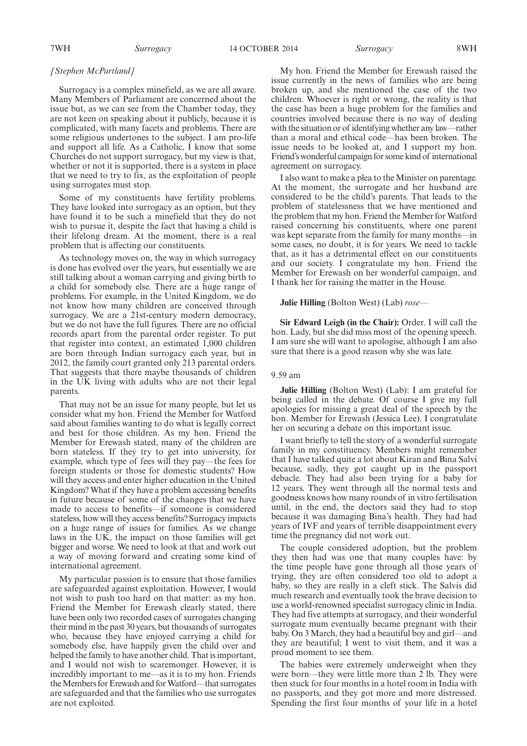*[Stephen McPartland]*

Surrogacy is a complex minefield, as we are all aware. Many Members of Parliament are concerned about the issue but, as we can see from the Chamber today, they are not keen on speaking about it publicly, because it is complicated, with many facets and problems. There are some religious undertones to the subject. I am pro-life and support all life. As a Catholic, I know that some Churches do not support surrogacy, but my view is that, whether or not it is supported, there is a system in place that we need to try to fix, as the exploitation of people using surrogates must stop.

Some of my constituents have fertility problems. They have looked into surrogacy as an option, but they have found it to be such a minefield that they do not wish to pursue it, despite the fact that having a child is their lifelong dream. At the moment, there is a real problem that is affecting our constituents.

As technology moves on, the way in which surrogacy is done has evolved over the years, but essentially we are still talking about a woman carrying and giving birth to a child for somebody else. There are a huge range of problems. For example, in the United Kingdom, we do not know how many children are conceived through surrogacy. We are a 21st-century modern democracy, but we do not have the full figures. There are no official records apart from the parental order register. To put that register into context, an estimated 1,000 children are born through Indian surrogacy each year, but in 2012, the family court granted only 213 parental orders. That suggests that there maybe thousands of children in the UK living with adults who are not their legal parents.

That may not be an issue for many people, but let us consider what my hon. Friend the Member for Watford said about families wanting to do what is legally correct and best for those children. As my hon. Friend the Member for Erewash stated, many of the children are born stateless. If they try to get into university, for example, which type of fees will they pay—the fees for foreign students or those for domestic students? How will they access and enter higher education in the United Kingdom? What if they have a problem accessing benefits in future because of some of the changes that we have made to access to benefits—if someone is considered stateless, how will they access benefits? Surrogacy impacts on a huge range of issues for families. As we change laws in the UK, the impact on those families will get bigger and worse. We need to look at that and work out a way of moving forward and creating some kind of international agreement.

My particular passion is to ensure that those families are safeguarded against exploitation. However, I would not wish to push too hard on that matter: as my hon. Friend the Member for Erewash clearly stated, there have been only two recorded cases of surrogates changing their mind in the past 30 years, but thousands of surrogates who, because they have enjoyed carrying a child for somebody else, have happily given the child over and helped the family to have another child. That is important, and I would not wish to scaremonger. However, it is incredibly important to me—as it is to my hon. Friends the Members for Erewash and for Watford—that surrogates are safeguarded and that the families who use surrogates are not exploited.

My hon. Friend the Member for Erewash raised the issue currently in the news of families who are being broken up, and she mentioned the case of the two children. Whoever is right or wrong, the reality is that the case has been a huge problem for the families and countries involved because there is no way of dealing with the situation or of identifying whether any law—rather than a moral and ethical code—has been broken. The issue needs to be looked at, and I support my hon. Friend's wonderful campaign for some kind of international agreement on surrogacy.

I also want to make a plea to the Minister on parentage. At the moment, the surrogate and her husband are considered to be the child's parents. That leads to the problem of statelessness that we have mentioned and the problem that my hon. Friend the Member for Watford raised concerning his constituents, where one parent was kept separate from the family for many months—in some cases, no doubt, it is for years. We need to tackle that, as it has a detrimental effect on our constituents and our society. I congratulate my hon. Friend the Member for Erewash on her wonderful campaign, and I thank her for raising the matter in the House.

**Julie Hilling** (Bolton West) (Lab) *rose*—

**Sir Edward Leigh (in the Chair):** Order. I will call the hon. Lady, but she did miss most of the opening speech. I am sure she will want to apologise, although I am also sure that there is a good reason why she was late.

9.59 am

**Julie Hilling** (Bolton West) (Lab): I am grateful for being called in the debate. Of course I give my full apologies for missing a great deal of the speech by the hon. Member for Erewash (Jessica Lee). I congratulate her on securing a debate on this important issue.

I want briefly to tell the story of a wonderful surrogate family in my constituency. Members might remember that I have talked quite a lot about Kiran and Bina Salvi because, sadly, they got caught up in the passport debacle. They had also been trying for a baby for 12 years. They went through all the normal tests and goodness knows how many rounds of in vitro fertilisation until, in the end, the doctors said they had to stop because it was damaging Bina's health. They had had years of IVF and years of terrible disappointment every time the pregnancy did not work out.

The couple considered adoption, but the problem they then had was one that many couples have: by the time people have gone through all those years of trying, they are often considered too old to adopt a baby, so they are really in a cleft stick. The Salvis did much research and eventually took the brave decision to use a world-renowned specialist surrogacy clinic in India. They had five attempts at surrogacy, and their wonderful surrogate mum eventually became pregnant with their baby. On 3 March, they had a beautiful boy and girl—and they are beautiful; I went to visit them, and it was a proud moment to see them.

The babies were extremely underweight when they were born—they were little more than 2 lb. They were then stuck for four months in a hotel room in India with no passports, and they got more and more distressed. Spending the first four months of your life in a hotel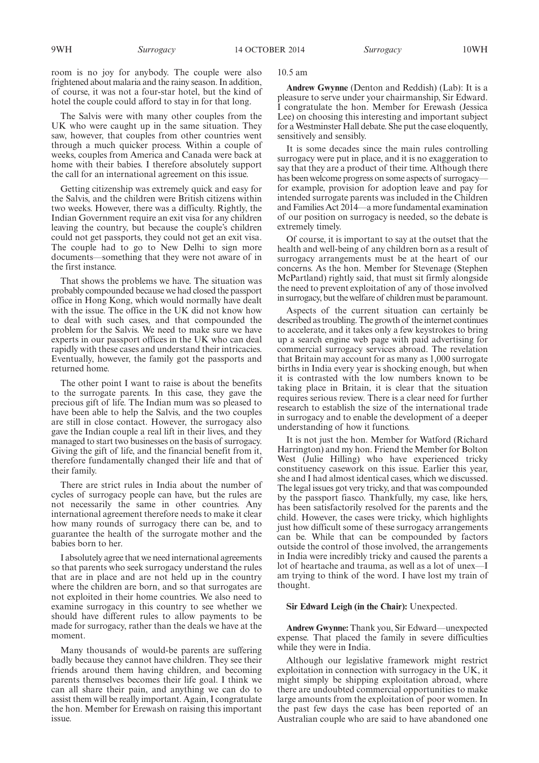room is no joy for anybody. The couple were also frightened about malaria and the rainy season. In addition, of course, it was not a four-star hotel, but the kind of hotel the couple could afford to stay in for that long.

The Salvis were with many other couples from the UK who were caught up in the same situation. They saw, however, that couples from other countries went through a much quicker process. Within a couple of weeks, couples from America and Canada were back at home with their babies. I therefore absolutely support the call for an international agreement on this issue.

Getting citizenship was extremely quick and easy for the Salvis, and the children were British citizens within two weeks. However, there was a difficulty. Rightly, the Indian Government require an exit visa for any children leaving the country, but because the couple's children could not get passports, they could not get an exit visa. The couple had to go to New Delhi to sign more documents—something that they were not aware of in the first instance.

That shows the problems we have. The situation was probably compounded because we had closed the passport office in Hong Kong, which would normally have dealt with the issue. The office in the UK did not know how to deal with such cases, and that compounded the problem for the Salvis. We need to make sure we have experts in our passport offices in the UK who can deal rapidly with these cases and understand their intricacies. Eventually, however, the family got the passports and returned home.

The other point I want to raise is about the benefits to the surrogate parents. In this case, they gave the precious gift of life. The Indian mum was so pleased to have been able to help the Salvis, and the two couples are still in close contact. However, the surrogacy also gave the Indian couple a real lift in their lives, and they managed to start two businesses on the basis of surrogacy. Giving the gift of life, and the financial benefit from it, therefore fundamentally changed their life and that of their family.

There are strict rules in India about the number of cycles of surrogacy people can have, but the rules are not necessarily the same in other countries. Any international agreement therefore needs to make it clear how many rounds of surrogacy there can be, and to guarantee the health of the surrogate mother and the babies born to her.

I absolutely agree that we need international agreements so that parents who seek surrogacy understand the rules that are in place and are not held up in the country where the children are born, and so that surrogates are not exploited in their home countries. We also need to examine surrogacy in this country to see whether we should have different rules to allow payments to be made for surrogacy, rather than the deals we have at the moment.

Many thousands of would-be parents are suffering badly because they cannot have children. They see their friends around them having children, and becoming parents themselves becomes their life goal. I think we can all share their pain, and anything we can do to assist them will be really important. Again, I congratulate the hon. Member for Erewash on raising this important issue.

10.5 am

**Andrew Gwynne** (Denton and Reddish) (Lab): It is a pleasure to serve under your chairmanship, Sir Edward. I congratulate the hon. Member for Erewash (Jessica Lee) on choosing this interesting and important subject for a Westminster Hall debate. She put the case eloquently, sensitively and sensibly.

It is some decades since the main rules controlling surrogacy were put in place, and it is no exaggeration to say that they are a product of their time. Although there has been welcome progress on some aspects of surrogacy—for example, provision for adoption leave and pay for intended surrogate parents was included in the Children and Families Act 2014—a more fundamental examination of our position on surrogacy is needed, so the debate is extremely timely.

Of course, it is important to say at the outset that the health and well-being of any children born as a result of surrogacy arrangements must be at the heart of our concerns. As the hon. Member for Stevenage (Stephen McPartland) rightly said, that must sit firmly alongside the need to prevent exploitation of any of those involved in surrogacy, but the welfare of children must be paramount.

Aspects of the current situation can certainly be described as troubling. The growth of the internet continues to accelerate, and it takes only a few keystrokes to bring up a search engine web page with paid advertising for commercial surrogacy services abroad. The revelation that Britain may account for as many as 1,000 surrogate births in India every year is shocking enough, but when it is contrasted with the low numbers known to be taking place in Britain, it is clear that the situation requires serious review. There is a clear need for further research to establish the size of the international trade in surrogacy and to enable the development of a deeper understanding of how it functions.

It is not just the hon. Member for Watford (Richard Harrington) and my hon. Friend the Member for Bolton West (Julie Hilling) who have experienced tricky constituency casework on this issue. Earlier this year, she and I had almost identical cases, which we discussed. The legal issues got very tricky, and that was compounded by the passport fiasco. Thankfully, my case, like hers, has been satisfactorily resolved for the parents and the child. However, the cases were tricky, which highlights just how difficult some of these surrogacy arrangements can be. While that can be compounded by factors outside the control of those involved, the arrangements in India were incredibly tricky and caused the parents a lot of heartache and trauma, as well as a lot of unex—I am trying to think of the word. I have lost my train of thought.

**Sir Edward Leigh (in the Chair):** Unexpected.

**Andrew Gwynne:** Thank you, Sir Edward—unexpected expense. That placed the family in severe difficulties while they were in India.

Although our legislative framework might restrict exploitation in connection with surrogacy in the UK, it might simply be shipping exploitation abroad, where there are undoubted commercial opportunities to make large amounts from the exploitation of poor women. In the past few days the case has been reported of an Australian couple who are said to have abandoned one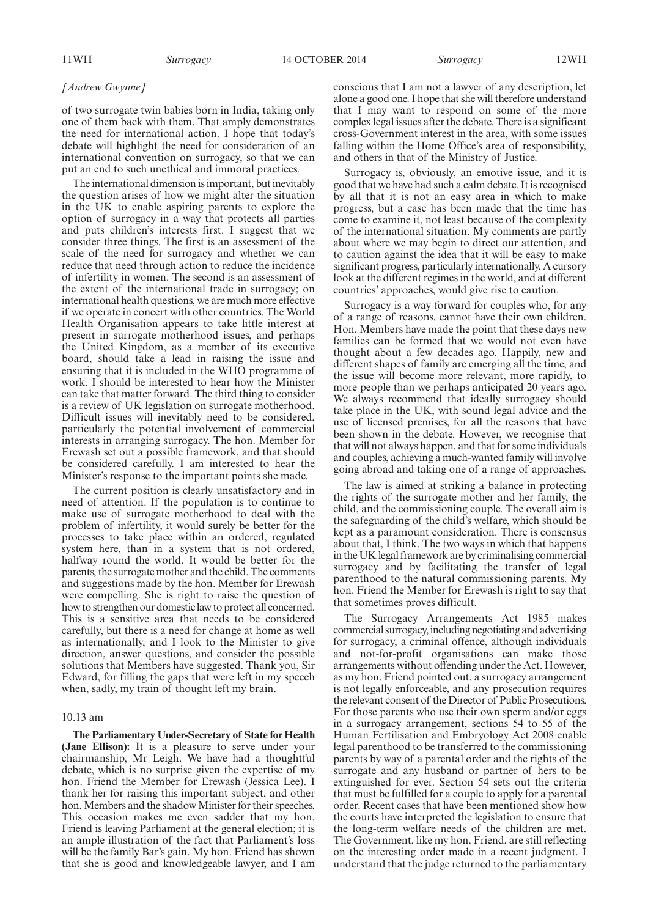*[Andrew Gwynne]*

of two surrogate twin babies born in India, taking only one of them back with them. That amply demonstrates the need for international action. I hope that today's debate will highlight the need for consideration of an international convention on surrogacy, so that we can put an end to such unethical and immoral practices.

The international dimension is important, but inevitably the question arises of how we might alter the situation in the UK to enable aspiring parents to explore the option of surrogacy in a way that protects all parties and puts children's interests first. I suggest that we consider three things. The first is an assessment of the scale of the need for surrogacy and whether we can reduce that need through action to reduce the incidence of infertility in women. The second is an assessment of the extent of the international trade in surrogacy; on international health questions, we are much more effective if we operate in concert with other countries. The World Health Organisation appears to take little interest at present in surrogate motherhood issues, and perhaps the United Kingdom, as a member of its executive board, should take a lead in raising the issue and ensuring that it is included in the WHO programme of work. I should be interested to hear how the Minister can take that matter forward. The third thing to consider is a review of UK legislation on surrogate motherhood. Difficult issues will inevitably need to be considered, particularly the potential involvement of commercial interests in arranging surrogacy. The hon. Member for Erewash set out a possible framework, and that should be considered carefully. I am interested to hear the Minister's response to the important points she made.

The current position is clearly unsatisfactory and in need of attention. If the population is to continue to make use of surrogate motherhood to deal with the problem of infertility, it would surely be better for the processes to take place within an ordered, regulated system here, than in a system that is not ordered, halfway round the world. It would be better for the parents, the surrogate mother and the child. The comments and suggestions made by the hon. Member for Erewash were compelling. She is right to raise the question of how to strengthen our domestic law to protect all concerned. This is a sensitive area that needs to be considered carefully, but there is a need for change at home as well as internationally, and I look to the Minister to give direction, answer questions, and consider the possible solutions that Members have suggested. Thank you, Sir Edward, for filling the gaps that were left in my speech when, sadly, my train of thought left my brain.

10.13 am

**The Parliamentary Under-Secretary of State for Health (Jane Ellison):** It is a pleasure to serve under your chairmanship, Mr Leigh. We have had a thoughtful debate, which is no surprise given the expertise of my hon. Friend the Member for Erewash (Jessica Lee). I thank her for raising this important subject, and other hon. Members and the shadow Minister for their speeches. This occasion makes me even sadder that my hon. Friend is leaving Parliament at the general election; it is an ample illustration of the fact that Parliament's loss will be the family Bar's gain. My hon. Friend has shown that she is good and knowledgeable lawyer, and I am conscious that I am not a lawyer of any description, let alone a good one. I hope that she will therefore understand that I may want to respond on some of the more complex legal issues after the debate. There is a significant cross-Government interest in the area, with some issues falling within the Home Office's area of responsibility, and others in that of the Ministry of Justice.

Surrogacy is, obviously, an emotive issue, and it is good that we have had such a calm debate. It is recognised by all that it is not an easy area in which to make progress, but a case has been made that the time has come to examine it, not least because of the complexity of the international situation. My comments are partly about where we may begin to direct our attention, and to caution against the idea that it will be easy to make significant progress, particularly internationally. A cursory look at the different regimes in the world, and at different countries' approaches, would give rise to caution.

Surrogacy is a way forward for couples who, for any of a range of reasons, cannot have their own children. Hon. Members have made the point that these days new families can be formed that we would not even have thought about a few decades ago. Happily, new and different shapes of family are emerging all the time, and the issue will become more relevant, more rapidly, to more people than we perhaps anticipated 20 years ago. We always recommend that ideally surrogacy should take place in the UK, with sound legal advice and the use of licensed premises, for all the reasons that have been shown in the debate. However, we recognise that that will not always happen, and that for some individuals and couples, achieving a much-wanted family will involve going abroad and taking one of a range of approaches.

The law is aimed at striking a balance in protecting the rights of the surrogate mother and her family, the child, and the commissioning couple. The overall aim is the safeguarding of the child's welfare, which should be kept as a paramount consideration. There is consensus about that, I think. The two ways in which that happens in the UK legal framework are by criminalising commercial surrogacy and by facilitating the transfer of legal parenthood to the natural commissioning parents. My hon. Friend the Member for Erewash is right to say that that sometimes proves difficult.

The Surrogacy Arrangements Act 1985 makes commercial surrogacy, including negotiating and advertising for surrogacy, a criminal offence, although individuals and not-for-profit organisations can make those arrangements without offending under the Act. However, as my hon. Friend pointed out, a surrogacy arrangement is not legally enforceable, and any prosecution requires the relevant consent of the Director of Public Prosecutions. For those parents who use their own sperm and/or eggs in a surrogacy arrangement, sections 54 to 55 of the Human Fertilisation and Embryology Act 2008 enable legal parenthood to be transferred to the commissioning parents by way of a parental order and the rights of the surrogate and any husband or partner of hers to be extinguished for ever. Section 54 sets out the criteria that must be fulfilled for a couple to apply for a parental order. Recent cases that have been mentioned show how the courts have interpreted the legislation to ensure that the long-term welfare needs of the children are met. The Government, like my hon. Friend, are still reflecting on the interesting order made in a recent judgment. I understand that the judge returned to the parliamentary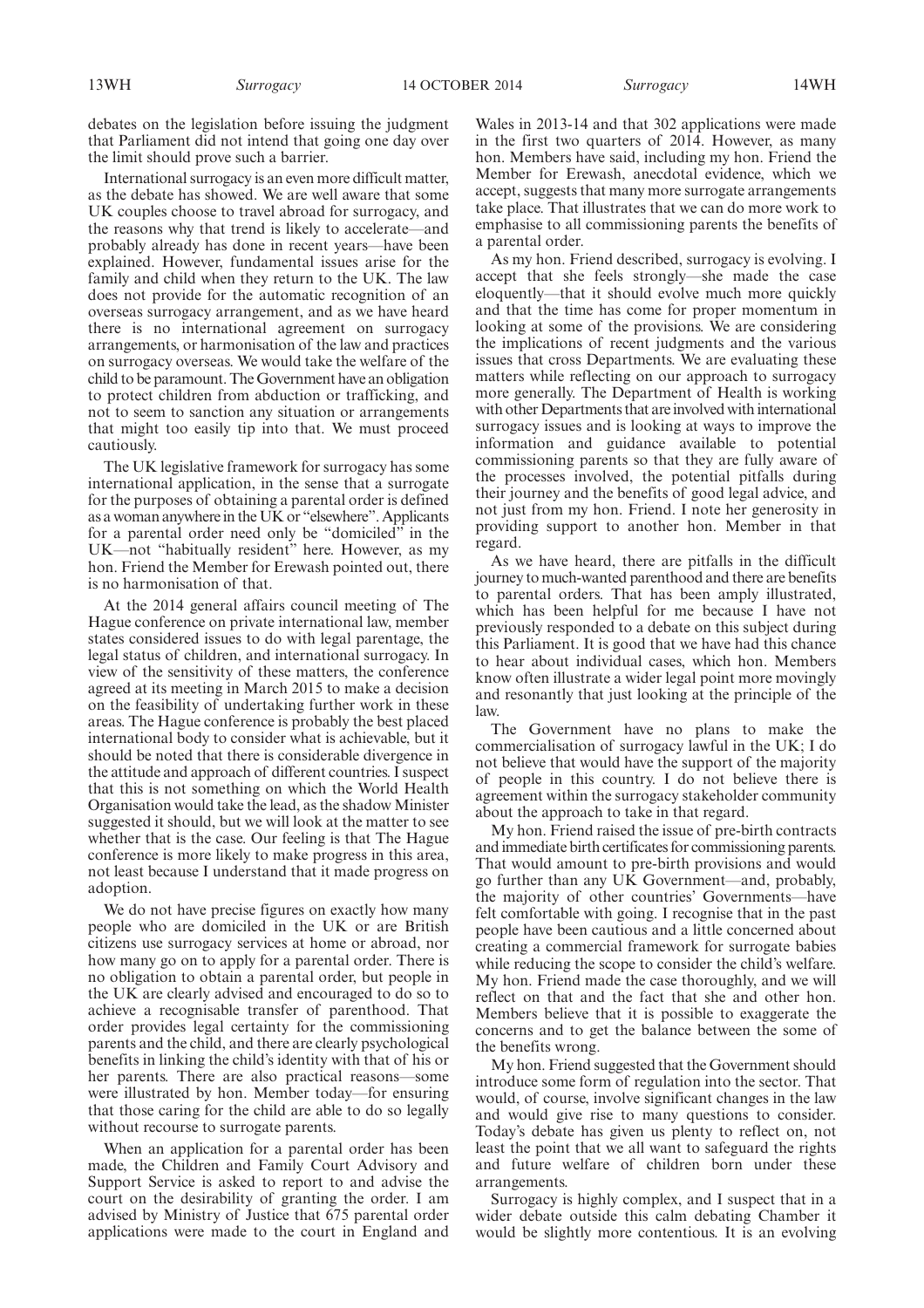debates on the legislation before issuing the judgment that Parliament did not intend that going one day over the limit should prove such a barrier.

International surrogacy is an even more difficult matter, as the debate has showed. We are well aware that some UK couples choose to travel abroad for surrogacy, and the reasons why that trend is likely to accelerate—and probably already has done in recent years—have been explained. However, fundamental issues arise for the family and child when they return to the UK. The law does not provide for the automatic recognition of an overseas surrogacy arrangement, and as we have heard there is no international agreement on surrogacy arrangements, or harmonisation of the law and practices on surrogacy overseas. We would take the welfare of the child to be paramount. The Government have an obligation to protect children from abduction or trafficking, and not to seem to sanction any situation or arrangements that might too easily tip into that. We must proceed cautiously.

The UK legislative framework for surrogacy has some international application, in the sense that a surrogate for the purposes of obtaining a parental order is defined as a woman anywhere in the UK or "elsewhere". Applicants for a parental order need only be "domiciled" in the UK—not "habitually resident" here. However, as my hon. Friend the Member for Erewash pointed out, there is no harmonisation of that.

At the 2014 general affairs council meeting of The Hague conference on private international law, member states considered issues to do with legal parentage, the legal status of children, and international surrogacy. In view of the sensitivity of these matters, the conference agreed at its meeting in March 2015 to make a decision on the feasibility of undertaking further work in these areas. The Hague conference is probably the best placed international body to consider what is achievable, but it should be noted that there is considerable divergence in the attitude and approach of different countries. I suspect that this is not something on which the World Health Organisation would take the lead, as the shadow Minister suggested it should, but we will look at the matter to see whether that is the case. Our feeling is that The Hague conference is more likely to make progress in this area, not least because I understand that it made progress on adoption.

We do not have precise figures on exactly how many people who are domiciled in the UK or are British citizens use surrogacy services at home or abroad, nor how many go on to apply for a parental order. There is no obligation to obtain a parental order, but people in the UK are clearly advised and encouraged to do so to achieve a recognisable transfer of parenthood. That order provides legal certainty for the commissioning parents and the child, and there are clearly psychological benefits in linking the child's identity with that of his or her parents. There are also practical reasons—some were illustrated by hon. Member today—for ensuring that those caring for the child are able to do so legally without recourse to surrogate parents.

When an application for a parental order has been made, the Children and Family Court Advisory and Support Service is asked to report to and advise the court on the desirability of granting the order. I am advised by Ministry of Justice that 675 parental order applications were made to the court in England and Wales in 2013-14 and that 302 applications were made in the first two quarters of 2014. However, as many hon. Members have said, including my hon. Friend the Member for Erewash, anecdotal evidence, which we accept, suggests that many more surrogate arrangements take place. That illustrates that we can do more work to emphasise to all commissioning parents the benefits of a parental order.

As my hon. Friend described, surrogacy is evolving. I accept that she feels strongly—she made the case eloquently—that it should evolve much more quickly and that the time has come for proper momentum in looking at some of the provisions. We are considering the implications of recent judgments and the various issues that cross Departments. We are evaluating these matters while reflecting on our approach to surrogacy more generally. The Department of Health is working with other Departments that are involved with international surrogacy issues and is looking at ways to improve the information and guidance available to potential commissioning parents so that they are fully aware of the processes involved, the potential pitfalls during their journey and the benefits of good legal advice, and not just from my hon. Friend. I note her generosity in providing support to another hon. Member in that regard.

As we have heard, there are pitfalls in the difficult journey to much-wanted parenthood and there are benefits to parental orders. That has been amply illustrated, which has been helpful for me because I have not previously responded to a debate on this subject during this Parliament. It is good that we have had this chance to hear about individual cases, which hon. Members know often illustrate a wider legal point more movingly and resonantly that just looking at the principle of the law.

The Government have no plans to make the commercialisation of surrogacy lawful in the UK; I do not believe that would have the support of the majority of people in this country. I do not believe there is agreement within the surrogacy stakeholder community about the approach to take in that regard.

My hon. Friend raised the issue of pre-birth contracts and immediate birth certificates for commissioning parents. That would amount to pre-birth provisions and would go further than any UK Government—and, probably, the majority of other countries' Governments—have felt comfortable with going. I recognise that in the past people have been cautious and a little concerned about creating a commercial framework for surrogate babies while reducing the scope to consider the child's welfare. My hon. Friend made the case thoroughly, and we will reflect on that and the fact that she and other hon. Members believe that it is possible to exaggerate the concerns and to get the balance between the some of the benefits wrong.

My hon. Friend suggested that the Government should introduce some form of regulation into the sector. That would, of course, involve significant changes in the law and would give rise to many questions to consider. Today's debate has given us plenty to reflect on, not least the point that we all want to safeguard the rights and future welfare of children born under these arrangements.

Surrogacy is highly complex, and I suspect that in a wider debate outside this calm debating Chamber it would be slightly more contentious. It is an evolving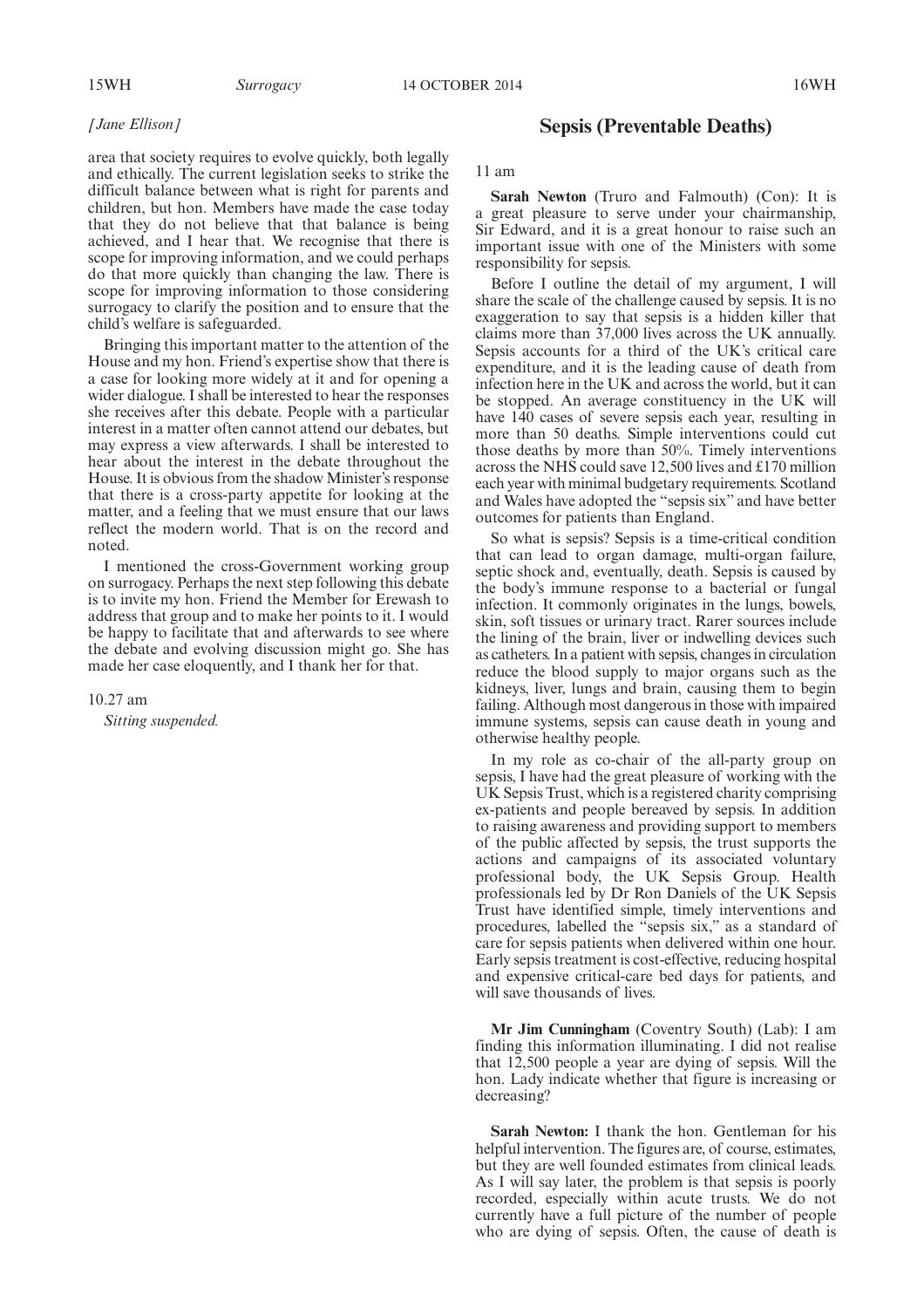*[Jane Ellison]*

area that society requires to evolve quickly, both legally and ethically. The current legislation seeks to strike the difficult balance between what is right for parents and children, but hon. Members have made the case today that they do not believe that that balance is being achieved, and I hear that. We recognise that there is scope for improving information, and we could perhaps do that more quickly than changing the law. There is scope for improving information to those considering surrogacy to clarify the position and to ensure that the child's welfare is safeguarded.

Bringing this important matter to the attention of the House and my hon. Friend's expertise show that there is a case for looking more widely at it and for opening a wider dialogue. I shall be interested to hear the responses she receives after this debate. People with a particular interest in a matter often cannot attend our debates, but may express a view afterwards. I shall be interested to hear about the interest in the debate throughout the House. It is obvious from the shadow Minister's response that there is a cross-party appetite for looking at the matter, and a feeling that we must ensure that our laws reflect the modern world. That is on the record and noted.

I mentioned the cross-Government working group on surrogacy. Perhaps the next step following this debate is to invite my hon. Friend the Member for Erewash to address that group and to make her points to it. I would be happy to facilitate that and afterwards to see where the debate and evolving discussion might go. She has made her case eloquently, and I thank her for that.

10.27 am

*Sitting suspended.*

## Sepsis (Preventable Deaths)

11 am

**Sarah Newton** (Truro and Falmouth) (Con): It is a great pleasure to serve under your chairmanship, Sir Edward, and it is a great honour to raise such an important issue with one of the Ministers with some responsibility for sepsis.

Before I outline the detail of my argument, I will share the scale of the challenge caused by sepsis. It is no exaggeration to say that sepsis is a hidden killer that claims more than 37,000 lives across the UK annually. Sepsis accounts for a third of the UK's critical care expenditure, and it is the leading cause of death from infection here in the UK and across the world, but it can be stopped. An average constituency in the UK will have 140 cases of severe sepsis each year, resulting in more than 50 deaths. Simple interventions could cut those deaths by more than 50%. Timely interventions across the NHS could save 12,500 lives and £170 million each year with minimal budgetary requirements. Scotland and Wales have adopted the "sepsis six" and have better outcomes for patients than England.

So what is sepsis? Sepsis is a time-critical condition that can lead to organ damage, multi-organ failure, septic shock and, eventually, death. Sepsis is caused by the body's immune response to a bacterial or fungal infection. It commonly originates in the lungs, bowels, skin, soft tissues or urinary tract. Rarer sources include the lining of the brain, liver or indwelling devices such as catheters. In a patient with sepsis, changes in circulation reduce the blood supply to major organs such as the kidneys, liver, lungs and brain, causing them to begin failing. Although most dangerous in those with impaired immune systems, sepsis can cause death in young and otherwise healthy people.

In my role as co-chair of the all-party group on sepsis, I have had the great pleasure of working with the UK Sepsis Trust, which is a registered charity comprising ex-patients and people bereaved by sepsis. In addition to raising awareness and providing support to members of the public affected by sepsis, the trust supports the actions and campaigns of its associated voluntary professional body, the UK Sepsis Group. Health professionals led by Dr Ron Daniels of the UK Sepsis Trust have identified simple, timely interventions and procedures, labelled the "sepsis six," as a standard of care for sepsis patients when delivered within one hour. Early sepsis treatment is cost-effective, reducing hospital and expensive critical-care bed days for patients, and will save thousands of lives.

**Mr Jim Cunningham** (Coventry South) (Lab): I am finding this information illuminating. I did not realise that 12,500 people a year are dying of sepsis. Will the hon. Lady indicate whether that figure is increasing or decreasing?

**Sarah Newton:** I thank the hon. Gentleman for his helpful intervention. The figures are, of course, estimates, but they are well founded estimates from clinical leads. As I will say later, the problem is that sepsis is poorly recorded, especially within acute trusts. We do not currently have a full picture of the number of people who are dying of sepsis. Often, the cause of death is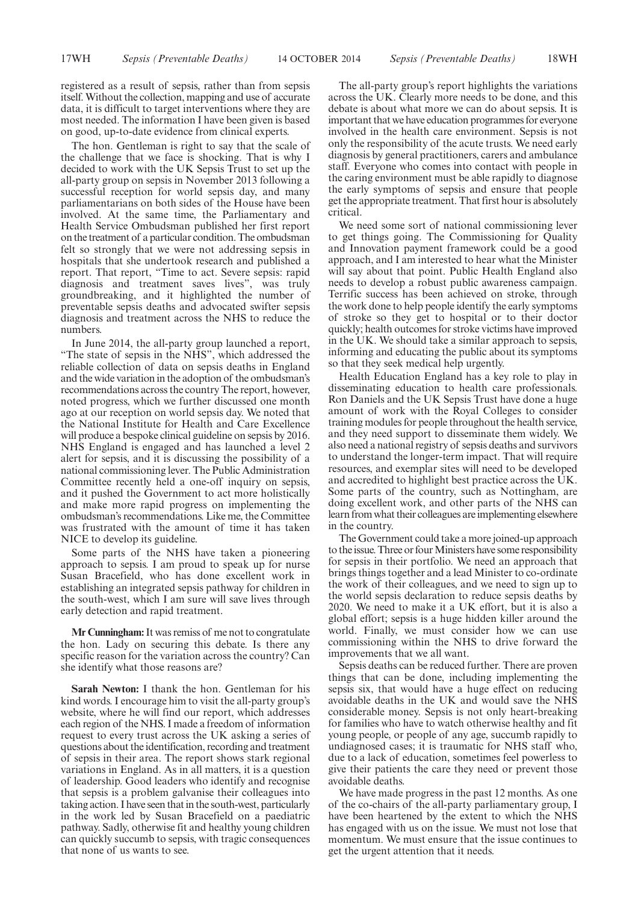registered as a result of sepsis, rather than from sepsis itself. Without the collection, mapping and use of accurate data, it is difficult to target interventions where they are most needed. The information I have been given is based on good, up-to-date evidence from clinical experts.

The hon. Gentleman is right to say that the scale of the challenge that we face is shocking. That is why I decided to work with the UK Sepsis Trust to set up the all-party group on sepsis in November 2013 following a successful reception for world sepsis day, and many parliamentarians on both sides of the House have been involved. At the same time, the Parliamentary and Health Service Ombudsman published her first report on the treatment of a particular condition. The ombudsman felt so strongly that we were not addressing sepsis in hospitals that she undertook research and published a report. That report, "Time to act. Severe sepsis: rapid diagnosis and treatment saves lives", was truly groundbreaking, and it highlighted the number of preventable sepsis deaths and advocated swifter sepsis diagnosis and treatment across the NHS to reduce the numbers.

In June 2014, the all-party group launched a report, "The state of sepsis in the NHS", which addressed the reliable collection of data on sepsis deaths in England and the wide variation in the adoption of the ombudsman's recommendations across the country The report, however, noted progress, which we further discussed one month ago at our reception on world sepsis day. We noted that the National Institute for Health and Care Excellence will produce a bespoke clinical guideline on sepsis by 2016. NHS England is engaged and has launched a level 2 alert for sepsis, and it is discussing the possibility of a national commissioning lever. The Public Administration Committee recently held a one-off inquiry on sepsis, and it pushed the Government to act more holistically and make more rapid progress on implementing the ombudsman's recommendations. Like me, the Committee was frustrated with the amount of time it has taken NICE to develop its guideline.

Some parts of the NHS have taken a pioneering approach to sepsis. I am proud to speak up for nurse Susan Bracefield, who has done excellent work in establishing an integrated sepsis pathway for children in the south-west, which I am sure will save lives through early detection and rapid treatment.

**Mr Cunningham:** It was remiss of me not to congratulate the hon. Lady on securing this debate. Is there any specific reason for the variation across the country? Can she identify what those reasons are?

**Sarah Newton:** I thank the hon. Gentleman for his kind words. I encourage him to visit the all-party group's website, where he will find our report, which addresses each region of the NHS. I made a freedom of information request to every trust across the UK asking a series of questions about the identification, recording and treatment of sepsis in their area. The report shows stark regional variations in England. As in all matters, it is a question of leadership. Good leaders who identify and recognise that sepsis is a problem galvanise their colleagues into taking action. I have seen that in the south-west, particularly in the work led by Susan Bracefield on a paediatric pathway. Sadly, otherwise fit and healthy young children can quickly succumb to sepsis, with tragic consequences that none of us wants to see.

The all-party group's report highlights the variations across the UK. Clearly more needs to be done, and this debate is about what more we can do about sepsis. It is important that we have education programmes for everyone involved in the health care environment. Sepsis is not only the responsibility of the acute trusts. We need early diagnosis by general practitioners, carers and ambulance staff. Everyone who comes into contact with people in the caring environment must be able rapidly to diagnose the early symptoms of sepsis and ensure that people get the appropriate treatment. That first hour is absolutely critical.

We need some sort of national commissioning lever to get things going. The Commissioning for Quality and Innovation payment framework could be a good approach, and I am interested to hear what the Minister will say about that point. Public Health England also needs to develop a robust public awareness campaign. Terrific success has been achieved on stroke, through the work done to help people identify the early symptoms of stroke so they get to hospital or to their doctor quickly; health outcomes for stroke victims have improved in the UK. We should take a similar approach to sepsis, informing and educating the public about its symptoms so that they seek medical help urgently.

Health Education England has a key role to play in disseminating education to health care professionals. Ron Daniels and the UK Sepsis Trust have done a huge amount of work with the Royal Colleges to consider training modules for people throughout the health service, and they need support to disseminate them widely. We also need a national registry of sepsis deaths and survivors to understand the longer-term impact. That will require resources, and exemplar sites will need to be developed and accredited to highlight best practice across the UK. Some parts of the country, such as Nottingham, are doing excellent work, and other parts of the NHS can learn from what their colleagues are implementing elsewhere in the country.

The Government could take a more joined-up approach to the issue. Three or four Ministers have some responsibility for sepsis in their portfolio. We need an approach that brings things together and a lead Minister to co-ordinate the work of their colleagues, and we need to sign up to the world sepsis declaration to reduce sepsis deaths by 2020. We need to make it a UK effort, but it is also a global effort; sepsis is a huge hidden killer around the world. Finally, we must consider how we can use commissioning within the NHS to drive forward the improvements that we all want.

Sepsis deaths can be reduced further. There are proven things that can be done, including implementing the sepsis six, that would have a huge effect on reducing avoidable deaths in the UK and would save the NHS considerable money. Sepsis is not only heart-breaking for families who have to watch otherwise healthy and fit young people, or people of any age, succumb rapidly to undiagnosed cases; it is traumatic for NHS staff who, due to a lack of education, sometimes feel powerless to give their patients the care they need or prevent those avoidable deaths.

We have made progress in the past 12 months. As one of the co-chairs of the all-party parliamentary group, I have been heartened by the extent to which the NHS has engaged with us on the issue. We must not lose that momentum. We must ensure that the issue continues to get the urgent attention that it needs.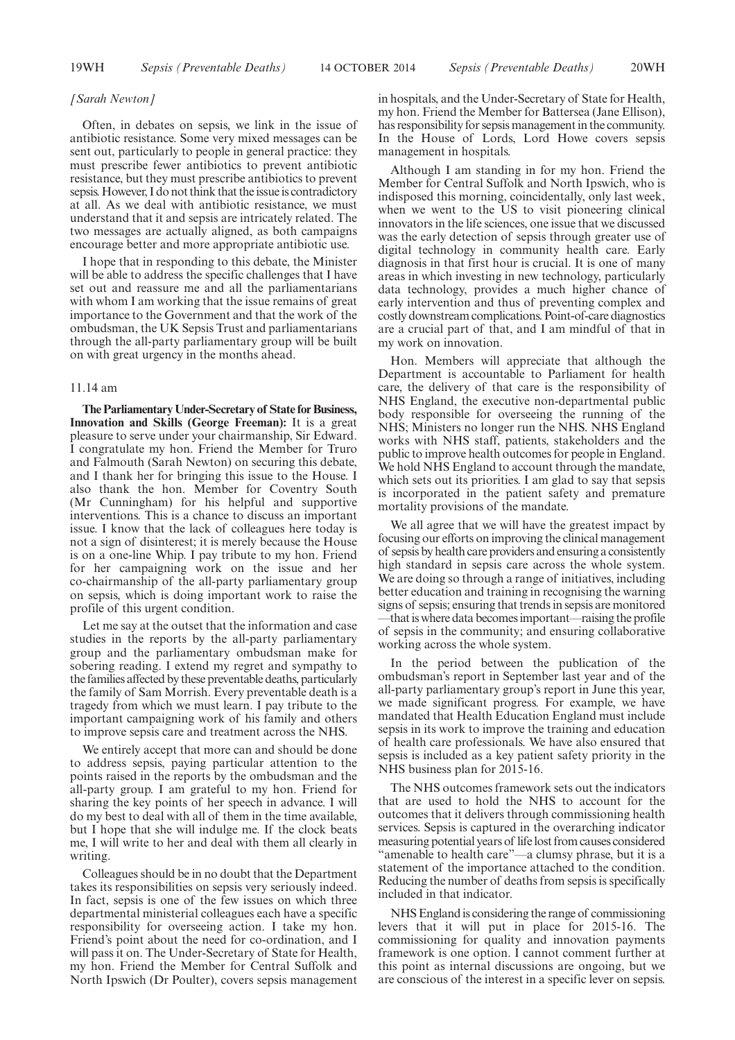*[Sarah Newton]*

Often, in debates on sepsis, we link in the issue of antibiotic resistance. Some very mixed messages can be sent out, particularly to people in general practice: they must prescribe fewer antibiotics to prevent antibiotic resistance, but they must prescribe antibiotics to prevent sepsis. However, I do not think that the issue is contradictory at all. As we deal with antibiotic resistance, we must understand that it and sepsis are intricately related. The two messages are actually aligned, as both campaigns encourage better and more appropriate antibiotic use.

I hope that in responding to this debate, the Minister will be able to address the specific challenges that I have set out and reassure me and all the parliamentarians with whom I am working that the issue remains of great importance to the Government and that the work of the ombudsman, the UK Sepsis Trust and parliamentarians through the all-party parliamentary group will be built on with great urgency in the months ahead.

11.14 am

**The Parliamentary Under-Secretary of State for Business, Innovation and Skills (George Freeman):** It is a great pleasure to serve under your chairmanship, Sir Edward. I congratulate my hon. Friend the Member for Truro and Falmouth (Sarah Newton) on securing this debate, and I thank her for bringing this issue to the House. I also thank the hon. Member for Coventry South (Mr Cunningham) for his helpful and supportive interventions. This is a chance to discuss an important issue. I know that the lack of colleagues here today is not a sign of disinterest; it is merely because the House is on a one-line Whip. I pay tribute to my hon. Friend for her campaigning work on the issue and her co-chairmanship of the all-party parliamentary group on sepsis, which is doing important work to raise the profile of this urgent condition.

Let me say at the outset that the information and case studies in the reports by the all-party parliamentary group and the parliamentary ombudsman make for sobering reading. I extend my regret and sympathy to the families affected by these preventable deaths, particularly the family of Sam Morrish. Every preventable death is a tragedy from which we must learn. I pay tribute to the important campaigning work of his family and others to improve sepsis care and treatment across the NHS.

We entirely accept that more can and should be done to address sepsis, paying particular attention to the points raised in the reports by the ombudsman and the all-party group. I am grateful to my hon. Friend for sharing the key points of her speech in advance. I will do my best to deal with all of them in the time available, but I hope that she will indulge me. If the clock beats me, I will write to her and deal with them all clearly in writing.

Colleagues should be in no doubt that the Department takes its responsibilities on sepsis very seriously indeed. In fact, sepsis is one of the few issues on which three departmental ministerial colleagues each have a specific responsibility for overseeing action. I take my hon. Friend's point about the need for co-ordination, and I will pass it on. The Under-Secretary of State for Health, my hon. Friend the Member for Central Suffolk and North Ipswich (Dr Poulter), covers sepsis management in hospitals, and the Under-Secretary of State for Health, my hon. Friend the Member for Battersea (Jane Ellison), has responsibility for sepsis management in the community. In the House of Lords, Lord Howe covers sepsis management in hospitals.

Although I am standing in for my hon. Friend the Member for Central Suffolk and North Ipswich, who is indisposed this morning, coincidentally, only last week, when we went to the US to visit pioneering clinical innovators in the life sciences, one issue that we discussed was the early detection of sepsis through greater use of digital technology in community health care. Early diagnosis in that first hour is crucial. It is one of many areas in which investing in new technology, particularly data technology, provides a much higher chance of early intervention and thus of preventing complex and costly downstream complications. Point-of-care diagnostics are a crucial part of that, and I am mindful of that in my work on innovation.

Hon. Members will appreciate that although the Department is accountable to Parliament for health care, the delivery of that care is the responsibility of NHS England, the executive non-departmental public body responsible for overseeing the running of the NHS; Ministers no longer run the NHS. NHS England works with NHS staff, patients, stakeholders and the public to improve health outcomes for people in England. We hold NHS England to account through the mandate, which sets out its priorities. I am glad to say that sepsis is incorporated in the patient safety and premature mortality provisions of the mandate.

We all agree that we will have the greatest impact by focusing our efforts on improving the clinical management of sepsis by health care providers and ensuring a consistently high standard in sepsis care across the whole system. We are doing so through a range of initiatives, including better education and training in recognising the warning signs of sepsis; ensuring that trends in sepsis are monitored —that is where data becomes important—raising the profile of sepsis in the community; and ensuring collaborative working across the whole system.

In the period between the publication of the ombudsman's report in September last year and of the all-party parliamentary group's report in June this year, we made significant progress. For example, we have mandated that Health Education England must include sepsis in its work to improve the training and education of health care professionals. We have also ensured that sepsis is included as a key patient safety priority in the NHS business plan for 2015-16.

The NHS outcomes framework sets out the indicators that are used to hold the NHS to account for the outcomes that it delivers through commissioning health services. Sepsis is captured in the overarching indicator measuring potential years of life lost from causes considered "amenable to health care"—a clumsy phrase, but it is a statement of the importance attached to the condition. Reducing the number of deaths from sepsis is specifically included in that indicator.

NHS England is considering the range of commissioning levers that it will put in place for 2015-16. The commissioning for quality and innovation payments framework is one option. I cannot comment further at this point as internal discussions are ongoing, but we are conscious of the interest in a specific lever on sepsis.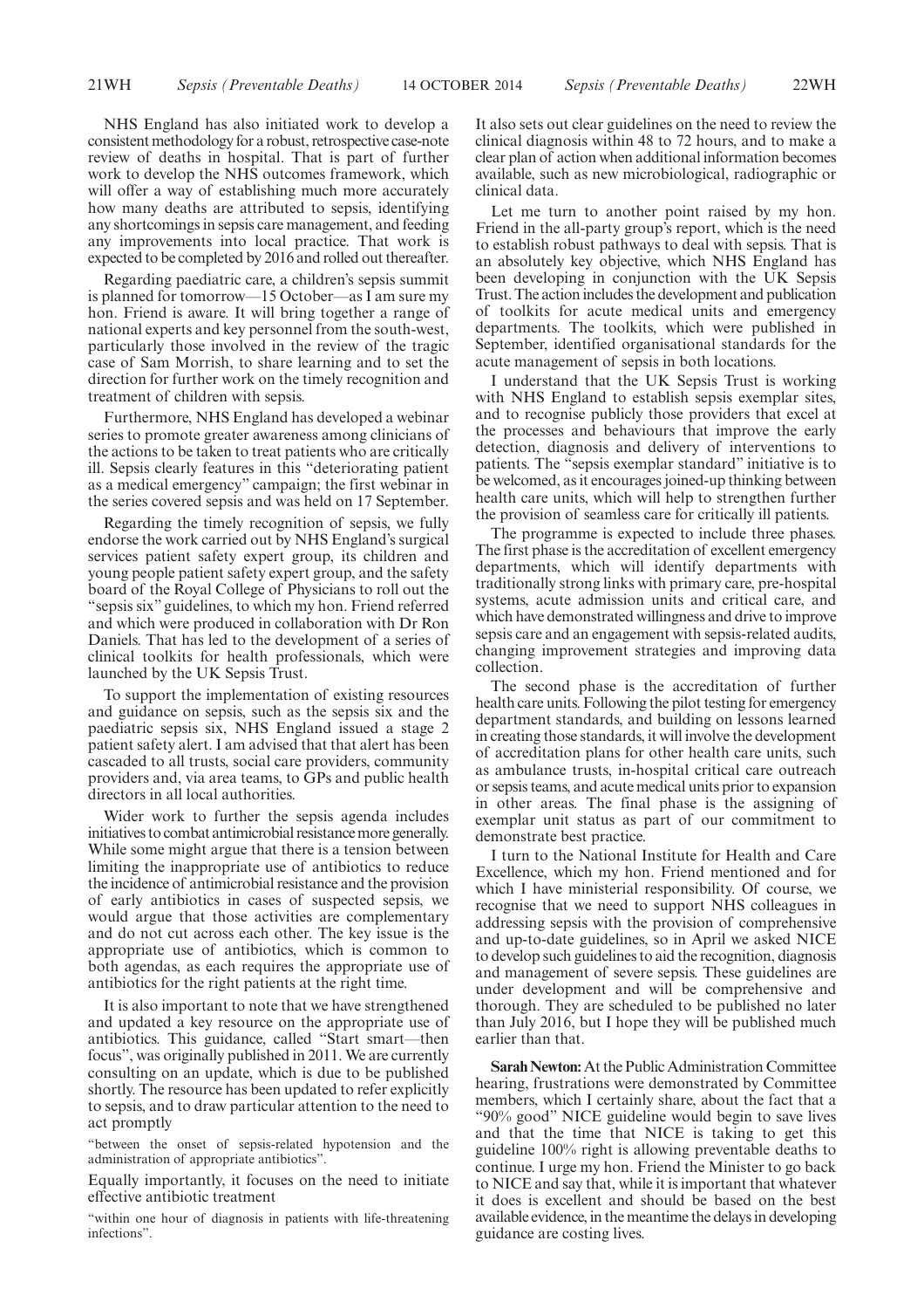NHS England has also initiated work to develop a consistent methodology for a robust, retrospective case-note review of deaths in hospital. That is part of further work to develop the NHS outcomes framework, which will offer a way of establishing much more accurately how many deaths are attributed to sepsis, identifying any shortcomings in sepsis care management, and feeding any improvements into local practice. That work is expected to be completed by 2016 and rolled out thereafter.

Regarding paediatric care, a children's sepsis summit is planned for tomorrow—15 October—as I am sure my hon. Friend is aware. It will bring together a range of national experts and key personnel from the south-west, particularly those involved in the review of the tragic case of Sam Morrish, to share learning and to set the direction for further work on the timely recognition and treatment of children with sepsis.

Furthermore, NHS England has developed a webinar series to promote greater awareness among clinicians of the actions to be taken to treat patients who are critically ill. Sepsis clearly features in this "deteriorating patient as a medical emergency" campaign; the first webinar in the series covered sepsis and was held on 17 September.

Regarding the timely recognition of sepsis, we fully endorse the work carried out by NHS England's surgical services patient safety expert group, its children and young people patient safety expert group, and the safety board of the Royal College of Physicians to roll out the "sepsis six" guidelines, to which my hon. Friend referred and which were produced in collaboration with Dr Ron Daniels. That has led to the development of a series of clinical toolkits for health professionals, which were launched by the UK Sepsis Trust.

To support the implementation of existing resources and guidance on sepsis, such as the sepsis six and the paediatric sepsis six, NHS England issued a stage 2 patient safety alert. I am advised that that alert has been cascaded to all trusts, social care providers, community providers and, via area teams, to GPs and public health directors in all local authorities.

Wider work to further the sepsis agenda includes initiatives to combat antimicrobial resistance more generally. While some might argue that there is a tension between limiting the inappropriate use of antibiotics to reduce the incidence of antimicrobial resistance and the provision of early antibiotics in cases of suspected sepsis, we would argue that those activities are complementary and do not cut across each other. The key issue is the appropriate use of antibiotics, which is common to both agendas, as each requires the appropriate use of antibiotics for the right patients at the right time.

It is also important to note that we have strengthened and updated a key resource on the appropriate use of antibiotics. This guidance, called "Start smart—then focus", was originally published in 2011. We are currently consulting on an update, which is due to be published shortly. The resource has been updated to refer explicitly to sepsis, and to draw particular attention to the need to act promptly

"between the onset of sepsis-related hypotension and the administration of appropriate antibiotics".

Equally importantly, it focuses on the need to initiate effective antibiotic treatment

"within one hour of diagnosis in patients with life-threatening infections".

It also sets out clear guidelines on the need to review the clinical diagnosis within 48 to 72 hours, and to make a clear plan of action when additional information becomes available, such as new microbiological, radiographic or clinical data.

Let me turn to another point raised by my hon. Friend in the all-party group's report, which is the need to establish robust pathways to deal with sepsis. That is an absolutely key objective, which NHS England has been developing in conjunction with the UK Sepsis Trust. The action includes the development and publication of toolkits for acute medical units and emergency departments. The toolkits, which were published in September, identified organisational standards for the acute management of sepsis in both locations.

I understand that the UK Sepsis Trust is working with NHS England to establish sepsis exemplar sites, and to recognise publicly those providers that excel at the processes and behaviours that improve the early detection, diagnosis and delivery of interventions to patients. The "sepsis exemplar standard" initiative is to be welcomed, as it encourages joined-up thinking between health care units, which will help to strengthen further the provision of seamless care for critically ill patients.

The programme is expected to include three phases. The first phase is the accreditation of excellent emergency departments, which will identify departments with traditionally strong links with primary care, pre-hospital systems, acute admission units and critical care, and which have demonstrated willingness and drive to improve sepsis care and an engagement with sepsis-related audits, changing improvement strategies and improving data collection.

The second phase is the accreditation of further health care units. Following the pilot testing for emergency department standards, and building on lessons learned in creating those standards, it will involve the development of accreditation plans for other health care units, such as ambulance trusts, in-hospital critical care outreach or sepsis teams, and acute medical units prior to expansion in other areas. The final phase is the assigning of exemplar unit status as part of our commitment to demonstrate best practice.

I turn to the National Institute for Health and Care Excellence, which my hon. Friend mentioned and for which I have ministerial responsibility. Of course, we recognise that we need to support NHS colleagues in addressing sepsis with the provision of comprehensive and up-to-date guidelines, so in April we asked NICE to develop such guidelines to aid the recognition, diagnosis and management of severe sepsis. These guidelines are under development and will be comprehensive and thorough. They are scheduled to be published no later than July 2016, but I hope they will be published much earlier than that.

**Sarah Newton:** At the Public Administration Committee hearing, frustrations were demonstrated by Committee members, which I certainly share, about the fact that a "90% good" NICE guideline would begin to save lives and that the time that NICE is taking to get this guideline 100% right is allowing preventable deaths to continue. I urge my hon. Friend the Minister to go back to NICE and say that, while it is important that whatever it does is excellent and should be based on the best available evidence, in the meantime the delays in developing guidance are costing lives.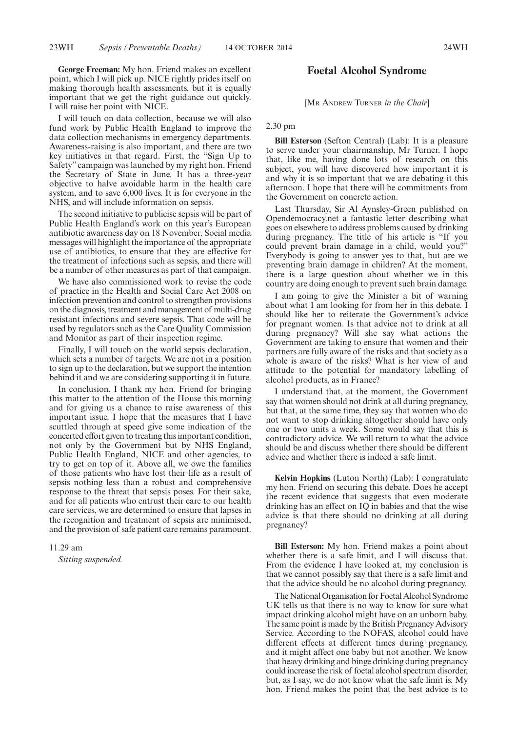**George Freeman:** My hon. Friend makes an excellent point, which I will pick up. NICE rightly prides itself on making thorough health assessments, but it is equally important that we get the right guidance out quickly. I will raise her point with NICE.

I will touch on data collection, because we will also fund work by Public Health England to improve the data collection mechanisms in emergency departments. Awareness-raising is also important, and there are two key initiatives in that regard. First, the "Sign Up to Safety" campaign was launched by my right hon. Friend the Secretary of State in June. It has a three-year objective to halve avoidable harm in the health care system, and to save 6,000 lives. It is for everyone in the NHS, and will include information on sepsis.

The second initiative to publicise sepsis will be part of Public Health England's work on this year's European antibiotic awareness day on 18 November. Social media messages will highlight the importance of the appropriate use of antibiotics, to ensure that they are effective for the treatment of infections such as sepsis, and there will be a number of other measures as part of that campaign.

We have also commissioned work to revise the code of practice in the Health and Social Care Act 2008 on infection prevention and control to strengthen provisions on the diagnosis, treatment and management of multi-drug resistant infections and severe sepsis. That code will be used by regulators such as the Care Quality Commission and Monitor as part of their inspection regime.

Finally, I will touch on the world sepsis declaration, which sets a number of targets. We are not in a position to sign up to the declaration, but we support the intention behind it and we are considering supporting it in future.

In conclusion, I thank my hon. Friend for bringing this matter to the attention of the House this morning and for giving us a chance to raise awareness of this important issue. I hope that the measures that I have scuttled through at speed give some indication of the concerted effort given to treating this important condition, not only by the Government but by NHS England, Public Health England, NICE and other agencies, to try to get on top of it. Above all, we owe the families of those patients who have lost their life as a result of sepsis nothing less than a robust and comprehensive response to the threat that sepsis poses. For their sake, and for all patients who entrust their care to our health care services, we are determined to ensure that lapses in the recognition and treatment of sepsis are minimised, and the provision of safe patient care remains paramount.

11.29 am

*Sitting suspended.*

## Foetal Alcohol Syndrome

[MR ANDREW TURNER *in the Chair*]

2.30 pm

**Bill Esterson** (Sefton Central) (Lab): It is a pleasure to serve under your chairmanship, Mr Turner. I hope that, like me, having done lots of research on this subject, you will have discovered how important it is and why it is so important that we are debating it this afternoon. I hope that there will be commitments from the Government on concrete action.

Last Thursday, Sir Al Aynsley-Green published on Opendemocracy.net a fantastic letter describing what goes on elsewhere to address problems caused by drinking during pregnancy. The title of his article is "If you could prevent brain damage in a child, would you?" Everybody is going to answer yes to that, but are we preventing brain damage in children? At the moment, there is a large question about whether we in this country are doing enough to prevent such brain damage.

I am going to give the Minister a bit of warning about what I am looking for from her in this debate. I should like her to reiterate the Government's advice for pregnant women. Is that advice not to drink at all during pregnancy? Will she say what actions the Government are taking to ensure that women and their partners are fully aware of the risks and that society as a whole is aware of the risks? What is her view of and attitude to the potential for mandatory labelling of alcohol products, as in France?

I understand that, at the moment, the Government say that women should not drink at all during pregnancy, but that, at the same time, they say that women who do not want to stop drinking altogether should have only one or two units a week. Some would say that this is contradictory advice. We will return to what the advice should be and discuss whether there should be different advice and whether there is indeed a safe limit.

**Kelvin Hopkins** (Luton North) (Lab): I congratulate my hon. Friend on securing this debate. Does he accept the recent evidence that suggests that even moderate drinking has an effect on IQ in babies and that the wise advice is that there should no drinking at all during pregnancy?

**Bill Esterson:** My hon. Friend makes a point about whether there is a safe limit, and I will discuss that. From the evidence I have looked at, my conclusion is that we cannot possibly say that there is a safe limit and that the advice should be no alcohol during pregnancy.

The National Organisation for Foetal Alcohol Syndrome UK tells us that there is no way to know for sure what impact drinking alcohol might have on an unborn baby. The same point is made by the British Pregnancy Advisory Service. According to the NOFAS, alcohol could have different effects at different times during pregnancy, and it might affect one baby but not another. We know that heavy drinking and binge drinking during pregnancy could increase the risk of foetal alcohol spectrum disorder, but, as I say, we do not know what the safe limit is. My hon. Friend makes the point that the best advice is to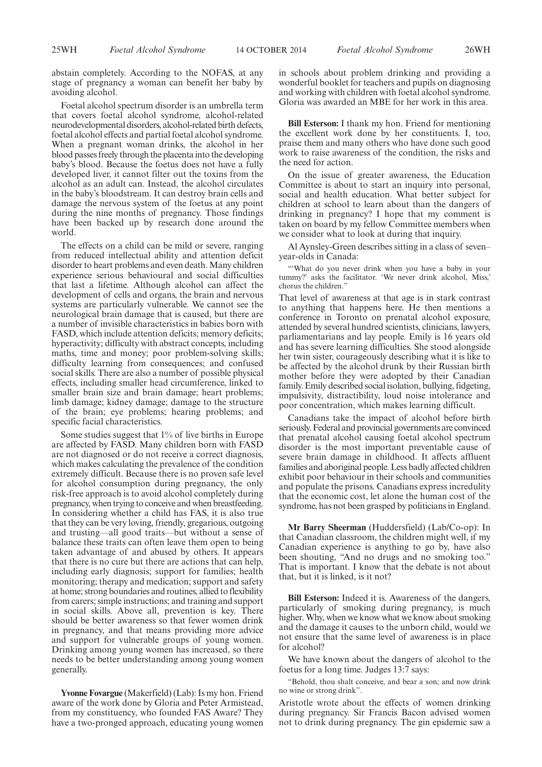abstain completely. According to the NOFAS, at any stage of pregnancy a woman can benefit her baby by avoiding alcohol.

Foetal alcohol spectrum disorder is an umbrella term that covers foetal alcohol syndrome, alcohol-related neurodevelopmental disorders, alcohol-related birth defects, foetal alcohol effects and partial foetal alcohol syndrome. When a pregnant woman drinks, the alcohol in her blood passes freely through the placenta into the developing baby's blood. Because the foetus does not have a fully developed liver, it cannot filter out the toxins from the alcohol as an adult can. Instead, the alcohol circulates in the baby's bloodstream. It can destroy brain cells and damage the nervous system of the foetus at any point during the nine months of pregnancy. Those findings have been backed up by research done around the world.

The effects on a child can be mild or severe, ranging from reduced intellectual ability and attention deficit disorder to heart problems and even death. Many children experience serious behavioural and social difficulties that last a lifetime. Although alcohol can affect the development of cells and organs, the brain and nervous systems are particularly vulnerable. We cannot see the neurological brain damage that is caused, but there are a number of invisible characteristics in babies born with FASD, which include attention deficits; memory deficits; hyperactivity; difficulty with abstract concepts, including maths, time and money; poor problem-solving skills; difficulty learning from consequences; and confused social skills. There are also a number of possible physical effects, including smaller head circumference, linked to smaller brain size and brain damage; heart problems; limb damage; kidney damage; damage to the structure of the brain; eye problems; hearing problems; and specific facial characteristics.

Some studies suggest that 1% of live births in Europe are affected by FASD. Many children born with FASD are not diagnosed or do not receive a correct diagnosis, which makes calculating the prevalence of the condition extremely difficult. Because there is no proven safe level for alcohol consumption during pregnancy, the only risk-free approach is to avoid alcohol completely during pregnancy, when trying to conceive and when breastfeeding. In considering whether a child has FAS, it is also true that they can be very loving, friendly, gregarious, outgoing and trusting—all good traits—but without a sense of balance these traits can often leave them open to being taken advantage of and abused by others. It appears that there is no cure but there are actions that can help, including early diagnosis; support for families; health monitoring; therapy and medication; support and safety at home; strong boundaries and routines, allied to flexibility from carers; simple instructions; and training and support in social skills. Above all, prevention is key. There should be better awareness so that fewer women drink in pregnancy, and that means providing more advice and support for vulnerable groups of young women. Drinking among young women has increased, so there needs to be better understanding among young women generally.

**Yvonne Fovargue** (Makerfield) (Lab): Is my hon. Friend aware of the work done by Gloria and Peter Armistead, from my constituency, who founded FAS Aware? They have a two-pronged approach, educating young women in schools about problem drinking and providing a wonderful booklet for teachers and pupils on diagnosing and working with children with foetal alcohol syndrome. Gloria was awarded an MBE for her work in this area.

**Bill Esterson:** I thank my hon. Friend for mentioning the excellent work done by her constituents. I, too, praise them and many others who have done such good work to raise awareness of the condition, the risks and the need for action.

On the issue of greater awareness, the Education Committee is about to start an inquiry into personal, social and health education. What better subject for children at school to learn about than the dangers of drinking in pregnancy? I hope that my comment is taken on board by my fellow Committee members when we consider what to look at during that inquiry.

Al Aynsley-Green describes sitting in a class of seven–year-olds in Canada:

"'What do you never drink when you have a baby in your tummy?' asks the facilitator. 'We never drink alcohol, Miss,' chorus the children."

That level of awareness at that age is in stark contrast to anything that happens here. He then mentions a conference in Toronto on prenatal alcohol exposure, attended by several hundred scientists, clinicians, lawyers, parliamentarians and lay people. Emily is 16 years old and has severe learning difficulties. She stood alongside her twin sister, courageously describing what it is like to be affected by the alcohol drunk by their Russian birth mother before they were adopted by their Canadian family. Emily described social isolation, bullying, fidgeting, impulsivity, distractibility, loud noise intolerance and poor concentration, which makes learning difficult.

Canadians take the impact of alcohol before birth seriously. Federal and provincial governments are convinced that prenatal alcohol causing foetal alcohol spectrum disorder is the most important preventable cause of severe brain damage in childhood. It affects affluent families and aboriginal people. Less badly affected children exhibit poor behaviour in their schools and communities and populate the prisons. Canadians express incredulity that the economic cost, let alone the human cost of the syndrome, has not been grasped by politicians in England.

**Mr Barry Sheerman** (Huddersfield) (Lab/Co-op): In that Canadian classroom, the children might well, if my Canadian experience is anything to go by, have also been shouting, "And no drugs and no smoking too." That is important. I know that the debate is not about that, but it is linked, is it not?

**Bill Esterson:** Indeed it is. Awareness of the dangers, particularly of smoking during pregnancy, is much higher. Why, when we know what we know about smoking and the damage it causes to the unborn child, would we not ensure that the same level of awareness is in place for alcohol?

We have known about the dangers of alcohol to the foetus for a long time. Judges 13:7 says:

"Behold, thou shalt conceive, and bear a son; and now drink no wine or strong drink".

Aristotle wrote about the effects of women drinking during pregnancy. Sir Francis Bacon advised women not to drink during pregnancy. The gin epidemic saw a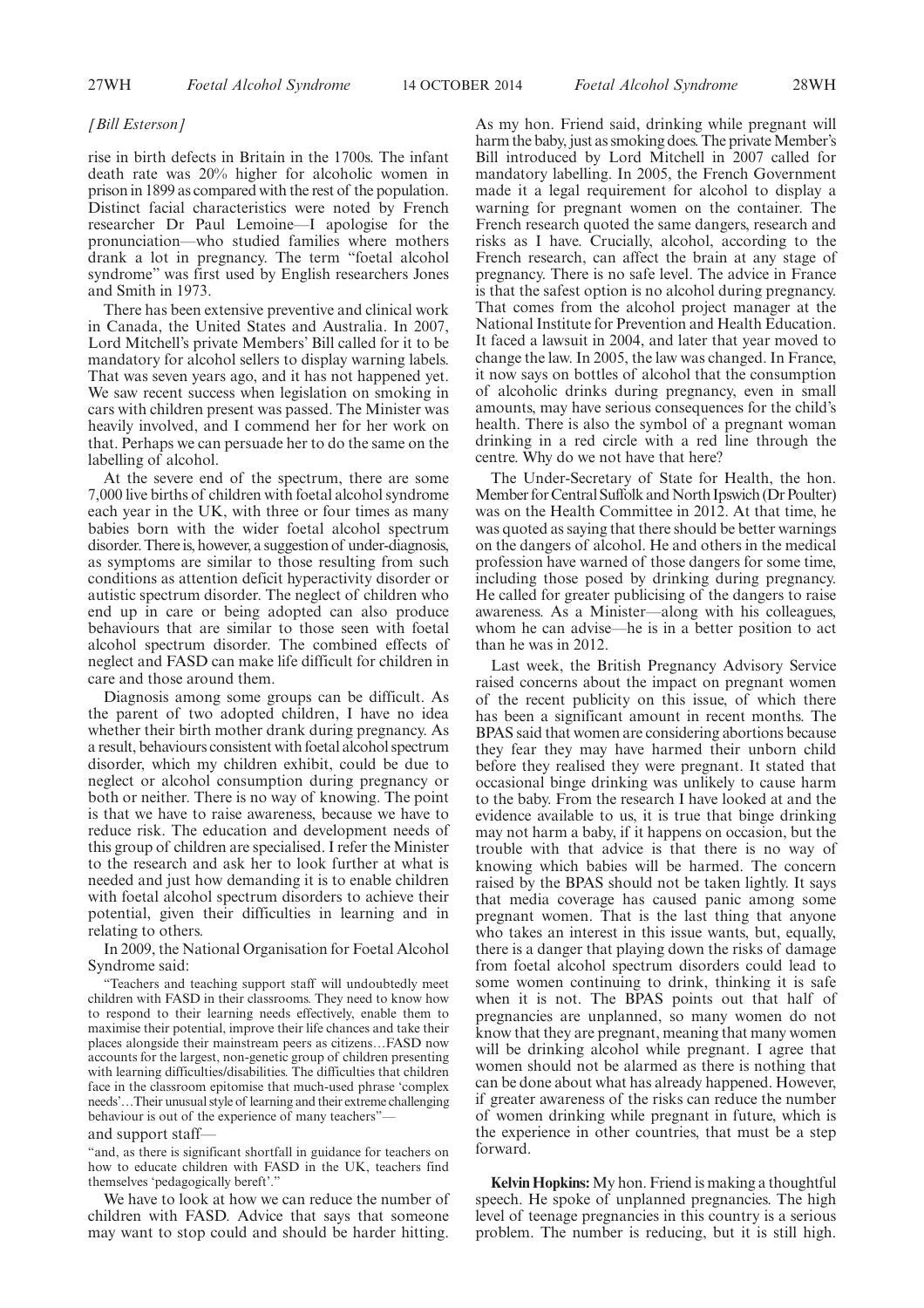*[Bill Esterson]*

rise in birth defects in Britain in the 1700s. The infant death rate was 20% higher for alcoholic women in prison in 1899 as compared with the rest of the population. Distinct facial characteristics were noted by French researcher Dr Paul Lemoine—I apologise for the pronunciation—who studied families where mothers drank a lot in pregnancy. The term "foetal alcohol syndrome" was first used by English researchers Jones and Smith in 1973.

There has been extensive preventive and clinical work in Canada, the United States and Australia. In 2007, Lord Mitchell's private Members' Bill called for it to be mandatory for alcohol sellers to display warning labels. That was seven years ago, and it has not happened yet. We saw recent success when legislation on smoking in cars with children present was passed. The Minister was heavily involved, and I commend her for her work on that. Perhaps we can persuade her to do the same on the labelling of alcohol.

At the severe end of the spectrum, there are some 7,000 live births of children with foetal alcohol syndrome each year in the UK, with three or four times as many babies born with the wider foetal alcohol spectrum disorder. There is, however, a suggestion of under-diagnosis, as symptoms are similar to those resulting from such conditions as attention deficit hyperactivity disorder or autistic spectrum disorder. The neglect of children who end up in care or being adopted can also produce behaviours that are similar to those seen with foetal alcohol spectrum disorder. The combined effects of neglect and FASD can make life difficult for children in care and those around them.

Diagnosis among some groups can be difficult. As the parent of two adopted children, I have no idea whether their birth mother drank during pregnancy. As a result, behaviours consistent with foetal alcohol spectrum disorder, which my children exhibit, could be due to neglect or alcohol consumption during pregnancy or both or neither. There is no way of knowing. The point is that we have to raise awareness, because we have to reduce risk. The education and development needs of this group of children are specialised. I refer the Minister to the research and ask her to look further at what is needed and just how demanding it is to enable children with foetal alcohol spectrum disorders to achieve their potential, given their difficulties in learning and in relating to others.

In 2009, the National Organisation for Foetal Alcohol Syndrome said:

> "Teachers and teaching support staff will undoubtedly meet children with FASD in their classrooms. They need to know how to respond to their learning needs effectively, enable them to maximise their potential, improve their life chances and take their places alongside their mainstream peers as citizens…FASD now accounts for the largest, non-genetic group of children presenting with learning difficulties/disabilities. The difficulties that children face in the classroom epitomise that much-used phrase 'complex needs'…Their unusual style of learning and their extreme challenging behaviour is out of the experience of many teachers"—

and support staff—

> "and, as there is significant shortfall in guidance for teachers on how to educate children with FASD in the UK, teachers find themselves 'pedagogically bereft'."

We have to look at how we can reduce the number of children with FASD. Advice that says that someone may want to stop could and should be harder hitting. As my hon. Friend said, drinking while pregnant will harm the baby, just as smoking does. The private Member's Bill introduced by Lord Mitchell in 2007 called for mandatory labelling. In 2005, the French Government made it a legal requirement for alcohol to display a warning for pregnant women on the container. The French research quoted the same dangers, research and risks as I have. Crucially, alcohol, according to the French research, can affect the brain at any stage of pregnancy. There is no safe level. The advice in France is that the safest option is no alcohol during pregnancy. That comes from the alcohol project manager at the National Institute for Prevention and Health Education. It faced a lawsuit in 2004, and later that year moved to change the law. In 2005, the law was changed. In France, it now says on bottles of alcohol that the consumption of alcoholic drinks during pregnancy, even in small amounts, may have serious consequences for the child's health. There is also the symbol of a pregnant woman drinking in a red circle with a red line through the centre. Why do we not have that here?

The Under-Secretary of State for Health, the hon. Member for Central Suffolk and North Ipswich (Dr Poulter) was on the Health Committee in 2012. At that time, he was quoted as saying that there should be better warnings on the dangers of alcohol. He and others in the medical profession have warned of those dangers for some time, including those posed by drinking during pregnancy. He called for greater publicising of the dangers to raise awareness. As a Minister—along with his colleagues, whom he can advise—he is in a better position to act than he was in 2012.

Last week, the British Pregnancy Advisory Service raised concerns about the impact on pregnant women of the recent publicity on this issue, of which there has been a significant amount in recent months. The BPAS said that women are considering abortions because they fear they may have harmed their unborn child before they realised they were pregnant. It stated that occasional binge drinking was unlikely to cause harm to the baby. From the research I have looked at and the evidence available to us, it is true that binge drinking may not harm a baby, if it happens on occasion, but the trouble with that advice is that there is no way of knowing which babies will be harmed. The concern raised by the BPAS should not be taken lightly. It says that media coverage has caused panic among some pregnant women. That is the last thing that anyone who takes an interest in this issue wants, but, equally, there is a danger that playing down the risks of damage from foetal alcohol spectrum disorders could lead to some women continuing to drink, thinking it is safe when it is not. The BPAS points out that half of pregnancies are unplanned, so many women do not know that they are pregnant, meaning that many women will be drinking alcohol while pregnant. I agree that women should not be alarmed as there is nothing that can be done about what has already happened. However, if greater awareness of the risks can reduce the number of women drinking while pregnant in future, which is the experience in other countries, that must be a step forward.

**Kelvin Hopkins:** My hon. Friend is making a thoughtful speech. He spoke of unplanned pregnancies. The high level of teenage pregnancies in this country is a serious problem. The number is reducing, but it is still high.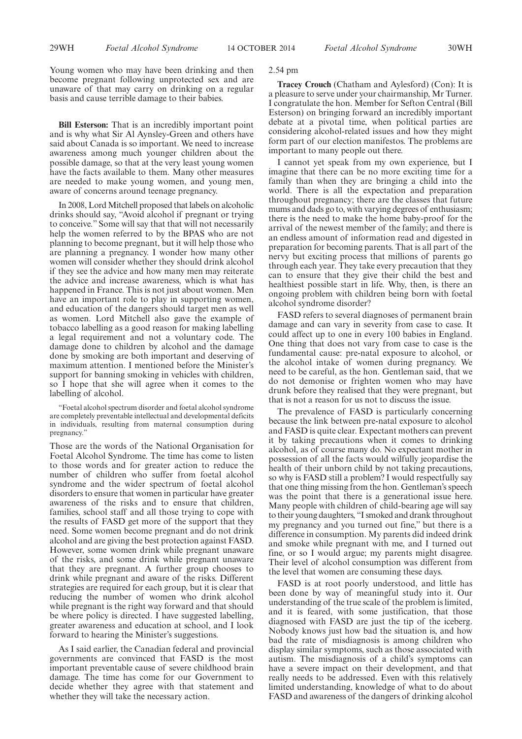Young women who may have been drinking and then become pregnant following unprotected sex and are unaware of that may carry on drinking on a regular basis and cause terrible damage to their babies.

**Bill Esterson:** That is an incredibly important point and is why what Sir Al Aynsley-Green and others have said about Canada is so important. We need to increase awareness among much younger children about the possible damage, so that at the very least young women have the facts available to them. Many other measures are needed to make young women, and young men, aware of concerns around teenage pregnancy.

In 2008, Lord Mitchell proposed that labels on alcoholic drinks should say, "Avoid alcohol if pregnant or trying to conceive." Some will say that that will not necessarily help the women referred to by the BPAS who are not planning to become pregnant, but it will help those who are planning a pregnancy. I wonder how many other women will consider whether they should drink alcohol if they see the advice and how many men may reiterate the advice and increase awareness, which is what has happened in France. This is not just about women. Men have an important role to play in supporting women, and education of the dangers should target men as well as women. Lord Mitchell also gave the example of tobacco labelling as a good reason for making labelling a legal requirement and not a voluntary code. The damage done to children by alcohol and the damage done by smoking are both important and deserving of maximum attention. I mentioned before the Minister's support for banning smoking in vehicles with children, so I hope that she will agree when it comes to the labelling of alcohol.

> "Foetal alcohol spectrum disorder and foetal alcohol syndrome are completely preventable intellectual and developmental deficits in individuals, resulting from maternal consumption during pregnancy."

Those are the words of the National Organisation for Foetal Alcohol Syndrome. The time has come to listen to those words and for greater action to reduce the number of children who suffer from foetal alcohol syndrome and the wider spectrum of foetal alcohol disorders to ensure that women in particular have greater awareness of the risks and to ensure that children, families, school staff and all those trying to cope with the results of FASD get more of the support that they need. Some women become pregnant and do not drink alcohol and are giving the best protection against FASD. However, some women drink while pregnant unaware of the risks, and some drink while pregnant unaware that they are pregnant. A further group chooses to drink while pregnant and aware of the risks. Different strategies are required for each group, but it is clear that reducing the number of women who drink alcohol while pregnant is the right way forward and that should be where policy is directed. I have suggested labelling, greater awareness and education at school, and I look forward to hearing the Minister's suggestions.

As I said earlier, the Canadian federal and provincial governments are convinced that FASD is the most important preventable cause of severe childhood brain damage. The time has come for our Government to decide whether they agree with that statement and whether they will take the necessary action.

2.54 pm

**Tracey Crouch** (Chatham and Aylesford) (Con): It is a pleasure to serve under your chairmanship, Mr Turner. I congratulate the hon. Member for Sefton Central (Bill Esterson) on bringing forward an incredibly important debate at a pivotal time, when political parties are considering alcohol-related issues and how they might form part of our election manifestos. The problems are important to many people out there.

I cannot yet speak from my own experience, but I imagine that there can be no more exciting time for a family than when they are bringing a child into the world. There is all the expectation and preparation throughout pregnancy; there are the classes that future mums and dads go to, with varying degrees of enthusiasm; there is the need to make the home baby-proof for the arrival of the newest member of the family; and there is an endless amount of information read and digested in preparation for becoming parents. That is all part of the nervy but exciting process that millions of parents go through each year. They take every precaution that they can to ensure that they give their child the best and healthiest possible start in life. Why, then, is there an ongoing problem with children being born with foetal alcohol syndrome disorder?

FASD refers to several diagnoses of permanent brain damage and can vary in severity from case to case. It could affect up to one in every 100 babies in England. One thing that does not vary from case to case is the fundamental cause: pre-natal exposure to alcohol, or the alcohol intake of women during pregnancy. We need to be careful, as the hon. Gentleman said, that we do not demonise or frighten women who may have drunk before they realised that they were pregnant, but that is not a reason for us not to discuss the issue.

The prevalence of FASD is particularly concerning because the link between pre-natal exposure to alcohol and FASD is quite clear. Expectant mothers can prevent it by taking precautions when it comes to drinking alcohol, as of course many do. No expectant mother in possession of all the facts would wilfully jeopardise the health of their unborn child by not taking precautions, so why is FASD still a problem? I would respectfully say that one thing missing from the hon. Gentleman's speech was the point that there is a generational issue here. Many people with children of child-bearing age will say to their young daughters, "I smoked and drank throughout my pregnancy and you turned out fine," but there is a difference in consumption. My parents did indeed drink and smoke while pregnant with me, and I turned out fine, or so I would argue; my parents might disagree. Their level of alcohol consumption was different from the level that women are consuming these days.

FASD is at root poorly understood, and little has been done by way of meaningful study into it. Our understanding of the true scale of the problem is limited, and it is feared, with some justification, that those diagnosed with FASD are just the tip of the iceberg. Nobody knows just how bad the situation is, and how bad the rate of misdiagnosis is among children who display similar symptoms, such as those associated with autism. The misdiagnosis of a child's symptoms can have a severe impact on their development, and that really needs to be addressed. Even with this relatively limited understanding, knowledge of what to do about FASD and awareness of the dangers of drinking alcohol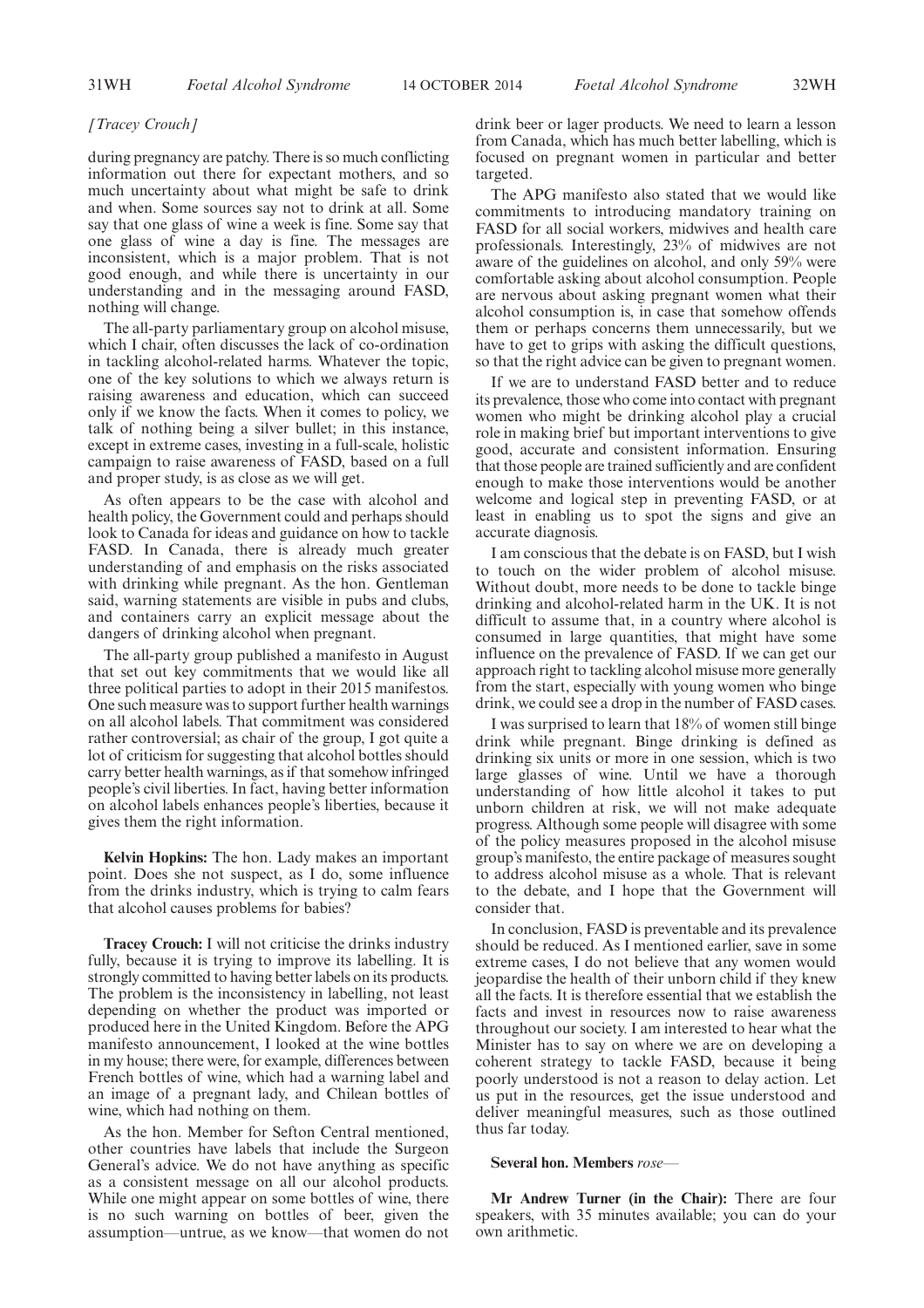*[Tracey Crouch]*

during pregnancy are patchy. There is so much conflicting information out there for expectant mothers, and so much uncertainty about what might be safe to drink and when. Some sources say not to drink at all. Some say that one glass of wine a week is fine. Some say that one glass of wine a day is fine. The messages are inconsistent, which is a major problem. That is not good enough, and while there is uncertainty in our understanding and in the messaging around FASD, nothing will change.

The all-party parliamentary group on alcohol misuse, which I chair, often discusses the lack of co-ordination in tackling alcohol-related harms. Whatever the topic, one of the key solutions to which we always return is raising awareness and education, which can succeed only if we know the facts. When it comes to policy, we talk of nothing being a silver bullet; in this instance, except in extreme cases, investing in a full-scale, holistic campaign to raise awareness of FASD, based on a full and proper study, is as close as we will get.

As often appears to be the case with alcohol and health policy, the Government could and perhaps should look to Canada for ideas and guidance on how to tackle FASD. In Canada, there is already much greater understanding of and emphasis on the risks associated with drinking while pregnant. As the hon. Gentleman said, warning statements are visible in pubs and clubs, and containers carry an explicit message about the dangers of drinking alcohol when pregnant.

The all-party group published a manifesto in August that set out key commitments that we would like all three political parties to adopt in their 2015 manifestos. One such measure was to support further health warnings on all alcohol labels. That commitment was considered rather controversial; as chair of the group, I got quite a lot of criticism for suggesting that alcohol bottles should carry better health warnings, as if that somehow infringed people's civil liberties. In fact, having better information on alcohol labels enhances people's liberties, because it gives them the right information.

**Kelvin Hopkins:** The hon. Lady makes an important point. Does she not suspect, as I do, some influence from the drinks industry, which is trying to calm fears that alcohol causes problems for babies?

**Tracey Crouch:** I will not criticise the drinks industry fully, because it is trying to improve its labelling. It is strongly committed to having better labels on its products. The problem is the inconsistency in labelling, not least depending on whether the product was imported or produced here in the United Kingdom. Before the APG manifesto announcement, I looked at the wine bottles in my house; there were, for example, differences between French bottles of wine, which had a warning label and an image of a pregnant lady, and Chilean bottles of wine, which had nothing on them.

As the hon. Member for Sefton Central mentioned, other countries have labels that include the Surgeon General's advice. We do not have anything as specific as a consistent message on all our alcohol products. While one might appear on some bottles of wine, there is no such warning on bottles of beer, given the assumption—untrue, as we know—that women do not drink beer or lager products. We need to learn a lesson from Canada, which has much better labelling, which is focused on pregnant women in particular and better targeted.

The APG manifesto also stated that we would like commitments to introducing mandatory training on FASD for all social workers, midwives and health care professionals. Interestingly, 23% of midwives are not aware of the guidelines on alcohol, and only 59% were comfortable asking about alcohol consumption. People are nervous about asking pregnant women what their alcohol consumption is, in case that somehow offends them or perhaps concerns them unnecessarily, but we have to get to grips with asking the difficult questions, so that the right advice can be given to pregnant women.

If we are to understand FASD better and to reduce its prevalence, those who come into contact with pregnant women who might be drinking alcohol play a crucial role in making brief but important interventions to give good, accurate and consistent information. Ensuring that those people are trained sufficiently and are confident enough to make those interventions would be another welcome and logical step in preventing FASD, or at least in enabling us to spot the signs and give an accurate diagnosis.

I am conscious that the debate is on FASD, but I wish to touch on the wider problem of alcohol misuse. Without doubt, more needs to be done to tackle binge drinking and alcohol-related harm in the UK. It is not difficult to assume that, in a country where alcohol is consumed in large quantities, that might have some influence on the prevalence of FASD. If we can get our approach right to tackling alcohol misuse more generally from the start, especially with young women who binge drink, we could see a drop in the number of FASD cases.

I was surprised to learn that 18% of women still binge drink while pregnant. Binge drinking is defined as drinking six units or more in one session, which is two large glasses of wine. Until we have a thorough understanding of how little alcohol it takes to put unborn children at risk, we will not make adequate progress. Although some people will disagree with some of the policy measures proposed in the alcohol misuse group's manifesto, the entire package of measures sought to address alcohol misuse as a whole. That is relevant to the debate, and I hope that the Government will consider that.

In conclusion, FASD is preventable and its prevalence should be reduced. As I mentioned earlier, save in some extreme cases, I do not believe that any women would jeopardise the health of their unborn child if they knew all the facts. It is therefore essential that we establish the facts and invest in resources now to raise awareness throughout our society. I am interested to hear what the Minister has to say on where we are on developing a coherent strategy to tackle FASD, because it being poorly understood is not a reason to delay action. Let us put in the resources, get the issue understood and deliver meaningful measures, such as those outlined thus far today.

**Several hon. Members** *rose*—

**Mr Andrew Turner (in the Chair):** There are four speakers, with 35 minutes available; you can do your own arithmetic.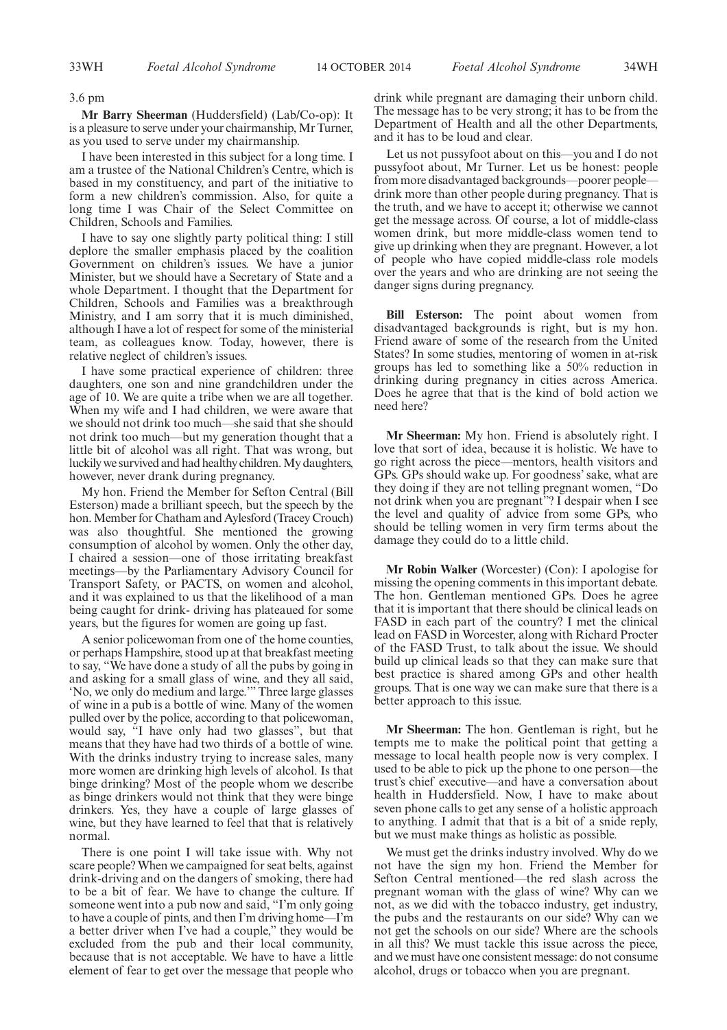3.6 pm

**Mr Barry Sheerman** (Huddersfield) (Lab/Co-op): It is a pleasure to serve under your chairmanship, Mr Turner, as you used to serve under my chairmanship.

I have been interested in this subject for a long time. I am a trustee of the National Children's Centre, which is based in my constituency, and part of the initiative to form a new children's commission. Also, for quite a long time I was Chair of the Select Committee on Children, Schools and Families.

I have to say one slightly party political thing: I still deplore the smaller emphasis placed by the coalition Government on children's issues. We have a junior Minister, but we should have a Secretary of State and a whole Department. I thought that the Department for Children, Schools and Families was a breakthrough Ministry, and I am sorry that it is much diminished, although I have a lot of respect for some of the ministerial team, as colleagues know. Today, however, there is relative neglect of children's issues.

I have some practical experience of children: three daughters, one son and nine grandchildren under the age of 10. We are quite a tribe when we are all together. When my wife and I had children, we were aware that we should not drink too much—she said that she should not drink too much—but my generation thought that a little bit of alcohol was all right. That was wrong, but luckily we survived and had healthy children. My daughters, however, never drank during pregnancy.

My hon. Friend the Member for Sefton Central (Bill Esterson) made a brilliant speech, but the speech by the hon. Member for Chatham and Aylesford (Tracey Crouch) was also thoughtful. She mentioned the growing consumption of alcohol by women. Only the other day, I chaired a session—one of those irritating breakfast meetings—by the Parliamentary Advisory Council for Transport Safety, or PACTS, on women and alcohol, and it was explained to us that the likelihood of a man being caught for drink- driving has plateaued for some years, but the figures for women are going up fast.

A senior policewoman from one of the home counties, or perhaps Hampshire, stood up at that breakfast meeting to say, "We have done a study of all the pubs by going in and asking for a small glass of wine, and they all said, 'No, we only do medium and large.'" Three large glasses of wine in a pub is a bottle of wine. Many of the women pulled over by the police, according to that policewoman, would say, "I have only had two glasses", but that means that they have had two thirds of a bottle of wine. With the drinks industry trying to increase sales, many more women are drinking high levels of alcohol. Is that binge drinking? Most of the people whom we describe as binge drinkers would not think that they were binge drinkers. Yes, they have a couple of large glasses of wine, but they have learned to feel that that is relatively normal.

There is one point I will take issue with. Why not scare people? When we campaigned for seat belts, against drink-driving and on the dangers of smoking, there had to be a bit of fear. We have to change the culture. If someone went into a pub now and said, "I'm only going to have a couple of pints, and then I'm driving home—I'm a better driver when I've had a couple," they would be excluded from the pub and their local community, because that is not acceptable. We have to have a little element of fear to get over the message that people who drink while pregnant are damaging their unborn child. The message has to be very strong; it has to be from the Department of Health and all the other Departments, and it has to be loud and clear.

Let us not pussyfoot about on this—you and I do not pussyfoot about, Mr Turner. Let us be honest: people from more disadvantaged backgrounds—poorer people—drink more than other people during pregnancy. That is the truth, and we have to accept it; otherwise we cannot get the message across. Of course, a lot of middle-class women drink, but more middle-class women tend to give up drinking when they are pregnant. However, a lot of people who have copied middle-class role models over the years and who are drinking are not seeing the danger signs during pregnancy.

**Bill Esterson:** The point about women from disadvantaged backgrounds is right, but is my hon. Friend aware of some of the research from the United States? In some studies, mentoring of women in at-risk groups has led to something like a 50% reduction in drinking during pregnancy in cities across America. Does he agree that that is the kind of bold action we need here?

**Mr Sheerman:** My hon. Friend is absolutely right. I love that sort of idea, because it is holistic. We have to go right across the piece—mentors, health visitors and GPs. GPs should wake up. For goodness' sake, what are they doing if they are not telling pregnant women, "Do not drink when you are pregnant"? I despair when I see the level and quality of advice from some GPs, who should be telling women in very firm terms about the damage they could do to a little child.

**Mr Robin Walker** (Worcester) (Con): I apologise for missing the opening comments in this important debate. The hon. Gentleman mentioned GPs. Does he agree that it is important that there should be clinical leads on FASD in each part of the country? I met the clinical lead on FASD in Worcester, along with Richard Procter of the FASD Trust, to talk about the issue. We should build up clinical leads so that they can make sure that best practice is shared among GPs and other health groups. That is one way we can make sure that there is a better approach to this issue.

**Mr Sheerman:** The hon. Gentleman is right, but he tempts me to make the political point that getting a message to local health people now is very complex. I used to be able to pick up the phone to one person—the trust's chief executive—and have a conversation about health in Huddersfield. Now, I have to make about seven phone calls to get any sense of a holistic approach to anything. I admit that that is a bit of a snide reply, but we must make things as holistic as possible.

We must get the drinks industry involved. Why do we not have the sign my hon. Friend the Member for Sefton Central mentioned—the red slash across the pregnant woman with the glass of wine? Why can we not, as we did with the tobacco industry, get industry, the pubs and the restaurants on our side? Why can we not get the schools on our side? Where are the schools in all this? We must tackle this issue across the piece, and we must have one consistent message: do not consume alcohol, drugs or tobacco when you are pregnant.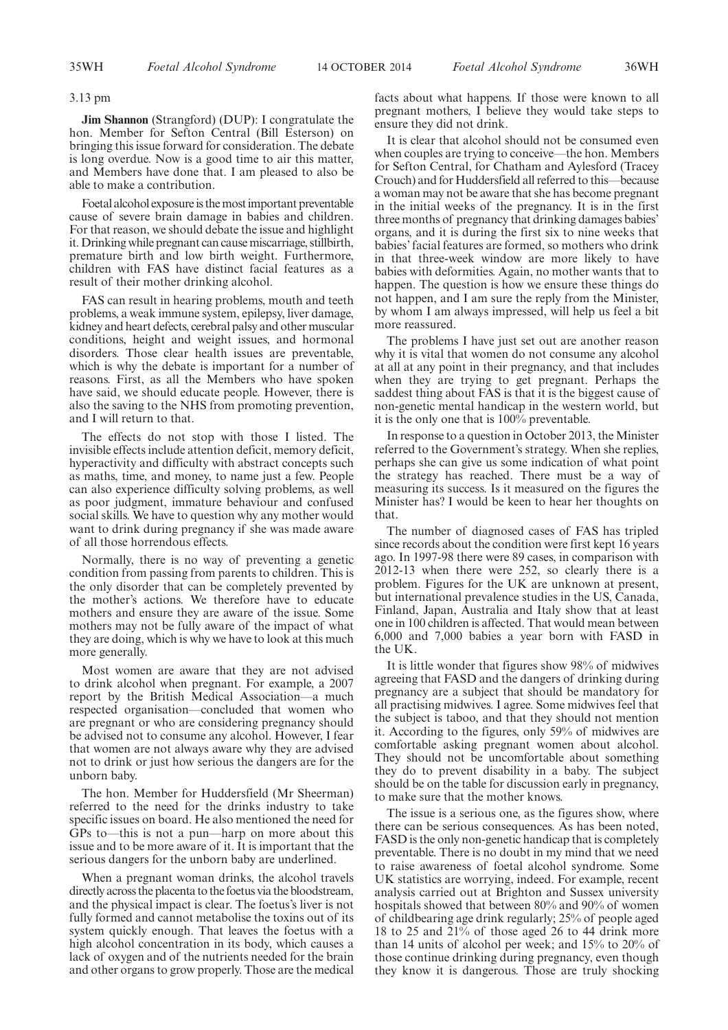3.13 pm

**Jim Shannon** (Strangford) (DUP): I congratulate the hon. Member for Sefton Central (Bill Esterson) on bringing this issue forward for consideration. The debate is long overdue. Now is a good time to air this matter, and Members have done that. I am pleased to also be able to make a contribution.

Foetal alcohol exposure is the most important preventable cause of severe brain damage in babies and children. For that reason, we should debate the issue and highlight it. Drinking while pregnant can cause miscarriage, stillbirth, premature birth and low birth weight. Furthermore, children with FAS have distinct facial features as a result of their mother drinking alcohol.

FAS can result in hearing problems, mouth and teeth problems, a weak immune system, epilepsy, liver damage, kidney and heart defects, cerebral palsy and other muscular conditions, height and weight issues, and hormonal disorders. Those clear health issues are preventable, which is why the debate is important for a number of reasons. First, as all the Members who have spoken have said, we should educate people. However, there is also the saving to the NHS from promoting prevention, and I will return to that.

The effects do not stop with those I listed. The invisible effects include attention deficit, memory deficit, hyperactivity and difficulty with abstract concepts such as maths, time, and money, to name just a few. People can also experience difficulty solving problems, as well as poor judgment, immature behaviour and confused social skills. We have to question why any mother would want to drink during pregnancy if she was made aware of all those horrendous effects.

Normally, there is no way of preventing a genetic condition from passing from parents to children. This is the only disorder that can be completely prevented by the mother's actions. We therefore have to educate mothers and ensure they are aware of the issue. Some mothers may not be fully aware of the impact of what they are doing, which is why we have to look at this much more generally.

Most women are aware that they are not advised to drink alcohol when pregnant. For example, a 2007 report by the British Medical Association—a much respected organisation—concluded that women who are pregnant or who are considering pregnancy should be advised not to consume any alcohol. However, I fear that women are not always aware why they are advised not to drink or just how serious the dangers are for the unborn baby.

The hon. Member for Huddersfield (Mr Sheerman) referred to the need for the drinks industry to take specific issues on board. He also mentioned the need for GPs to—this is not a pun—harp on more about this issue and to be more aware of it. It is important that the serious dangers for the unborn baby are underlined.

When a pregnant woman drinks, the alcohol travels directly across the placenta to the foetus via the bloodstream, and the physical impact is clear. The foetus's liver is not fully formed and cannot metabolise the toxins out of its system quickly enough. That leaves the foetus with a high alcohol concentration in its body, which causes a lack of oxygen and of the nutrients needed for the brain and other organs to grow properly. Those are the medical facts about what happens. If those were known to all pregnant mothers, I believe they would take steps to ensure they did not drink.

It is clear that alcohol should not be consumed even when couples are trying to conceive—the hon. Members for Sefton Central, for Chatham and Aylesford (Tracey Crouch) and for Huddersfield all referred to this—because a woman may not be aware that she has become pregnant in the initial weeks of the pregnancy. It is in the first three months of pregnancy that drinking damages babies' organs, and it is during the first six to nine weeks that babies' facial features are formed, so mothers who drink in that three-week window are more likely to have babies with deformities. Again, no mother wants that to happen. The question is how we ensure these things do not happen, and I am sure the reply from the Minister, by whom I am always impressed, will help us feel a bit more reassured.

The problems I have just set out are another reason why it is vital that women do not consume any alcohol at all at any point in their pregnancy, and that includes when they are trying to get pregnant. Perhaps the saddest thing about FAS is that it is the biggest cause of non-genetic mental handicap in the western world, but it is the only one that is 100% preventable.

In response to a question in October 2013, the Minister referred to the Government's strategy. When she replies, perhaps she can give us some indication of what point the strategy has reached. There must be a way of measuring its success. Is it measured on the figures the Minister has? I would be keen to hear her thoughts on that.

The number of diagnosed cases of FAS has tripled since records about the condition were first kept 16 years ago. In 1997-98 there were 89 cases, in comparison with 2012-13 when there were 252, so clearly there is a problem. Figures for the UK are unknown at present, but international prevalence studies in the US, Canada, Finland, Japan, Australia and Italy show that at least one in 100 children is affected. That would mean between 6,000 and 7,000 babies a year born with FASD in the UK.

It is little wonder that figures show 98% of midwives agreeing that FASD and the dangers of drinking during pregnancy are a subject that should be mandatory for all practising midwives. I agree. Some midwives feel that the subject is taboo, and that they should not mention it. According to the figures, only 59% of midwives are comfortable asking pregnant women about alcohol. They should not be uncomfortable about something they do to prevent disability in a baby. The subject should be on the table for discussion early in pregnancy, to make sure that the mother knows.

The issue is a serious one, as the figures show, where there can be serious consequences. As has been noted, FASD is the only non-genetic handicap that is completely preventable. There is no doubt in my mind that we need to raise awareness of foetal alcohol syndrome. Some UK statistics are worrying, indeed. For example, recent analysis carried out at Brighton and Sussex university hospitals showed that between 80% and 90% of women of childbearing age drink regularly; 25% of people aged 18 to 25 and 21% of those aged 26 to 44 drink more than 14 units of alcohol per week; and 15% to 20% of those continue drinking during pregnancy, even though they know it is dangerous. Those are truly shocking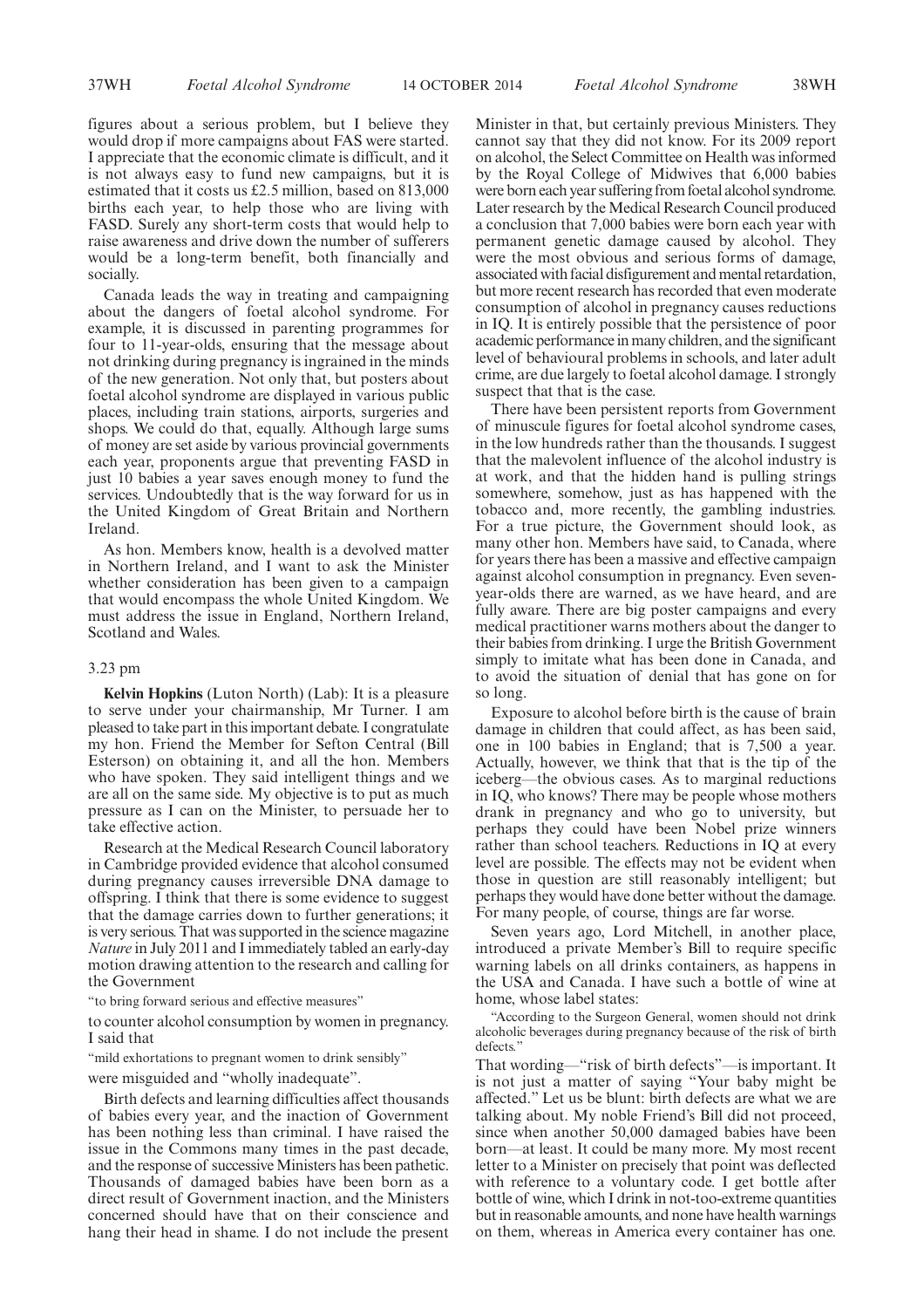figures about a serious problem, but I believe they would drop if more campaigns about FAS were started. I appreciate that the economic climate is difficult, and it is not always easy to fund new campaigns, but it is estimated that it costs us £2.5 million, based on 813,000 births each year, to help those who are living with FASD. Surely any short-term costs that would help to raise awareness and drive down the number of sufferers would be a long-term benefit, both financially and socially.

Canada leads the way in treating and campaigning about the dangers of foetal alcohol syndrome. For example, it is discussed in parenting programmes for four to 11-year-olds, ensuring that the message about not drinking during pregnancy is ingrained in the minds of the new generation. Not only that, but posters about foetal alcohol syndrome are displayed in various public places, including train stations, airports, surgeries and shops. We could do that, equally. Although large sums of money are set aside by various provincial governments each year, proponents argue that preventing FASD in just 10 babies a year saves enough money to fund the services. Undoubtedly that is the way forward for us in the United Kingdom of Great Britain and Northern Ireland.

As hon. Members know, health is a devolved matter in Northern Ireland, and I want to ask the Minister whether consideration has been given to a campaign that would encompass the whole United Kingdom. We must address the issue in England, Northern Ireland, Scotland and Wales.

3.23 pm

**Kelvin Hopkins** (Luton North) (Lab): It is a pleasure to serve under your chairmanship, Mr Turner. I am pleased to take part in this important debate. I congratulate my hon. Friend the Member for Sefton Central (Bill Esterson) on obtaining it, and all the hon. Members who have spoken. They said intelligent things and we are all on the same side. My objective is to put as much pressure as I can on the Minister, to persuade her to take effective action.

Research at the Medical Research Council laboratory in Cambridge provided evidence that alcohol consumed during pregnancy causes irreversible DNA damage to offspring. I think that there is some evidence to suggest that the damage carries down to further generations; it is very serious. That was supported in the science magazine *Nature* in July 2011 and I immediately tabled an early-day motion drawing attention to the research and calling for the Government

"to bring forward serious and effective measures"

to counter alcohol consumption by women in pregnancy. I said that

"mild exhortations to pregnant women to drink sensibly"

were misguided and "wholly inadequate".

Birth defects and learning difficulties affect thousands of babies every year, and the inaction of Government has been nothing less than criminal. I have raised the issue in the Commons many times in the past decade, and the response of successive Ministers has been pathetic. Thousands of damaged babies have been born as a direct result of Government inaction, and the Ministers concerned should have that on their conscience and hang their head in shame. I do not include the present Minister in that, but certainly previous Ministers. They cannot say that they did not know. For its 2009 report on alcohol, the Select Committee on Health was informed by the Royal College of Midwives that 6,000 babies were born each year suffering from foetal alcohol syndrome. Later research by the Medical Research Council produced a conclusion that 7,000 babies were born each year with permanent genetic damage caused by alcohol. They were the most obvious and serious forms of damage, associated with facial disfigurement and mental retardation, but more recent research has recorded that even moderate consumption of alcohol in pregnancy causes reductions in IQ. It is entirely possible that the persistence of poor academic performance in many children, and the significant level of behavioural problems in schools, and later adult crime, are due largely to foetal alcohol damage. I strongly suspect that that is the case.

There have been persistent reports from Government of minuscule figures for foetal alcohol syndrome cases, in the low hundreds rather than the thousands. I suggest that the malevolent influence of the alcohol industry is at work, and that the hidden hand is pulling strings somewhere, somehow, just as has happened with the tobacco and, more recently, the gambling industries. For a true picture, the Government should look, as many other hon. Members have said, to Canada, where for years there has been a massive and effective campaign against alcohol consumption in pregnancy. Even seven-year-olds there are warned, as we have heard, and are fully aware. There are big poster campaigns and every medical practitioner warns mothers about the danger to their babies from drinking. I urge the British Government simply to imitate what has been done in Canada, and to avoid the situation of denial that has gone on for so long.

Exposure to alcohol before birth is the cause of brain damage in children that could affect, as has been said, one in 100 babies in England; that is 7,500 a year. Actually, however, we think that that is the tip of the iceberg—the obvious cases. As to marginal reductions in IQ, who knows? There may be people whose mothers drank in pregnancy and who go to university, but perhaps they could have been Nobel prize winners rather than school teachers. Reductions in IQ at every level are possible. The effects may not be evident when those in question are still reasonably intelligent; but perhaps they would have done better without the damage. For many people, of course, things are far worse.

Seven years ago, Lord Mitchell, in another place, introduced a private Member's Bill to require specific warning labels on all drinks containers, as happens in the USA and Canada. I have such a bottle of wine at home, whose label states:

"According to the Surgeon General, women should not drink alcoholic beverages during pregnancy because of the risk of birth defects."

That wording—"risk of birth defects"—is important. It is not just a matter of saying "Your baby might be affected." Let us be blunt: birth defects are what we are talking about. My noble Friend's Bill did not proceed, since when another 50,000 damaged babies have been born—at least. It could be many more. My most recent letter to a Minister on precisely that point was deflected with reference to a voluntary code. I get bottle after bottle of wine, which I drink in not-too-extreme quantities but in reasonable amounts, and none have health warnings on them, whereas in America every container has one.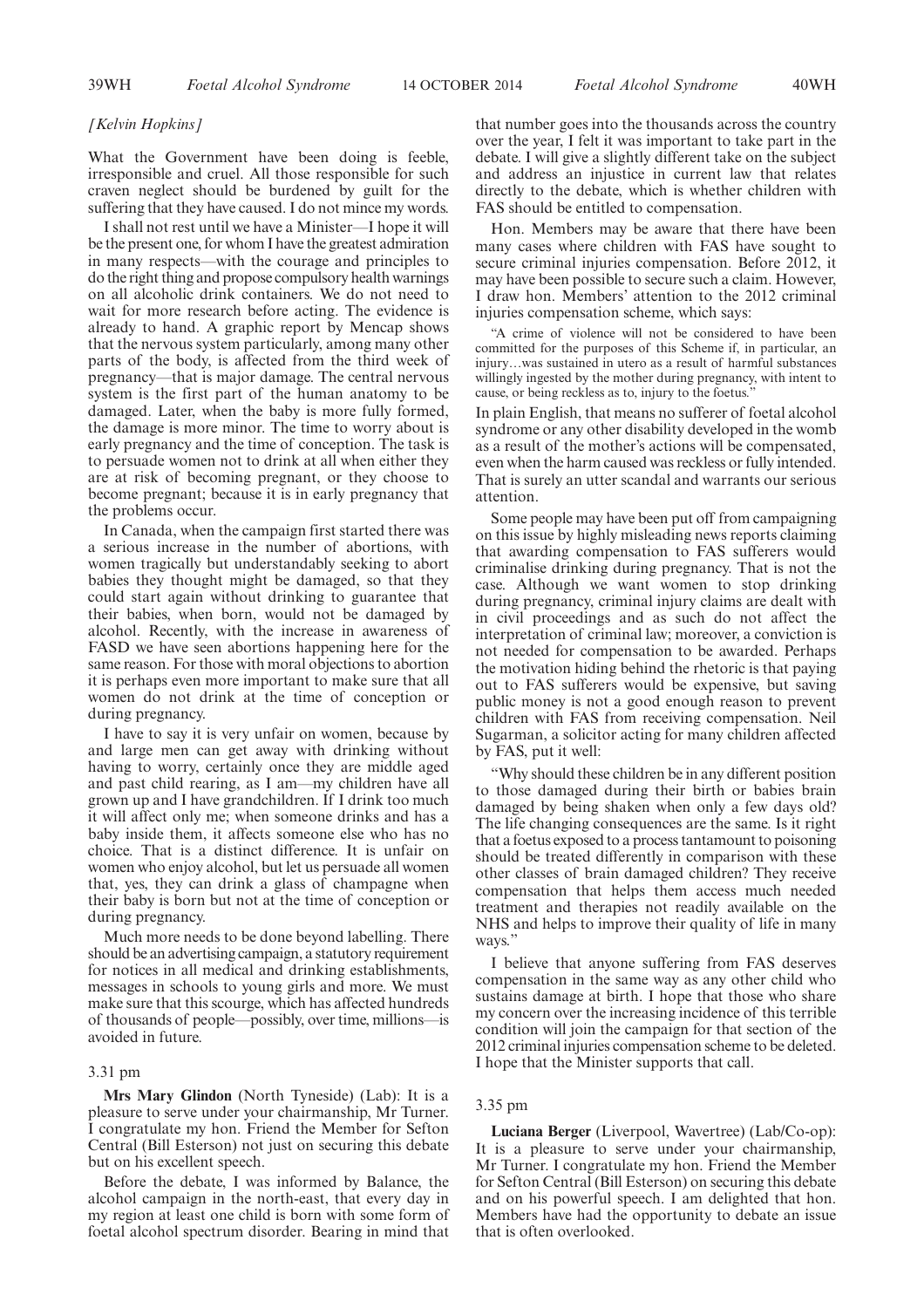*[Kelvin Hopkins]*

What the Government have been doing is feeble, irresponsible and cruel. All those responsible for such craven neglect should be burdened by guilt for the suffering that they have caused. I do not mince my words.

I shall not rest until we have a Minister—I hope it will be the present one, for whom I have the greatest admiration in many respects—with the courage and principles to do the right thing and propose compulsory health warnings on all alcoholic drink containers. We do not need to wait for more research before acting. The evidence is already to hand. A graphic report by Mencap shows that the nervous system particularly, among many other parts of the body, is affected from the third week of pregnancy—that is major damage. The central nervous system is the first part of the human anatomy to be damaged. Later, when the baby is more fully formed, the damage is more minor. The time to worry about is early pregnancy and the time of conception. The task is to persuade women not to drink at all when either they are at risk of becoming pregnant, or they choose to become pregnant; because it is in early pregnancy that the problems occur.

In Canada, when the campaign first started there was a serious increase in the number of abortions, with women tragically but understandably seeking to abort babies they thought might be damaged, so that they could start again without drinking to guarantee that their babies, when born, would not be damaged by alcohol. Recently, with the increase in awareness of FASD we have seen abortions happening here for the same reason. For those with moral objections to abortion it is perhaps even more important to make sure that all women do not drink at the time of conception or during pregnancy.

I have to say it is very unfair on women, because by and large men can get away with drinking without having to worry, certainly once they are middle aged and past child rearing, as I am—my children have all grown up and I have grandchildren. If I drink too much it will affect only me; when someone drinks and has a baby inside them, it affects someone else who has no choice. That is a distinct difference. It is unfair on women who enjoy alcohol, but let us persuade all women that, yes, they can drink a glass of champagne when their baby is born but not at the time of conception or during pregnancy.

Much more needs to be done beyond labelling. There should be an advertising campaign, a statutory requirement for notices in all medical and drinking establishments, messages in schools to young girls and more. We must make sure that this scourge, which has affected hundreds of thousands of people—possibly, over time, millions—is avoided in future.

3.31 pm

**Mrs Mary Glindon** (North Tyneside) (Lab): It is a pleasure to serve under your chairmanship, Mr Turner. I congratulate my hon. Friend the Member for Sefton Central (Bill Esterson) not just on securing this debate but on his excellent speech.

Before the debate, I was informed by Balance, the alcohol campaign in the north-east, that every day in my region at least one child is born with some form of foetal alcohol spectrum disorder. Bearing in mind that that number goes into the thousands across the country over the year, I felt it was important to take part in the debate. I will give a slightly different take on the subject and address an injustice in current law that relates directly to the debate, which is whether children with FAS should be entitled to compensation.

Hon. Members may be aware that there have been many cases where children with FAS have sought to secure criminal injuries compensation. Before 2012, it may have been possible to secure such a claim. However, I draw hon. Members' attention to the 2012 criminal injuries compensation scheme, which says:

"A crime of violence will not be considered to have been committed for the purposes of this Scheme if, in particular, an injury…was sustained in utero as a result of harmful substances willingly ingested by the mother during pregnancy, with intent to cause, or being reckless as to, injury to the foetus."

In plain English, that means no sufferer of foetal alcohol syndrome or any other disability developed in the womb as a result of the mother's actions will be compensated, even when the harm caused was reckless or fully intended. That is surely an utter scandal and warrants our serious attention.

Some people may have been put off from campaigning on this issue by highly misleading news reports claiming that awarding compensation to FAS sufferers would criminalise drinking during pregnancy. That is not the case. Although we want women to stop drinking during pregnancy, criminal injury claims are dealt with in civil proceedings and as such do not affect the interpretation of criminal law; moreover, a conviction is not needed for compensation to be awarded. Perhaps the motivation hiding behind the rhetoric is that paying out to FAS sufferers would be expensive, but saving public money is not a good enough reason to prevent children with FAS from receiving compensation. Neil Sugarman, a solicitor acting for many children affected by FAS, put it well:

"Why should these children be in any different position to those damaged during their birth or babies brain damaged by being shaken when only a few days old? The life changing consequences are the same. Is it right that a foetus exposed to a process tantamount to poisoning should be treated differently in comparison with these other classes of brain damaged children? They receive compensation that helps them access much needed treatment and therapies not readily available on the NHS and helps to improve their quality of life in many ways."

I believe that anyone suffering from FAS deserves compensation in the same way as any other child who sustains damage at birth. I hope that those who share my concern over the increasing incidence of this terrible condition will join the campaign for that section of the 2012 criminal injuries compensation scheme to be deleted. I hope that the Minister supports that call.

3.35 pm

**Luciana Berger** (Liverpool, Wavertree) (Lab/Co-op): It is a pleasure to serve under your chairmanship, Mr Turner. I congratulate my hon. Friend the Member for Sefton Central (Bill Esterson) on securing this debate and on his powerful speech. I am delighted that hon. Members have had the opportunity to debate an issue that is often overlooked.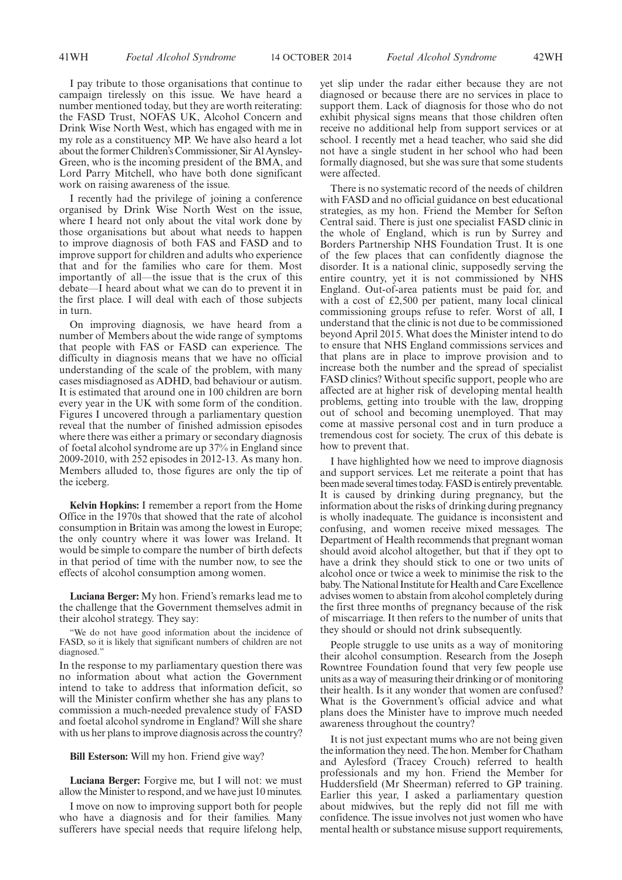I pay tribute to those organisations that continue to campaign tirelessly on this issue. We have heard a number mentioned today, but they are worth reiterating: the FASD Trust, NOFAS UK, Alcohol Concern and Drink Wise North West, which has engaged with me in my role as a constituency MP. We have also heard a lot about the former Children's Commissioner, Sir Al Aynsley-Green, who is the incoming president of the BMA, and Lord Parry Mitchell, who have both done significant work on raising awareness of the issue.

I recently had the privilege of joining a conference organised by Drink Wise North West on the issue, where I heard not only about the vital work done by those organisations but about what needs to happen to improve diagnosis of both FAS and FASD and to improve support for children and adults who experience that and for the families who care for them. Most importantly of all—the issue that is the crux of this debate—I heard about what we can do to prevent it in the first place. I will deal with each of those subjects in turn.

On improving diagnosis, we have heard from a number of Members about the wide range of symptoms that people with FAS or FASD can experience. The difficulty in diagnosis means that we have no official understanding of the scale of the problem, with many cases misdiagnosed as ADHD, bad behaviour or autism. It is estimated that around one in 100 children are born every year in the UK with some form of the condition. Figures I uncovered through a parliamentary question reveal that the number of finished admission episodes where there was either a primary or secondary diagnosis of foetal alcohol syndrome are up 37% in England since 2009-2010, with 252 episodes in 2012-13. As many hon. Members alluded to, those figures are only the tip of the iceberg.

**Kelvin Hopkins:** I remember a report from the Home Office in the 1970s that showed that the rate of alcohol consumption in Britain was among the lowest in Europe; the only country where it was lower was Ireland. It would be simple to compare the number of birth defects in that period of time with the number now, to see the effects of alcohol consumption among women.

**Luciana Berger:** My hon. Friend's remarks lead me to the challenge that the Government themselves admit in their alcohol strategy. They say:

> "We do not have good information about the incidence of FASD, so it is likely that significant numbers of children are not diagnosed."

In the response to my parliamentary question there was no information about what action the Government intend to take to address that information deficit, so will the Minister confirm whether she has any plans to commission a much-needed prevalence study of FASD and foetal alcohol syndrome in England? Will she share with us her plans to improve diagnosis across the country?

**Bill Esterson:** Will my hon. Friend give way?

**Luciana Berger:** Forgive me, but I will not: we must allow the Minister to respond, and we have just 10 minutes.

I move on now to improving support both for people who have a diagnosis and for their families. Many sufferers have special needs that require lifelong help, yet slip under the radar either because they are not diagnosed or because there are no services in place to support them. Lack of diagnosis for those who do not exhibit physical signs means that those children often receive no additional help from support services or at school. I recently met a head teacher, who said she did not have a single student in her school who had been formally diagnosed, but she was sure that some students were affected.

There is no systematic record of the needs of children with FASD and no official guidance on best educational strategies, as my hon. Friend the Member for Sefton Central said. There is just one specialist FASD clinic in the whole of England, which is run by Surrey and Borders Partnership NHS Foundation Trust. It is one of the few places that can confidently diagnose the disorder. It is a national clinic, supposedly serving the entire country, yet it is not commissioned by NHS England. Out-of-area patients must be paid for, and with a cost of £2,500 per patient, many local clinical commissioning groups refuse to refer. Worst of all, I understand that the clinic is not due to be commissioned beyond April 2015. What does the Minister intend to do to ensure that NHS England commissions services and that plans are in place to improve provision and to increase both the number and the spread of specialist FASD clinics? Without specific support, people who are affected are at higher risk of developing mental health problems, getting into trouble with the law, dropping out of school and becoming unemployed. That may come at massive personal cost and in turn produce a tremendous cost for society. The crux of this debate is how to prevent that.

I have highlighted how we need to improve diagnosis and support services. Let me reiterate a point that has been made several times today. FASD is entirely preventable. It is caused by drinking during pregnancy, but the information about the risks of drinking during pregnancy is wholly inadequate. The guidance is inconsistent and confusing, and women receive mixed messages. The Department of Health recommends that pregnant woman should avoid alcohol altogether, but that if they opt to have a drink they should stick to one or two units of alcohol once or twice a week to minimise the risk to the baby. The National Institute for Health and Care Excellence advises women to abstain from alcohol completely during the first three months of pregnancy because of the risk of miscarriage. It then refers to the number of units that they should or should not drink subsequently.

People struggle to use units as a way of monitoring their alcohol consumption. Research from the Joseph Rowntree Foundation found that very few people use units as a way of measuring their drinking or of monitoring their health. Is it any wonder that women are confused? What is the Government's official advice and what plans does the Minister have to improve much needed awareness throughout the country?

It is not just expectant mums who are not being given the information they need. The hon. Member for Chatham and Aylesford (Tracey Crouch) referred to health professionals and my hon. Friend the Member for Huddersfield (Mr Sheerman) referred to GP training. Earlier this year, I asked a parliamentary question about midwives, but the reply did not fill me with confidence. The issue involves not just women who have mental health or substance misuse support requirements,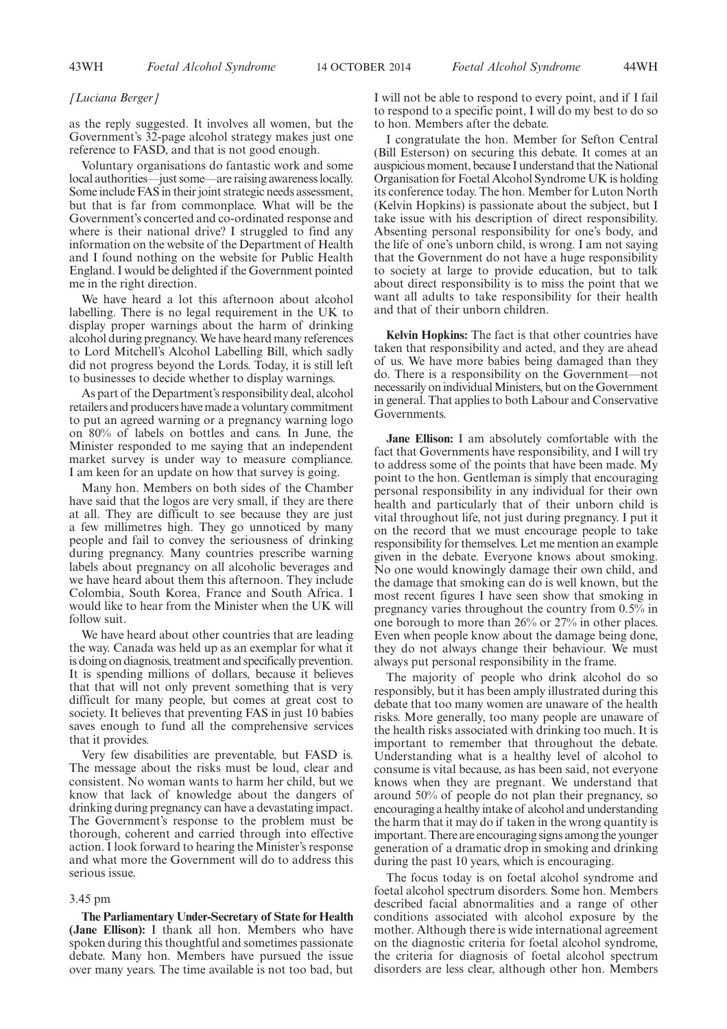*[Luciana Berger]*

as the reply suggested. It involves all women, but the Government's 32-page alcohol strategy makes just one reference to FASD, and that is not good enough.

Voluntary organisations do fantastic work and some local authorities—just some—are raising awareness locally. Some include FAS in their joint strategic needs assessment, but that is far from commonplace. What will be the Government's concerted and co-ordinated response and where is their national drive? I struggled to find any information on the website of the Department of Health and I found nothing on the website for Public Health England. I would be delighted if the Government pointed me in the right direction.

We have heard a lot this afternoon about alcohol labelling. There is no legal requirement in the UK to display proper warnings about the harm of drinking alcohol during pregnancy. We have heard many references to Lord Mitchell's Alcohol Labelling Bill, which sadly did not progress beyond the Lords. Today, it is still left to businesses to decide whether to display warnings.

As part of the Department's responsibility deal, alcohol retailers and producers have made a voluntary commitment to put an agreed warning or a pregnancy warning logo on 80% of labels on bottles and cans. In June, the Minister responded to me saying that an independent market survey is under way to measure compliance. I am keen for an update on how that survey is going.

Many hon. Members on both sides of the Chamber have said that the logos are very small, if they are there at all. They are difficult to see because they are just a few millimetres high. They go unnoticed by many people and fail to convey the seriousness of drinking during pregnancy. Many countries prescribe warning labels about pregnancy on all alcoholic beverages and we have heard about them this afternoon. They include Colombia, South Korea, France and South Africa. I would like to hear from the Minister when the UK will follow suit.

We have heard about other countries that are leading the way. Canada was held up as an exemplar for what it is doing on diagnosis, treatment and specifically prevention. It is spending millions of dollars, because it believes that that will not only prevent something that is very difficult for many people, but comes at great cost to society. It believes that preventing FAS in just 10 babies saves enough to fund all the comprehensive services that it provides.

Very few disabilities are preventable, but FASD is. The message about the risks must be loud, clear and consistent. No woman wants to harm her child, but we know that lack of knowledge about the dangers of drinking during pregnancy can have a devastating impact. The Government's response to the problem must be thorough, coherent and carried through into effective action. I look forward to hearing the Minister's response and what more the Government will do to address this serious issue.

3.45 pm

**The Parliamentary Under-Secretary of State for Health (Jane Ellison):** I thank all hon. Members who have spoken during this thoughtful and sometimes passionate debate. Many hon. Members have pursued the issue over many years. The time available is not too bad, but I will not be able to respond to every point, and if I fail to respond to a specific point, I will do my best to do so to hon. Members after the debate.

I congratulate the hon. Member for Sefton Central (Bill Esterson) on securing this debate. It comes at an auspicious moment, because I understand that the National Organisation for Foetal Alcohol Syndrome UK is holding its conference today. The hon. Member for Luton North (Kelvin Hopkins) is passionate about the subject, but I take issue with his description of direct responsibility. Absenting personal responsibility for one's body, and the life of one's unborn child, is wrong. I am not saying that the Government do not have a huge responsibility to society at large to provide education, but to talk about direct responsibility is to miss the point that we want all adults to take responsibility for their health and that of their unborn children.

**Kelvin Hopkins:** The fact is that other countries have taken that responsibility and acted, and they are ahead of us. We have more babies being damaged than they do. There is a responsibility on the Government—not necessarily on individual Ministers, but on the Government in general. That applies to both Labour and Conservative Governments.

**Jane Ellison:** I am absolutely comfortable with the fact that Governments have responsibility, and I will try to address some of the points that have been made. My point to the hon. Gentleman is simply that encouraging personal responsibility in any individual for their own health and particularly that of their unborn child is vital throughout life, not just during pregnancy. I put it on the record that we must encourage people to take responsibility for themselves. Let me mention an example given in the debate. Everyone knows about smoking. No one would knowingly damage their own child, and the damage that smoking can do is well known, but the most recent figures I have seen show that smoking in pregnancy varies throughout the country from 0.5% in one borough to more than 26% or 27% in other places. Even when people know about the damage being done, they do not always change their behaviour. We must always put personal responsibility in the frame.

The majority of people who drink alcohol do so responsibly, but it has been amply illustrated during this debate that too many women are unaware of the health risks. More generally, too many people are unaware of the health risks associated with drinking too much. It is important to remember that throughout the debate. Understanding what is a healthy level of alcohol to consume is vital because, as has been said, not everyone knows when they are pregnant. We understand that around 50% of people do not plan their pregnancy, so encouraging a healthy intake of alcohol and understanding the harm that it may do if taken in the wrong quantity is important. There are encouraging signs among the younger generation of a dramatic drop in smoking and drinking during the past 10 years, which is encouraging.

The focus today is on foetal alcohol syndrome and foetal alcohol spectrum disorders. Some hon. Members described facial abnormalities and a range of other conditions associated with alcohol exposure by the mother. Although there is wide international agreement on the diagnostic criteria for foetal alcohol syndrome, the criteria for diagnosis of foetal alcohol spectrum disorders are less clear, although other hon. Members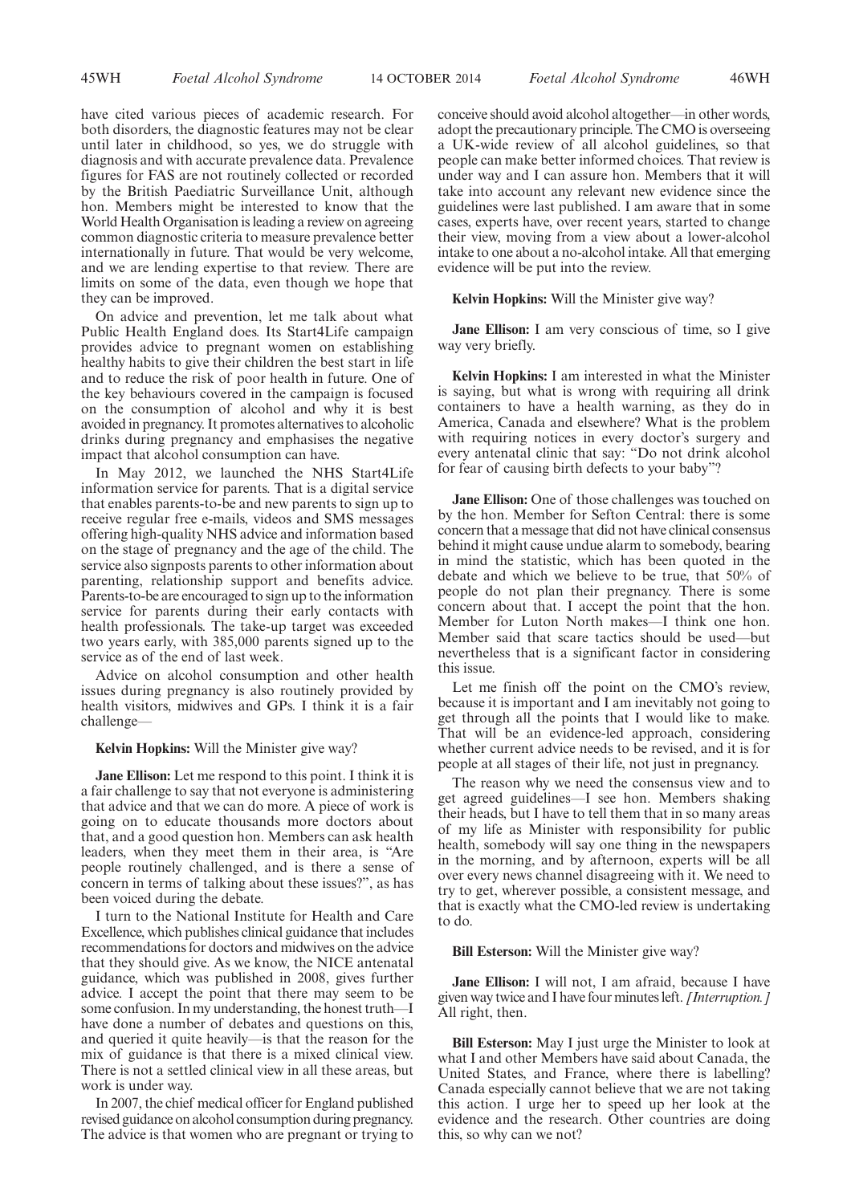have cited various pieces of academic research. For both disorders, the diagnostic features may not be clear until later in childhood, so yes, we do struggle with diagnosis and with accurate prevalence data. Prevalence figures for FAS are not routinely collected or recorded by the British Paediatric Surveillance Unit, although hon. Members might be interested to know that the World Health Organisation is leading a review on agreeing common diagnostic criteria to measure prevalence better internationally in future. That would be very welcome, and we are lending expertise to that review. There are limits on some of the data, even though we hope that they can be improved.

On advice and prevention, let me talk about what Public Health England does. Its Start4Life campaign provides advice to pregnant women on establishing healthy habits to give their children the best start in life and to reduce the risk of poor health in future. One of the key behaviours covered in the campaign is focused on the consumption of alcohol and why it is best avoided in pregnancy. It promotes alternatives to alcoholic drinks during pregnancy and emphasises the negative impact that alcohol consumption can have.

In May 2012, we launched the NHS Start4Life information service for parents. That is a digital service that enables parents-to-be and new parents to sign up to receive regular free e-mails, videos and SMS messages offering high-quality NHS advice and information based on the stage of pregnancy and the age of the child. The service also signposts parents to other information about parenting, relationship support and benefits advice. Parents-to-be are encouraged to sign up to the information service for parents during their early contacts with health professionals. The take-up target was exceeded two years early, with 385,000 parents signed up to the service as of the end of last week.

Advice on alcohol consumption and other health issues during pregnancy is also routinely provided by health visitors, midwives and GPs. I think it is a fair challenge—

**Kelvin Hopkins:** Will the Minister give way?

**Jane Ellison:** Let me respond to this point. I think it is a fair challenge to say that not everyone is administering that advice and that we can do more. A piece of work is going on to educate thousands more doctors about that, and a good question hon. Members can ask health leaders, when they meet them in their area, is "Are people routinely challenged, and is there a sense of concern in terms of talking about these issues?", as has been voiced during the debate.

I turn to the National Institute for Health and Care Excellence, which publishes clinical guidance that includes recommendations for doctors and midwives on the advice that they should give. As we know, the NICE antenatal guidance, which was published in 2008, gives further advice. I accept the point that there may seem to be some confusion. In my understanding, the honest truth—I have done a number of debates and questions on this, and queried it quite heavily—is that the reason for the mix of guidance is that there is a mixed clinical view. There is not a settled clinical view in all these areas, but work is under way.

In 2007, the chief medical officer for England published revised guidance on alcohol consumption during pregnancy. The advice is that women who are pregnant or trying to conceive should avoid alcohol altogether—in other words, adopt the precautionary principle. The CMO is overseeing a UK-wide review of all alcohol guidelines, so that people can make better informed choices. That review is under way and I can assure hon. Members that it will take into account any relevant new evidence since the guidelines were last published. I am aware that in some cases, experts have, over recent years, started to change their view, moving from a view about a lower-alcohol intake to one about a no-alcohol intake. All that emerging evidence will be put into the review.

**Kelvin Hopkins:** Will the Minister give way?

**Jane Ellison:** I am very conscious of time, so I give way very briefly.

**Kelvin Hopkins:** I am interested in what the Minister is saying, but what is wrong with requiring all drink containers to have a health warning, as they do in America, Canada and elsewhere? What is the problem with requiring notices in every doctor's surgery and every antenatal clinic that say: "Do not drink alcohol for fear of causing birth defects to your baby"?

**Jane Ellison:** One of those challenges was touched on by the hon. Member for Sefton Central: there is some concern that a message that did not have clinical consensus behind it might cause undue alarm to somebody, bearing in mind the statistic, which has been quoted in the debate and which we believe to be true, that 50% of people do not plan their pregnancy. There is some concern about that. I accept the point that the hon. Member for Luton North makes—I think one hon. Member said that scare tactics should be used—but nevertheless that is a significant factor in considering this issue.

Let me finish off the point on the CMO's review, because it is important and I am inevitably not going to get through all the points that I would like to make. That will be an evidence-led approach, considering whether current advice needs to be revised, and it is for people at all stages of their life, not just in pregnancy.

The reason why we need the consensus view and to get agreed guidelines—I see hon. Members shaking their heads, but I have to tell them that in so many areas of my life as Minister with responsibility for public health, somebody will say one thing in the newspapers in the morning, and by afternoon, experts will be all over every news channel disagreeing with it. We need to try to get, wherever possible, a consistent message, and that is exactly what the CMO-led review is undertaking to do.

**Bill Esterson:** Will the Minister give way?

**Jane Ellison:** I will not, I am afraid, because I have given way twice and I have four minutes left. *[Interruption.]* All right, then.

**Bill Esterson:** May I just urge the Minister to look at what I and other Members have said about Canada, the United States, and France, where there is labelling? Canada especially cannot believe that we are not taking this action. I urge her to speed up her look at the evidence and the research. Other countries are doing this, so why can we not?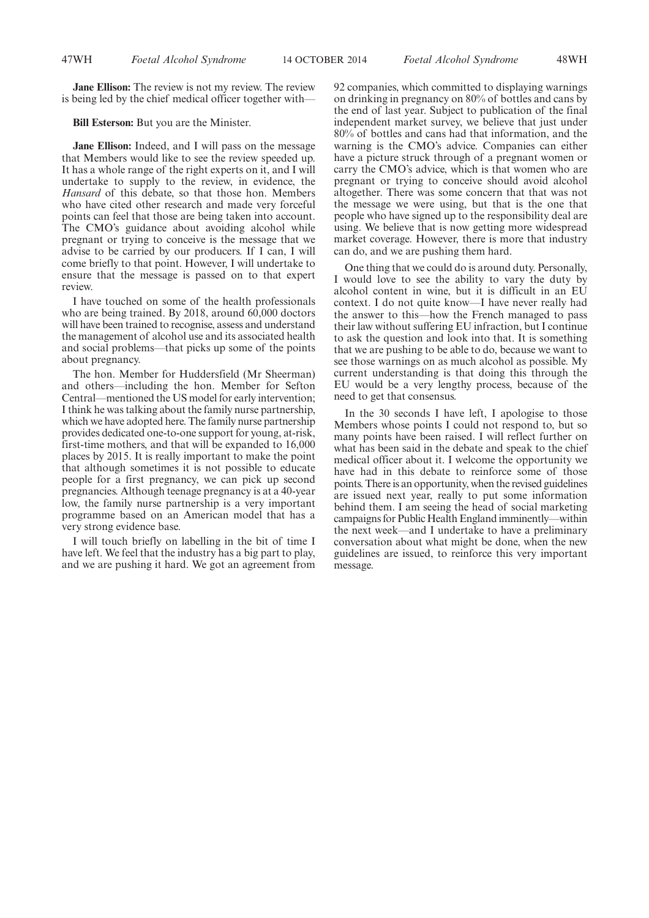**Jane Ellison:** The review is not my review. The review is being led by the chief medical officer together with—

**Bill Esterson:** But you are the Minister.

**Jane Ellison:** Indeed, and I will pass on the message that Members would like to see the review speeded up. It has a whole range of the right experts on it, and I will undertake to supply to the review, in evidence, the *Hansard* of this debate, so that those hon. Members who have cited other research and made very forceful points can feel that those are being taken into account. The CMO's guidance about avoiding alcohol while pregnant or trying to conceive is the message that we advise to be carried by our producers. If I can, I will come briefly to that point. However, I will undertake to ensure that the message is passed on to that expert review.

I have touched on some of the health professionals who are being trained. By 2018, around 60,000 doctors will have been trained to recognise, assess and understand the management of alcohol use and its associated health and social problems—that picks up some of the points about pregnancy.

The hon. Member for Huddersfield (Mr Sheerman) and others—including the hon. Member for Sefton Central—mentioned the US model for early intervention; I think he was talking about the family nurse partnership, which we have adopted here. The family nurse partnership provides dedicated one-to-one support for young, at-risk, first-time mothers, and that will be expanded to 16,000 places by 2015. It is really important to make the point that although sometimes it is not possible to educate people for a first pregnancy, we can pick up second pregnancies. Although teenage pregnancy is at a 40-year low, the family nurse partnership is a very important programme based on an American model that has a very strong evidence base.

I will touch briefly on labelling in the bit of time I have left. We feel that the industry has a big part to play, and we are pushing it hard. We got an agreement from 92 companies, which committed to displaying warnings on drinking in pregnancy on 80% of bottles and cans by the end of last year. Subject to publication of the final independent market survey, we believe that just under 80% of bottles and cans had that information, and the warning is the CMO's advice. Companies can either have a picture struck through of a pregnant women or carry the CMO's advice, which is that women who are pregnant or trying to conceive should avoid alcohol altogether. There was some concern that that was not the message we were using, but that is the one that people who have signed up to the responsibility deal are using. We believe that is now getting more widespread market coverage. However, there is more that industry can do, and we are pushing them hard.

One thing that we could do is around duty. Personally, I would love to see the ability to vary the duty by alcohol content in wine, but it is difficult in an EU context. I do not quite know—I have never really had the answer to this—how the French managed to pass their law without suffering EU infraction, but I continue to ask the question and look into that. It is something that we are pushing to be able to do, because we want to see those warnings on as much alcohol as possible. My current understanding is that doing this through the EU would be a very lengthy process, because of the need to get that consensus.

In the 30 seconds I have left, I apologise to those Members whose points I could not respond to, but so many points have been raised. I will reflect further on what has been said in the debate and speak to the chief medical officer about it. I welcome the opportunity we have had in this debate to reinforce some of those points. There is an opportunity, when the revised guidelines are issued next year, really to put some information behind them. I am seeing the head of social marketing campaigns for Public Health England imminently—within the next week—and I undertake to have a preliminary conversation about what might be done, when the new guidelines are issued, to reinforce this very important message.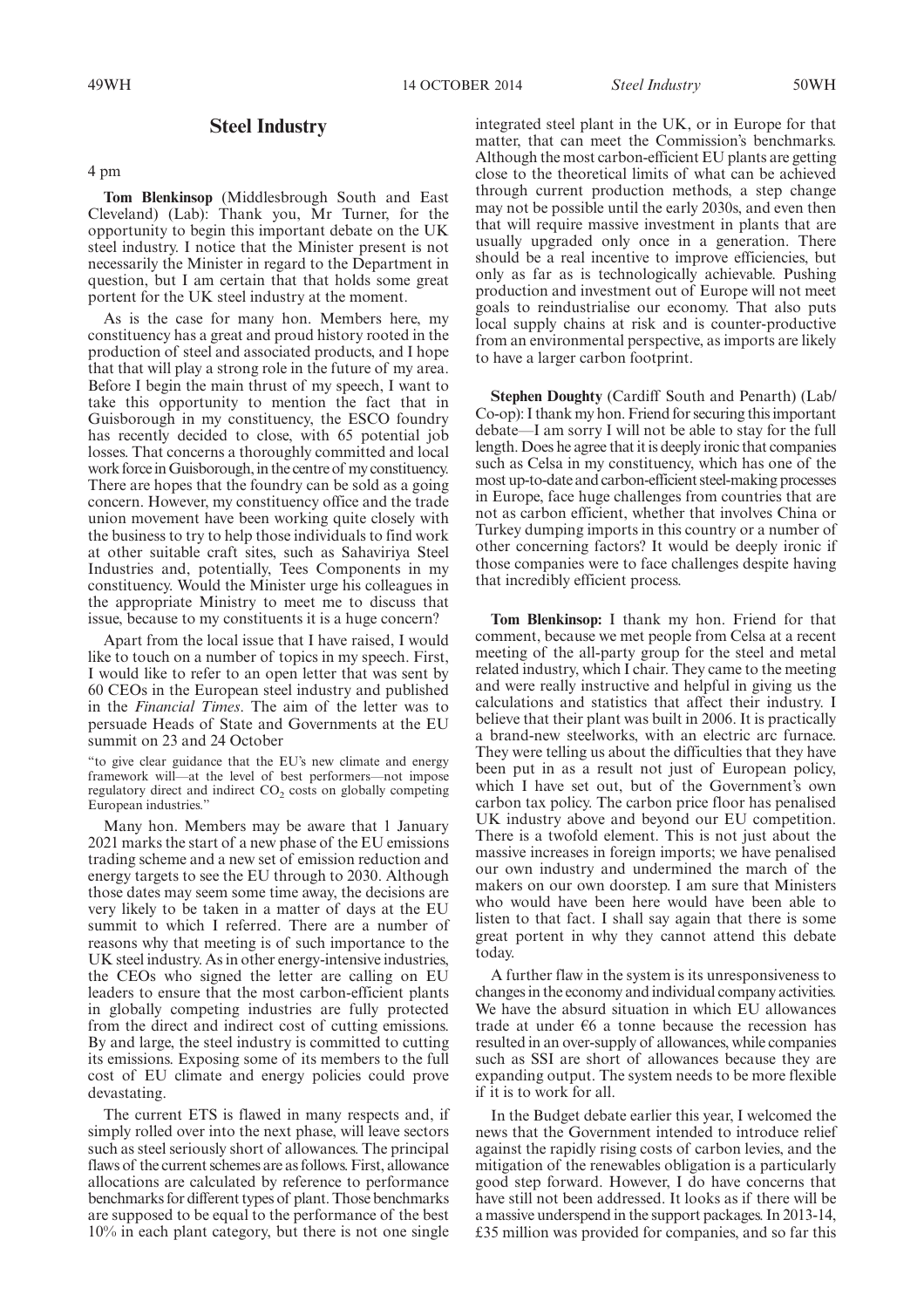## Steel Industry

4 pm

**Tom Blenkinsop** (Middlesbrough South and East Cleveland) (Lab): Thank you, Mr Turner, for the opportunity to begin this important debate on the UK steel industry. I notice that the Minister present is not necessarily the Minister in regard to the Department in question, but I am certain that that holds some great portent for the UK steel industry at the moment.

As is the case for many hon. Members here, my constituency has a great and proud history rooted in the production of steel and associated products, and I hope that that will play a strong role in the future of my area. Before I begin the main thrust of my speech, I want to take this opportunity to mention the fact that in Guisborough in my constituency, the ESCO foundry has recently decided to close, with 65 potential job losses. That concerns a thoroughly committed and local work force in Guisborough, in the centre of my constituency. There are hopes that the foundry can be sold as a going concern. However, my constituency office and the trade union movement have been working quite closely with the business to try to help those individuals to find work at other suitable craft sites, such as Sahaviriya Steel Industries and, potentially, Tees Components in my constituency. Would the Minister urge his colleagues in the appropriate Ministry to meet me to discuss that issue, because to my constituents it is a huge concern?

Apart from the local issue that I have raised, I would like to touch on a number of topics in my speech. First, I would like to refer to an open letter that was sent by 60 CEOs in the European steel industry and published in the *Financial Times*. The aim of the letter was to persuade Heads of State and Governments at the EU summit on 23 and 24 October

"to give clear guidance that the EU's new climate and energy framework will—at the level of best performers—not impose regulatory direct and indirect $CO_2$ costs on globally competing European industries."

Many hon. Members may be aware that 1 January 2021 marks the start of a new phase of the EU emissions trading scheme and a new set of emission reduction and energy targets to see the EU through to 2030. Although those dates may seem some time away, the decisions are very likely to be taken in a matter of days at the EU summit to which I referred. There are a number of reasons why that meeting is of such importance to the UK steel industry. As in other energy-intensive industries, the CEOs who signed the letter are calling on EU leaders to ensure that the most carbon-efficient plants in globally competing industries are fully protected from the direct and indirect cost of cutting emissions. By and large, the steel industry is committed to cutting its emissions. Exposing some of its members to the full cost of EU climate and energy policies could prove devastating.

The current ETS is flawed in many respects and, if simply rolled over into the next phase, will leave sectors such as steel seriously short of allowances. The principal flaws of the current schemes are as follows. First, allowance allocations are calculated by reference to performance benchmarks for different types of plant. Those benchmarks are supposed to be equal to the performance of the best 10% in each plant category, but there is not one single integrated steel plant in the UK, or in Europe for that matter, that can meet the Commission's benchmarks. Although the most carbon-efficient EU plants are getting close to the theoretical limits of what can be achieved through current production methods, a step change may not be possible until the early 2030s, and even then that will require massive investment in plants that are usually upgraded only once in a generation. There should be a real incentive to improve efficiencies, but only as far as is technologically achievable. Pushing production and investment out of Europe will not meet goals to reindustrialise our economy. That also puts local supply chains at risk and is counter-productive from an environmental perspective, as imports are likely to have a larger carbon footprint.

**Stephen Doughty** (Cardiff South and Penarth) (Lab/Co-op): I thank my hon. Friend for securing this important debate—I am sorry I will not be able to stay for the full length. Does he agree that it is deeply ironic that companies such as Celsa in my constituency, which has one of the most up-to-date and carbon-efficient steel-making processes in Europe, face huge challenges from countries that are not as carbon efficient, whether that involves China or Turkey dumping imports in this country or a number of other concerning factors? It would be deeply ironic if those companies were to face challenges despite having that incredibly efficient process.

**Tom Blenkinsop:** I thank my hon. Friend for that comment, because we met people from Celsa at a recent meeting of the all-party group for the steel and metal related industry, which I chair. They came to the meeting and were really instructive and helpful in giving us the calculations and statistics that affect their industry. I believe that their plant was built in 2006. It is practically a brand-new steelworks, with an electric arc furnace. They were telling us about the difficulties that they have been put in as a result not just of European policy, which I have set out, but of the Government's own carbon tax policy. The carbon price floor has penalised UK industry above and beyond our EU competition. There is a twofold element. This is not just about the massive increases in foreign imports; we have penalised our own industry and undermined the march of the makers on our own doorstep. I am sure that Ministers who would have been here would have been able to listen to that fact. I shall say again that there is some great portent in why they cannot attend this debate today.

A further flaw in the system is its unresponsiveness to changes in the economy and individual company activities. We have the absurd situation in which EU allowances trade at under €6 a tonne because the recession has resulted in an over-supply of allowances, while companies such as SSI are short of allowances because they are expanding output. The system needs to be more flexible if it is to work for all.

In the Budget debate earlier this year, I welcomed the news that the Government intended to introduce relief against the rapidly rising costs of carbon levies, and the mitigation of the renewables obligation is a particularly good step forward. However, I do have concerns that have still not been addressed. It looks as if there will be a massive underspend in the support packages. In 2013-14, £35 million was provided for companies, and so far this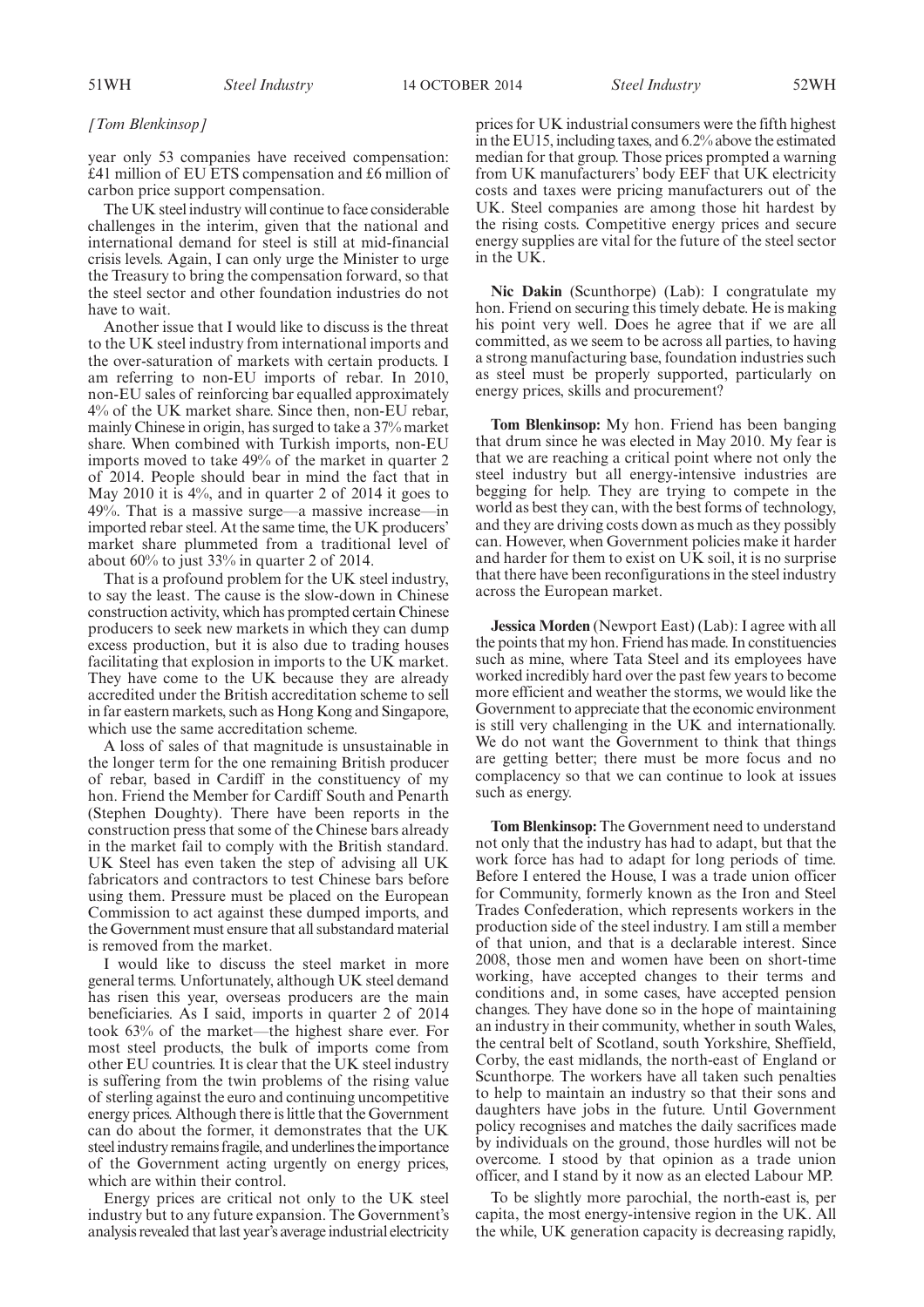*[Tom Blenkinsop]*

year only 53 companies have received compensation: £41 million of EU ETS compensation and £6 million of carbon price support compensation.

The UK steel industry will continue to face considerable challenges in the interim, given that the national and international demand for steel is still at mid-financial crisis levels. Again, I can only urge the Minister to urge the Treasury to bring the compensation forward, so that the steel sector and other foundation industries do not have to wait.

Another issue that I would like to discuss is the threat to the UK steel industry from international imports and the over-saturation of markets with certain products. I am referring to non-EU imports of rebar. In 2010, non-EU sales of reinforcing bar equalled approximately 4% of the UK market share. Since then, non-EU rebar, mainly Chinese in origin, has surged to take a 37% market share. When combined with Turkish imports, non-EU imports moved to take 49% of the market in quarter 2 of 2014. People should bear in mind the fact that in May 2010 it is 4%, and in quarter 2 of 2014 it goes to 49%. That is a massive surge—a massive increase—in imported rebar steel. At the same time, the UK producers' market share plummeted from a traditional level of about 60% to just 33% in quarter 2 of 2014.

That is a profound problem for the UK steel industry, to say the least. The cause is the slow-down in Chinese construction activity, which has prompted certain Chinese producers to seek new markets in which they can dump excess production, but it is also due to trading houses facilitating that explosion in imports to the UK market. They have come to the UK because they are already accredited under the British accreditation scheme to sell in far eastern markets, such as Hong Kong and Singapore, which use the same accreditation scheme.

A loss of sales of that magnitude is unsustainable in the longer term for the one remaining British producer of rebar, based in Cardiff in the constituency of my hon. Friend the Member for Cardiff South and Penarth (Stephen Doughty). There have been reports in the construction press that some of the Chinese bars already in the market fail to comply with the British standard. UK Steel has even taken the step of advising all UK fabricators and contractors to test Chinese bars before using them. Pressure must be placed on the European Commission to act against these dumped imports, and the Government must ensure that all substandard material is removed from the market.

I would like to discuss the steel market in more general terms. Unfortunately, although UK steel demand has risen this year, overseas producers are the main beneficiaries. As I said, imports in quarter 2 of 2014 took 63% of the market—the highest share ever. For most steel products, the bulk of imports come from other EU countries. It is clear that the UK steel industry is suffering from the twin problems of the rising value of sterling against the euro and continuing uncompetitive energy prices. Although there is little that the Government can do about the former, it demonstrates that the UK steel industry remains fragile, and underlines the importance of the Government acting urgently on energy prices, which are within their control.

Energy prices are critical not only to the UK steel industry but to any future expansion. The Government's analysis revealed that last year's average industrial electricity prices for UK industrial consumers were the fifth highest in the EU15, including taxes, and 6.2% above the estimated median for that group. Those prices prompted a warning from UK manufacturers' body EEF that UK electricity costs and taxes were pricing manufacturers out of the UK. Steel companies are among those hit hardest by the rising costs. Competitive energy prices and secure energy supplies are vital for the future of the steel sector in the UK.

**Nic Dakin** (Scunthorpe) (Lab): I congratulate my hon. Friend on securing this timely debate. He is making his point very well. Does he agree that if we are all committed, as we seem to be across all parties, to having a strong manufacturing base, foundation industries such as steel must be properly supported, particularly on energy prices, skills and procurement?

**Tom Blenkinsop:** My hon. Friend has been banging that drum since he was elected in May 2010. My fear is that we are reaching a critical point where not only the steel industry but all energy-intensive industries are begging for help. They are trying to compete in the world as best they can, with the best forms of technology, and they are driving costs down as much as they possibly can. However, when Government policies make it harder and harder for them to exist on UK soil, it is no surprise that there have been reconfigurations in the steel industry across the European market.

**Jessica Morden** (Newport East) (Lab): I agree with all the points that my hon. Friend has made. In constituencies such as mine, where Tata Steel and its employees have worked incredibly hard over the past few years to become more efficient and weather the storms, we would like the Government to appreciate that the economic environment is still very challenging in the UK and internationally. We do not want the Government to think that things are getting better; there must be more focus and no complacency so that we can continue to look at issues such as energy.

**Tom Blenkinsop:** The Government need to understand not only that the industry has had to adapt, but that the work force has had to adapt for long periods of time. Before I entered the House, I was a trade union officer for Community, formerly known as the Iron and Steel Trades Confederation, which represents workers in the production side of the steel industry. I am still a member of that union, and that is a declarable interest. Since 2008, those men and women have been on short-time working, have accepted changes to their terms and conditions and, in some cases, have accepted pension changes. They have done so in the hope of maintaining an industry in their community, whether in south Wales, the central belt of Scotland, south Yorkshire, Sheffield, Corby, the east midlands, the north-east of England or Scunthorpe. The workers have all taken such penalties to help to maintain an industry so that their sons and daughters have jobs in the future. Until Government policy recognises and matches the daily sacrifices made by individuals on the ground, those hurdles will not be overcome. I stood by that opinion as a trade union officer, and I stand by it now as an elected Labour MP.

To be slightly more parochial, the north-east is, per capita, the most energy-intensive region in the UK. All the while, UK generation capacity is decreasing rapidly,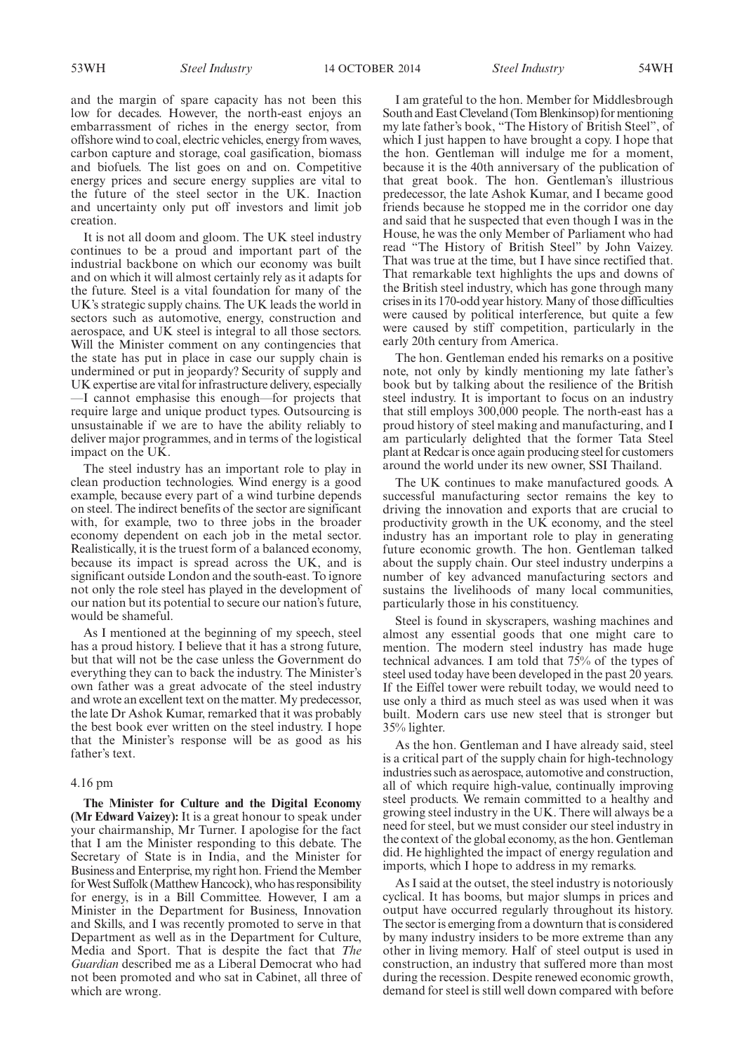and the margin of spare capacity has not been this low for decades. However, the north-east enjoys an embarrassment of riches in the energy sector, from offshore wind to coal, electric vehicles, energy from waves, carbon capture and storage, coal gasification, biomass and biofuels. The list goes on and on. Competitive energy prices and secure energy supplies are vital to the future of the steel sector in the UK. Inaction and uncertainty only put off investors and limit job creation.

It is not all doom and gloom. The UK steel industry continues to be a proud and important part of the industrial backbone on which our economy was built and on which it will almost certainly rely as it adapts for the future. Steel is a vital foundation for many of the UK's strategic supply chains. The UK leads the world in sectors such as automotive, energy, construction and aerospace, and UK steel is integral to all those sectors. Will the Minister comment on any contingencies that the state has put in place in case our supply chain is undermined or put in jeopardy? Security of supply and UK expertise are vital for infrastructure delivery, especially —I cannot emphasise this enough—for projects that require large and unique product types. Outsourcing is unsustainable if we are to have the ability reliably to deliver major programmes, and in terms of the logistical impact on the UK.

The steel industry has an important role to play in clean production technologies. Wind energy is a good example, because every part of a wind turbine depends on steel. The indirect benefits of the sector are significant with, for example, two to three jobs in the broader economy dependent on each job in the metal sector. Realistically, it is the truest form of a balanced economy, because its impact is spread across the UK, and is significant outside London and the south-east. To ignore not only the role steel has played in the development of our nation but its potential to secure our nation's future, would be shameful.

As I mentioned at the beginning of my speech, steel has a proud history. I believe that it has a strong future, but that will not be the case unless the Government do everything they can to back the industry. The Minister's own father was a great advocate of the steel industry and wrote an excellent text on the matter. My predecessor, the late Dr Ashok Kumar, remarked that it was probably the best book ever written on the steel industry. I hope that the Minister's response will be as good as his father's text.

4.16 pm

**The Minister for Culture and the Digital Economy (Mr Edward Vaizey):** It is a great honour to speak under your chairmanship, Mr Turner. I apologise for the fact that I am the Minister responding to this debate. The Secretary of State is in India, and the Minister for Business and Enterprise, my right hon. Friend the Member for West Suffolk (Matthew Hancock), who has responsibility for energy, is in a Bill Committee. However, I am a Minister in the Department for Business, Innovation and Skills, and I was recently promoted to serve in that Department as well as in the Department for Culture, Media and Sport. That is despite the fact that *The Guardian* described me as a Liberal Democrat who had not been promoted and who sat in Cabinet, all three of which are wrong.

I am grateful to the hon. Member for Middlesbrough South and East Cleveland (Tom Blenkinsop) for mentioning my late father's book, "The History of British Steel", of which I just happen to have brought a copy. I hope that the hon. Gentleman will indulge me for a moment, because it is the 40th anniversary of the publication of that great book. The hon. Gentleman's illustrious predecessor, the late Ashok Kumar, and I became good friends because he stopped me in the corridor one day and said that he suspected that even though I was in the House, he was the only Member of Parliament who had read "The History of British Steel" by John Vaizey. That was true at the time, but I have since rectified that. That remarkable text highlights the ups and downs of the British steel industry, which has gone through many crises in its 170-odd year history. Many of those difficulties were caused by political interference, but quite a few were caused by stiff competition, particularly in the early 20th century from America.

The hon. Gentleman ended his remarks on a positive note, not only by kindly mentioning my late father's book but by talking about the resilience of the British steel industry. It is important to focus on an industry that still employs 300,000 people. The north-east has a proud history of steel making and manufacturing, and I am particularly delighted that the former Tata Steel plant at Redcar is once again producing steel for customers around the world under its new owner, SSI Thailand.

The UK continues to make manufactured goods. A successful manufacturing sector remains the key to driving the innovation and exports that are crucial to productivity growth in the UK economy, and the steel industry has an important role to play in generating future economic growth. The hon. Gentleman talked about the supply chain. Our steel industry underpins a number of key advanced manufacturing sectors and sustains the livelihoods of many local communities, particularly those in his constituency.

Steel is found in skyscrapers, washing machines and almost any essential goods that one might care to mention. The modern steel industry has made huge technical advances. I am told that 75% of the types of steel used today have been developed in the past 20 years. If the Eiffel tower were rebuilt today, we would need to use only a third as much steel as was used when it was built. Modern cars use new steel that is stronger but 35% lighter.

As the hon. Gentleman and I have already said, steel is a critical part of the supply chain for high-technology industries such as aerospace, automotive and construction, all of which require high-value, continually improving steel products. We remain committed to a healthy and growing steel industry in the UK. There will always be a need for steel, but we must consider our steel industry in the context of the global economy, as the hon. Gentleman did. He highlighted the impact of energy regulation and imports, which I hope to address in my remarks.

As I said at the outset, the steel industry is notoriously cyclical. It has booms, but major slumps in prices and output have occurred regularly throughout its history. The sector is emerging from a downturn that is considered by many industry insiders to be more extreme than any other in living memory. Half of steel output is used in construction, an industry that suffered more than most during the recession. Despite renewed economic growth, demand for steel is still well down compared with before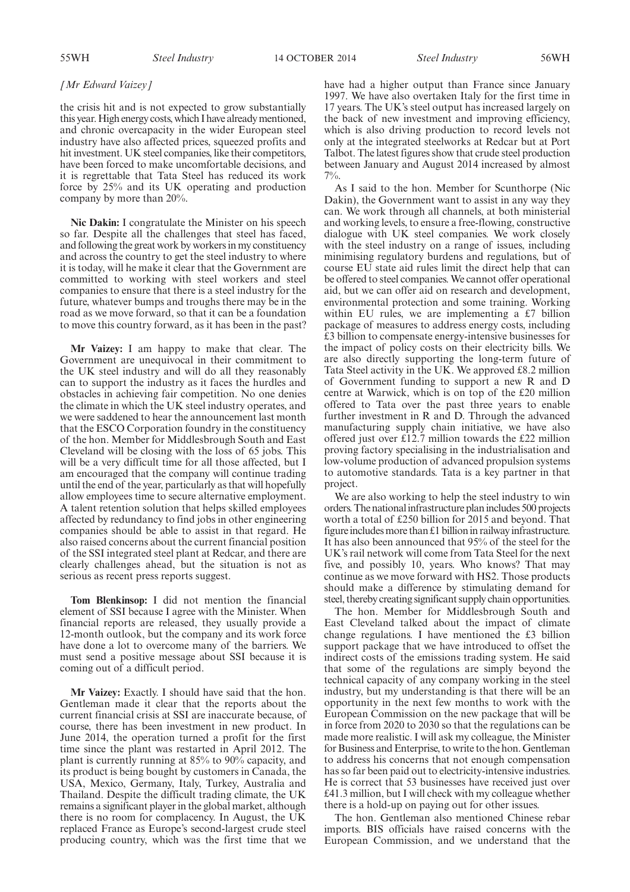*[Mr Edward Vaizey]*

the crisis hit and is not expected to grow substantially this year. High energy costs, which I have already mentioned, and chronic overcapacity in the wider European steel industry have also affected prices, squeezed profits and hit investment. UK steel companies, like their competitors, have been forced to make uncomfortable decisions, and it is regrettable that Tata Steel has reduced its work force by 25% and its UK operating and production company by more than 20%.

**Nic Dakin:** I congratulate the Minister on his speech so far. Despite all the challenges that steel has faced, and following the great work by workers in my constituency and across the country to get the steel industry to where it is today, will he make it clear that the Government are committed to working with steel workers and steel companies to ensure that there is a steel industry for the future, whatever bumps and troughs there may be in the road as we move forward, so that it can be a foundation to move this country forward, as it has been in the past?

**Mr Vaizey:** I am happy to make that clear. The Government are unequivocal in their commitment to the UK steel industry and will do all they reasonably can to support the industry as it faces the hurdles and obstacles in achieving fair competition. No one denies the climate in which the UK steel industry operates, and we were saddened to hear the announcement last month that the ESCO Corporation foundry in the constituency of the hon. Member for Middlesbrough South and East Cleveland will be closing with the loss of 65 jobs. This will be a very difficult time for all those affected, but I am encouraged that the company will continue trading until the end of the year, particularly as that will hopefully allow employees time to secure alternative employment. A talent retention solution that helps skilled employees affected by redundancy to find jobs in other engineering companies should be able to assist in that regard. He also raised concerns about the current financial position of the SSI integrated steel plant at Redcar, and there are clearly challenges ahead, but the situation is not as serious as recent press reports suggest.

**Tom Blenkinsop:** I did not mention the financial element of SSI because I agree with the Minister. When financial reports are released, they usually provide a 12-month outlook, but the company and its work force have done a lot to overcome many of the barriers. We must send a positive message about SSI because it is coming out of a difficult period.

**Mr Vaizey:** Exactly. I should have said that the hon. Gentleman made it clear that the reports about the current financial crisis at SSI are inaccurate because, of course, there has been investment in new product. In June 2014, the operation turned a profit for the first time since the plant was restarted in April 2012. The plant is currently running at 85% to 90% capacity, and its product is being bought by customers in Canada, the USA, Mexico, Germany, Italy, Turkey, Australia and Thailand. Despite the difficult trading climate, the UK remains a significant player in the global market, although there is no room for complacency. In August, the UK replaced France as Europe's second-largest crude steel producing country, which was the first time that we have had a higher output than France since January 1997. We have also overtaken Italy for the first time in 17 years. The UK's steel output has increased largely on the back of new investment and improving efficiency, which is also driving production to record levels not only at the integrated steelworks at Redcar but at Port Talbot. The latest figures show that crude steel production between January and August 2014 increased by almost 7%.

As I said to the hon. Member for Scunthorpe (Nic Dakin), the Government want to assist in any way they can. We work through all channels, at both ministerial and working levels, to ensure a free-flowing, constructive dialogue with UK steel companies. We work closely with the steel industry on a range of issues, including minimising regulatory burdens and regulations, but of course EU state aid rules limit the direct help that can be offered to steel companies. We cannot offer operational aid, but we can offer aid on research and development, environmental protection and some training. Working within EU rules, we are implementing a £7 billion package of measures to address energy costs, including £3 billion to compensate energy-intensive businesses for the impact of policy costs on their electricity bills. We are also directly supporting the long-term future of Tata Steel activity in the UK. We approved £8.2 million of Government funding to support a new R and D centre at Warwick, which is on top of the £20 million offered to Tata over the past three years to enable further investment in R and D. Through the advanced manufacturing supply chain initiative, we have also offered just over £12.7 million towards the £22 million proving factory specialising in the industrialisation and low-volume production of advanced propulsion systems to automotive standards. Tata is a key partner in that project.

We are also working to help the steel industry to win orders. The national infrastructure plan includes 500 projects worth a total of £250 billion for 2015 and beyond. That figure includes more than £1 billion in railway infrastructure. It has also been announced that 95% of the steel for the UK's rail network will come from Tata Steel for the next five, and possibly 10, years. Who knows? That may continue as we move forward with HS2. Those products should make a difference by stimulating demand for steel, thereby creating significant supply chain opportunities.

The hon. Member for Middlesbrough South and East Cleveland talked about the impact of climate change regulations. I have mentioned the £3 billion support package that we have introduced to offset the indirect costs of the emissions trading system. He said that some of the regulations are simply beyond the technical capacity of any company working in the steel industry, but my understanding is that there will be an opportunity in the next few months to work with the European Commission on the new package that will be in force from 2020 to 2030 so that the regulations can be made more realistic. I will ask my colleague, the Minister for Business and Enterprise, to write to the hon. Gentleman to address his concerns that not enough compensation has so far been paid out to electricity-intensive industries. He is correct that 53 businesses have received just over £41.3 million, but I will check with my colleague whether there is a hold-up on paying out for other issues.

The hon. Gentleman also mentioned Chinese rebar imports. BIS officials have raised concerns with the European Commission, and we understand that the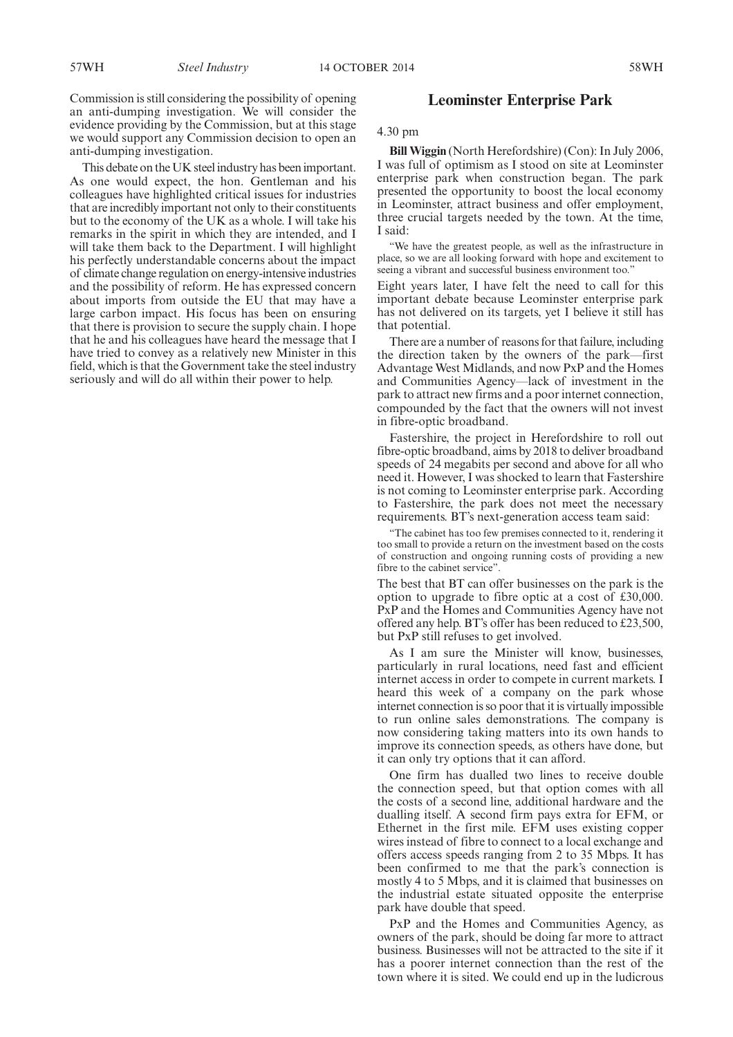Commission is still considering the possibility of opening an anti-dumping investigation. We will consider the evidence providing by the Commission, but at this stage we would support any Commission decision to open an anti-dumping investigation.

This debate on the UK steel industry has been important. As one would expect, the hon. Gentleman and his colleagues have highlighted critical issues for industries that are incredibly important not only to their constituents but to the economy of the UK as a whole. I will take his remarks in the spirit in which they are intended, and I will take them back to the Department. I will highlight his perfectly understandable concerns about the impact of climate change regulation on energy-intensive industries and the possibility of reform. He has expressed concern about imports from outside the EU that may have a large carbon impact. His focus has been on ensuring that there is provision to secure the supply chain. I hope that he and his colleagues have heard the message that I have tried to convey as a relatively new Minister in this field, which is that the Government take the steel industry seriously and will do all within their power to help.

## Leominster Enterprise Park

4.30 pm

**Bill Wiggin** (North Herefordshire) (Con): In July 2006, I was full of optimism as I stood on site at Leominster enterprise park when construction began. The park presented the opportunity to boost the local economy in Leominster, attract business and offer employment, three crucial targets needed by the town. At the time, I said:

> "We have the greatest people, as well as the infrastructure in place, so we are all looking forward with hope and excitement to seeing a vibrant and successful business environment too."

Eight years later, I have felt the need to call for this important debate because Leominster enterprise park has not delivered on its targets, yet I believe it still has that potential.

There are a number of reasons for that failure, including the direction taken by the owners of the park—first Advantage West Midlands, and now PxP and the Homes and Communities Agency—lack of investment in the park to attract new firms and a poor internet connection, compounded by the fact that the owners will not invest in fibre-optic broadband.

Fastershire, the project in Herefordshire to roll out fibre-optic broadband, aims by 2018 to deliver broadband speeds of 24 megabits per second and above for all who need it. However, I was shocked to learn that Fastershire is not coming to Leominster enterprise park. According to Fastershire, the park does not meet the necessary requirements. BT's next-generation access team said:

> "The cabinet has too few premises connected to it, rendering it too small to provide a return on the investment based on the costs of construction and ongoing running costs of providing a new fibre to the cabinet service".

The best that BT can offer businesses on the park is the option to upgrade to fibre optic at a cost of £30,000. PxP and the Homes and Communities Agency have not offered any help. BT's offer has been reduced to £23,500, but PxP still refuses to get involved.

As I am sure the Minister will know, businesses, particularly in rural locations, need fast and efficient internet access in order to compete in current markets. I heard this week of a company on the park whose internet connection is so poor that it is virtually impossible to run online sales demonstrations. The company is now considering taking matters into its own hands to improve its connection speeds, as others have done, but it can only try options that it can afford.

One firm has dualled two lines to receive double the connection speed, but that option comes with all the costs of a second line, additional hardware and the dualling itself. A second firm pays extra for EFM, or Ethernet in the first mile. EFM uses existing copper wires instead of fibre to connect to a local exchange and offers access speeds ranging from 2 to 35 Mbps. It has been confirmed to me that the park's connection is mostly 4 to 5 Mbps, and it is claimed that businesses on the industrial estate situated opposite the enterprise park have double that speed.

PxP and the Homes and Communities Agency, as owners of the park, should be doing far more to attract business. Businesses will not be attracted to the site if it has a poorer internet connection than the rest of the town where it is sited. We could end up in the ludicrous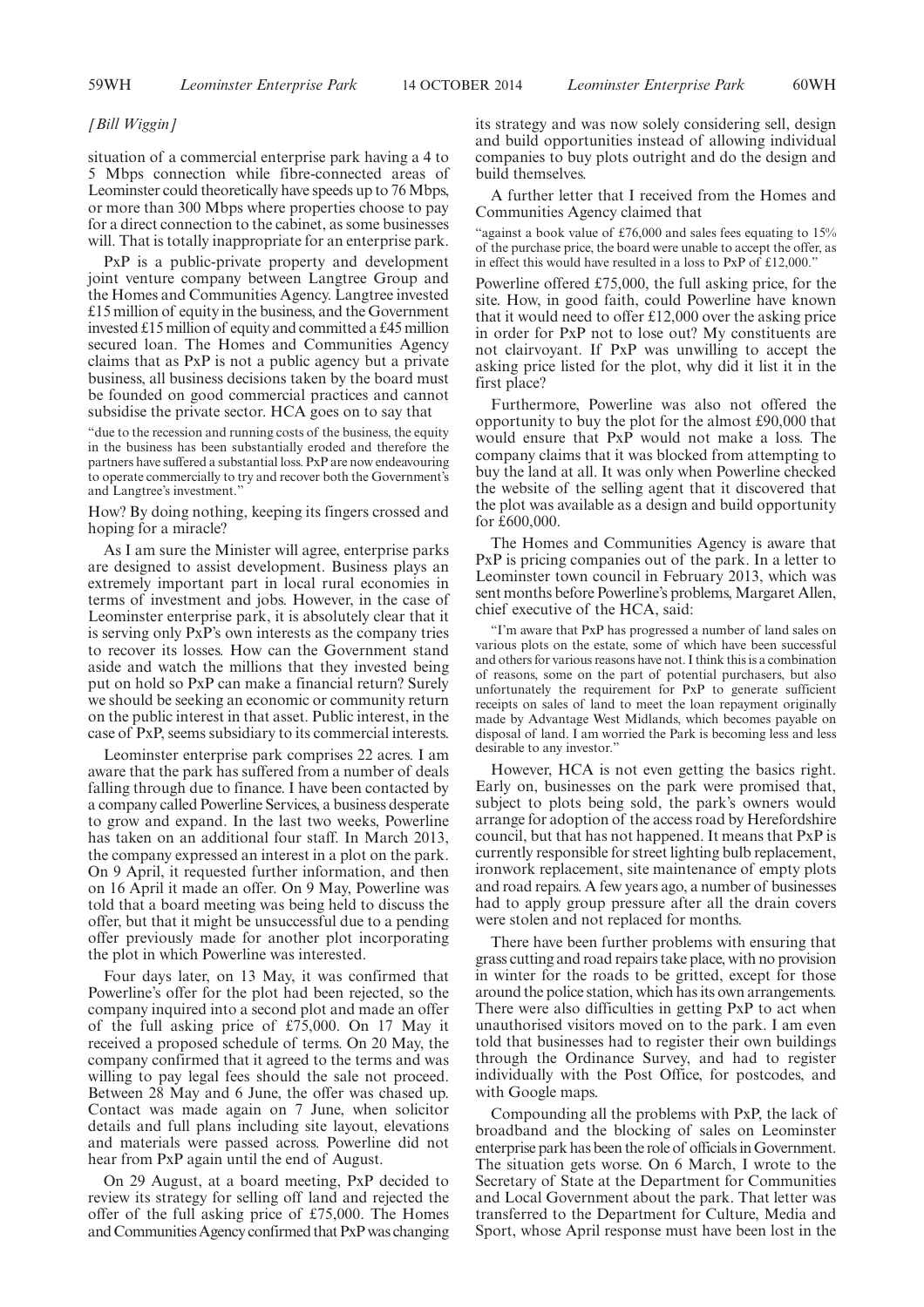*[Bill Wiggin]*

situation of a commercial enterprise park having a 4 to 5 Mbps connection while fibre-connected areas of Leominster could theoretically have speeds up to 76 Mbps, or more than 300 Mbps where properties choose to pay for a direct connection to the cabinet, as some businesses will. That is totally inappropriate for an enterprise park.

PxP is a public-private property and development joint venture company between Langtree Group and the Homes and Communities Agency. Langtree invested £15 million of equity in the business, and the Government invested £15 million of equity and committed a £45 million secured loan. The Homes and Communities Agency claims that as PxP is not a public agency but a private business, all business decisions taken by the board must be founded on good commercial practices and cannot subsidise the private sector. HCA goes on to say that

"due to the recession and running costs of the business, the equity in the business has been substantially eroded and therefore the partners have suffered a substantial loss. PxP are now endeavouring to operate commercially to try and recover both the Government's and Langtree's investment."

How? By doing nothing, keeping its fingers crossed and hoping for a miracle?

As I am sure the Minister will agree, enterprise parks are designed to assist development. Business plays an extremely important part in local rural economies in terms of investment and jobs. However, in the case of Leominster enterprise park, it is absolutely clear that it is serving only PxP's own interests as the company tries to recover its losses. How can the Government stand aside and watch the millions that they invested being put on hold so PxP can make a financial return? Surely we should be seeking an economic or community return on the public interest in that asset. Public interest, in the case of PxP, seems subsidiary to its commercial interests.

Leominster enterprise park comprises 22 acres. I am aware that the park has suffered from a number of deals falling through due to finance. I have been contacted by a company called Powerline Services, a business desperate to grow and expand. In the last two weeks, Powerline has taken on an additional four staff. In March 2013, the company expressed an interest in a plot on the park. On 9 April, it requested further information, and then on 16 April it made an offer. On 9 May, Powerline was told that a board meeting was being held to discuss the offer, but that it might be unsuccessful due to a pending offer previously made for another plot incorporating the plot in which Powerline was interested.

Four days later, on 13 May, it was confirmed that Powerline's offer for the plot had been rejected, so the company inquired into a second plot and made an offer of the full asking price of £75,000. On 17 May it received a proposed schedule of terms. On 20 May, the company confirmed that it agreed to the terms and was willing to pay legal fees should the sale not proceed. Between 28 May and 6 June, the offer was chased up. Contact was made again on 7 June, when solicitor details and full plans including site layout, elevations and materials were passed across. Powerline did not hear from PxP again until the end of August.

On 29 August, at a board meeting, PxP decided to review its strategy for selling off land and rejected the offer of the full asking price of £75,000. The Homes and Communities Agency confirmed that PxP was changing its strategy and was now solely considering sell, design and build opportunities instead of allowing individual companies to buy plots outright and do the design and build themselves.

A further letter that I received from the Homes and Communities Agency claimed that

"against a book value of £76,000 and sales fees equating to 15% of the purchase price, the board were unable to accept the offer, as in effect this would have resulted in a loss to PxP of £12,000."

Powerline offered £75,000, the full asking price, for the site. How, in good faith, could Powerline have known that it would need to offer £12,000 over the asking price in order for PxP not to lose out? My constituents are not clairvoyant. If PxP was unwilling to accept the asking price listed for the plot, why did it list it in the first place?

Furthermore, Powerline was also not offered the opportunity to buy the plot for the almost £90,000 that would ensure that PxP would not make a loss. The company claims that it was blocked from attempting to buy the land at all. It was only when Powerline checked the website of the selling agent that it discovered that the plot was available as a design and build opportunity for £600,000.

The Homes and Communities Agency is aware that PxP is pricing companies out of the park. In a letter to Leominster town council in February 2013, which was sent months before Powerline's problems, Margaret Allen, chief executive of the HCA, said:

"I'm aware that PxP has progressed a number of land sales on various plots on the estate, some of which have been successful and others for various reasons have not. I think this is a combination of reasons, some on the part of potential purchasers, but also unfortunately the requirement for PxP to generate sufficient receipts on sales of land to meet the loan repayment originally made by Advantage West Midlands, which becomes payable on disposal of land. I am worried the Park is becoming less and less desirable to any investor."

However, HCA is not even getting the basics right. Early on, businesses on the park were promised that, subject to plots being sold, the park's owners would arrange for adoption of the access road by Herefordshire council, but that has not happened. It means that PxP is currently responsible for street lighting bulb replacement, ironwork replacement, site maintenance of empty plots and road repairs. A few years ago, a number of businesses had to apply group pressure after all the drain covers were stolen and not replaced for months.

There have been further problems with ensuring that grass cutting and road repairs take place, with no provision in winter for the roads to be gritted, except for those around the police station, which has its own arrangements. There were also difficulties in getting PxP to act when unauthorised visitors moved on to the park. I am even told that businesses had to register their own buildings through the Ordinance Survey, and had to register individually with the Post Office, for postcodes, and with Google maps.

Compounding all the problems with PxP, the lack of broadband and the blocking of sales on Leominster enterprise park has been the role of officials in Government. The situation gets worse. On 6 March, I wrote to the Secretary of State at the Department for Communities and Local Government about the park. That letter was transferred to the Department for Culture, Media and Sport, whose April response must have been lost in the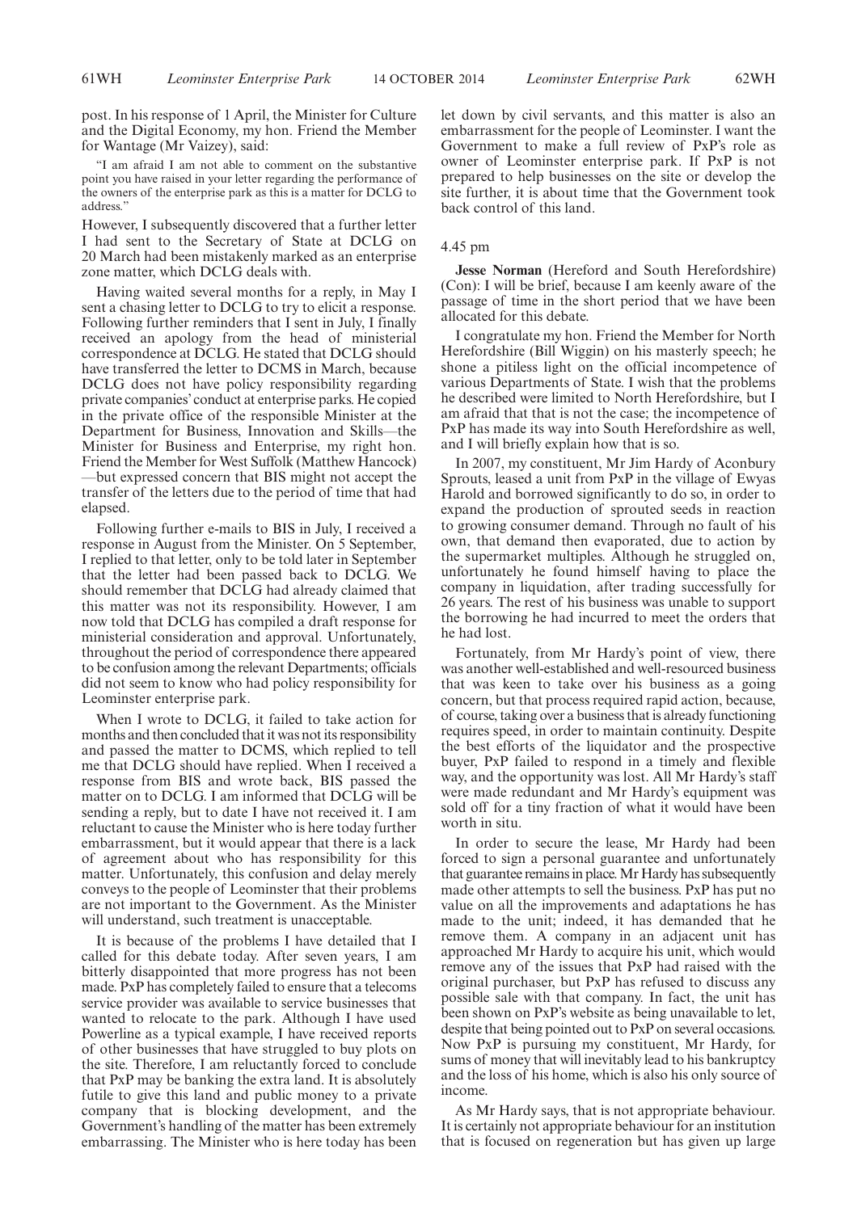post. In his response of 1 April, the Minister for Culture and the Digital Economy, my hon. Friend the Member for Wantage (Mr Vaizey), said:

"I am afraid I am not able to comment on the substantive point you have raised in your letter regarding the performance of the owners of the enterprise park as this is a matter for DCLG to address."

However, I subsequently discovered that a further letter I had sent to the Secretary of State at DCLG on 20 March had been mistakenly marked as an enterprise zone matter, which DCLG deals with.

Having waited several months for a reply, in May I sent a chasing letter to DCLG to try to elicit a response. Following further reminders that I sent in July, I finally received an apology from the head of ministerial correspondence at DCLG. He stated that DCLG should have transferred the letter to DCMS in March, because DCLG does not have policy responsibility regarding private companies' conduct at enterprise parks. He copied in the private office of the responsible Minister at the Department for Business, Innovation and Skills—the Minister for Business and Enterprise, my right hon. Friend the Member for West Suffolk (Matthew Hancock)—but expressed concern that BIS might not accept the transfer of the letters due to the period of time that had elapsed.

Following further e-mails to BIS in July, I received a response in August from the Minister. On 5 September, I replied to that letter, only to be told later in September that the letter had been passed back to DCLG. We should remember that DCLG had already claimed that this matter was not its responsibility. However, I am now told that DCLG has compiled a draft response for ministerial consideration and approval. Unfortunately, throughout the period of correspondence there appeared to be confusion among the relevant Departments; officials did not seem to know who had policy responsibility for Leominster enterprise park.

When I wrote to DCLG, it failed to take action for months and then concluded that it was not its responsibility and passed the matter to DCMS, which replied to tell me that DCLG should have replied. When I received a response from BIS and wrote back, BIS passed the matter on to DCLG. I am informed that DCLG will be sending a reply, but to date I have not received it. I am reluctant to cause the Minister who is here today further embarrassment, but it would appear that there is a lack of agreement about who has responsibility for this matter. Unfortunately, this confusion and delay merely conveys to the people of Leominster that their problems are not important to the Government. As the Minister will understand, such treatment is unacceptable.

It is because of the problems I have detailed that I called for this debate today. After seven years, I am bitterly disappointed that more progress has not been made. PxP has completely failed to ensure that a telecoms service provider was available to service businesses that wanted to relocate to the park. Although I have used Powerline as a typical example, I have received reports of other businesses that have struggled to buy plots on the site. Therefore, I am reluctantly forced to conclude that PxP may be banking the extra land. It is absolutely futile to give this land and public money to a private company that is blocking development, and the Government's handling of the matter has been extremely embarrassing. The Minister who is here today has been let down by civil servants, and this matter is also an embarrassment for the people of Leominster. I want the Government to make a full review of PxP's role as owner of Leominster enterprise park. If PxP is not prepared to help businesses on the site or develop the site further, it is about time that the Government took back control of this land.

4.45 pm

**Jesse Norman** (Hereford and South Herefordshire) (Con): I will be brief, because I am keenly aware of the passage of time in the short period that we have been allocated for this debate.

I congratulate my hon. Friend the Member for North Herefordshire (Bill Wiggin) on his masterly speech; he shone a pitiless light on the official incompetence of various Departments of State. I wish that the problems he described were limited to North Herefordshire, but I am afraid that that is not the case; the incompetence of PxP has made its way into South Herefordshire as well, and I will briefly explain how that is so.

In 2007, my constituent, Mr Jim Hardy of Aconbury Sprouts, leased a unit from PxP in the village of Ewyas Harold and borrowed significantly to do so, in order to expand the production of sprouted seeds in reaction to growing consumer demand. Through no fault of his own, that demand then evaporated, due to action by the supermarket multiples. Although he struggled on, unfortunately he found himself having to place the company in liquidation, after trading successfully for 26 years. The rest of his business was unable to support the borrowing he had incurred to meet the orders that he had lost.

Fortunately, from Mr Hardy's point of view, there was another well-established and well-resourced business that was keen to take over his business as a going concern, but that process required rapid action, because, of course, taking over a business that is already functioning requires speed, in order to maintain continuity. Despite the best efforts of the liquidator and the prospective buyer, PxP failed to respond in a timely and flexible way, and the opportunity was lost. All Mr Hardy's staff were made redundant and Mr Hardy's equipment was sold off for a tiny fraction of what it would have been worth in situ.

In order to secure the lease, Mr Hardy had been forced to sign a personal guarantee and unfortunately that guarantee remains in place. Mr Hardy has subsequently made other attempts to sell the business. PxP has put no value on all the improvements and adaptations he has made to the unit; indeed, it has demanded that he remove them. A company in an adjacent unit has approached Mr Hardy to acquire his unit, which would remove any of the issues that PxP had raised with the original purchaser, but PxP has refused to discuss any possible sale with that company. In fact, the unit has been shown on PxP's website as being unavailable to let, despite that being pointed out to PxP on several occasions. Now PxP is pursuing my constituent, Mr Hardy, for sums of money that will inevitably lead to his bankruptcy and the loss of his home, which is also his only source of income.

As Mr Hardy says, that is not appropriate behaviour. It is certainly not appropriate behaviour for an institution that is focused on regeneration but has given up large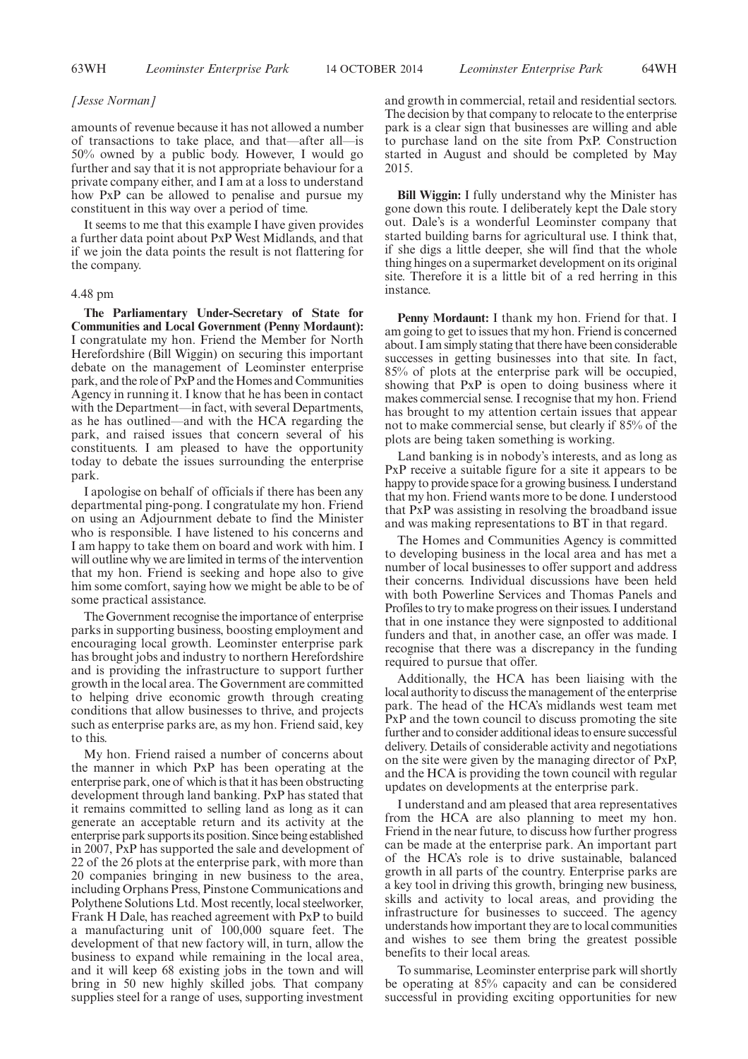*[Jesse Norman]*

amounts of revenue because it has not allowed a number of transactions to take place, and that—after all—is 50% owned by a public body. However, I would go further and say that it is not appropriate behaviour for a private company either, and I am at a loss to understand how PxP can be allowed to penalise and pursue my constituent in this way over a period of time.

It seems to me that this example I have given provides a further data point about PxP West Midlands, and that if we join the data points the result is not flattering for the company.

4.48 pm

**The Parliamentary Under-Secretary of State for Communities and Local Government (Penny Mordaunt):** I congratulate my hon. Friend the Member for North Herefordshire (Bill Wiggin) on securing this important debate on the management of Leominster enterprise park, and the role of PxP and the Homes and Communities Agency in running it. I know that he has been in contact with the Department—in fact, with several Departments, as he has outlined—and with the HCA regarding the park, and raised issues that concern several of his constituents. I am pleased to have the opportunity today to debate the issues surrounding the enterprise park.

I apologise on behalf of officials if there has been any departmental ping-pong. I congratulate my hon. Friend on using an Adjournment debate to find the Minister who is responsible. I have listened to his concerns and I am happy to take them on board and work with him. I will outline why we are limited in terms of the intervention that my hon. Friend is seeking and hope also to give him some comfort, saying how we might be able to be of some practical assistance.

The Government recognise the importance of enterprise parks in supporting business, boosting employment and encouraging local growth. Leominster enterprise park has brought jobs and industry to northern Herefordshire and is providing the infrastructure to support further growth in the local area. The Government are committed to helping drive economic growth through creating conditions that allow businesses to thrive, and projects such as enterprise parks are, as my hon. Friend said, key to this.

My hon. Friend raised a number of concerns about the manner in which PxP has been operating at the enterprise park, one of which is that it has been obstructing development through land banking. PxP has stated that it remains committed to selling land as long as it can generate an acceptable return and its activity at the enterprise park supports its position. Since being established in 2007, PxP has supported the sale and development of 22 of the 26 plots at the enterprise park, with more than 20 companies bringing in new business to the area, including Orphans Press, Pinstone Communications and Polythene Solutions Ltd. Most recently, local steelworker, Frank H Dale, has reached agreement with PxP to build a manufacturing unit of 100,000 square feet. The development of that new factory will, in turn, allow the business to expand while remaining in the local area, and it will keep 68 existing jobs in the town and will bring in 50 new highly skilled jobs. That company supplies steel for a range of uses, supporting investment and growth in commercial, retail and residential sectors. The decision by that company to relocate to the enterprise park is a clear sign that businesses are willing and able to purchase land on the site from PxP. Construction started in August and should be completed by May 2015.

**Bill Wiggin:** I fully understand why the Minister has gone down this route. I deliberately kept the Dale story out. Dale's is a wonderful Leominster company that started building barns for agricultural use. I think that, if she digs a little deeper, she will find that the whole thing hinges on a supermarket development on its original site. Therefore it is a little bit of a red herring in this instance.

**Penny Mordaunt:** I thank my hon. Friend for that. I am going to get to issues that my hon. Friend is concerned about. I am simply stating that there have been considerable successes in getting businesses into that site. In fact, 85% of plots at the enterprise park will be occupied, showing that PxP is open to doing business where it makes commercial sense. I recognise that my hon. Friend has brought to my attention certain issues that appear not to make commercial sense, but clearly if 85% of the plots are being taken something is working.

Land banking is in nobody's interests, and as long as PxP receive a suitable figure for a site it appears to be happy to provide space for a growing business. I understand that my hon. Friend wants more to be done. I understood that PxP was assisting in resolving the broadband issue and was making representations to BT in that regard.

The Homes and Communities Agency is committed to developing business in the local area and has met a number of local businesses to offer support and address their concerns. Individual discussions have been held with both Powerline Services and Thomas Panels and Profiles to try to make progress on their issues. I understand that in one instance they were signposted to additional funders and that, in another case, an offer was made. I recognise that there was a discrepancy in the funding required to pursue that offer.

Additionally, the HCA has been liaising with the local authority to discuss the management of the enterprise park. The head of the HCA's midlands west team met PxP and the town council to discuss promoting the site further and to consider additional ideas to ensure successful delivery. Details of considerable activity and negotiations on the site were given by the managing director of PxP, and the HCA is providing the town council with regular updates on developments at the enterprise park.

I understand and am pleased that area representatives from the HCA are also planning to meet my hon. Friend in the near future, to discuss how further progress can be made at the enterprise park. An important part of the HCA's role is to drive sustainable, balanced growth in all parts of the country. Enterprise parks are a key tool in driving this growth, bringing new business, skills and activity to local areas, and providing the infrastructure for businesses to succeed. The agency understands how important they are to local communities and wishes to see them bring the greatest possible benefits to their local areas.

To summarise, Leominster enterprise park will shortly be operating at 85% capacity and can be considered successful in providing exciting opportunities for new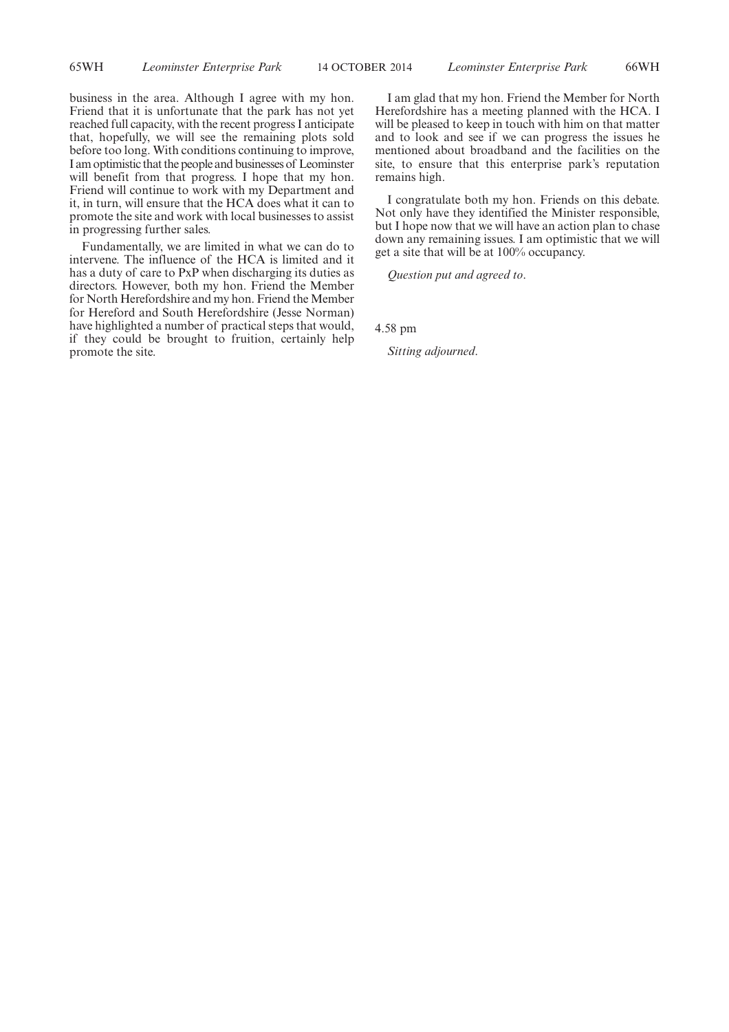business in the area. Although I agree with my hon. Friend that it is unfortunate that the park has not yet reached full capacity, with the recent progress I anticipate that, hopefully, we will see the remaining plots sold before too long. With conditions continuing to improve, I am optimistic that the people and businesses of Leominster will benefit from that progress. I hope that my hon. Friend will continue to work with my Department and it, in turn, will ensure that the HCA does what it can to promote the site and work with local businesses to assist in progressing further sales.

Fundamentally, we are limited in what we can do to intervene. The influence of the HCA is limited and it has a duty of care to PxP when discharging its duties as directors. However, both my hon. Friend the Member for North Herefordshire and my hon. Friend the Member for Hereford and South Herefordshire (Jesse Norman) have highlighted a number of practical steps that would, if they could be brought to fruition, certainly help promote the site.

I am glad that my hon. Friend the Member for North Herefordshire has a meeting planned with the HCA. I will be pleased to keep in touch with him on that matter and to look and see if we can progress the issues he mentioned about broadband and the facilities on the site, to ensure that this enterprise park's reputation remains high.

I congratulate both my hon. Friends on this debate. Not only have they identified the Minister responsible, but I hope now that we will have an action plan to chase down any remaining issues. I am optimistic that we will get a site that will be at 100% occupancy.

*Question put and agreed to.*

4.58 pm

*Sitting adjourned.*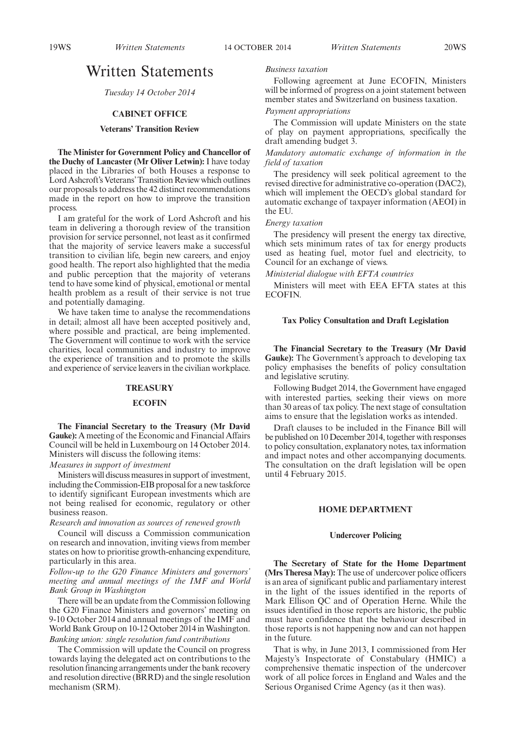# Written Statements

*Tuesday 14 October 2014*

## CABINET OFFICE

### Veterans' Transition Review

**The Minister for Government Policy and Chancellor of the Duchy of Lancaster (Mr Oliver Letwin):** I have today placed in the Libraries of both Houses a response to Lord Ashcroft's Veterans' Transition Review which outlines our proposals to address the 42 distinct recommendations made in the report on how to improve the transition process.

I am grateful for the work of Lord Ashcroft and his team in delivering a thorough review of the transition provision for service personnel, not least as it confirmed that the majority of service leavers make a successful transition to civilian life, begin new careers, and enjoy good health. The report also highlighted that the media and public perception that the majority of veterans tend to have some kind of physical, emotional or mental health problem as a result of their service is not true and potentially damaging.

We have taken time to analyse the recommendations in detail; almost all have been accepted positively and, where possible and practical, are being implemented. The Government will continue to work with the service charities, local communities and industry to improve the experience of transition and to promote the skills and experience of service leavers in the civilian workplace.

## TREASURY

### ECOFIN

**The Financial Secretary to the Treasury (Mr David Gauke):** A meeting of the Economic and Financial Affairs Council will be held in Luxembourg on 14 October 2014. Ministers will discuss the following items:

*Measures in support of investment*

Ministers will discuss measures in support of investment, including the Commission-EIB proposal for a new taskforce to identify significant European investments which are not being realised for economic, regulatory or other business reason.

*Research and innovation as sources of renewed growth*

Council will discuss a Commission communication on research and innovation, inviting views from member states on how to prioritise growth-enhancing expenditure, particularly in this area.

*Follow-up to the G20 Finance Ministers and governors' meeting and annual meetings of the IMF and World Bank Group in Washington*

There will be an update from the Commission following the G20 Finance Ministers and governors' meeting on 9-10 October 2014 and annual meetings of the IMF and World Bank Group on 10-12 October 2014 in Washington.

*Banking union: single resolution fund contributions*

The Commission will update the Council on progress towards laying the delegated act on contributions to the resolution financing arrangements under the bank recovery and resolution directive (BRRD) and the single resolution mechanism (SRM).

*Business taxation*

Following agreement at June ECOFIN, Ministers will be informed of progress on a joint statement between member states and Switzerland on business taxation.

*Payment appropriations*

The Commission will update Ministers on the state of play on payment appropriations, specifically the draft amending budget 3.

*Mandatory automatic exchange of information in the field of taxation*

The presidency will seek political agreement to the revised directive for administrative co-operation (DAC2), which will implement the OECD's global standard for automatic exchange of taxpayer information (AEOI) in the EU.

*Energy taxation*

The presidency will present the energy tax directive, which sets minimum rates of tax for energy products used as heating fuel, motor fuel and electricity, to Council for an exchange of views.

*Ministerial dialogue with EFTA countries*

Ministers will meet with EEA EFTA states at this ECOFIN.

### Tax Policy Consultation and Draft Legislation

**The Financial Secretary to the Treasury (Mr David Gauke):** The Government's approach to developing tax policy emphasises the benefits of policy consultation and legislative scrutiny.

Following Budget 2014, the Government have engaged with interested parties, seeking their views on more than 30 areas of tax policy. The next stage of consultation aims to ensure that the legislation works as intended.

Draft clauses to be included in the Finance Bill will be published on 10 December 2014, together with responses to policy consultation, explanatory notes, tax information and impact notes and other accompanying documents. The consultation on the draft legislation will be open until 4 February 2015.

## HOME DEPARTMENT

### Undercover Policing

**The Secretary of State for the Home Department (Mrs Theresa May):** The use of undercover police officers is an area of significant public and parliamentary interest in the light of the issues identified in the reports of Mark Ellison QC and of Operation Herne. While the issues identified in those reports are historic, the public must have confidence that the behaviour described in those reports is not happening now and can not happen in the future.

That is why, in June 2013, I commissioned from Her Majesty's Inspectorate of Constabulary (HMIC) a comprehensive thematic inspection of the undercover work of all police forces in England and Wales and the Serious Organised Crime Agency (as it then was).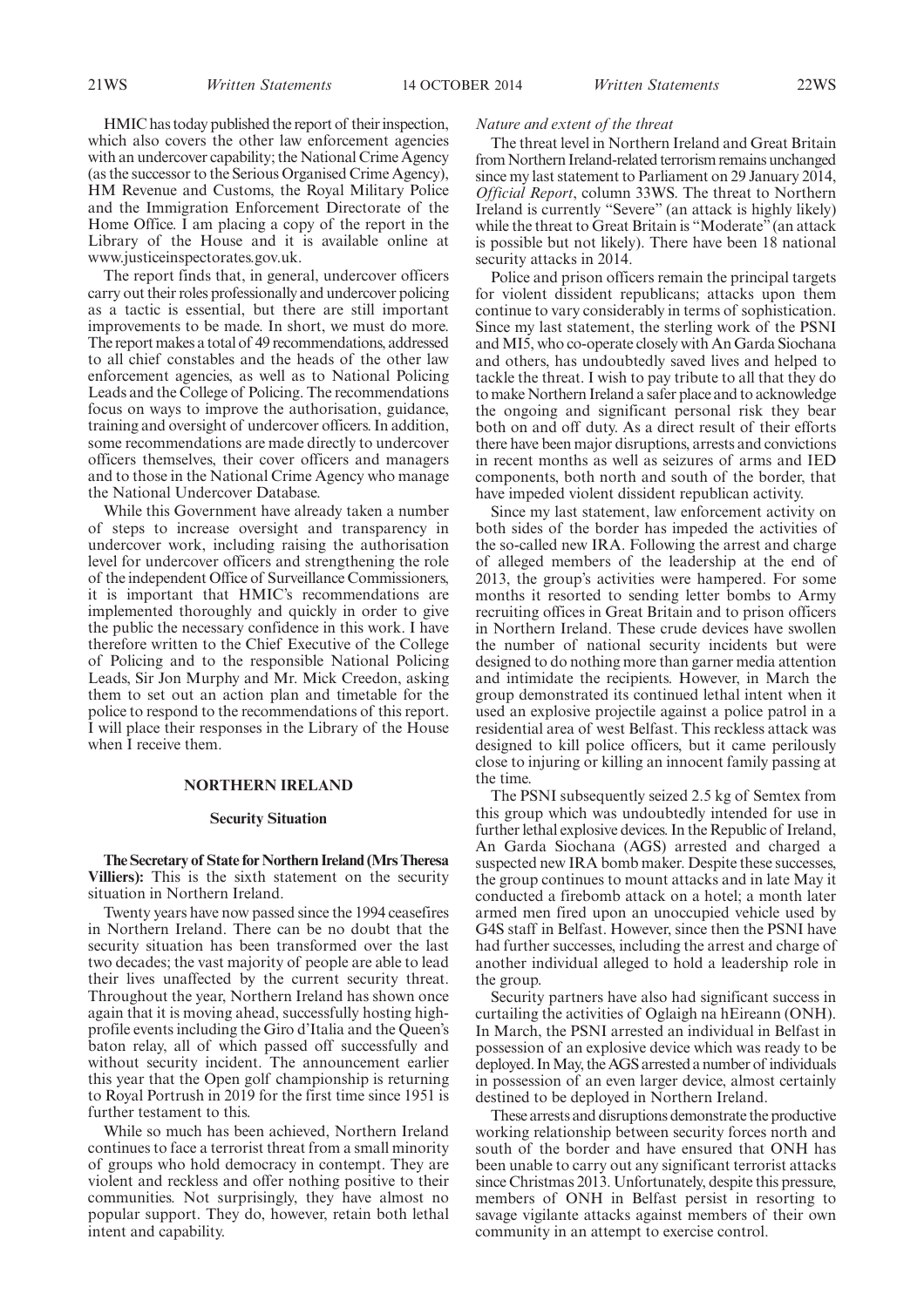HMIC has today published the report of their inspection, which also covers the other law enforcement agencies with an undercover capability; the National Crime Agency (as the successor to the Serious Organised Crime Agency), HM Revenue and Customs, the Royal Military Police and the Immigration Enforcement Directorate of the Home Office. I am placing a copy of the report in the Library of the House and it is available online at www.justiceinspectorates.gov.uk.

The report finds that, in general, undercover officers carry out their roles professionally and undercover policing as a tactic is essential, but there are still important improvements to be made. In short, we must do more. The report makes a total of 49 recommendations, addressed to all chief constables and the heads of the other law enforcement agencies, as well as to National Policing Leads and the College of Policing. The recommendations focus on ways to improve the authorisation, guidance, training and oversight of undercover officers. In addition, some recommendations are made directly to undercover officers themselves, their cover officers and managers and to those in the National Crime Agency who manage the National Undercover Database.

While this Government have already taken a number of steps to increase oversight and transparency in undercover work, including raising the authorisation level for undercover officers and strengthening the role of the independent Office of Surveillance Commissioners, it is important that HMIC's recommendations are implemented thoroughly and quickly in order to give the public the necessary confidence in this work. I have therefore written to the Chief Executive of the College of Policing and to the responsible National Policing Leads, Sir Jon Murphy and Mr. Mick Creedon, asking them to set out an action plan and timetable for the police to respond to the recommendations of this report. I will place their responses in the Library of the House when I receive them.

## NORTHERN IRELAND

### Security Situation

**The Secretary of State for Northern Ireland (Mrs Theresa Villiers):** This is the sixth statement on the security situation in Northern Ireland.

Twenty years have now passed since the 1994 ceasefires in Northern Ireland. There can be no doubt that the security situation has been transformed over the last two decades; the vast majority of people are able to lead their lives unaffected by the current security threat. Throughout the year, Northern Ireland has shown once again that it is moving ahead, successfully hosting high-profile events including the Giro d'Italia and the Queen's baton relay, all of which passed off successfully and without security incident. The announcement earlier this year that the Open golf championship is returning to Royal Portrush in 2019 for the first time since 1951 is further testament to this.

While so much has been achieved, Northern Ireland continues to face a terrorist threat from a small minority of groups who hold democracy in contempt. They are violent and reckless and offer nothing positive to their communities. Not surprisingly, they have almost no popular support. They do, however, retain both lethal intent and capability.

*Nature and extent of the threat*

The threat level in Northern Ireland and Great Britain from Northern Ireland-related terrorism remains unchanged since my last statement to Parliament on 29 January 2014, *Official Report*, column 33WS. The threat to Northern Ireland is currently "Severe" (an attack is highly likely) while the threat to Great Britain is "Moderate" (an attack is possible but not likely). There have been 18 national security attacks in 2014.

Police and prison officers remain the principal targets for violent dissident republicans; attacks upon them continue to vary considerably in terms of sophistication. Since my last statement, the sterling work of the PSNI and MI5, who co-operate closely with An Garda Siochana and others, has undoubtedly saved lives and helped to tackle the threat. I wish to pay tribute to all that they do to make Northern Ireland a safer place and to acknowledge the ongoing and significant personal risk they bear both on and off duty. As a direct result of their efforts there have been major disruptions, arrests and convictions in recent months as well as seizures of arms and IED components, both north and south of the border, that have impeded violent dissident republican activity.

Since my last statement, law enforcement activity on both sides of the border has impeded the activities of the so-called new IRA. Following the arrest and charge of alleged members of the leadership at the end of 2013, the group's activities were hampered. For some months it resorted to sending letter bombs to Army recruiting offices in Great Britain and to prison officers in Northern Ireland. These crude devices have swollen the number of national security incidents but were designed to do nothing more than garner media attention and intimidate the recipients. However, in March the group demonstrated its continued lethal intent when it used an explosive projectile against a police patrol in a residential area of west Belfast. This reckless attack was designed to kill police officers, but it came perilously close to injuring or killing an innocent family passing at the time.

The PSNI subsequently seized 2.5 kg of Semtex from this group which was undoubtedly intended for use in further lethal explosive devices. In the Republic of Ireland, An Garda Siochana (AGS) arrested and charged a suspected new IRA bomb maker. Despite these successes, the group continues to mount attacks and in late May it conducted a firebomb attack on a hotel; a month later armed men fired upon an unoccupied vehicle used by G4S staff in Belfast. However, since then the PSNI have had further successes, including the arrest and charge of another individual alleged to hold a leadership role in the group.

Security partners have also had significant success in curtailing the activities of Oglaigh na hEireann (ONH). In March, the PSNI arrested an individual in Belfast in possession of an explosive device which was ready to be deployed. In May, the AGS arrested a number of individuals in possession of an even larger device, almost certainly destined to be deployed in Northern Ireland.

These arrests and disruptions demonstrate the productive working relationship between security forces north and south of the border and have ensured that ONH has been unable to carry out any significant terrorist attacks since Christmas 2013. Unfortunately, despite this pressure, members of ONH in Belfast persist in resorting to savage vigilante attacks against members of their own community in an attempt to exercise control.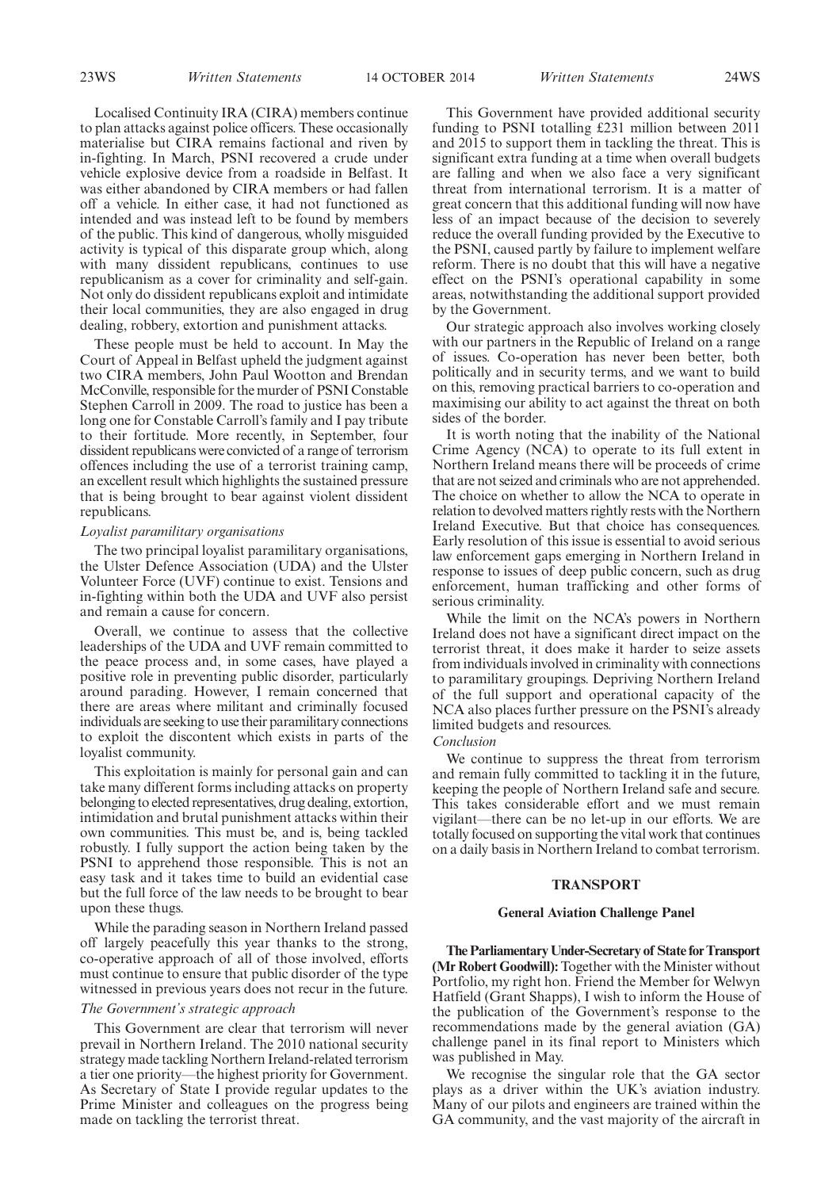Localised Continuity IRA (CIRA) members continue to plan attacks against police officers. These occasionally materialise but CIRA remains factional and riven by in-fighting. In March, PSNI recovered a crude under vehicle explosive device from a roadside in Belfast. It was either abandoned by CIRA members or had fallen off a vehicle. In either case, it had not functioned as intended and was instead left to be found by members of the public. This kind of dangerous, wholly misguided activity is typical of this disparate group which, along with many dissident republicans, continues to use republicanism as a cover for criminality and self-gain. Not only do dissident republicans exploit and intimidate their local communities, they are also engaged in drug dealing, robbery, extortion and punishment attacks.

These people must be held to account. In May the Court of Appeal in Belfast upheld the judgment against two CIRA members, John Paul Wootton and Brendan McConville, responsible for the murder of PSNI Constable Stephen Carroll in 2009. The road to justice has been a long one for Constable Carroll's family and I pay tribute to their fortitude. More recently, in September, four dissident republicans were convicted of a range of terrorism offences including the use of a terrorist training camp, an excellent result which highlights the sustained pressure that is being brought to bear against violent dissident republicans.

*Loyalist paramilitary organisations*

The two principal loyalist paramilitary organisations, the Ulster Defence Association (UDA) and the Ulster Volunteer Force (UVF) continue to exist. Tensions and in-fighting within both the UDA and UVF also persist and remain a cause for concern.

Overall, we continue to assess that the collective leaderships of the UDA and UVF remain committed to the peace process and, in some cases, have played a positive role in preventing public disorder, particularly around parading. However, I remain concerned that there are areas where militant and criminally focused individuals are seeking to use their paramilitary connections to exploit the discontent which exists in parts of the loyalist community.

This exploitation is mainly for personal gain and can take many different forms including attacks on property belonging to elected representatives, drug dealing, extortion, intimidation and brutal punishment attacks within their own communities. This must be, and is, being tackled robustly. I fully support the action being taken by the PSNI to apprehend those responsible. This is not an easy task and it takes time to build an evidential case but the full force of the law needs to be brought to bear upon these thugs.

While the parading season in Northern Ireland passed off largely peacefully this year thanks to the strong, co-operative approach of all of those involved, efforts must continue to ensure that public disorder of the type witnessed in previous years does not recur in the future.

*The Government's strategic approach*

This Government are clear that terrorism will never prevail in Northern Ireland. The 2010 national security strategy made tackling Northern Ireland-related terrorism a tier one priority—the highest priority for Government. As Secretary of State I provide regular updates to the Prime Minister and colleagues on the progress being made on tackling the terrorist threat.

This Government have provided additional security funding to PSNI totalling £231 million between 2011 and 2015 to support them in tackling the threat. This is significant extra funding at a time when overall budgets are falling and when we also face a very significant threat from international terrorism. It is a matter of great concern that this additional funding will now have less of an impact because of the decision to severely reduce the overall funding provided by the Executive to the PSNI, caused partly by failure to implement welfare reform. There is no doubt that this will have a negative effect on the PSNI's operational capability in some areas, notwithstanding the additional support provided by the Government.

Our strategic approach also involves working closely with our partners in the Republic of Ireland on a range of issues. Co-operation has never been better, both politically and in security terms, and we want to build on this, removing practical barriers to co-operation and maximising our ability to act against the threat on both sides of the border.

It is worth noting that the inability of the National Crime Agency (NCA) to operate to its full extent in Northern Ireland means there will be proceeds of crime that are not seized and criminals who are not apprehended. The choice on whether to allow the NCA to operate in relation to devolved matters rightly rests with the Northern Ireland Executive. But that choice has consequences. Early resolution of this issue is essential to avoid serious law enforcement gaps emerging in Northern Ireland in response to issues of deep public concern, such as drug enforcement, human trafficking and other forms of serious criminality.

While the limit on the NCA's powers in Northern Ireland does not have a significant direct impact on the terrorist threat, it does make it harder to seize assets from individuals involved in criminality with connections to paramilitary groupings. Depriving Northern Ireland of the full support and operational capacity of the NCA also places further pressure on the PSNI's already limited budgets and resources.

*Conclusion*

We continue to suppress the threat from terrorism and remain fully committed to tackling it in the future, keeping the people of Northern Ireland safe and secure. This takes considerable effort and we must remain vigilant—there can be no let-up in our efforts. We are totally focused on supporting the vital work that continues on a daily basis in Northern Ireland to combat terrorism.

## TRANSPORT

### General Aviation Challenge Panel

**The Parliamentary Under-Secretary of State for Transport (Mr Robert Goodwill):** Together with the Minister without Portfolio, my right hon. Friend the Member for Welwyn Hatfield (Grant Shapps), I wish to inform the House of the publication of the Government's response to the recommendations made by the general aviation (GA) challenge panel in its final report to Ministers which was published in May.

We recognise the singular role that the GA sector plays as a driver within the UK's aviation industry. Many of our pilots and engineers are trained within the GA community, and the vast majority of the aircraft in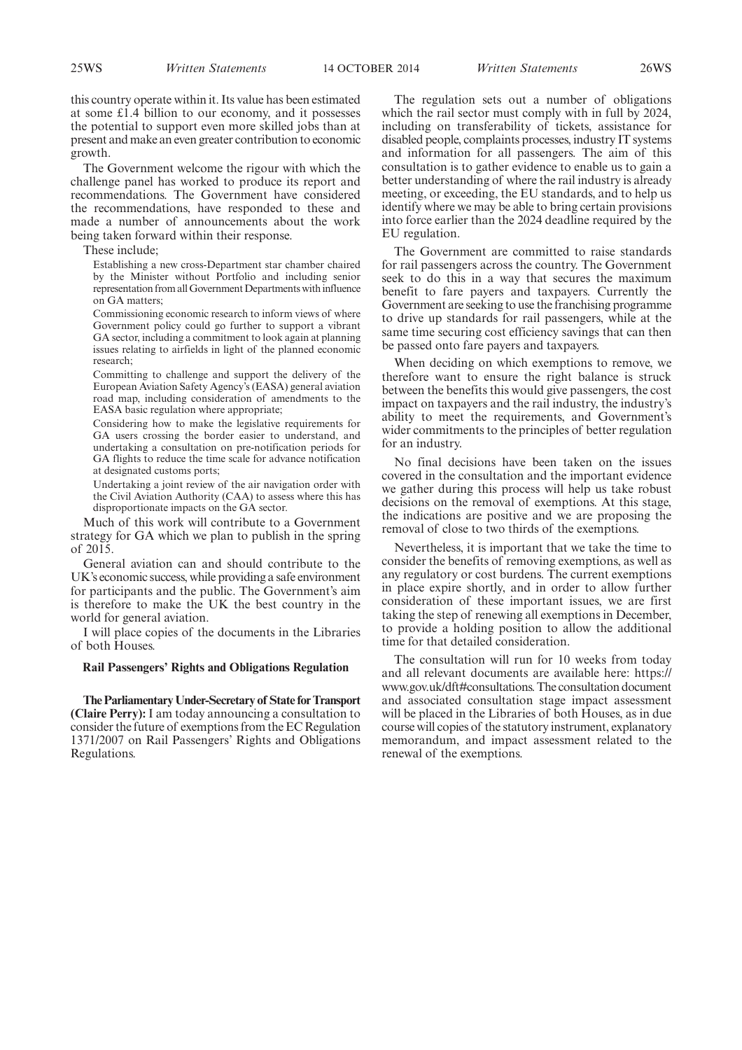this country operate within it. Its value has been estimated at some £1.4 billion to our economy, and it possesses the potential to support even more skilled jobs than at present and make an even greater contribution to economic growth.

The Government welcome the rigour with which the challenge panel has worked to produce its report and recommendations. The Government have considered the recommendations, have responded to these and made a number of announcements about the work being taken forward within their response.

These include;

Establishing a new cross-Department star chamber chaired by the Minister without Portfolio and including senior representation from all Government Departments with influence on GA matters;

Commissioning economic research to inform views of where Government policy could go further to support a vibrant GA sector, including a commitment to look again at planning issues relating to airfields in light of the planned economic research;

Committing to challenge and support the delivery of the European Aviation Safety Agency's (EASA) general aviation road map, including consideration of amendments to the EASA basic regulation where appropriate;

Considering how to make the legislative requirements for GA users crossing the border easier to understand, and undertaking a consultation on pre-notification periods for GA flights to reduce the time scale for advance notification at designated customs ports;

Undertaking a joint review of the air navigation order with the Civil Aviation Authority (CAA) to assess where this has disproportionate impacts on the GA sector.

Much of this work will contribute to a Government strategy for GA which we plan to publish in the spring of 2015.

General aviation can and should contribute to the UK's economic success, while providing a safe environment for participants and the public. The Government's aim is therefore to make the UK the best country in the world for general aviation.

I will place copies of the documents in the Libraries of both Houses.

### Rail Passengers' Rights and Obligations Regulation

**The Parliamentary Under-Secretary of State for Transport (Claire Perry):** I am today announcing a consultation to consider the future of exemptions from the EC Regulation 1371/2007 on Rail Passengers' Rights and Obligations Regulations.

The regulation sets out a number of obligations which the rail sector must comply with in full by 2024, including on transferability of tickets, assistance for disabled people, complaints processes, industry IT systems and information for all passengers. The aim of this consultation is to gather evidence to enable us to gain a better understanding of where the rail industry is already meeting, or exceeding, the EU standards, and to help us identify where we may be able to bring certain provisions into force earlier than the 2024 deadline required by the EU regulation.

The Government are committed to raise standards for rail passengers across the country. The Government seek to do this in a way that secures the maximum benefit to fare payers and taxpayers. Currently the Government are seeking to use the franchising programme to drive up standards for rail passengers, while at the same time securing cost efficiency savings that can then be passed onto fare payers and taxpayers.

When deciding on which exemptions to remove, we therefore want to ensure the right balance is struck between the benefits this would give passengers, the cost impact on taxpayers and the rail industry, the industry's ability to meet the requirements, and Government's wider commitments to the principles of better regulation for an industry.

No final decisions have been taken on the issues covered in the consultation and the important evidence we gather during this process will help us take robust decisions on the removal of exemptions. At this stage, the indications are positive and we are proposing the removal of close to two thirds of the exemptions.

Nevertheless, it is important that we take the time to consider the benefits of removing exemptions, as well as any regulatory or cost burdens. The current exemptions in place expire shortly, and in order to allow further consideration of these important issues, we are first taking the step of renewing all exemptions in December, to provide a holding position to allow the additional time for that detailed consideration.

The consultation will run for 10 weeks from today and all relevant documents are available here: https://www.gov.uk/dft#consultations. The consultation document and associated consultation stage impact assessment will be placed in the Libraries of both Houses, as in due course will copies of the statutory instrument, explanatory memorandum, and impact assessment related to the renewal of the exemptions.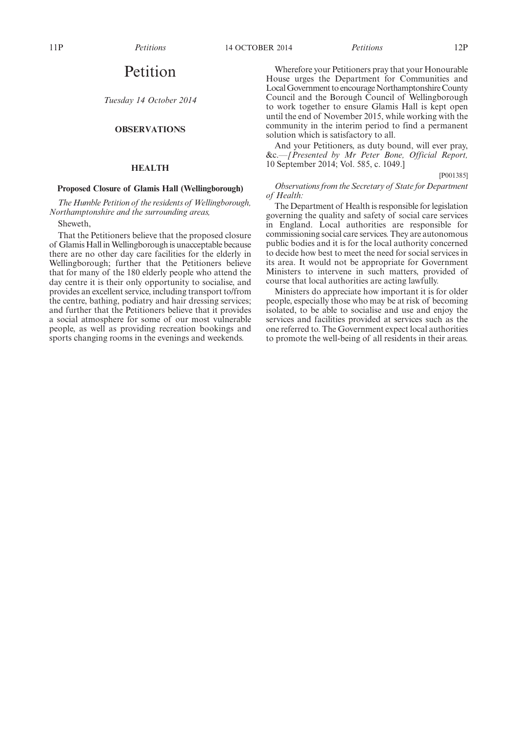# Petition

*Tuesday 14 October 2014*

### OBSERVATIONS

### HEALTH

**Proposed Closure of Glamis Hall (Wellingborough)**

*The Humble Petition of the residents of Wellingborough, Northamptonshire and the surrounding areas,*

Sheweth,

That the Petitioners believe that the proposed closure of Glamis Hall in Wellingborough is unacceptable because there are no other day care facilities for the elderly in Wellingborough; further that the Petitioners believe that for many of the 180 elderly people who attend the day centre it is their only opportunity to socialise, and provides an excellent service, including transport to/from the centre, bathing, podiatry and hair dressing services; and further that the Petitioners believe that it provides a social atmosphere for some of our most vulnerable people, as well as providing recreation bookings and sports changing rooms in the evenings and weekends.

Wherefore your Petitioners pray that your Honourable House urges the Department for Communities and Local Government to encourage Northamptonshire County Council and the Borough Council of Wellingborough to work together to ensure Glamis Hall is kept open until the end of November 2015, while working with the community in the interim period to find a permanent solution which is satisfactory to all.

And your Petitioners, as duty bound, will ever pray, &c.—*[Presented by Mr Peter Bone, Official Report,* 10 September 2014; Vol. 585, c. 1049.]

[P001385]

*Observations from the Secretary of State for Department of Health:*

The Department of Health is responsible for legislation governing the quality and safety of social care services in England. Local authorities are responsible for commissioning social care services. They are autonomous public bodies and it is for the local authority concerned to decide how best to meet the need for social services in its area. It would not be appropriate for Government Ministers to intervene in such matters, provided of course that local authorities are acting lawfully.

Ministers do appreciate how important it is for older people, especially those who may be at risk of becoming isolated, to be able to socialise and use and enjoy the services and facilities provided at services such as the one referred to. The Government expect local authorities to promote the well-being of all residents in their areas.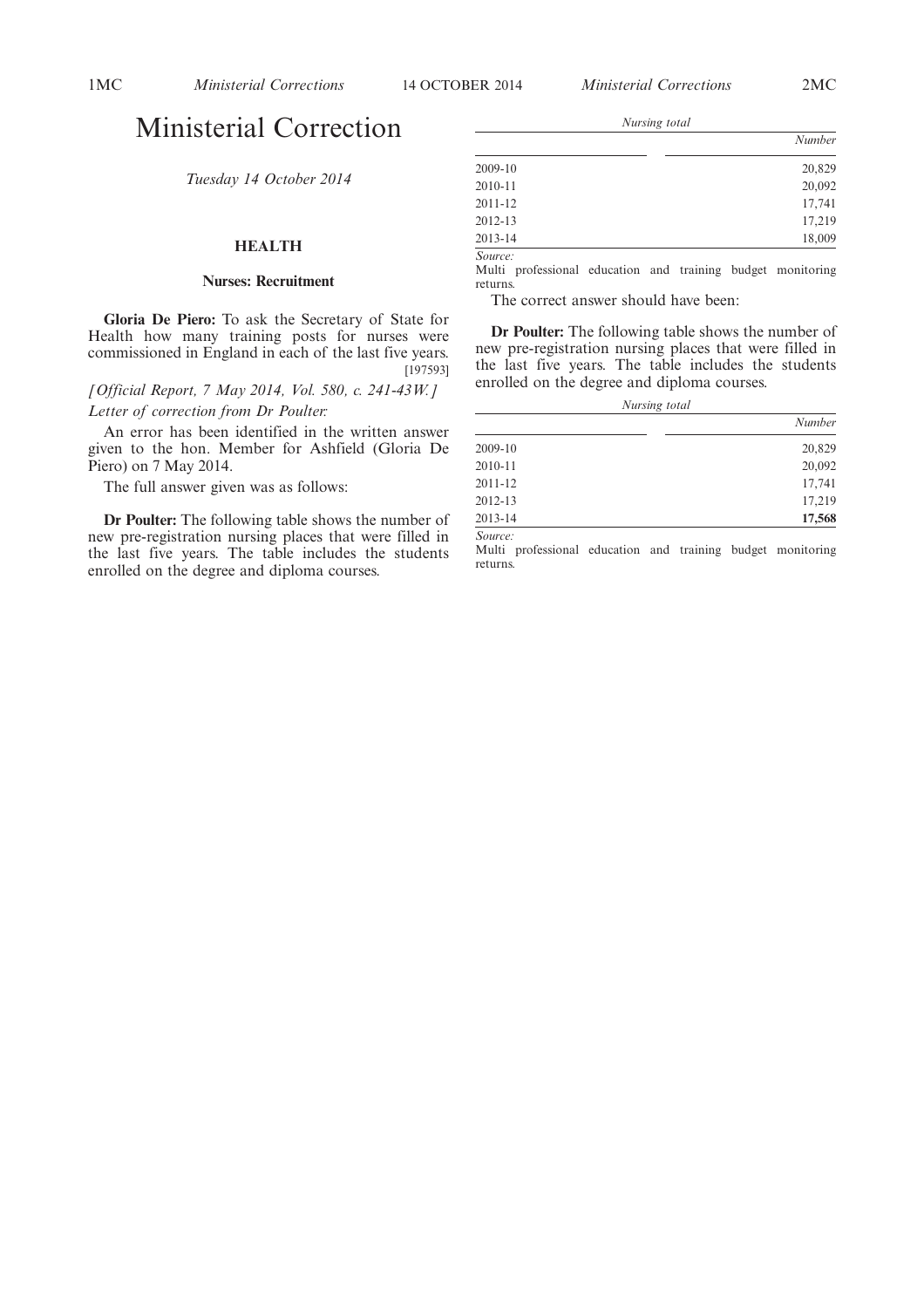# Ministerial Correction

*Tuesday 14 October 2014*

## HEALTH

### Nurses: Recruitment

**Gloria De Piero:** To ask the Secretary of State for Health how many training posts for nurses were commissioned in England in each of the last five years. [197593]

*[Official Report, 7 May 2014, Vol. 580, c. 241-43W.]*

*Letter of correction from Dr Poulter:*

An error has been identified in the written answer given to the hon. Member for Ashfield (Gloria De Piero) on 7 May 2014.

The full answer given was as follows:

**Dr Poulter:** The following table shows the number of new pre-registration nursing places that were filled in the last five years. The table includes the students enrolled on the degree and diploma courses.

*Nursing total*

| | *Number* |
|---|---|
| 2009-10 | 20,829 |
| 2010-11 | 20,092 |
| 2011-12 | 17,741 |
| 2012-13 | 17,219 |
| 2013-14 | 18,009 |

*Source:*
Multi professional education and training budget monitoring returns.

The correct answer should have been:

**Dr Poulter:** The following table shows the number of new pre-registration nursing places that were filled in the last five years. The table includes the students enrolled on the degree and diploma courses.

*Nursing total*

| | *Number* |
|---|---|
| 2009-10 | 20,829 |
| 2010-11 | 20,092 |
| 2011-12 | 17,741 |
| 2012-13 | 17,219 |
| 2013-14 | **17,568** |

*Source:*
Multi professional education and training budget monitoring returns.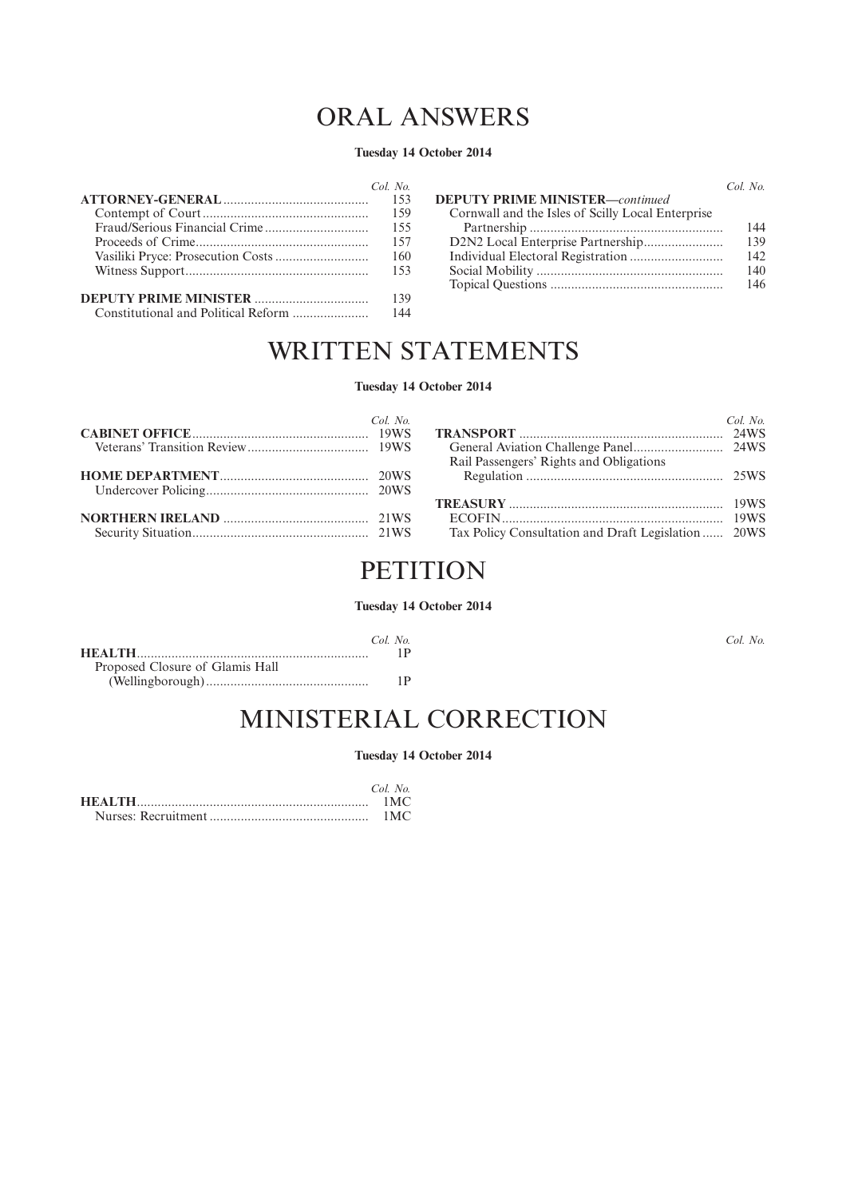# ORAL ANSWERS

**Tuesday 14 October 2014**

| | *Col. No.* |
|---|---|
| **ATTORNEY-GENERAL** | 153 |
| Contempt of Court | 159 |
| Fraud/Serious Financial Crime | 155 |
| Proceeds of Crime | 157 |
| Vasiliki Pryce: Prosecution Costs | 160 |
| Witness Support | 153 |
| **DEPUTY PRIME MINISTER** | 139 |
| Constitutional and Political Reform | 144 |
| **DEPUTY PRIME MINISTER—*continued*** | |
| Cornwall and the Isles of Scilly Local Enterprise Partnership | 144 |
| D2N2 Local Enterprise Partnership | 139 |
| Individual Electoral Registration | 142 |
| Social Mobility | 140 |
| Topical Questions | 146 |

# WRITTEN STATEMENTS

**Tuesday 14 October 2014**

| | *Col. No.* |
|---|---|
| **CABINET OFFICE** | 19WS |
| Veterans' Transition Review | 19WS |
| **HOME DEPARTMENT** | 20WS |
| Undercover Policing | 20WS |
| **NORTHERN IRELAND** | 21WS |
| Security Situation | 21WS |
| **TRANSPORT** | 24WS |
| General Aviation Challenge Panel | 24WS |
| Rail Passengers' Rights and Obligations Regulation | 25WS |
| **TREASURY** | 19WS |
| ECOFIN | 19WS |
| Tax Policy Consultation and Draft Legislation | 20WS |

# PETITION

**Tuesday 14 October 2014**

| | *Col. No.* |
|---|---|
| **HEALTH** | 1P |
| Proposed Closure of Glamis Hall (Wellingborough) | 1P |

# MINISTERIAL CORRECTION

**Tuesday 14 October 2014**

| | *Col. No.* |
|---|---|
| **HEALTH** | 1MC |
| Nurses: Recruitment | 1MC |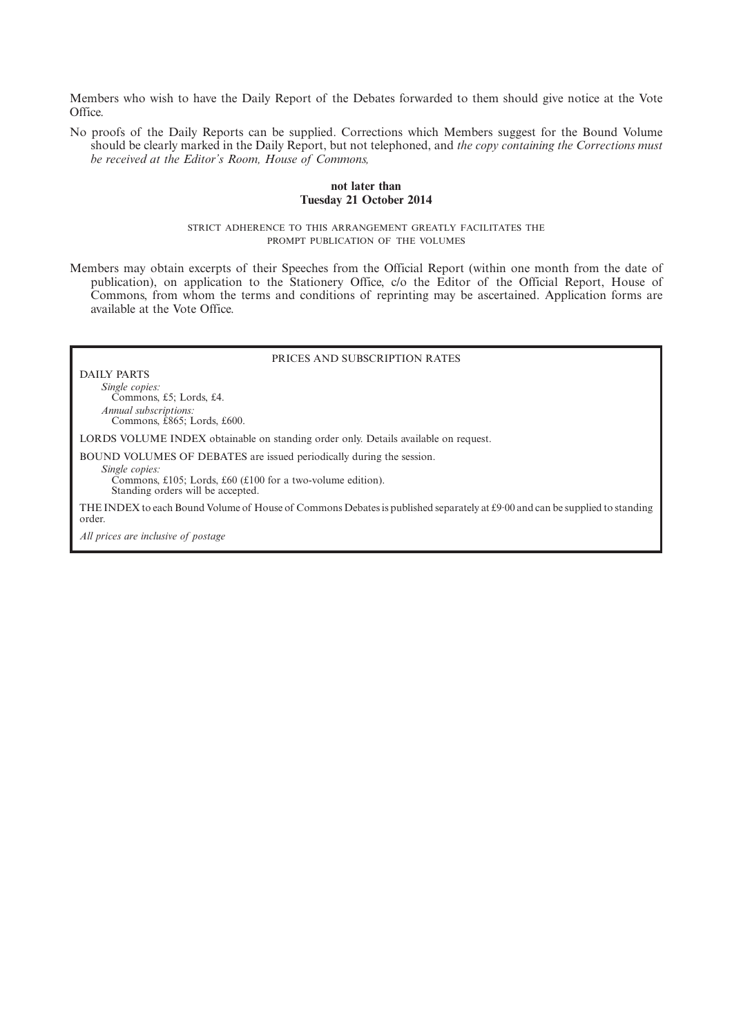Members who wish to have the Daily Report of the Debates forwarded to them should give notice at the Vote Office.

No proofs of the Daily Reports can be supplied. Corrections which Members suggest for the Bound Volume should be clearly marked in the Daily Report, but not telephoned, and *the copy containing the Corrections must be received at the Editor's Room, House of Commons,*

**not later than**
**Tuesday 21 October 2014**

STRICT ADHERENCE TO THIS ARRANGEMENT GREATLY FACILITATES THE PROMPT PUBLICATION OF THE VOLUMES

Members may obtain excerpts of their Speeches from the Official Report (within one month from the date of publication), on application to the Stationery Office, c/o the Editor of the Official Report, House of Commons, from whom the terms and conditions of reprinting may be ascertained. Application forms are available at the Vote Office.

PRICES AND SUBSCRIPTION RATES

DAILY PARTS

*Single copies:*
Commons, £5; Lords, £4.

*Annual subscriptions:*
Commons, £865; Lords, £600.

LORDS VOLUME INDEX obtainable on standing order only. Details available on request.

BOUND VOLUMES OF DEBATES are issued periodically during the session.

*Single copies:*
Commons, £105; Lords, £60 (£100 for a two-volume edition).
Standing orders will be accepted.

THE INDEX to each Bound Volume of House of Commons Debates is published separately at £9·00 and can be supplied to standing order.

*All prices are inclusive of postage*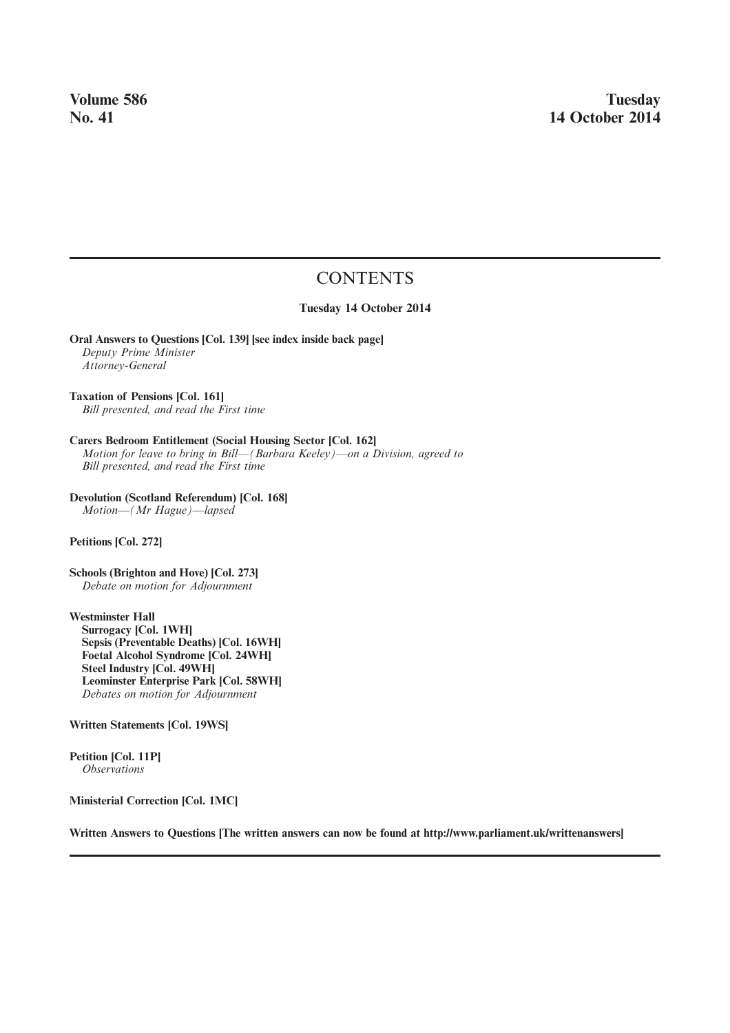**Volume 586**
**No. 41**

**Tuesday**
**14 October 2014**

## CONTENTS

**Tuesday 14 October 2014**

**Oral Answers to Questions [Col. 139] [see index inside back page]**
*Deputy Prime Minister*
*Attorney-General*

**Taxation of Pensions [Col. 161]**
*Bill presented, and read the First time*

**Carers Bedroom Entitlement (Social Housing Sector [Col. 162]**
*Motion for leave to bring in Bill—(Barbara Keeley)—on a Division, agreed to*
*Bill presented, and read the First time*

**Devolution (Scotland Referendum) [Col. 168]**
*Motion—(Mr Hague)—lapsed*

**Petitions [Col. 272]**

**Schools (Brighton and Hove) [Col. 273]**
*Debate on motion for Adjournment*

**Westminster Hall**
**Surrogacy [Col. 1WH]**
**Sepsis (Preventable Deaths) [Col. 16WH]**
**Foetal Alcohol Syndrome [Col. 24WH]**
**Steel Industry [Col. 49WH]**
**Leominster Enterprise Park [Col. 58WH]**
*Debates on motion for Adjournment*

**Written Statements [Col. 19WS]**

**Petition [Col. 11P]**
*Observations*

**Ministerial Correction [Col. 1MC]**

**Written Answers to Questions [The written answers can now be found at http://www.parliament.uk/writtenanswers]**